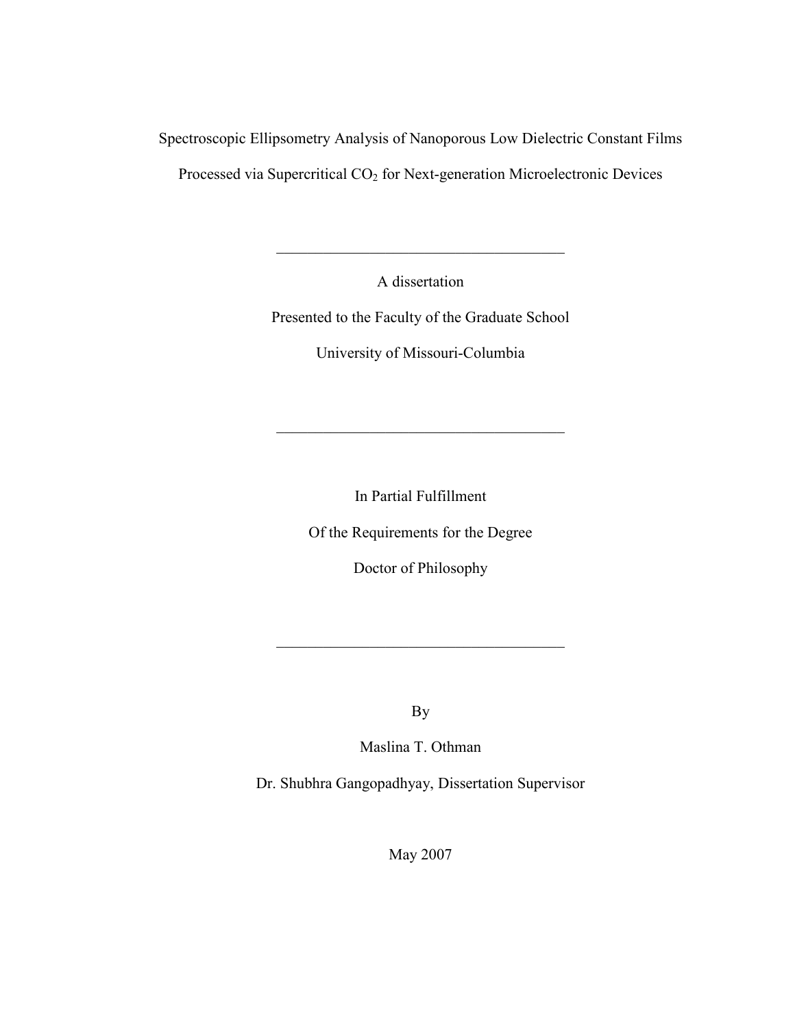# Spectroscopic Ellipsometry Analysis of Nanoporous Low Dielectric Constant Films Processed via Supercritical $CO_2$ for Next-generation Microelectronic Devices

---

A dissertation

Presented to the Faculty of the Graduate School

University of Missouri-Columbia

---

In Partial Fulfillment

Of the Requirements for the Degree

Doctor of Philosophy

---

By

Maslina T. Othman

Dr. Shubhra Gangopadhyay, Dissertation Supervisor

May 2007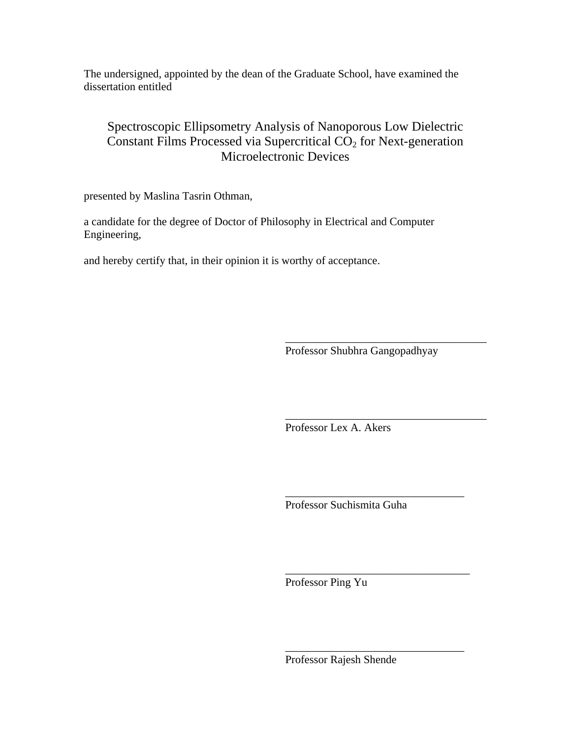The undersigned, appointed by the dean of the Graduate School, have examined the dissertation entitled

Spectroscopic Ellipsometry Analysis of Nanoporous Low Dielectric Constant Films Processed via Supercritical $CO_2$ for Next-generation Microelectronic Devices

presented by Maslina Tasrin Othman,

a candidate for the degree of Doctor of Philosophy in Electrical and Computer Engineering,

and hereby certify that, in their opinion it is worthy of acceptance.

\_\_\_\_\_\_\_\_\_\_\_\_\_\_\_\_\_\_\_\_\_\_\_\_\_\_\_\_\_\_\_\_\_\_\_\_
Professor Shubhra Gangopadhyay

\_\_\_\_\_\_\_\_\_\_\_\_\_\_\_\_\_\_\_\_\_\_\_\_\_\_\_\_\_\_\_\_\_\_\_\_
Professor Lex A. Akers

\_\_\_\_\_\_\_\_\_\_\_\_\_\_\_\_\_\_\_\_\_\_\_\_\_\_\_\_\_\_\_\_
Professor Suchismita Guha

\_\_\_\_\_\_\_\_\_\_\_\_\_\_\_\_\_\_\_\_\_\_\_\_\_\_\_\_\_\_\_\_\_
Professor Ping Yu

\_\_\_\_\_\_\_\_\_\_\_\_\_\_\_\_\_\_\_\_\_\_\_\_\_\_\_\_\_\_\_\_
Professor Rajesh Shende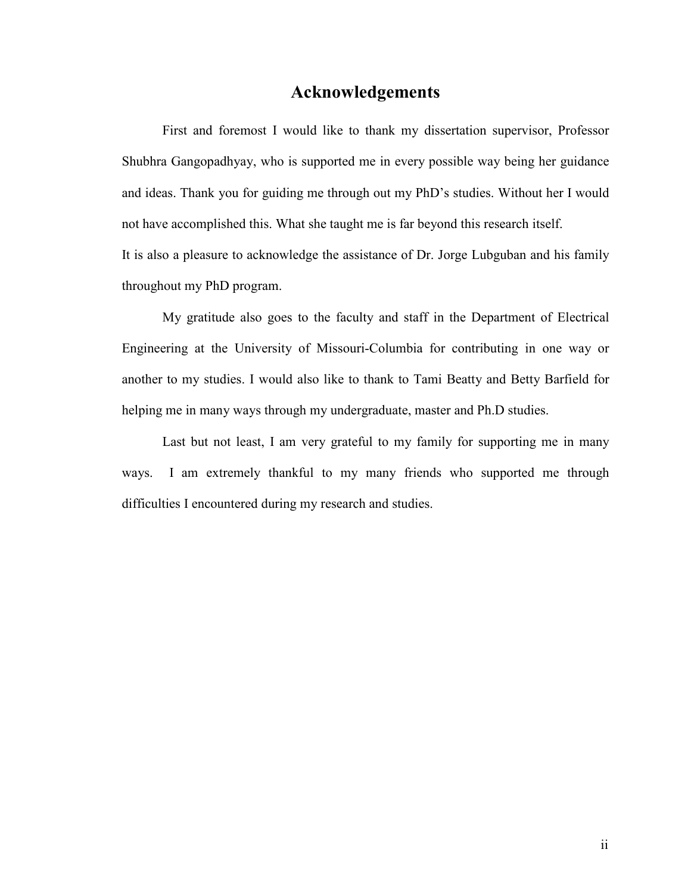# Acknowledgements

First and foremost I would like to thank my dissertation supervisor, Professor Shubhra Gangopadhyay, who is supported me in every possible way being her guidance and ideas. Thank you for guiding me through out my PhD's studies. Without her I would not have accomplished this. What she taught me is far beyond this research itself.

It is also a pleasure to acknowledge the assistance of Dr. Jorge Lubguban and his family throughout my PhD program.

My gratitude also goes to the faculty and staff in the Department of Electrical Engineering at the University of Missouri-Columbia for contributing in one way or another to my studies. I would also like to thank to Tami Beatty and Betty Barfield for helping me in many ways through my undergraduate, master and Ph.D studies.

Last but not least, I am very grateful to my family for supporting me in many ways. I am extremely thankful to my many friends who supported me through difficulties I encountered during my research and studies.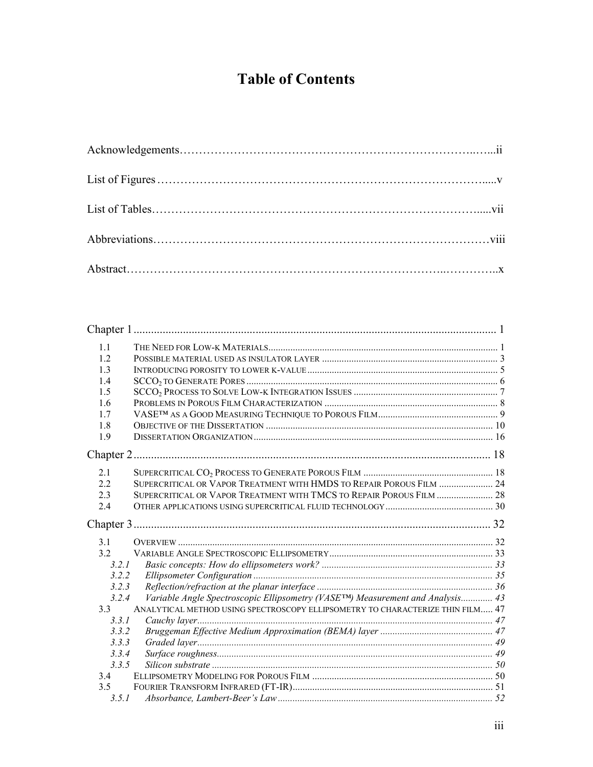# Table of Contents

Acknowledgements……………………………………………………………………..…...ii

List of Figures ……………………………………………………………………….....v

List of Tables………………………………………………………………………….....vii

Abbreviations…………………………………………………………………………viii

Abstract………………………………………………………………………..…………..x

Chapter 1 ........................................................................................................................ 1

1.1 THE NEED FOR LOW-K MATERIALS ........................................................................................ 1
1.2 POSSIBLE MATERIAL USED AS INSULATOR LAYER ...................................................................... 3
1.3 INTRODUCING POROSITY TO LOWER K-VALUE ........................................................................... 5
1.4 $SCCO_2$ TO GENERATE PORES ................................................................................................ 6
1.5 $SCCO_2$ PROCESS TO SOLVE LOW-K INTEGRATION ISSUES ......................................................... 7
1.6 PROBLEMS IN POROUS FILM CHARACTERIZATION ..................................................................... 8
1.7 VASE™ AS A GOOD MEASURING TECHNIQUE TO POROUS FILM ................................................ 9
1.8 OBJECTIVE OF THE DISSERTATION ........................................................................................ 10
1.9 DISSERTATION ORGANIZATION ............................................................................................. 16

Chapter 2 ........................................................................................................................ 18

2.1 SUPERCRITICAL $CO_2$ PROCESS TO GENERATE POROUS FILM ................................................... 18
2.2 SUPERCRITICAL OR VAPOR TREATMENT WITH HMDS TO REPAIR POROUS FILM ...................... 24
2.3 SUPERCRITICAL OR VAPOR TREATMENT WITH TMCS TO REPAIR POROUS FILM ....................... 28
2.4 OTHER APPLICATIONS USING SUPERCRITICAL FLUID TECHNOLOGY ........................................... 30

Chapter 3 ........................................................................................................................ 32

3.1 OVERVIEW ............................................................................................................................. 32
3.2 VARIABLE ANGLE SPECTROSCOPIC ELLIPSOMETRY ................................................................ 33
*3.2.1 Basic concepts: How do ellipsometers work?* .................................................................... 33
*3.2.2 Ellipsometer Configuration* ................................................................................................ 35
*3.2.3 Reflection/refraction at the planar interface* ...................................................................... 36
*3.2.4 Variable Angle Spectroscopic Ellipsometry (VASE™) Measurement and Analysis*............. 43
3.3 ANALYTICAL METHOD USING SPECTROSCOPY ELLIPSOMETRY TO CHARACTERIZE THIN FILM..... 47
*3.3.1 Cauchy layer*........................................................................................................................ 47
*3.3.2 Bruggeman Effective Medium Approximation (BEMA) layer* ............................................. 47
*3.3.3 Graded layer*........................................................................................................................ 49
*3.3.4 Surface roughness*................................................................................................................ 49
*3.3.5 Silicon substrate* ................................................................................................................. 50
3.4 ELLIPSOMETRY MODELING FOR POROUS FILM ......................................................................... 50
3.5 FOURIER TRANSFORM INFRARED (FT-IR)................................................................................. 51
*3.5.1 Absorbance, Lambert-Beer's Law* ....................................................................................... 52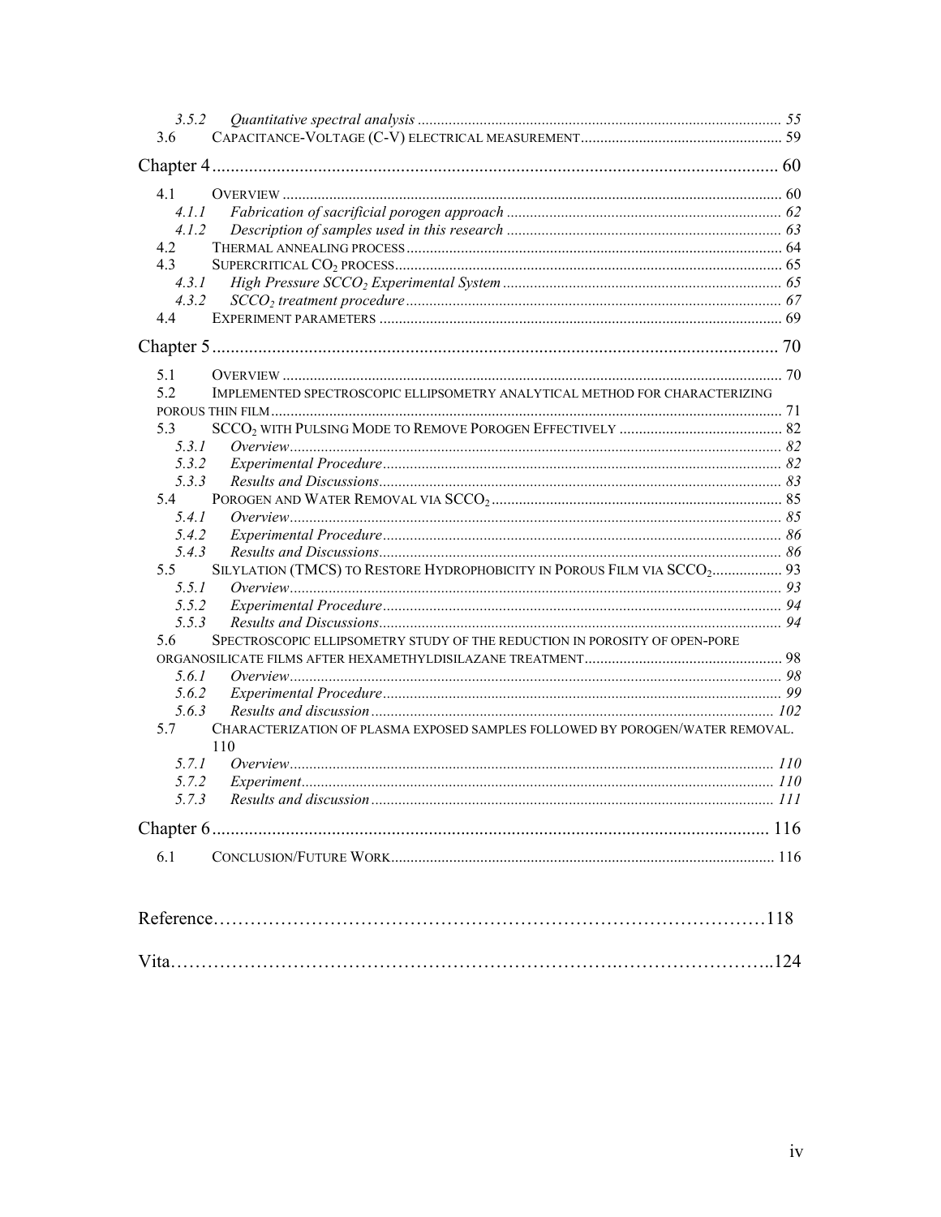3.5.2 *Quantitative spectral analysis* ..... 55
3.6 CAPACITANCE-VOLTAGE (C-V) ELECTRICAL MEASUREMENT..... 59

Chapter 4..... 60

4.1 OVERVIEW ..... 60
4.1.1 *Fabrication of sacrificial porogen approach* ..... 62
4.1.2 *Description of samples used in this research* ..... 63
4.2 THERMAL ANNEALING PROCESS..... 64
4.3 SUPERCRITICAL $CO_2$ PROCESS..... 65
4.3.1 *High Pressure SCCO$_2$ Experimental System* ..... 65
4.3.2 *SCCO$_2$ treatment procedure*..... 67
4.4 EXPERIMENT PARAMETERS ..... 69

Chapter 5..... 70

5.1 OVERVIEW ..... 70
5.2 IMPLEMENTED SPECTROSCOPIC ELLIPSOMETRY ANALYTICAL METHOD FOR CHARACTERIZING POROUS THIN FILM..... 71
5.3 SCCO$_2$ WITH PULSING MODE TO REMOVE POROGEN EFFECTIVELY ..... 82
5.3.1 *Overview*..... 82
5.3.2 *Experimental Procedure*..... 82
5.3.3 *Results and Discussions*..... 83
5.4 POROGEN AND WATER REMOVAL VIA SCCO$_2$..... 85
5.4.1 *Overview*..... 85
5.4.2 *Experimental Procedure*..... 86
5.4.3 *Results and Discussions*..... 86
5.5 SILYLATION (TMCS) TO RESTORE HYDROPHOBICITY IN POROUS FILM VIA SCCO$_2$..... 93
5.5.1 *Overview*..... 93
5.5.2 *Experimental Procedure*..... 94
5.5.3 *Results and Discussions*..... 94
5.6 SPECTROSCOPIC ELLIPSOMETRY STUDY OF THE REDUCTION IN POROSITY OF OPEN-PORE ORGANOSILICATE FILMS AFTER HEXAMETHYLDISILAZANE TREATMENT..... 98
5.6.1 *Overview*..... 98
5.6.2 *Experimental Procedure*..... 99
5.6.3 *Results and discussion*..... 102
5.7 CHARACTERIZATION OF PLASMA EXPOSED SAMPLES FOLLOWED BY POROGEN/WATER REMOVAL. 110
5.7.1 *Overview*..... 110
5.7.2 *Experiment*..... 110
5.7.3 *Results and discussion*..... 111

Chapter 6..... 116

6.1 CONCLUSION/FUTURE WORK..... 116

Reference.....118

Vita.....124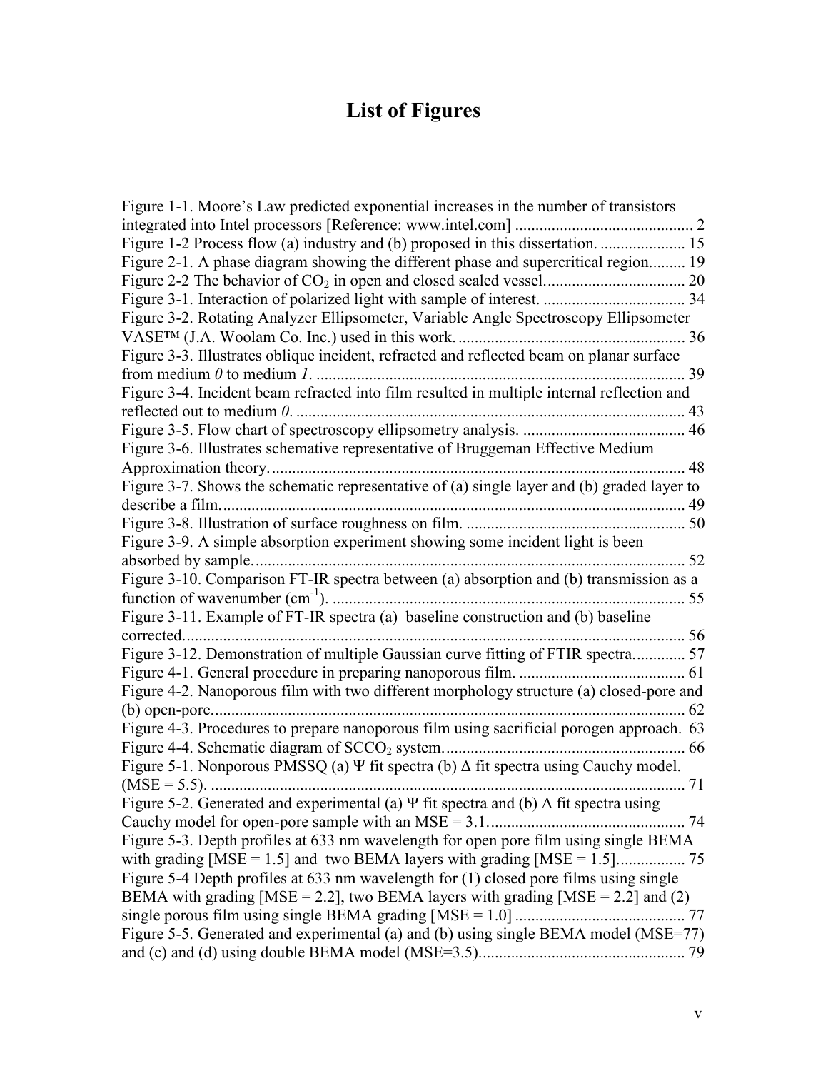# List of Figures

Figure 1-1. Moore's Law predicted exponential increases in the number of transistors integrated into Intel processors [Reference: www.intel.com] ............................................ 2
Figure 1-2 Process flow (a) industry and (b) proposed in this dissertation. ..................... 15
Figure 2-1. A phase diagram showing the different phase and supercritical region......... 19
Figure 2-2 The behavior of $CO_2$ in open and closed sealed vessel.................................. 20
Figure 3-1. Interaction of polarized light with sample of interest. ................................... 34
Figure 3-2. Rotating Analyzer Ellipsometer, Variable Angle Spectroscopy Ellipsometer VASE™ (J.A. Woolam Co. Inc.) used in this work. ....................................................... 36
Figure 3-3. Illustrates oblique incident, refracted and reflected beam on planar surface from medium *0* to medium *1*. .......................................................................................... 39
Figure 3-4. Incident beam refracted into film resulted in multiple internal reflection and reflected out to medium *0*. ............................................................................................... 43
Figure 3-5. Flow chart of spectroscopy ellipsometry analysis. ........................................ 46
Figure 3-6. Illustrates schemative representative of Bruggeman Effective Medium Approximation theory. ...................................................................................................... 48
Figure 3-7. Shows the schematic representative of (a) single layer and (b) graded layer to describe a film. ................................................................................................................. 49
Figure 3-8. Illustration of surface roughness on film. ...................................................... 50
Figure 3-9. A simple absorption experiment showing some incident light is been absorbed by sample. .......................................................................................................... 52
Figure 3-10. Comparison FT-IR spectra between (a) absorption and (b) transmission as a function of wavenumber ($cm^{-1}$). ..................................................................................... 55
Figure 3-11. Example of FT-IR spectra (a) baseline construction and (b) baseline corrected. ........................................................................................................................... 56
Figure 3-12. Demonstration of multiple Gaussian curve fitting of FTIR spectra. ............ 57
Figure 4-1. General procedure in preparing nanoporous film. ......................................... 61
Figure 4-2. Nanoporous film with two different morphology structure (a) closed-pore and (b) open-pore. .................................................................................................................... 62
Figure 4-3. Procedures to prepare nanoporous film using sacrificial porogen approach. 63
Figure 4-4. Schematic diagram of $SCCO_2$ system. ........................................................... 66
Figure 5-1. Nonporous PMSSQ (a) $\Psi$ fit spectra (b) $\Delta$ fit spectra using Cauchy model. (MSE = 5.5). ..................................................................................................................... 71
Figure 5-2. Generated and experimental (a) $\Psi$ fit spectra and (b) $\Delta$ fit spectra using Cauchy model for open-pore sample with an MSE = 3.1................................................. 74
Figure 5-3. Depth profiles at 633 nm wavelength for open pore film using single BEMA with grading [MSE = 1.5] and two BEMA layers with grading [MSE = 1.5]................. 75
Figure 5-4 Depth profiles at 633 nm wavelength for (1) closed pore films using single BEMA with grading [MSE = 2.2], two BEMA layers with grading [MSE = 2.2] and (2) single porous film using single BEMA grading [MSE = 1.0] .......................................... 77
Figure 5-5. Generated and experimental (a) and (b) using single BEMA model (MSE=77) and (c) and (d) using double BEMA model (MSE=3.5)................................................... 79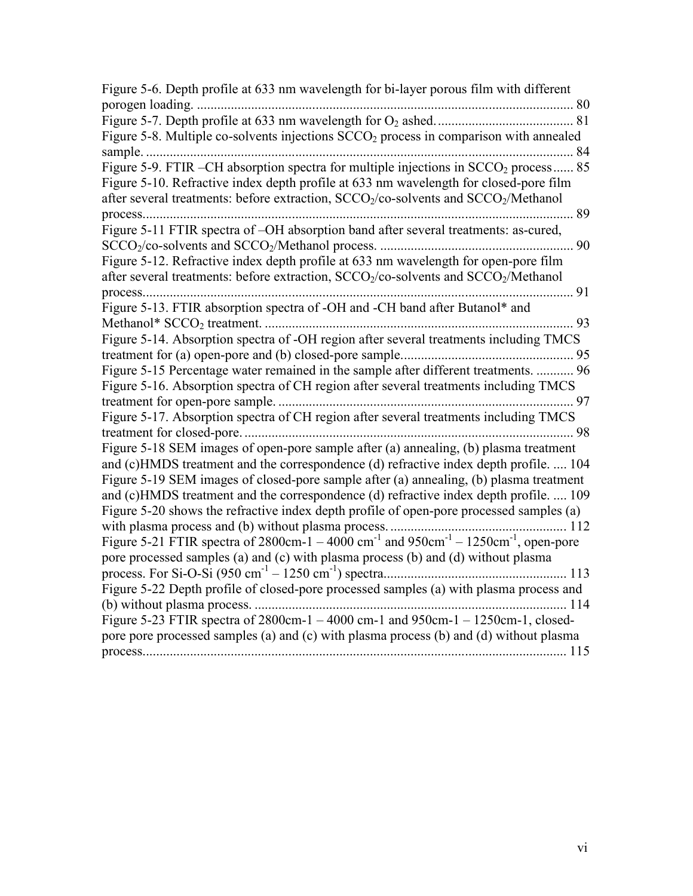Figure 5-6. Depth profile at 633 nm wavelength for bi-layer porous film with different porogen loading. .......... 80

Figure 5-7. Depth profile at 633 nm wavelength for $O_2$ ashed. .......... 81

Figure 5-8. Multiple co-solvents injections $SCCO_2$ process in comparison with annealed sample. .......... 84

Figure 5-9. FTIR –CH absorption spectra for multiple injections in $SCCO_2$ process .......... 85

Figure 5-10. Refractive index depth profile at 633 nm wavelength for closed-pore film after several treatments: before extraction, $SCCO_2$/co-solvents and $SCCO_2$/Methanol process. .......... 89

Figure 5-11 FTIR spectra of –OH absorption band after several treatments: as-cured, $SCCO_2$/co-solvents and $SCCO_2$/Methanol process. .......... 90

Figure 5-12. Refractive index depth profile at 633 nm wavelength for open-pore film after several treatments: before extraction, $SCCO_2$/co-solvents and $SCCO_2$/Methanol process. .......... 91

Figure 5-13. FTIR absorption spectra of -OH and -CH band after Butanol* and Methanol* $SCCO_2$ treatment. .......... 93

Figure 5-14. Absorption spectra of -OH region after several treatments including TMCS treatment for (a) open-pore and (b) closed-pore sample. .......... 95

Figure 5-15 Percentage water remained in the sample after different treatments. .......... 96

Figure 5-16. Absorption spectra of CH region after several treatments including TMCS treatment for open-pore sample. .......... 97

Figure 5-17. Absorption spectra of CH region after several treatments including TMCS treatment for closed-pore. .......... 98

Figure 5-18 SEM images of open-pore sample after (a) annealing, (b) plasma treatment and (c)HMDS treatment and the correspondence (d) refractive index depth profile. .... 104

Figure 5-19 SEM images of closed-pore sample after (a) annealing, (b) plasma treatment and (c)HMDS treatment and the correspondence (d) refractive index depth profile. .... 109

Figure 5-20 shows the refractive index depth profile of open-pore processed samples (a) with plasma process and (b) without plasma process. .......... 112

Figure 5-21 FTIR spectra of 2800cm-1 – 4000 $cm^{-1}$ and 950$cm^{-1}$ – 1250$cm^{-1}$, open-pore pore processed samples (a) and (c) with plasma process (b) and (d) without plasma process. For Si-O-Si (950 $cm^{-1}$ – 1250 $cm^{-1}$) spectra .......... 113

Figure 5-22 Depth profile of closed-pore processed samples (a) with plasma process and (b) without plasma process. .......... 114

Figure 5-23 FTIR spectra of 2800cm-1 – 4000 cm-1 and 950cm-1 – 1250cm-1, closed-pore pore processed samples (a) and (c) with plasma process (b) and (d) without plasma process. .......... 115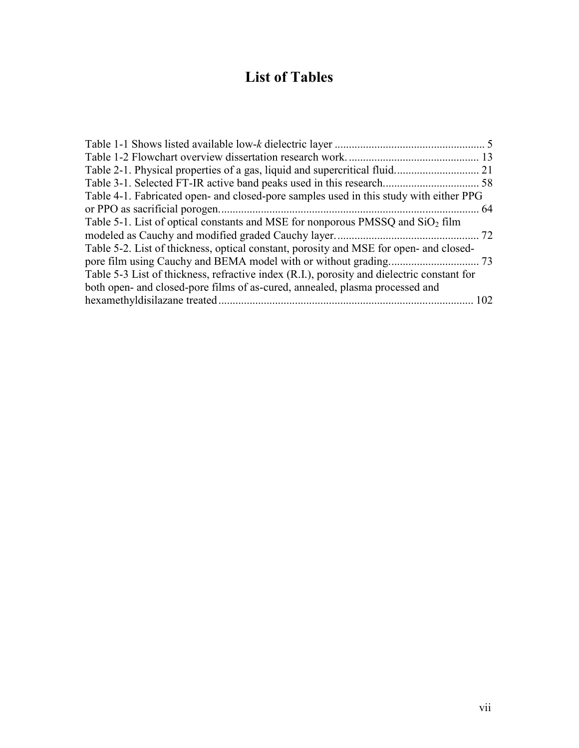# List of Tables

Table 1-1 Shows listed available low-*k* dielectric layer .................................................... 5
Table 1-2 Flowchart overview dissertation research work. ............................................. 13
Table 2-1. Physical properties of a gas, liquid and supercritical fluid............................. 21
Table 3-1. Selected FT-IR active band peaks used in this research................................. 58
Table 4-1. Fabricated open- and closed-pore samples used in this study with either PPG or PPO as sacrificial porogen............................................................................................ 64
Table 5-1. List of optical constants and MSE for nonporous PMSSQ and $SiO_2$ film modeled as Cauchy and modified graded Cauchy layer.................................................. 72
Table 5-2. List of thickness, optical constant, porosity and MSE for open- and closed-pore film using Cauchy and BEMA model with or without grading............................... 73
Table 5-3 List of thickness, refractive index (R.I.), porosity and dielectric constant for both open- and closed-pore films of as-cured, annealed, plasma processed and hexamethyldisilazane treated......................................................................................... 102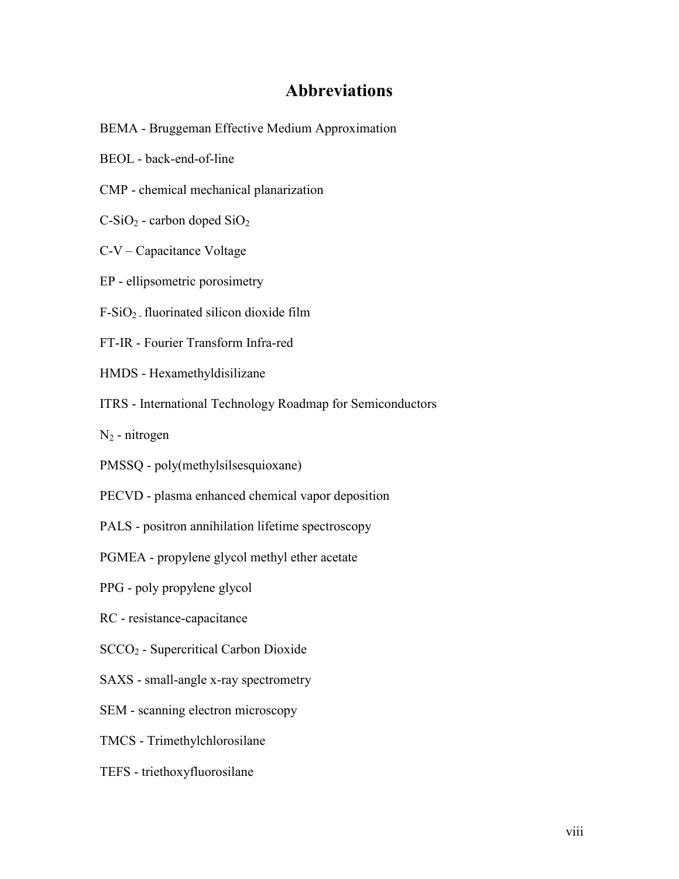# Abbreviations

BEMA - Bruggeman Effective Medium Approximation

BEOL - back-end-of-line

CMP - chemical mechanical planarization

C-$SiO_2$ - carbon doped $SiO_2$

C-V – Capacitance Voltage

EP - ellipsometric porosimetry

F-$SiO_2$ - fluorinated silicon dioxide film

FT-IR - Fourier Transform Infra-red

HMDS - Hexamethyldisilizane

ITRS - International Technology Roadmap for Semiconductors

$N_2$ - nitrogen

PMSSQ - poly(methylsilsesquioxane)

PECVD - plasma enhanced chemical vapor deposition

PALS - positron annihilation lifetime spectroscopy

PGMEA - propylene glycol methyl ether acetate

PPG - poly propylene glycol

RC - resistance-capacitance

$SCCO_2$ - Supercritical Carbon Dioxide

SAXS - small-angle x-ray spectrometry

SEM - scanning electron microscopy

TMCS - Trimethylchlorosilane

TEFS - triethoxyfluorosilane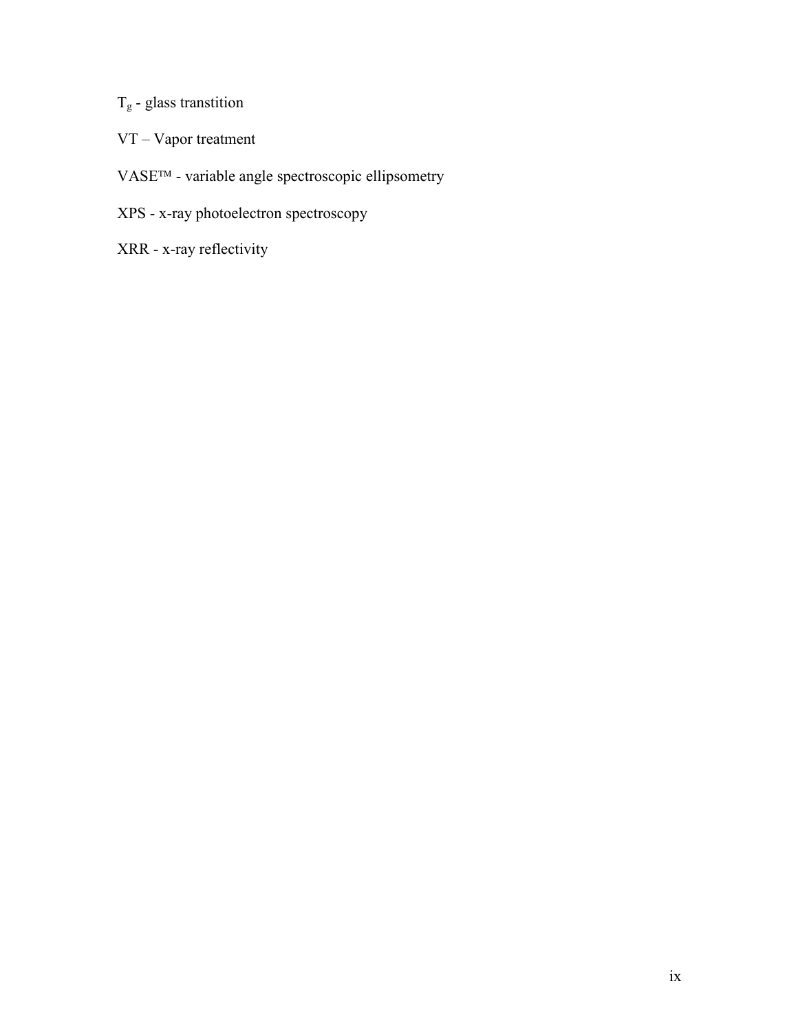$T_g$ - glass transtition

VT – Vapor treatment

VASE™ - variable angle spectroscopic ellipsometry

XPS - x-ray photoelectron spectroscopy

XRR - x-ray reflectivity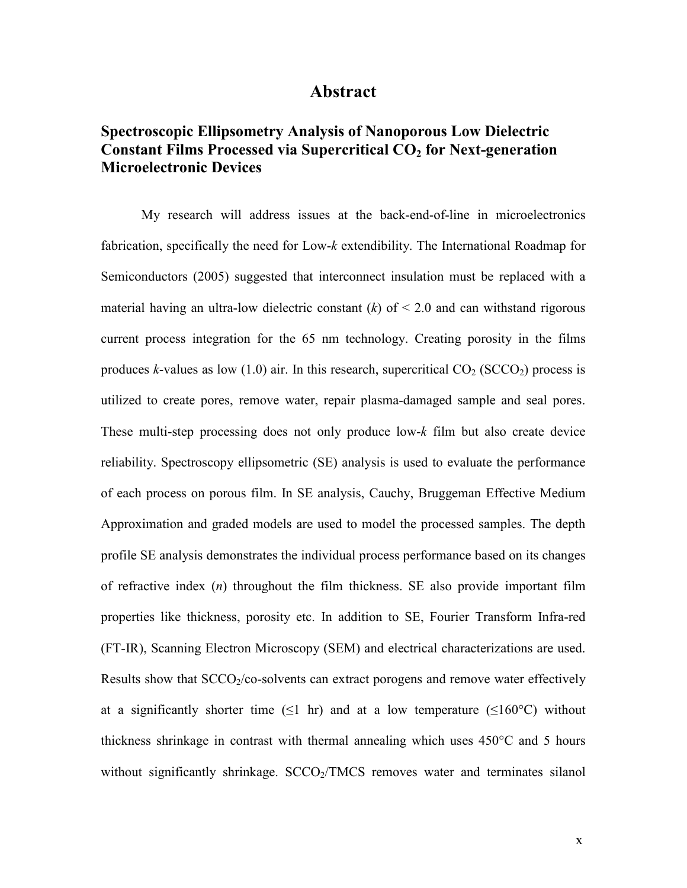# Abstract

## Spectroscopic Ellipsometry Analysis of Nanoporous Low Dielectric Constant Films Processed via Supercritical $CO_2$ for Next-generation Microelectronic Devices

My research will address issues at the back-end-of-line in microelectronics fabrication, specifically the need for Low-*k* extendibility. The International Roadmap for Semiconductors (2005) suggested that interconnect insulation must be replaced with a material having an ultra-low dielectric constant (*k*) of < 2.0 and can withstand rigorous current process integration for the 65 nm technology. Creating porosity in the films produces *k*-values as low (1.0) air. In this research, supercritical $CO_2$ ($SCCO_2$) process is utilized to create pores, remove water, repair plasma-damaged sample and seal pores. These multi-step processing does not only produce low-*k* film but also create device reliability. Spectroscopy ellipsometric (SE) analysis is used to evaluate the performance of each process on porous film. In SE analysis, Cauchy, Bruggeman Effective Medium Approximation and graded models are used to model the processed samples. The depth profile SE analysis demonstrates the individual process performance based on its changes of refractive index (*n*) throughout the film thickness. SE also provide important film properties like thickness, porosity etc. In addition to SE, Fourier Transform Infra-red (FT-IR), Scanning Electron Microscopy (SEM) and electrical characterizations are used. Results show that $SCCO_2$/co-solvents can extract porogens and remove water effectively at a significantly shorter time (≤1 hr) and at a low temperature (≤160°C) without thickness shrinkage in contrast with thermal annealing which uses 450°C and 5 hours without significantly shrinkage. $SCCO_2$/TMCS removes water and terminates silanol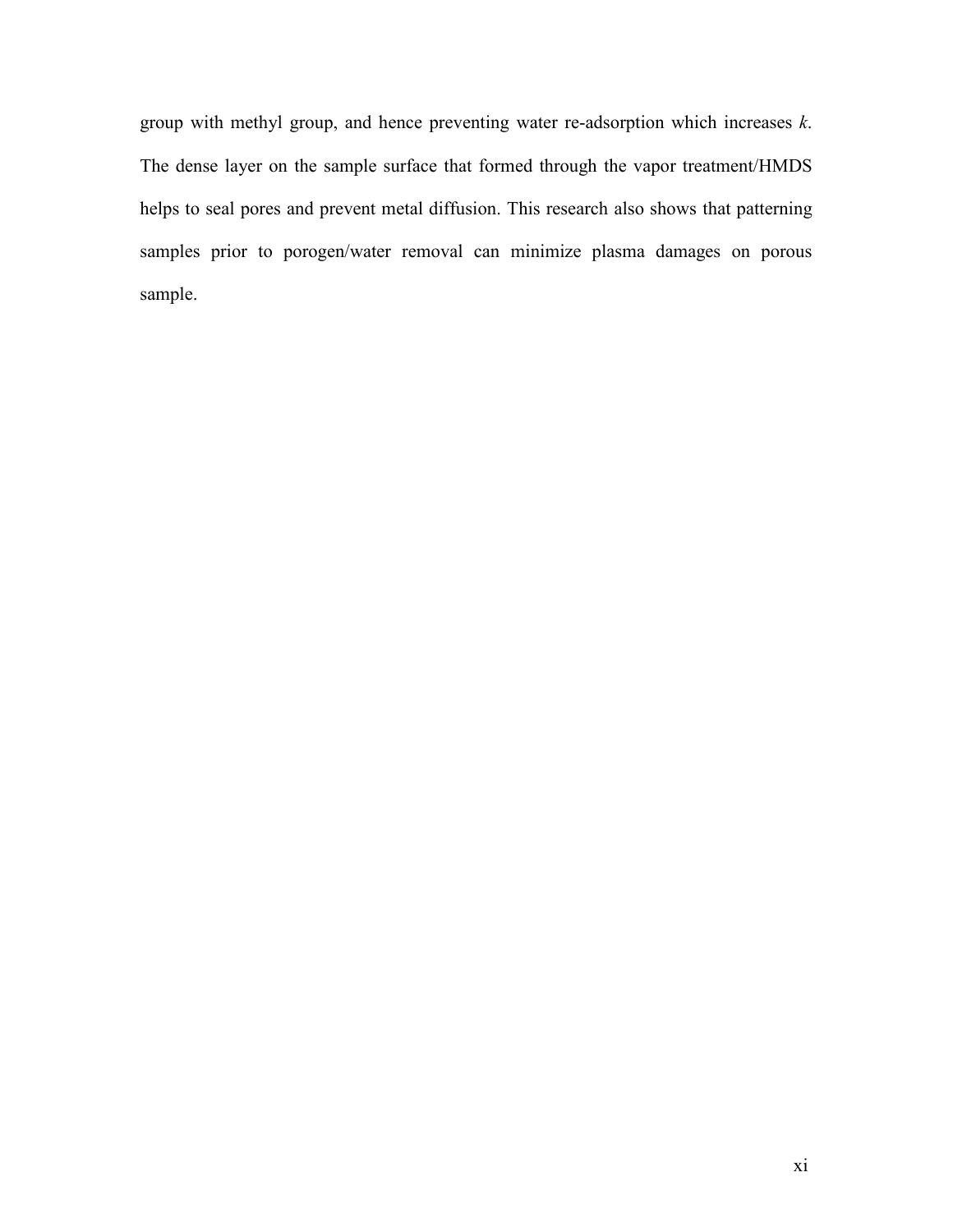group with methyl group, and hence preventing water re-adsorption which increases *k*. The dense layer on the sample surface that formed through the vapor treatment/HMDS helps to seal pores and prevent metal diffusion. This research also shows that patterning samples prior to porogen/water removal can minimize plasma damages on porous sample.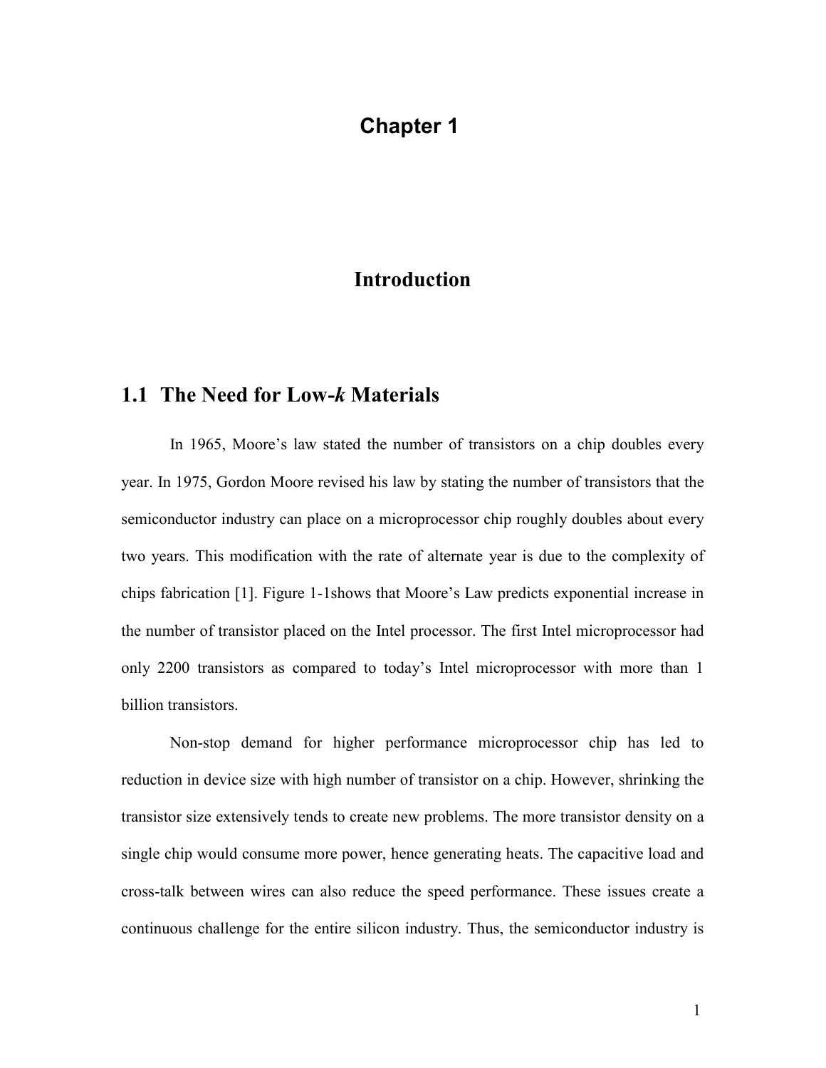# Chapter 1

# Introduction

## 1.1 The Need for Low-*k* Materials

In 1965, Moore's law stated the number of transistors on a chip doubles every year. In 1975, Gordon Moore revised his law by stating the number of transistors that the semiconductor industry can place on a microprocessor chip roughly doubles about every two years. This modification with the rate of alternate year is due to the complexity of chips fabrication [1]. Figure 1-1shows that Moore's Law predicts exponential increase in the number of transistor placed on the Intel processor. The first Intel microprocessor had only 2200 transistors as compared to today's Intel microprocessor with more than 1 billion transistors.

Non-stop demand for higher performance microprocessor chip has led to reduction in device size with high number of transistor on a chip. However, shrinking the transistor size extensively tends to create new problems. The more transistor density on a single chip would consume more power, hence generating heats. The capacitive load and cross-talk between wires can also reduce the speed performance. These issues create a continuous challenge for the entire silicon industry. Thus, the semiconductor industry is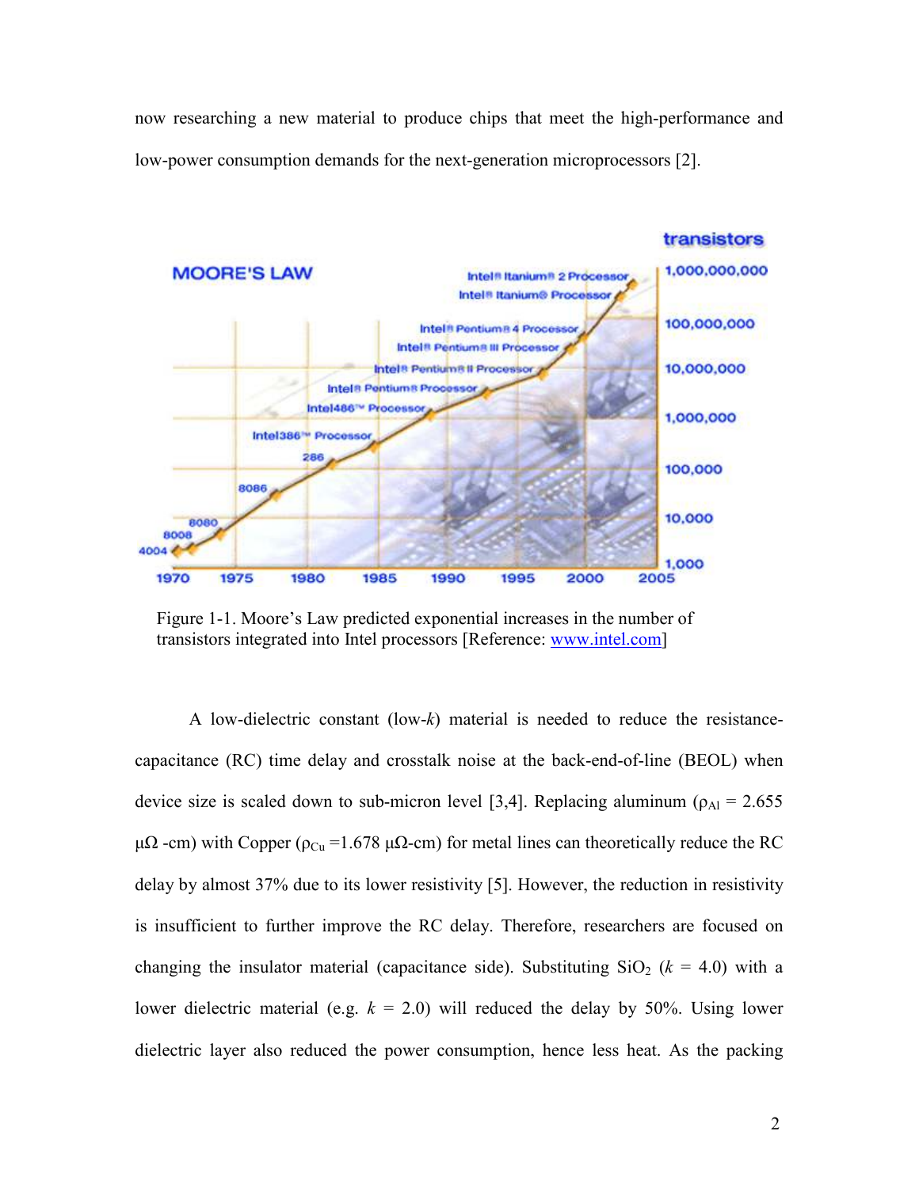now researching a new material to produce chips that meet the high-performance and low-power consumption demands for the next-generation microprocessors [2].

Figure 1-1. Moore's Law predicted exponential increases in the number of transistors integrated into Intel processors [Reference: www.intel.com]

A low-dielectric constant (low-*k*) material is needed to reduce the resistance-capacitance (RC) time delay and crosstalk noise at the back-end-of-line (BEOL) when device size is scaled down to sub-micron level [3,4]. Replacing aluminum ($\rho_{Al}$ = 2.655 μΩ -cm) with Copper ($\rho_{Cu}$ =1.678 μΩ-cm) for metal lines can theoretically reduce the RC delay by almost 37% due to its lower resistivity [5]. However, the reduction in resistivity is insufficient to further improve the RC delay. Therefore, researchers are focused on changing the insulator material (capacitance side). Substituting $SiO_2$ ($k$ = 4.0) with a lower dielectric material (e.g. $k$ = 2.0) will reduced the delay by 50%. Using lower dielectric layer also reduced the power consumption, hence less heat. As the packing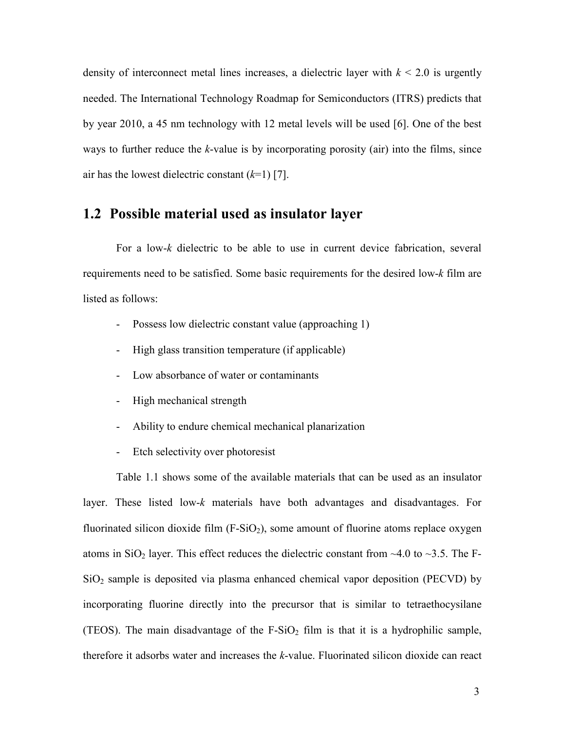density of interconnect metal lines increases, a dielectric layer with $k < 2.0$ is urgently needed. The International Technology Roadmap for Semiconductors (ITRS) predicts that by year 2010, a 45 nm technology with 12 metal levels will be used [6]. One of the best ways to further reduce the *k*-value is by incorporating porosity (air) into the films, since air has the lowest dielectric constant ($k$=1) [7].

## 1.2 Possible material used as insulator layer

For a low-*k* dielectric to be able to use in current device fabrication, several requirements need to be satisfied. Some basic requirements for the desired low-*k* film are listed as follows:

- Possess low dielectric constant value (approaching 1)
- High glass transition temperature (if applicable)
- Low absorbance of water or contaminants
- High mechanical strength
- Ability to endure chemical mechanical planarization
- Etch selectivity over photoresist

Table 1.1 shows some of the available materials that can be used as an insulator layer. These listed low-*k* materials have both advantages and disadvantages. For fluorinated silicon dioxide film (F-$SiO_2$), some amount of fluorine atoms replace oxygen atoms in $SiO_2$ layer. This effect reduces the dielectric constant from ~4.0 to ~3.5. The F-$SiO_2$ sample is deposited via plasma enhanced chemical vapor deposition (PECVD) by incorporating fluorine directly into the precursor that is similar to tetraethocysilane (TEOS). The main disadvantage of the F-$SiO_2$ film is that it is a hydrophilic sample, therefore it adsorbs water and increases the *k*-value. Fluorinated silicon dioxide can react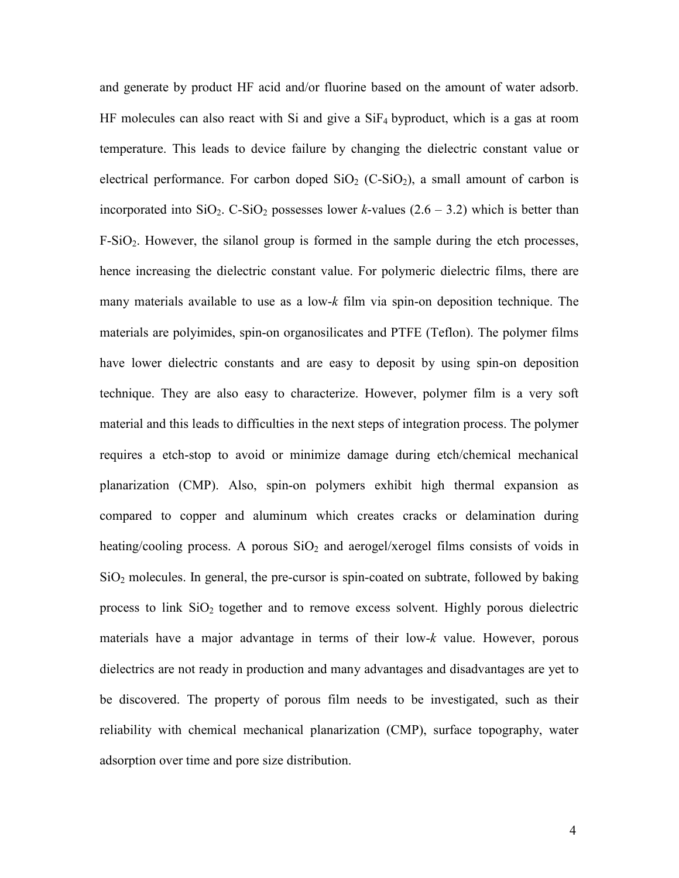and generate by product HF acid and/or fluorine based on the amount of water adsorb. HF molecules can also react with Si and give a $SiF_4$ byproduct, which is a gas at room temperature. This leads to device failure by changing the dielectric constant value or electrical performance. For carbon doped $SiO_2$ (C-$SiO_2$), a small amount of carbon is incorporated into $SiO_2$. C-$SiO_2$ possesses lower *k*-values (2.6 – 3.2) which is better than F-$SiO_2$. However, the silanol group is formed in the sample during the etch processes, hence increasing the dielectric constant value. For polymeric dielectric films, there are many materials available to use as a low-*k* film via spin-on deposition technique. The materials are polyimides, spin-on organosilicates and PTFE (Teflon). The polymer films have lower dielectric constants and are easy to deposit by using spin-on deposition technique. They are also easy to characterize. However, polymer film is a very soft material and this leads to difficulties in the next steps of integration process. The polymer requires a etch-stop to avoid or minimize damage during etch/chemical mechanical planarization (CMP). Also, spin-on polymers exhibit high thermal expansion as compared to copper and aluminum which creates cracks or delamination during heating/cooling process. A porous $SiO_2$ and aerogel/xerogel films consists of voids in $SiO_2$ molecules. In general, the pre-cursor is spin-coated on subtrate, followed by baking process to link $SiO_2$ together and to remove excess solvent. Highly porous dielectric materials have a major advantage in terms of their low-*k* value. However, porous dielectrics are not ready in production and many advantages and disadvantages are yet to be discovered. The property of porous film needs to be investigated, such as their reliability with chemical mechanical planarization (CMP), surface topography, water adsorption over time and pore size distribution.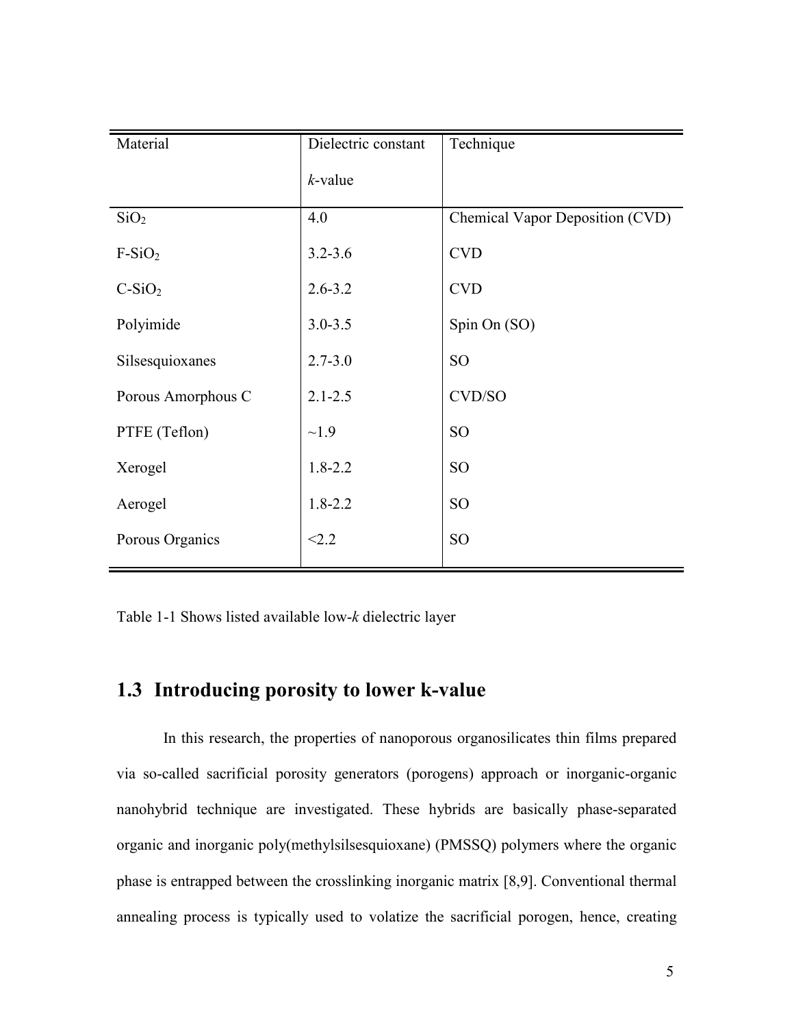| Material | Dielectric constant<br>*k*-value | Technique |
|---|---|---|
| $SiO_2$ | 4.0 | Chemical Vapor Deposition (CVD) |
| $F\text{-}SiO_2$ | 3.2-3.6 | CVD |
| $C\text{-}SiO_2$ | 2.6-3.2 | CVD |
| Polyimide | 3.0-3.5 | Spin On (SO) |
| Silsesquioxanes | 2.7-3.0 | SO |
| Porous Amorphous C | 2.1-2.5 | CVD/SO |
| PTFE (Teflon) | ~1.9 | SO |
| Xerogel | 1.8-2.2 | SO |
| Aerogel | 1.8-2.2 | SO |
| Porous Organics | <2.2 | SO |

Table 1-1 Shows listed available low-*k* dielectric layer

## 1.3 Introducing porosity to lower k-value

In this research, the properties of nanoporous organosilicates thin films prepared via so-called sacrificial porosity generators (porogens) approach or inorganic-organic nanohybrid technique are investigated. These hybrids are basically phase-separated organic and inorganic poly(methylsilsesquioxane) (PMSSQ) polymers where the organic phase is entrapped between the crosslinking inorganic matrix [8,9]. Conventional thermal annealing process is typically used to volatize the sacrificial porogen, hence, creating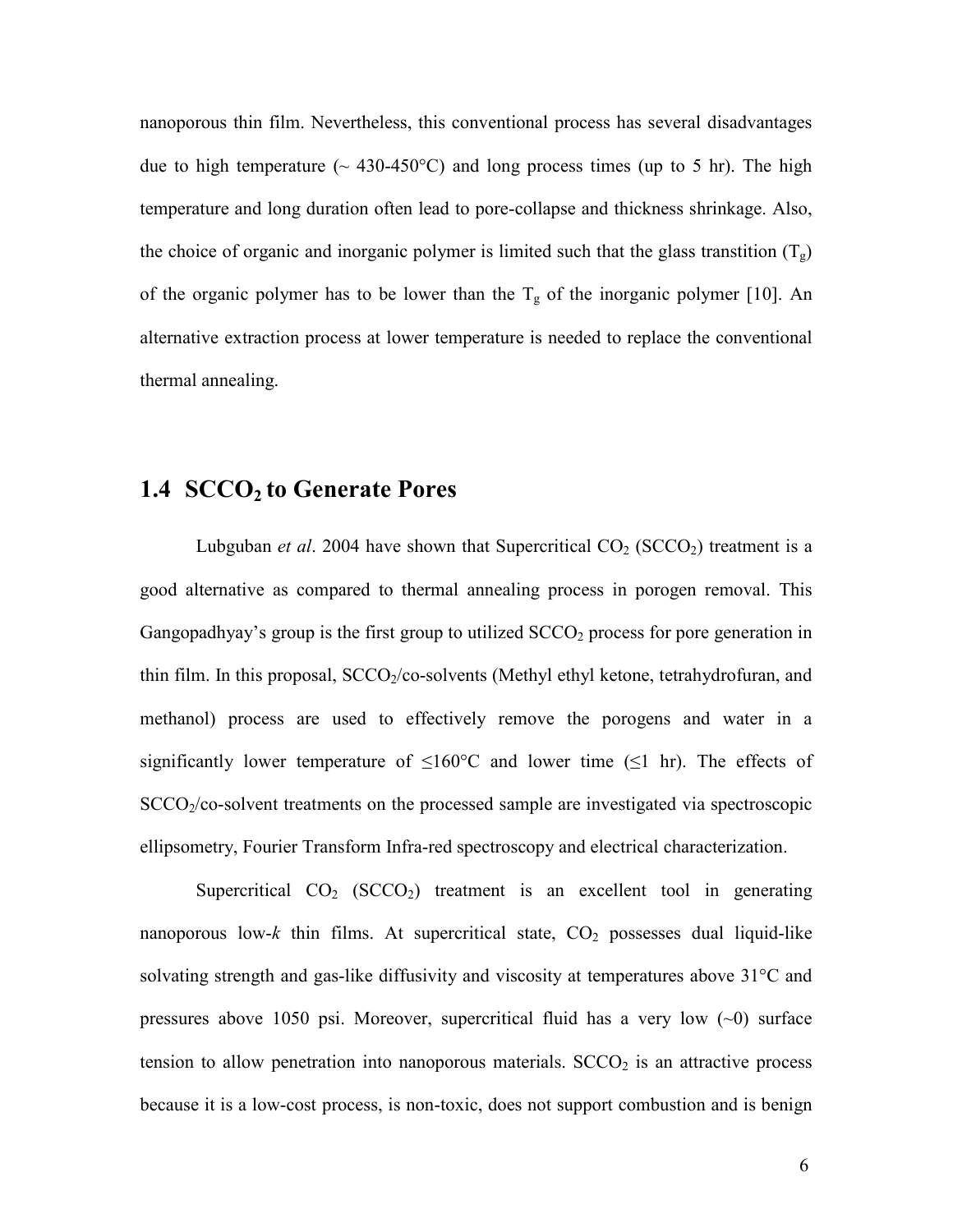nanoporous thin film. Nevertheless, this conventional process has several disadvantages due to high temperature (~ 430-450°C) and long process times (up to 5 hr). The high temperature and long duration often lead to pore-collapse and thickness shrinkage. Also, the choice of organic and inorganic polymer is limited such that the glass transtition ($T_g$) of the organic polymer has to be lower than the $T_g$ of the inorganic polymer [10]. An alternative extraction process at lower temperature is needed to replace the conventional thermal annealing.

## 1.4 $SCCO_2$ to Generate Pores

Lubguban *et al*. 2004 have shown that Supercritical $CO_2$ ($SCCO_2$) treatment is a good alternative as compared to thermal annealing process in porogen removal. This Gangopadhyay's group is the first group to utilized $SCCO_2$ process for pore generation in thin film. In this proposal, $SCCO_2$/co-solvents (Methyl ethyl ketone, tetrahydrofuran, and methanol) process are used to effectively remove the porogens and water in a significantly lower temperature of ≤160°C and lower time (≤1 hr). The effects of $SCCO_2$/co-solvent treatments on the processed sample are investigated via spectroscopic ellipsometry, Fourier Transform Infra-red spectroscopy and electrical characterization.

Supercritical $CO_2$ ($SCCO_2$) treatment is an excellent tool in generating nanoporous low-*k* thin films. At supercritical state, $CO_2$ possesses dual liquid-like solvating strength and gas-like diffusivity and viscosity at temperatures above 31°C and pressures above 1050 psi. Moreover, supercritical fluid has a very low (~0) surface tension to allow penetration into nanoporous materials. $SCCO_2$ is an attractive process because it is a low-cost process, is non-toxic, does not support combustion and is benign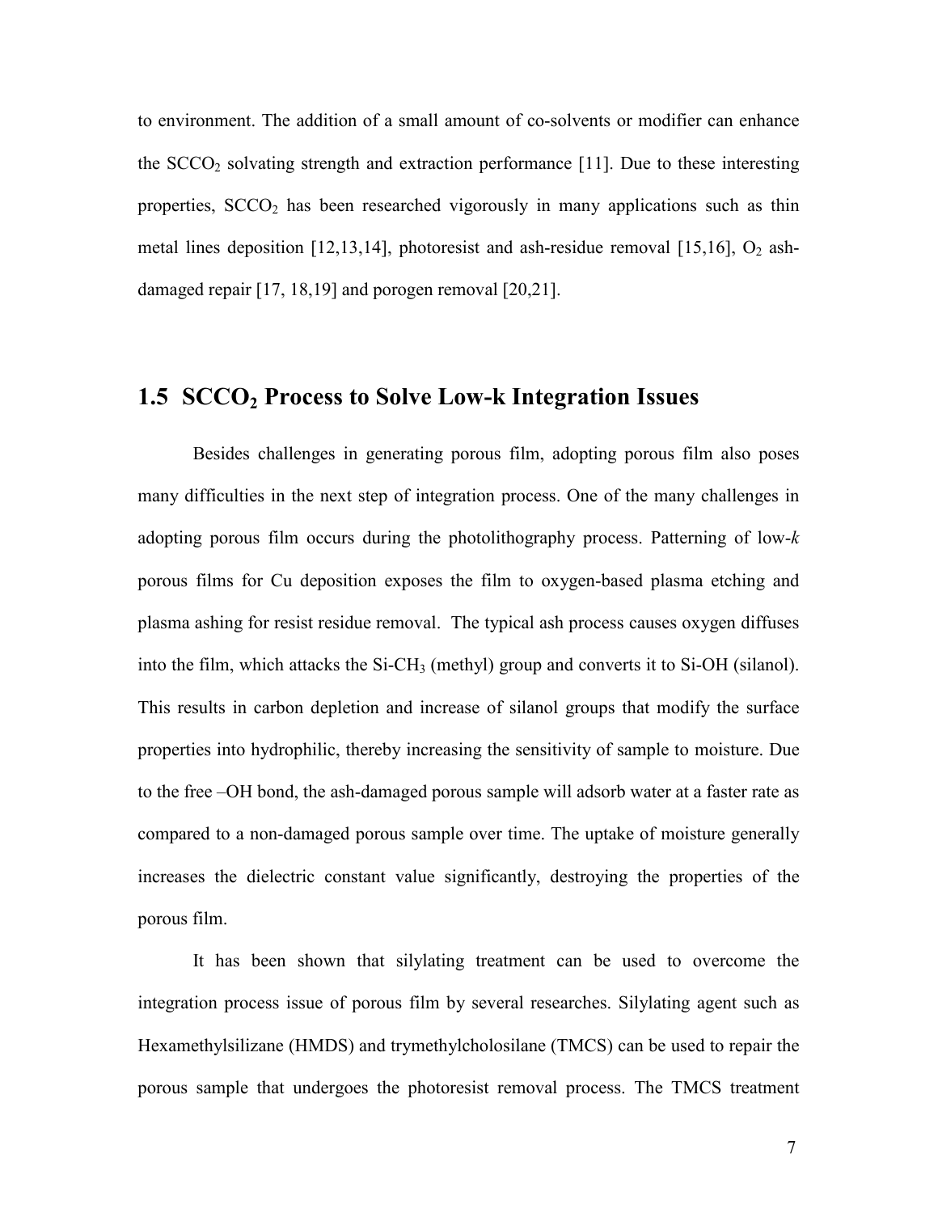to environment. The addition of a small amount of co-solvents or modifier can enhance the $SCCO_2$ solvating strength and extraction performance [11]. Due to these interesting properties, $SCCO_2$ has been researched vigorously in many applications such as thin metal lines deposition [12,13,14], photoresist and ash-residue removal [15,16], $O_2$ ash-damaged repair [17, 18,19] and porogen removal [20,21].

## 1.5 $SCCO_2$ Process to Solve Low-k Integration Issues

Besides challenges in generating porous film, adopting porous film also poses many difficulties in the next step of integration process. One of the many challenges in adopting porous film occurs during the photolithography process. Patterning of low-*k* porous films for Cu deposition exposes the film to oxygen-based plasma etching and plasma ashing for resist residue removal. The typical ash process causes oxygen diffuses into the film, which attacks the Si-$CH_3$ (methyl) group and converts it to Si-OH (silanol). This results in carbon depletion and increase of silanol groups that modify the surface properties into hydrophilic, thereby increasing the sensitivity of sample to moisture. Due to the free –OH bond, the ash-damaged porous sample will adsorb water at a faster rate as compared to a non-damaged porous sample over time. The uptake of moisture generally increases the dielectric constant value significantly, destroying the properties of the porous film.

It has been shown that silylating treatment can be used to overcome the integration process issue of porous film by several researches. Silylating agent such as Hexamethylsilizane (HMDS) and trymethylcholosilane (TMCS) can be used to repair the porous sample that undergoes the photoresist removal process. The TMCS treatment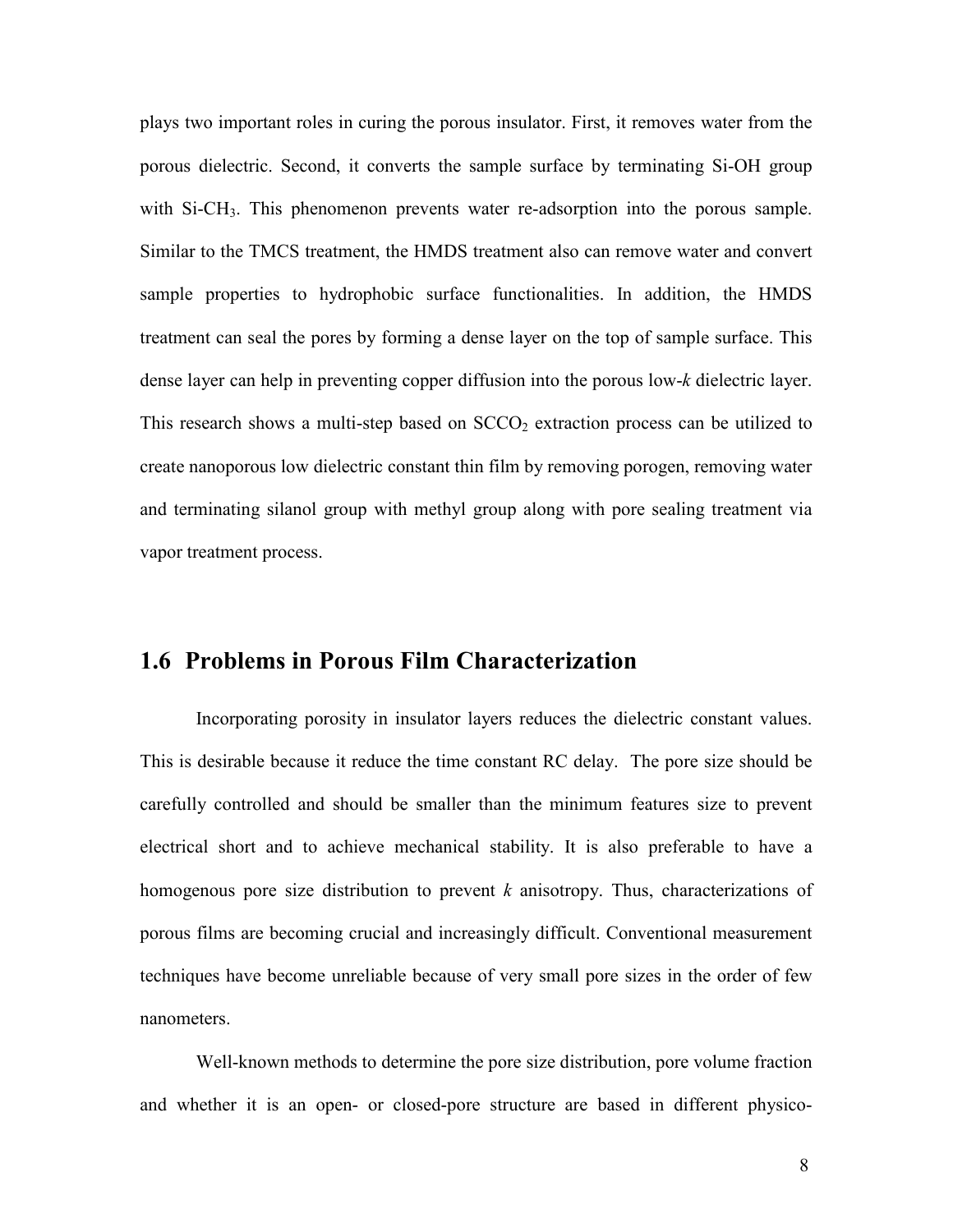plays two important roles in curing the porous insulator. First, it removes water from the porous dielectric. Second, it converts the sample surface by terminating Si-OH group with Si-$CH_3$. This phenomenon prevents water re-adsorption into the porous sample. Similar to the TMCS treatment, the HMDS treatment also can remove water and convert sample properties to hydrophobic surface functionalities. In addition, the HMDS treatment can seal the pores by forming a dense layer on the top of sample surface. This dense layer can help in preventing copper diffusion into the porous low-*k* dielectric layer. This research shows a multi-step based on $SCCO_2$ extraction process can be utilized to create nanoporous low dielectric constant thin film by removing porogen, removing water and terminating silanol group with methyl group along with pore sealing treatment via vapor treatment process.

## 1.6 Problems in Porous Film Characterization

Incorporating porosity in insulator layers reduces the dielectric constant values. This is desirable because it reduce the time constant RC delay. The pore size should be carefully controlled and should be smaller than the minimum features size to prevent electrical short and to achieve mechanical stability. It is also preferable to have a homogenous pore size distribution to prevent *k* anisotropy. Thus, characterizations of porous films are becoming crucial and increasingly difficult. Conventional measurement techniques have become unreliable because of very small pore sizes in the order of few nanometers.

Well-known methods to determine the pore size distribution, pore volume fraction and whether it is an open- or closed-pore structure are based in different physico-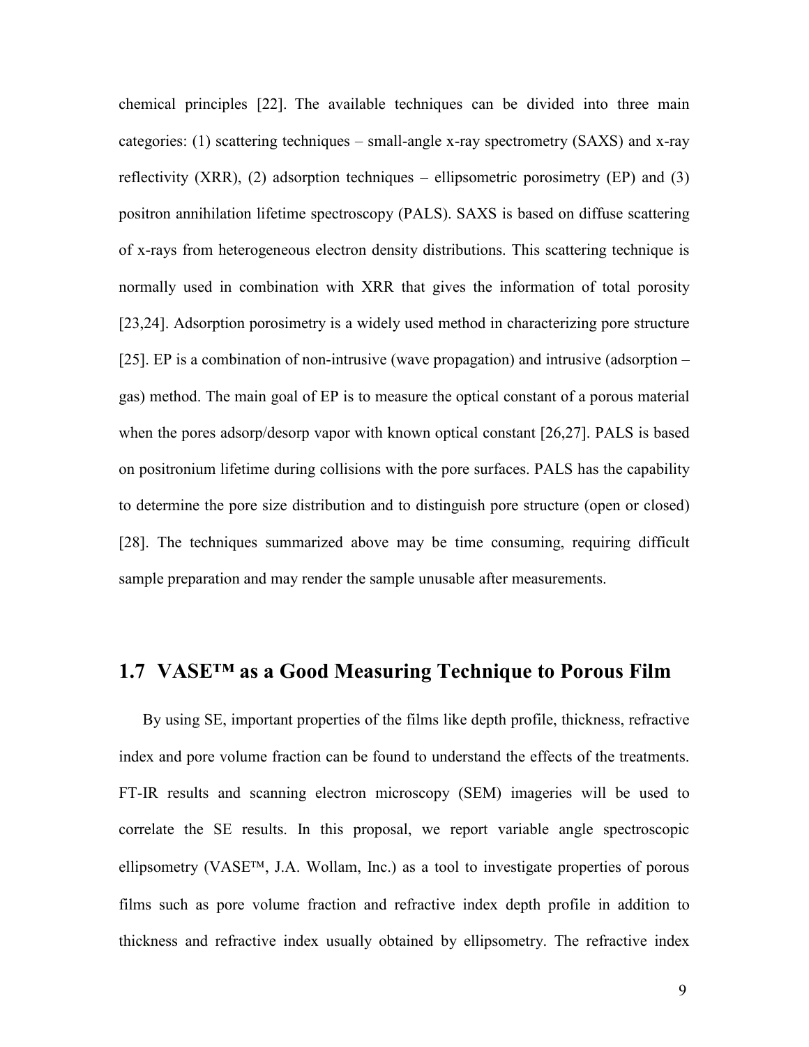chemical principles [22]. The available techniques can be divided into three main categories: (1) scattering techniques – small-angle x-ray spectrometry (SAXS) and x-ray reflectivity (XRR), (2) adsorption techniques – ellipsometric porosimetry (EP) and (3) positron annihilation lifetime spectroscopy (PALS). SAXS is based on diffuse scattering of x-rays from heterogeneous electron density distributions. This scattering technique is normally used in combination with XRR that gives the information of total porosity [23,24]. Adsorption porosimetry is a widely used method in characterizing pore structure [25]. EP is a combination of non-intrusive (wave propagation) and intrusive (adsorption – gas) method. The main goal of EP is to measure the optical constant of a porous material when the pores adsorp/desorp vapor with known optical constant [26,27]. PALS is based on positronium lifetime during collisions with the pore surfaces. PALS has the capability to determine the pore size distribution and to distinguish pore structure (open or closed) [28]. The techniques summarized above may be time consuming, requiring difficult sample preparation and may render the sample unusable after measurements.

## 1.7 VASE™ as a Good Measuring Technique to Porous Film

By using SE, important properties of the films like depth profile, thickness, refractive index and pore volume fraction can be found to understand the effects of the treatments. FT-IR results and scanning electron microscopy (SEM) imageries will be used to correlate the SE results. In this proposal, we report variable angle spectroscopic ellipsometry (VASE™, J.A. Wollam, Inc.) as a tool to investigate properties of porous films such as pore volume fraction and refractive index depth profile in addition to thickness and refractive index usually obtained by ellipsometry. The refractive index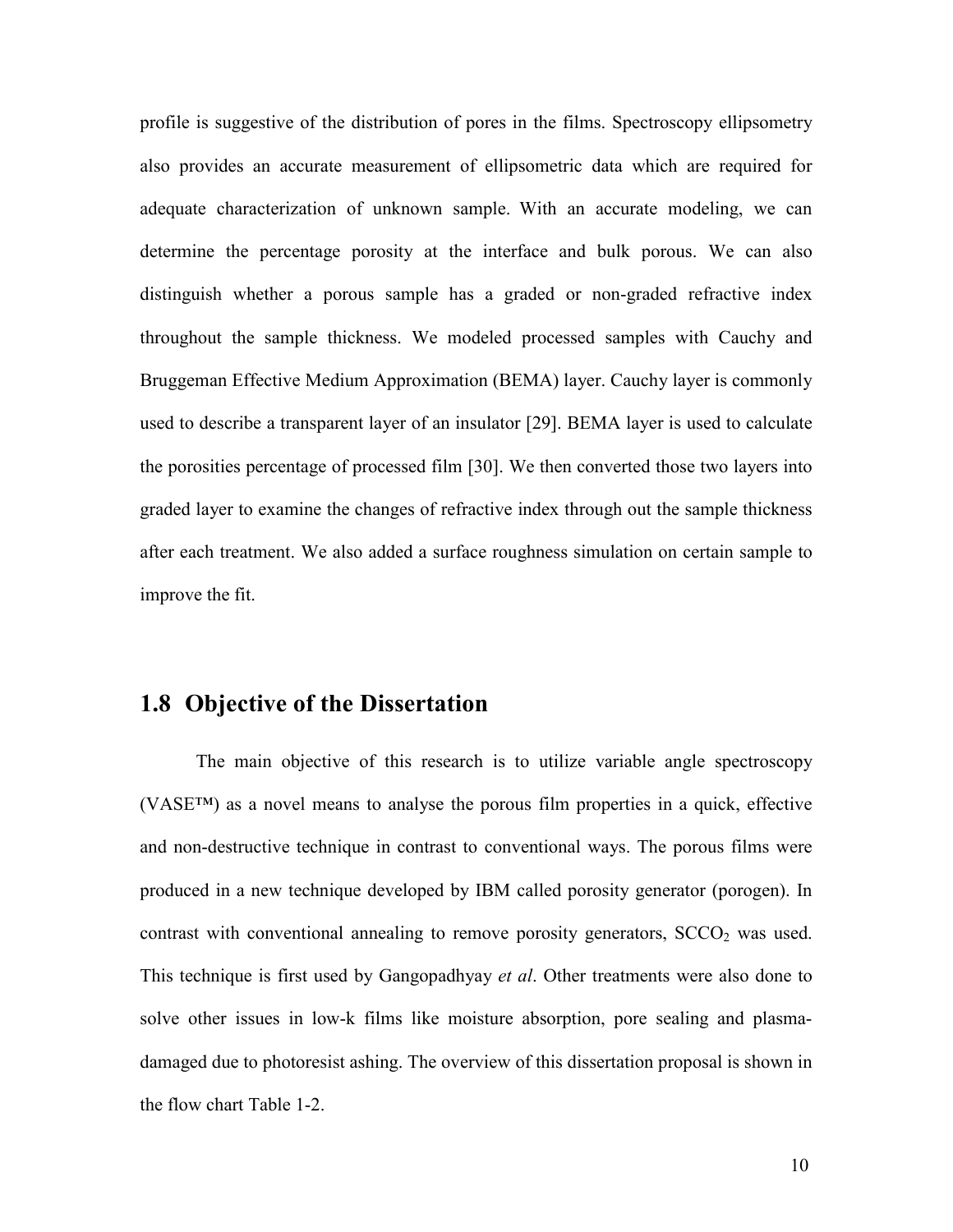profile is suggestive of the distribution of pores in the films. Spectroscopy ellipsometry also provides an accurate measurement of ellipsometric data which are required for adequate characterization of unknown sample. With an accurate modeling, we can determine the percentage porosity at the interface and bulk porous. We can also distinguish whether a porous sample has a graded or non-graded refractive index throughout the sample thickness. We modeled processed samples with Cauchy and Bruggeman Effective Medium Approximation (BEMA) layer. Cauchy layer is commonly used to describe a transparent layer of an insulator [29]. BEMA layer is used to calculate the porosities percentage of processed film [30]. We then converted those two layers into graded layer to examine the changes of refractive index through out the sample thickness after each treatment. We also added a surface roughness simulation on certain sample to improve the fit.

## 1.8 Objective of the Dissertation

The main objective of this research is to utilize variable angle spectroscopy (VASE™) as a novel means to analyse the porous film properties in a quick, effective and non-destructive technique in contrast to conventional ways. The porous films were produced in a new technique developed by IBM called porosity generator (porogen). In contrast with conventional annealing to remove porosity generators, $SCCO_2$ was used. This technique is first used by Gangopadhyay *et al*. Other treatments were also done to solve other issues in low-k films like moisture absorption, pore sealing and plasma-damaged due to photoresist ashing. The overview of this dissertation proposal is shown in the flow chart Table 1-2.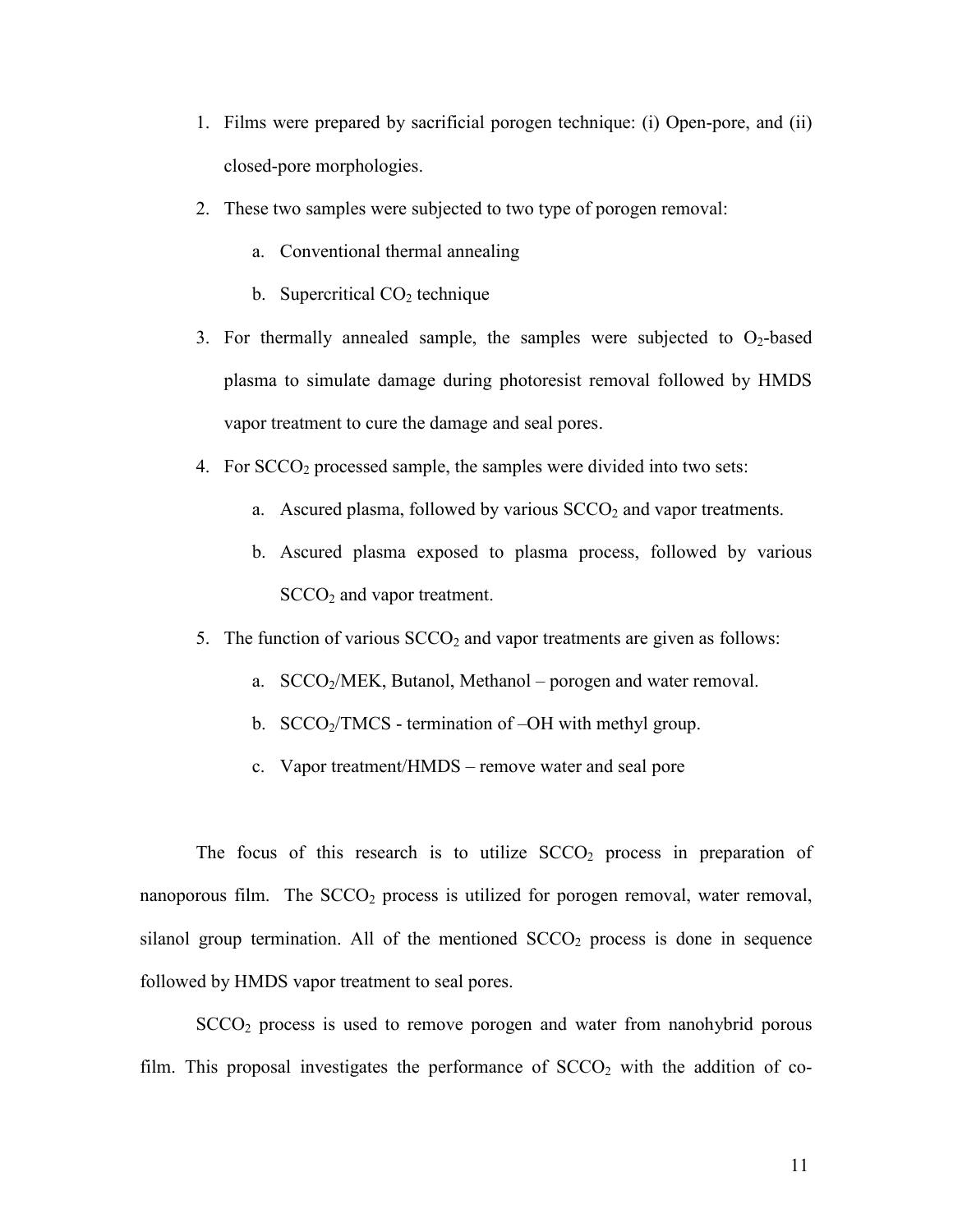1. Films were prepared by sacrificial porogen technique: (i) Open-pore, and (ii) closed-pore morphologies.
2. These two samples were subjected to two type of porogen removal:
    a. Conventional thermal annealing
    b. Supercritical $CO_2$ technique
3. For thermally annealed sample, the samples were subjected to $O_2$-based plasma to simulate damage during photoresist removal followed by HMDS vapor treatment to cure the damage and seal pores.
4. For $SCCO_2$ processed sample, the samples were divided into two sets:
    a. Ascured plasma, followed by various $SCCO_2$ and vapor treatments.
    b. Ascured plasma exposed to plasma process, followed by various $SCCO_2$ and vapor treatment.
5. The function of various $SCCO_2$ and vapor treatments are given as follows:
    a. $SCCO_2$/MEK, Butanol, Methanol – porogen and water removal.
    b. $SCCO_2$/TMCS - termination of –OH with methyl group.
    c. Vapor treatment/HMDS – remove water and seal pore

The focus of this research is to utilize $SCCO_2$ process in preparation of nanoporous film. The $SCCO_2$ process is utilized for porogen removal, water removal, silanol group termination. All of the mentioned $SCCO_2$ process is done in sequence followed by HMDS vapor treatment to seal pores.

$SCCO_2$ process is used to remove porogen and water from nanohybrid porous film. This proposal investigates the performance of $SCCO_2$ with the addition of co-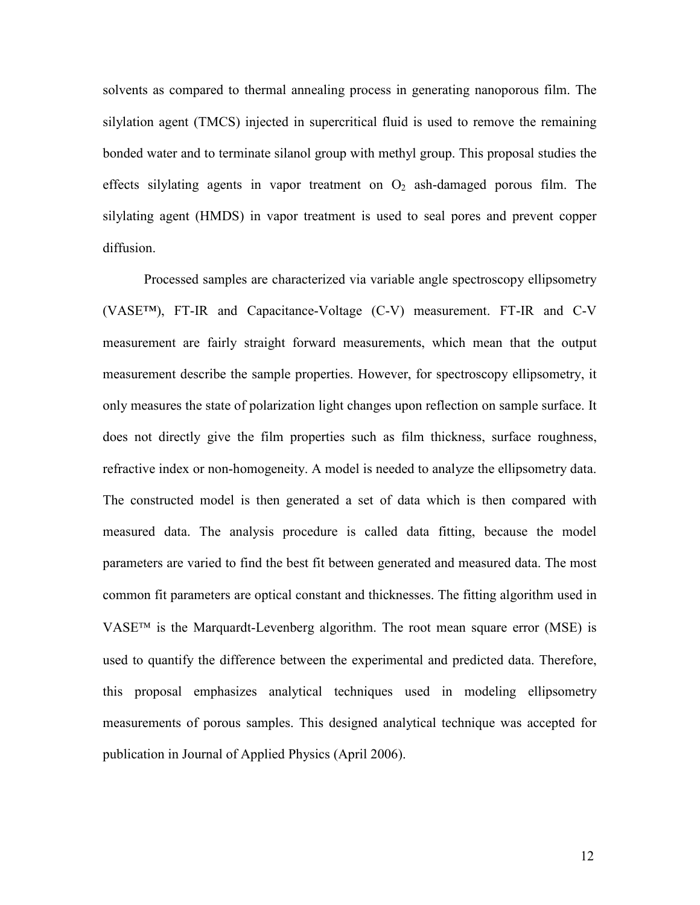solvents as compared to thermal annealing process in generating nanoporous film. The silylation agent (TMCS) injected in supercritical fluid is used to remove the remaining bonded water and to terminate silanol group with methyl group. This proposal studies the effects silylating agents in vapor treatment on $O_2$ ash-damaged porous film. The silylating agent (HMDS) in vapor treatment is used to seal pores and prevent copper diffusion.

Processed samples are characterized via variable angle spectroscopy ellipsometry (VASE™), FT-IR and Capacitance-Voltage (C-V) measurement. FT-IR and C-V measurement are fairly straight forward measurements, which mean that the output measurement describe the sample properties. However, for spectroscopy ellipsometry, it only measures the state of polarization light changes upon reflection on sample surface. It does not directly give the film properties such as film thickness, surface roughness, refractive index or non-homogeneity. A model is needed to analyze the ellipsometry data. The constructed model is then generated a set of data which is then compared with measured data. The analysis procedure is called data fitting, because the model parameters are varied to find the best fit between generated and measured data. The most common fit parameters are optical constant and thicknesses. The fitting algorithm used in VASE™ is the Marquardt-Levenberg algorithm. The root mean square error (MSE) is used to quantify the difference between the experimental and predicted data. Therefore, this proposal emphasizes analytical techniques used in modeling ellipsometry measurements of porous samples. This designed analytical technique was accepted for publication in Journal of Applied Physics (April 2006).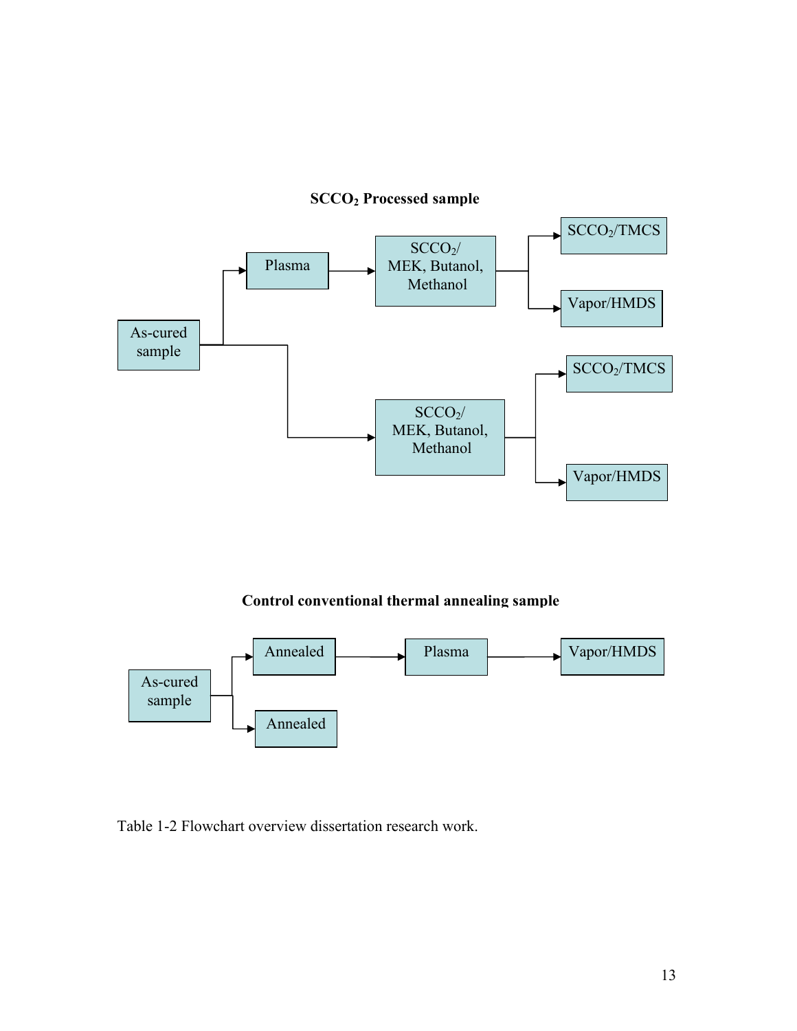**$SCCO_2$ Processed sample**

- As-cured sample
  - Plasma → $SCCO_2$/ MEK, Butanol, Methanol
    - $SCCO_2$/TMCS
    - Vapor/HMDS
  - $SCCO_2$/ MEK, Butanol, Methanol
    - $SCCO_2$/TMCS
    - Vapor/HMDS

**Control conventional thermal annealing sample**

- As-cured sample
  - Annealed → Plasma → Vapor/HMDS
  - Annealed

Table 1-2 Flowchart overview dissertation research work.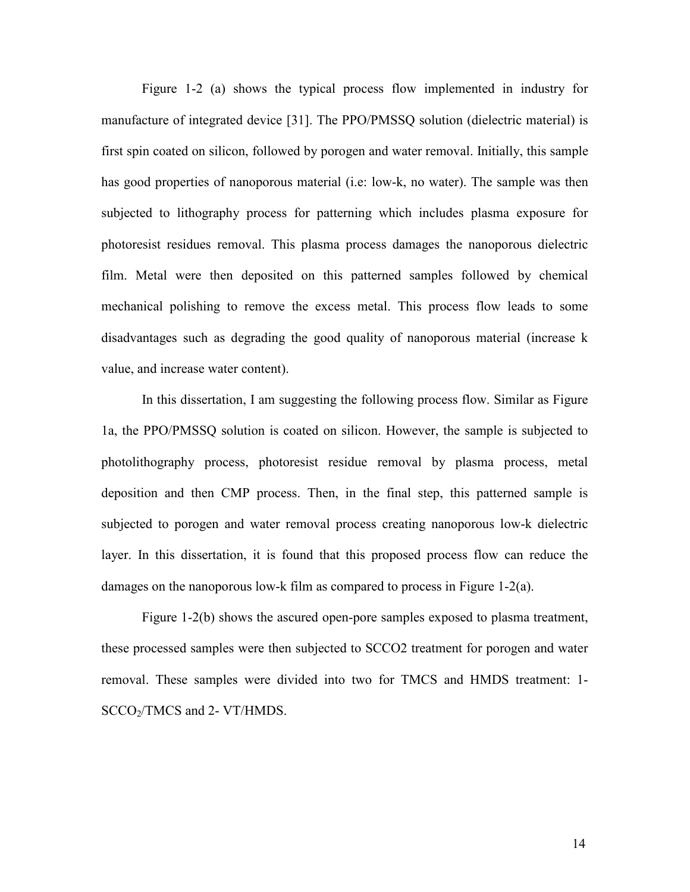Figure 1-2 (a) shows the typical process flow implemented in industry for manufacture of integrated device [31]. The PPO/PMSSQ solution (dielectric material) is first spin coated on silicon, followed by porogen and water removal. Initially, this sample has good properties of nanoporous material (i.e: low-k, no water). The sample was then subjected to lithography process for patterning which includes plasma exposure for photoresist residues removal. This plasma process damages the nanoporous dielectric film. Metal were then deposited on this patterned samples followed by chemical mechanical polishing to remove the excess metal. This process flow leads to some disadvantages such as degrading the good quality of nanoporous material (increase k value, and increase water content).

In this dissertation, I am suggesting the following process flow. Similar as Figure 1a, the PPO/PMSSQ solution is coated on silicon. However, the sample is subjected to photolithography process, photoresist residue removal by plasma process, metal deposition and then CMP process. Then, in the final step, this patterned sample is subjected to porogen and water removal process creating nanoporous low-k dielectric layer. In this dissertation, it is found that this proposed process flow can reduce the damages on the nanoporous low-k film as compared to process in Figure 1-2(a).

Figure 1-2(b) shows the ascured open-pore samples exposed to plasma treatment, these processed samples were then subjected to SCCO2 treatment for porogen and water removal. These samples were divided into two for TMCS and HMDS treatment: 1- $SCCO_2$/TMCS and 2- VT/HMDS.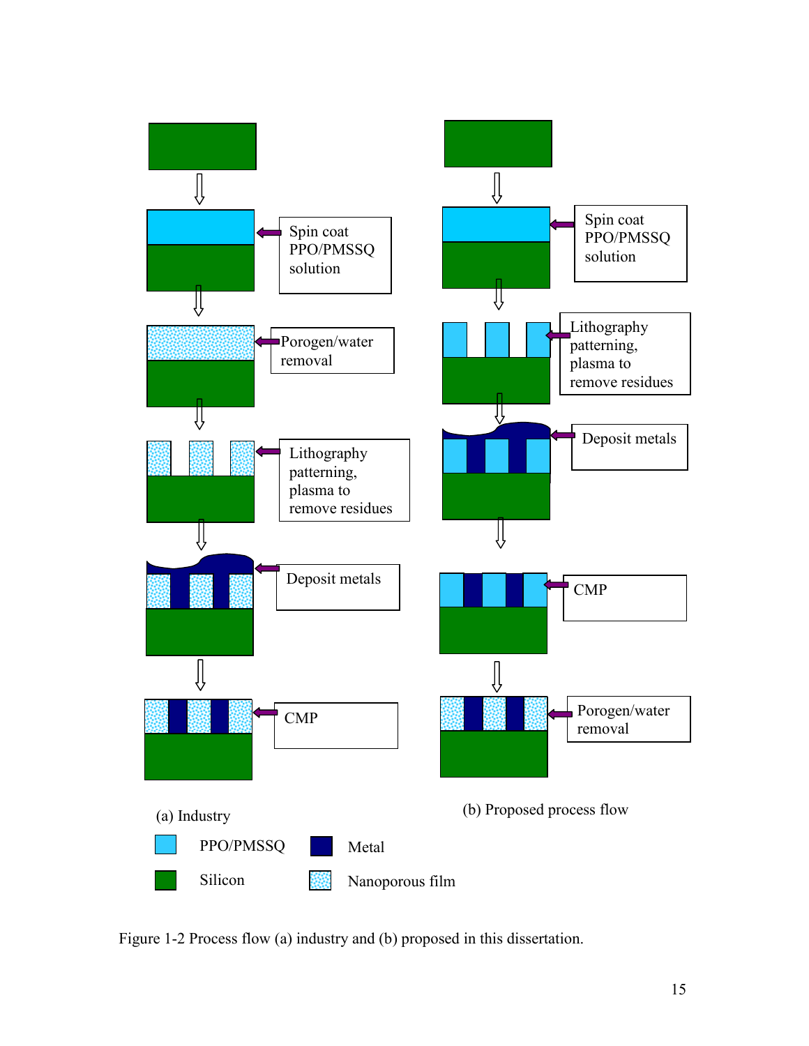Spin coat PPO/PMSSQ solution

Porogen/water removal

Lithography patterning, plasma to remove residues

Deposit metals

CMP

(a) Industry

Spin coat PPO/PMSSQ solution

Lithography patterning, plasma to remove residues

Deposit metals

CMP

Porogen/water removal

(b) Proposed process flow

PPO/PMSSQ  Metal

Silicon  Nanoporous film

Figure 1-2 Process flow (a) industry and (b) proposed in this dissertation.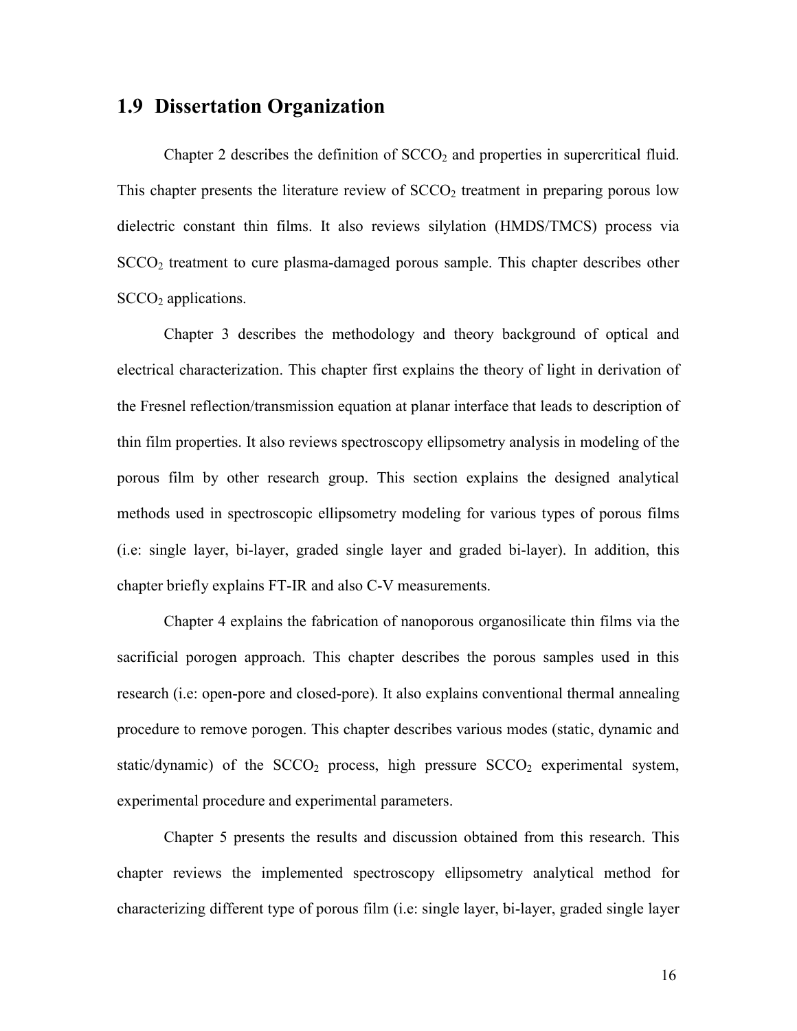## 1.9 Dissertation Organization

Chapter 2 describes the definition of $SCCO_2$ and properties in supercritical fluid. This chapter presents the literature review of $SCCO_2$ treatment in preparing porous low dielectric constant thin films. It also reviews silylation (HMDS/TMCS) process via $SCCO_2$ treatment to cure plasma-damaged porous sample. This chapter describes other $SCCO_2$ applications.

Chapter 3 describes the methodology and theory background of optical and electrical characterization. This chapter first explains the theory of light in derivation of the Fresnel reflection/transmission equation at planar interface that leads to description of thin film properties. It also reviews spectroscopy ellipsometry analysis in modeling of the porous film by other research group. This section explains the designed analytical methods used in spectroscopic ellipsometry modeling for various types of porous films (i.e: single layer, bi-layer, graded single layer and graded bi-layer). In addition, this chapter briefly explains FT-IR and also C-V measurements.

Chapter 4 explains the fabrication of nanoporous organosilicate thin films via the sacrificial porogen approach. This chapter describes the porous samples used in this research (i.e: open-pore and closed-pore). It also explains conventional thermal annealing procedure to remove porogen. This chapter describes various modes (static, dynamic and static/dynamic) of the $SCCO_2$ process, high pressure $SCCO_2$ experimental system, experimental procedure and experimental parameters.

Chapter 5 presents the results and discussion obtained from this research. This chapter reviews the implemented spectroscopy ellipsometry analytical method for characterizing different type of porous film (i.e: single layer, bi-layer, graded single layer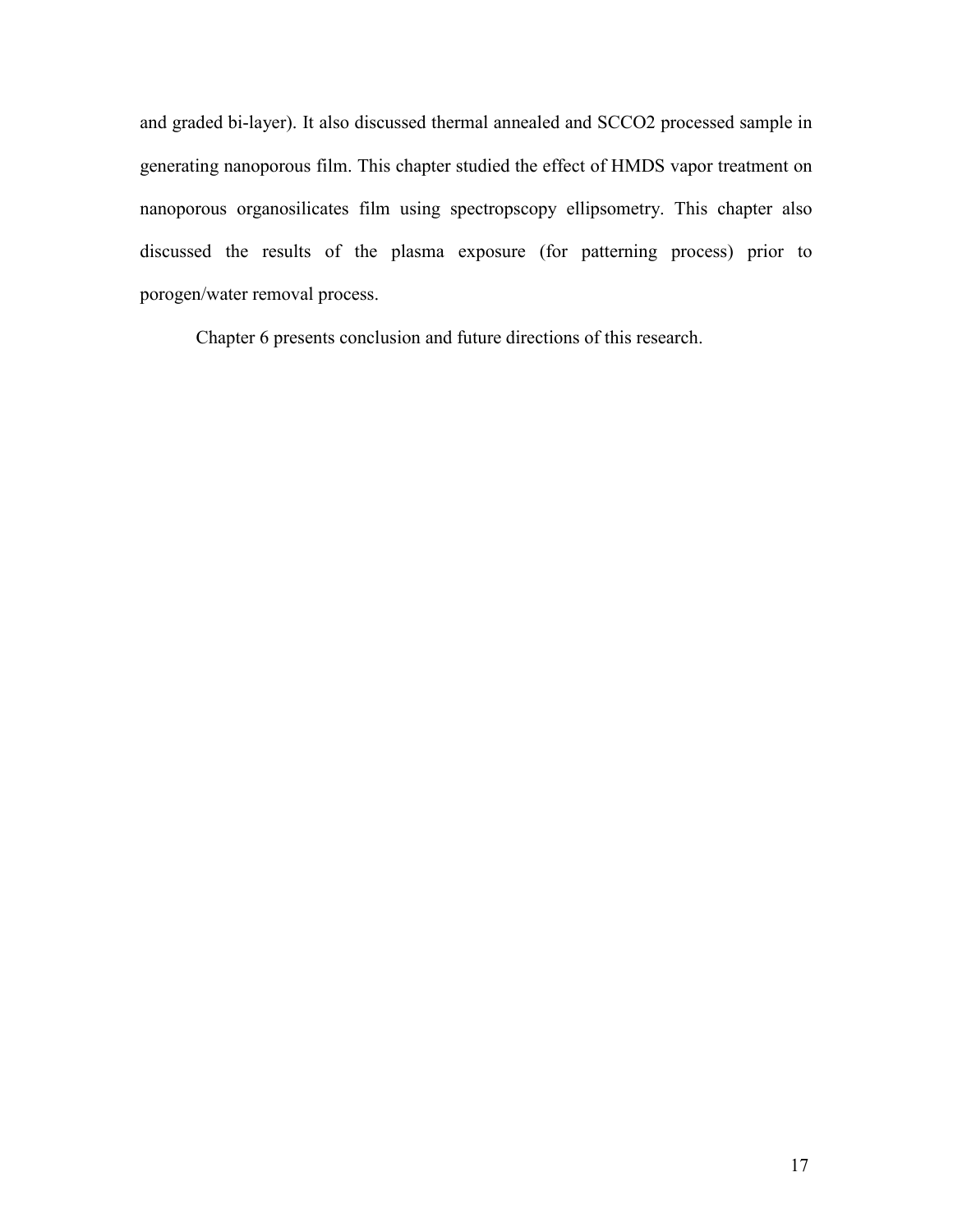and graded bi-layer). It also discussed thermal annealed and SCCO2 processed sample in generating nanoporous film. This chapter studied the effect of HMDS vapor treatment on nanoporous organosilicates film using spectropscopy ellipsometry. This chapter also discussed the results of the plasma exposure (for patterning process) prior to porogen/water removal process.

Chapter 6 presents conclusion and future directions of this research.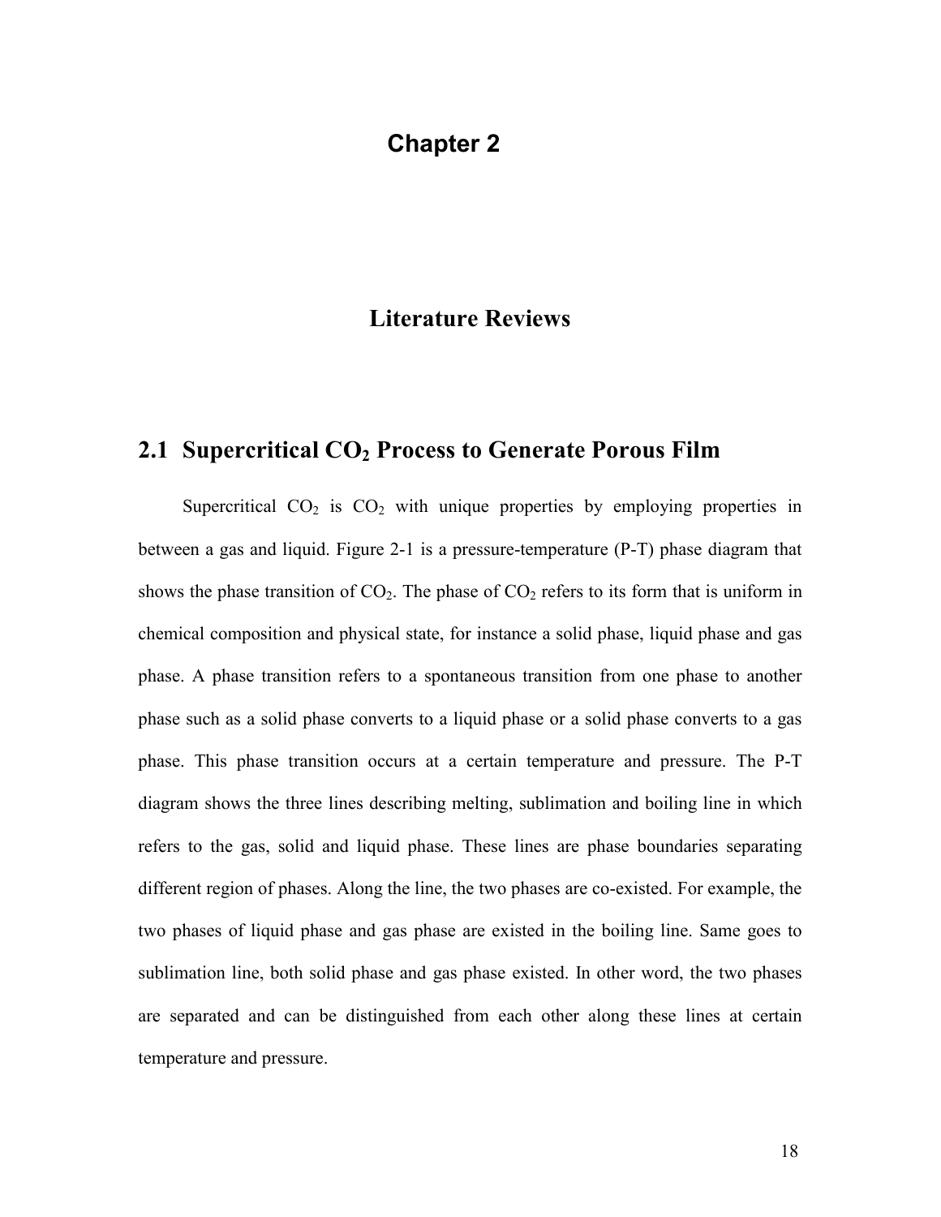# Chapter 2

# Literature Reviews

## 2.1 Supercritical $CO_2$ Process to Generate Porous Film

Supercritical $CO_2$ is $CO_2$ with unique properties by employing properties in between a gas and liquid. Figure 2-1 is a pressure-temperature (P-T) phase diagram that shows the phase transition of $CO_2$. The phase of $CO_2$ refers to its form that is uniform in chemical composition and physical state, for instance a solid phase, liquid phase and gas phase. A phase transition refers to a spontaneous transition from one phase to another phase such as a solid phase converts to a liquid phase or a solid phase converts to a gas phase. This phase transition occurs at a certain temperature and pressure. The P-T diagram shows the three lines describing melting, sublimation and boiling line in which refers to the gas, solid and liquid phase. These lines are phase boundaries separating different region of phases. Along the line, the two phases are co-existed. For example, the two phases of liquid phase and gas phase are existed in the boiling line. Same goes to sublimation line, both solid phase and gas phase existed. In other word, the two phases are separated and can be distinguished from each other along these lines at certain temperature and pressure.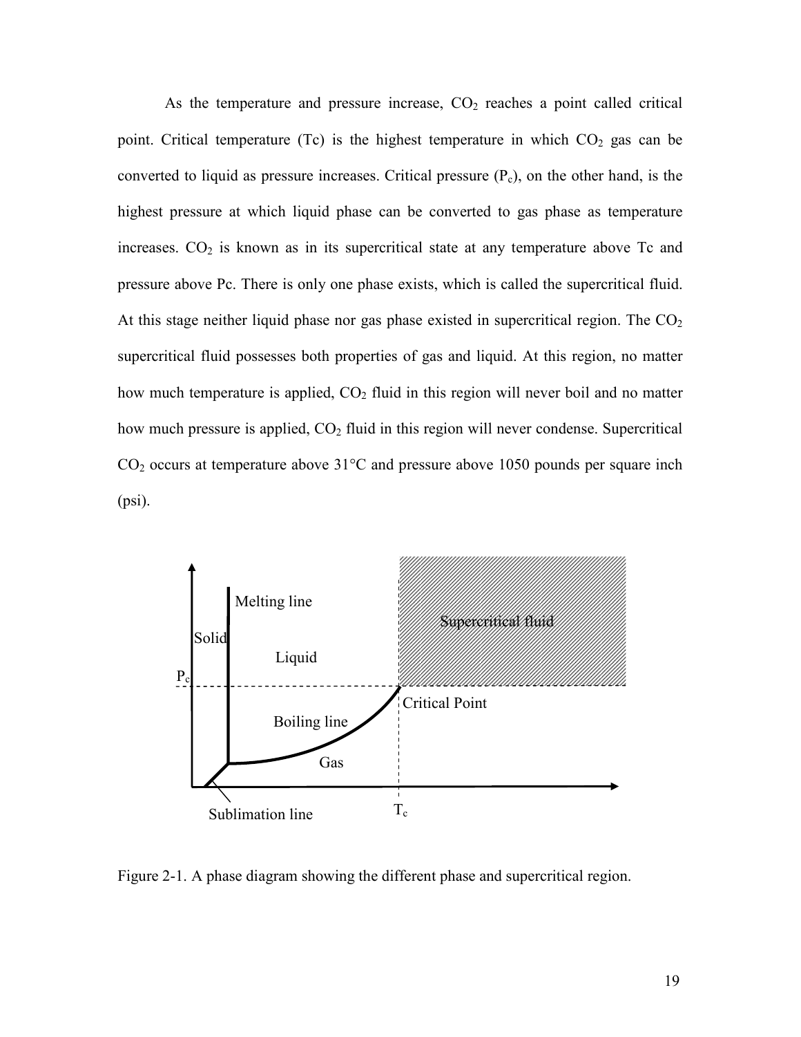As the temperature and pressure increase, $CO_2$ reaches a point called critical point. Critical temperature (Tc) is the highest temperature in which $CO_2$ gas can be converted to liquid as pressure increases. Critical pressure ($P_c$), on the other hand, is the highest pressure at which liquid phase can be converted to gas phase as temperature increases. $CO_2$ is known as in its supercritical state at any temperature above Tc and pressure above Pc. There is only one phase exists, which is called the supercritical fluid. At this stage neither liquid phase nor gas phase existed in supercritical region. The $CO_2$ supercritical fluid possesses both properties of gas and liquid. At this region, no matter how much temperature is applied, $CO_2$ fluid in this region will never boil and no matter how much pressure is applied, $CO_2$ fluid in this region will never condense. Supercritical $CO_2$ occurs at temperature above 31°C and pressure above 1050 pounds per square inch (psi).

Figure 2-1. A phase diagram showing the different phase and supercritical region.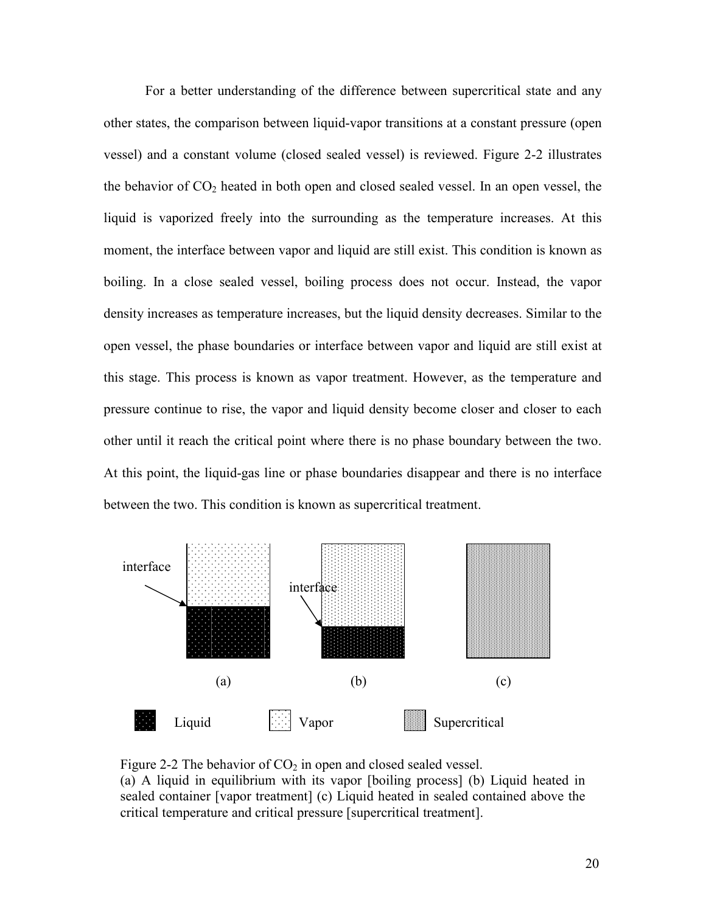For a better understanding of the difference between supercritical state and any other states, the comparison between liquid-vapor transitions at a constant pressure (open vessel) and a constant volume (closed sealed vessel) is reviewed. Figure 2-2 illustrates the behavior of $CO_2$ heated in both open and closed sealed vessel. In an open vessel, the liquid is vaporized freely into the surrounding as the temperature increases. At this moment, the interface between vapor and liquid are still exist. This condition is known as boiling. In a close sealed vessel, boiling process does not occur. Instead, the vapor density increases as temperature increases, but the liquid density decreases. Similar to the open vessel, the phase boundaries or interface between vapor and liquid are still exist at this stage. This process is known as vapor treatment. However, as the temperature and pressure continue to rise, the vapor and liquid density become closer and closer to each other until it reach the critical point where there is no phase boundary between the two. At this point, the liquid-gas line or phase boundaries disappear and there is no interface between the two. This condition is known as supercritical treatment.

interface

interface

(a) (b) (c)

Liquid Vapor Supercritical

Figure 2-2 The behavior of $CO_2$ in open and closed sealed vessel.
(a) A liquid in equilibrium with its vapor [boiling process] (b) Liquid heated in sealed container [vapor treatment] (c) Liquid heated in sealed contained above the critical temperature and critical pressure [supercritical treatment].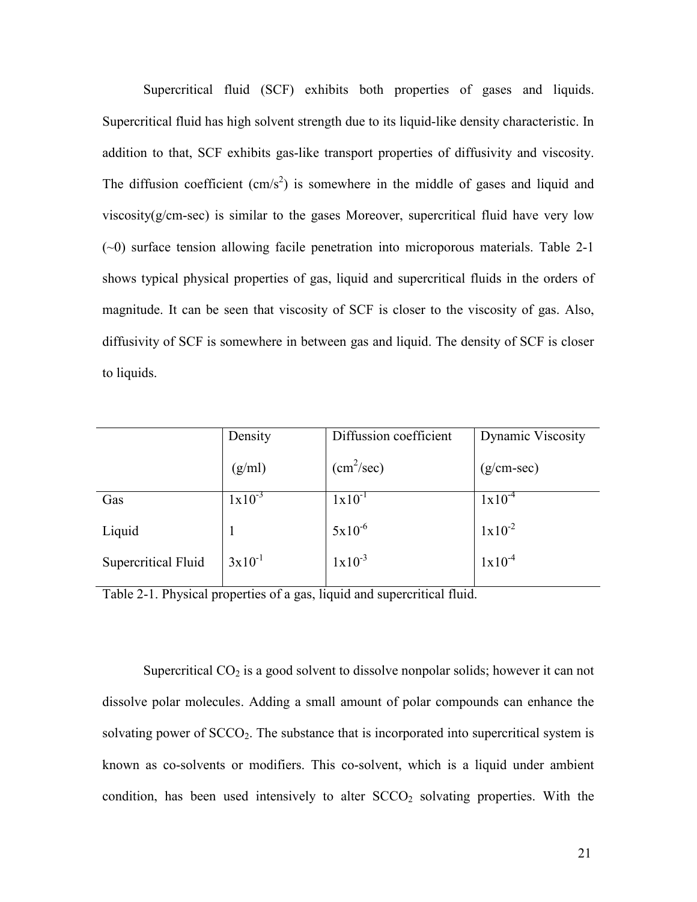Supercritical fluid (SCF) exhibits both properties of gases and liquids. Supercritical fluid has high solvent strength due to its liquid-like density characteristic. In addition to that, SCF exhibits gas-like transport properties of diffusivity and viscosity. The diffusion coefficient ($cm/s^2$) is somewhere in the middle of gases and liquid and viscosity(g/cm-sec) is similar to the gases Moreover, supercritical fluid have very low (~0) surface tension allowing facile penetration into microporous materials. Table 2-1 shows typical physical properties of gas, liquid and supercritical fluids in the orders of magnitude. It can be seen that viscosity of SCF is closer to the viscosity of gas. Also, diffusivity of SCF is somewhere in between gas and liquid. The density of SCF is closer to liquids.

| | Density (g/ml) | Diffusion coefficient ($cm^2/sec$) | Dynamic Viscosity (g/cm-sec) |
|---|---|---|---|
| Gas | $1x10^{-3}$ | $1x10^{-1}$ | $1x10^{-4}$ |
| Liquid | 1 | $5x10^{-6}$ | $1x10^{-2}$ |
| Supercritical Fluid | $3x10^{-1}$ | $1x10^{-3}$ | $1x10^{-4}$ |

Table 2-1. Physical properties of a gas, liquid and supercritical fluid.

Supercritical $CO_2$ is a good solvent to dissolve nonpolar solids; however it can not dissolve polar molecules. Adding a small amount of polar compounds can enhance the solvating power of $SCCO_2$. The substance that is incorporated into supercritical system is known as co-solvents or modifiers. This co-solvent, which is a liquid under ambient condition, has been used intensively to alter $SCCO_2$ solvating properties. With the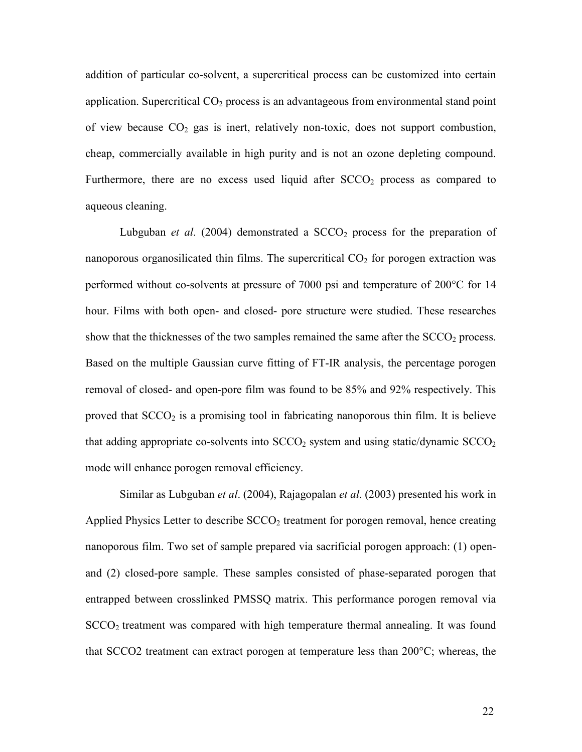addition of particular co-solvent, a supercritical process can be customized into certain application. Supercritical $CO_2$ process is an advantageous from environmental stand point of view because $CO_2$ gas is inert, relatively non-toxic, does not support combustion, cheap, commercially available in high purity and is not an ozone depleting compound. Furthermore, there are no excess used liquid after $SCCO_2$ process as compared to aqueous cleaning.

Lubguban *et al*. (2004) demonstrated a $SCCO_2$ process for the preparation of nanoporous organosilicated thin films. The supercritical $CO_2$ for porogen extraction was performed without co-solvents at pressure of 7000 psi and temperature of 200°C for 14 hour. Films with both open- and closed- pore structure were studied. These researches show that the thicknesses of the two samples remained the same after the $SCCO_2$ process. Based on the multiple Gaussian curve fitting of FT-IR analysis, the percentage porogen removal of closed- and open-pore film was found to be 85% and 92% respectively. This proved that $SCCO_2$ is a promising tool in fabricating nanoporous thin film. It is believe that adding appropriate co-solvents into $SCCO_2$ system and using static/dynamic $SCCO_2$ mode will enhance porogen removal efficiency.

Similar as Lubguban *et al*. (2004), Rajagopalan *et al*. (2003) presented his work in Applied Physics Letter to describe $SCCO_2$ treatment for porogen removal, hence creating nanoporous film. Two set of sample prepared via sacrificial porogen approach: (1) open- and (2) closed-pore sample. These samples consisted of phase-separated porogen that entrapped between crosslinked PMSSQ matrix. This performance porogen removal via $SCCO_2$ treatment was compared with high temperature thermal annealing. It was found that SCCO2 treatment can extract porogen at temperature less than 200°C; whereas, the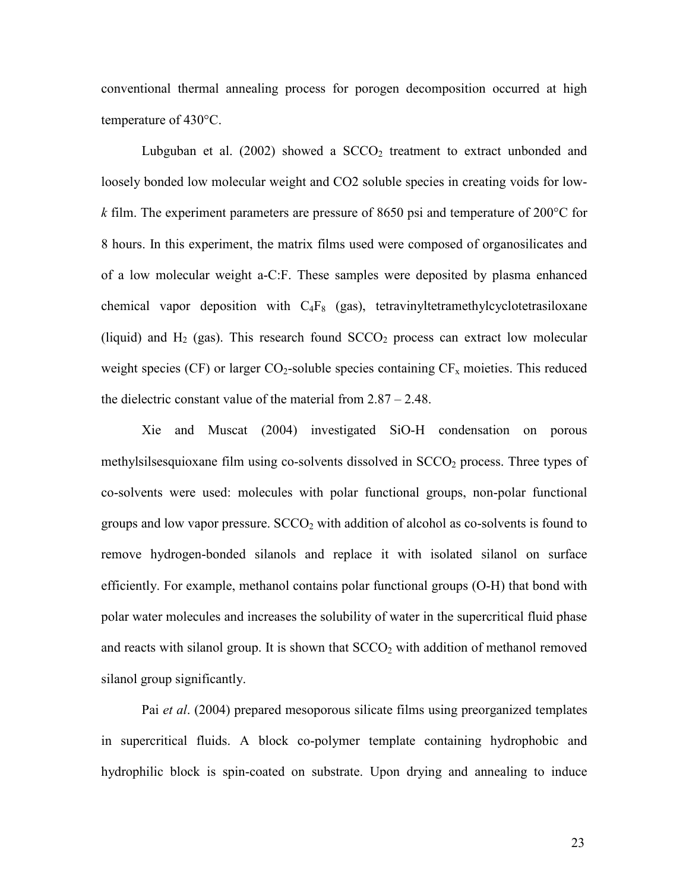conventional thermal annealing process for porogen decomposition occurred at high temperature of 430°C.

Lubguban et al. (2002) showed a $SCCO_2$ treatment to extract unbonded and loosely bonded low molecular weight and CO2 soluble species in creating voids for low-*k* film. The experiment parameters are pressure of 8650 psi and temperature of 200°C for 8 hours. In this experiment, the matrix films used were composed of organosilicates and of a low molecular weight a-C:F. These samples were deposited by plasma enhanced chemical vapor deposition with $C_4F_8$ (gas), tetravinyltetramethylcyclotetrasiloxane (liquid) and $H_2$ (gas). This research found $SCCO_2$ process can extract low molecular weight species (CF) or larger $CO_2$-soluble species containing $CF_x$ moieties. This reduced the dielectric constant value of the material from 2.87 – 2.48.

Xie and Muscat (2004) investigated SiO-H condensation on porous methylsilsesquioxane film using co-solvents dissolved in $SCCO_2$ process. Three types of co-solvents were used: molecules with polar functional groups, non-polar functional groups and low vapor pressure. $SCCO_2$ with addition of alcohol as co-solvents is found to remove hydrogen-bonded silanols and replace it with isolated silanol on surface efficiently. For example, methanol contains polar functional groups (O-H) that bond with polar water molecules and increases the solubility of water in the supercritical fluid phase and reacts with silanol group. It is shown that $SCCO_2$ with addition of methanol removed silanol group significantly.

Pai *et al*. (2004) prepared mesoporous silicate films using preorganized templates in supercritical fluids. A block co-polymer template containing hydrophobic and hydrophilic block is spin-coated on substrate. Upon drying and annealing to induce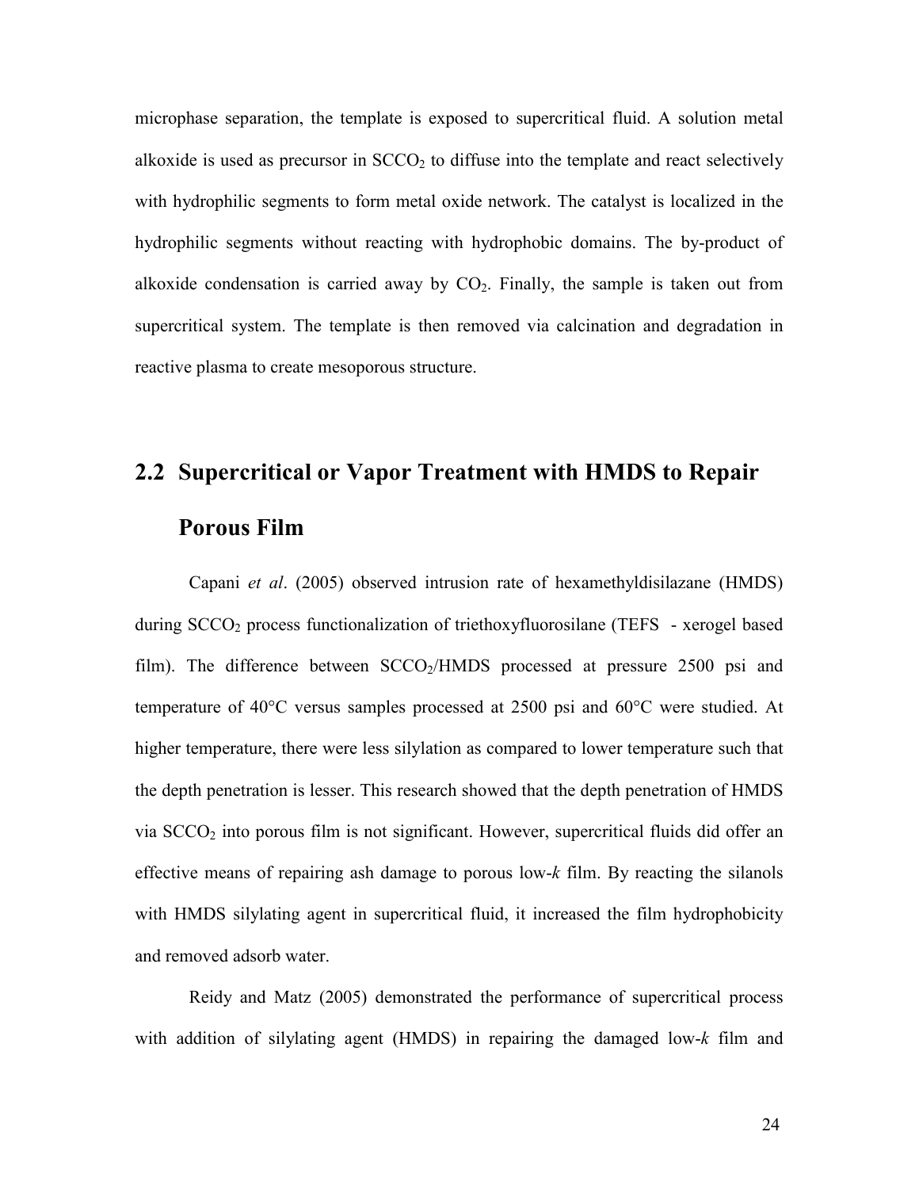microphase separation, the template is exposed to supercritical fluid. A solution metal alkoxide is used as precursor in $SCCO_2$ to diffuse into the template and react selectively with hydrophilic segments to form metal oxide network. The catalyst is localized in the hydrophilic segments without reacting with hydrophobic domains. The by-product of alkoxide condensation is carried away by $CO_2$. Finally, the sample is taken out from supercritical system. The template is then removed via calcination and degradation in reactive plasma to create mesoporous structure.

## 2.2 Supercritical or Vapor Treatment with HMDS to Repair Porous Film

Capani *et al*. (2005) observed intrusion rate of hexamethyldisilazane (HMDS) during $SCCO_2$ process functionalization of triethoxyfluorosilane (TEFS - xerogel based film). The difference between $SCCO_2$/HMDS processed at pressure 2500 psi and temperature of 40°C versus samples processed at 2500 psi and 60°C were studied. At higher temperature, there were less silylation as compared to lower temperature such that the depth penetration is lesser. This research showed that the depth penetration of HMDS via $SCCO_2$ into porous film is not significant. However, supercritical fluids did offer an effective means of repairing ash damage to porous low-*k* film. By reacting the silanols with HMDS silylating agent in supercritical fluid, it increased the film hydrophobicity and removed adsorb water.

Reidy and Matz (2005) demonstrated the performance of supercritical process with addition of silylating agent (HMDS) in repairing the damaged low-*k* film and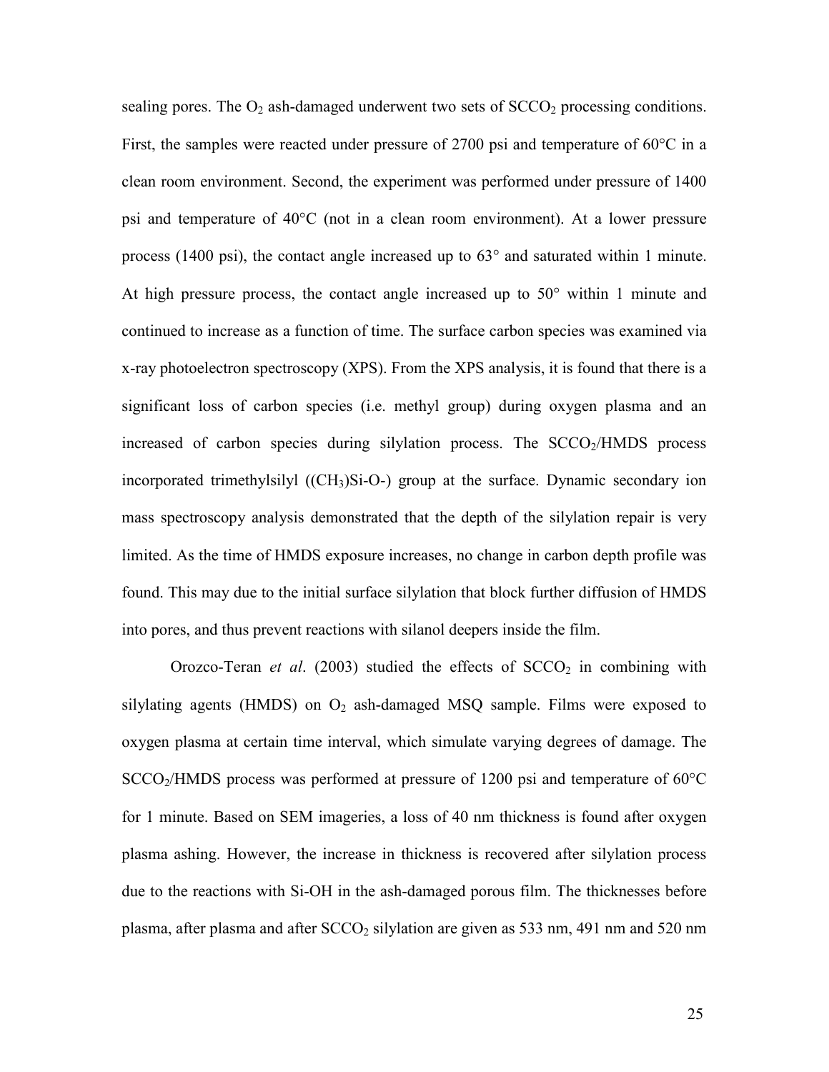sealing pores. The $O_2$ ash-damaged underwent two sets of $SCCO_2$ processing conditions. First, the samples were reacted under pressure of 2700 psi and temperature of 60°C in a clean room environment. Second, the experiment was performed under pressure of 1400 psi and temperature of 40°C (not in a clean room environment). At a lower pressure process (1400 psi), the contact angle increased up to 63° and saturated within 1 minute. At high pressure process, the contact angle increased up to 50° within 1 minute and continued to increase as a function of time. The surface carbon species was examined via x-ray photoelectron spectroscopy (XPS). From the XPS analysis, it is found that there is a significant loss of carbon species (i.e. methyl group) during oxygen plasma and an increased of carbon species during silylation process. The $SCCO_2$/HMDS process incorporated trimethylsilyl ($(CH_3)$Si-O-) group at the surface. Dynamic secondary ion mass spectroscopy analysis demonstrated that the depth of the silylation repair is very limited. As the time of HMDS exposure increases, no change in carbon depth profile was found. This may due to the initial surface silylation that block further diffusion of HMDS into pores, and thus prevent reactions with silanol deepers inside the film.

Orozco-Teran *et al*. (2003) studied the effects of $SCCO_2$ in combining with silylating agents (HMDS) on $O_2$ ash-damaged MSQ sample. Films were exposed to oxygen plasma at certain time interval, which simulate varying degrees of damage. The $SCCO_2$/HMDS process was performed at pressure of 1200 psi and temperature of 60°C for 1 minute. Based on SEM imageries, a loss of 40 nm thickness is found after oxygen plasma ashing. However, the increase in thickness is recovered after silylation process due to the reactions with Si-OH in the ash-damaged porous film. The thicknesses before plasma, after plasma and after $SCCO_2$ silylation are given as 533 nm, 491 nm and 520 nm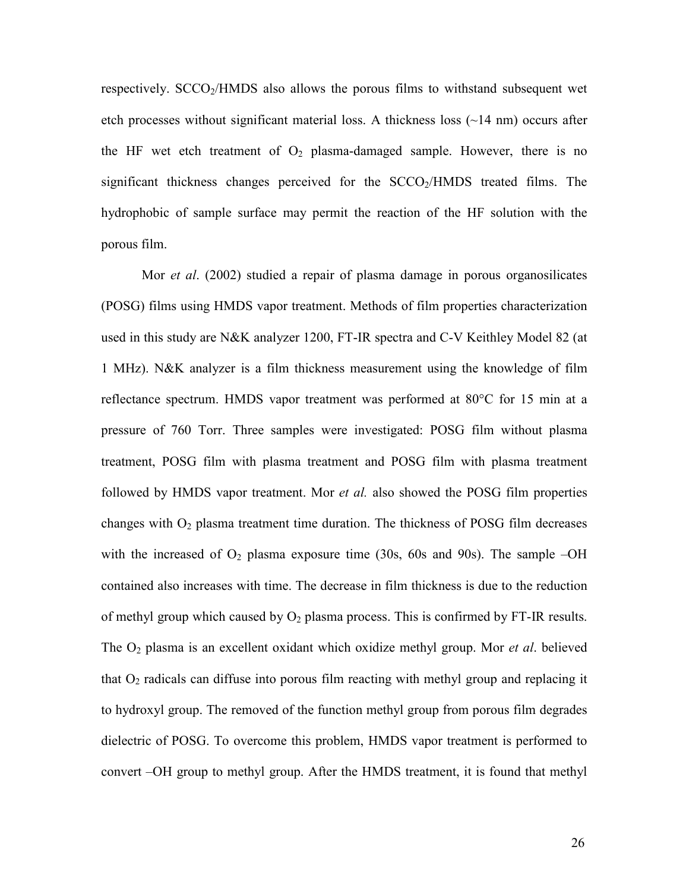respectively. $SCCO_2$/HMDS also allows the porous films to withstand subsequent wet etch processes without significant material loss. A thickness loss (~14 nm) occurs after the HF wet etch treatment of $O_2$ plasma-damaged sample. However, there is no significant thickness changes perceived for the $SCCO_2$/HMDS treated films. The hydrophobic of sample surface may permit the reaction of the HF solution with the porous film.

Mor *et al*. (2002) studied a repair of plasma damage in porous organosilicates (POSG) films using HMDS vapor treatment. Methods of film properties characterization used in this study are N&K analyzer 1200, FT-IR spectra and C-V Keithley Model 82 (at 1 MHz). N&K analyzer is a film thickness measurement using the knowledge of film reflectance spectrum. HMDS vapor treatment was performed at 80°C for 15 min at a pressure of 760 Torr. Three samples were investigated: POSG film without plasma treatment, POSG film with plasma treatment and POSG film with plasma treatment followed by HMDS vapor treatment. Mor *et al.* also showed the POSG film properties changes with $O_2$ plasma treatment time duration. The thickness of POSG film decreases with the increased of $O_2$ plasma exposure time (30s, 60s and 90s). The sample –OH contained also increases with time. The decrease in film thickness is due to the reduction of methyl group which caused by $O_2$ plasma process. This is confirmed by FT-IR results. The $O_2$ plasma is an excellent oxidant which oxidize methyl group. Mor *et al*. believed that $O_2$ radicals can diffuse into porous film reacting with methyl group and replacing it to hydroxyl group. The removed of the function methyl group from porous film degrades dielectric of POSG. To overcome this problem, HMDS vapor treatment is performed to convert –OH group to methyl group. After the HMDS treatment, it is found that methyl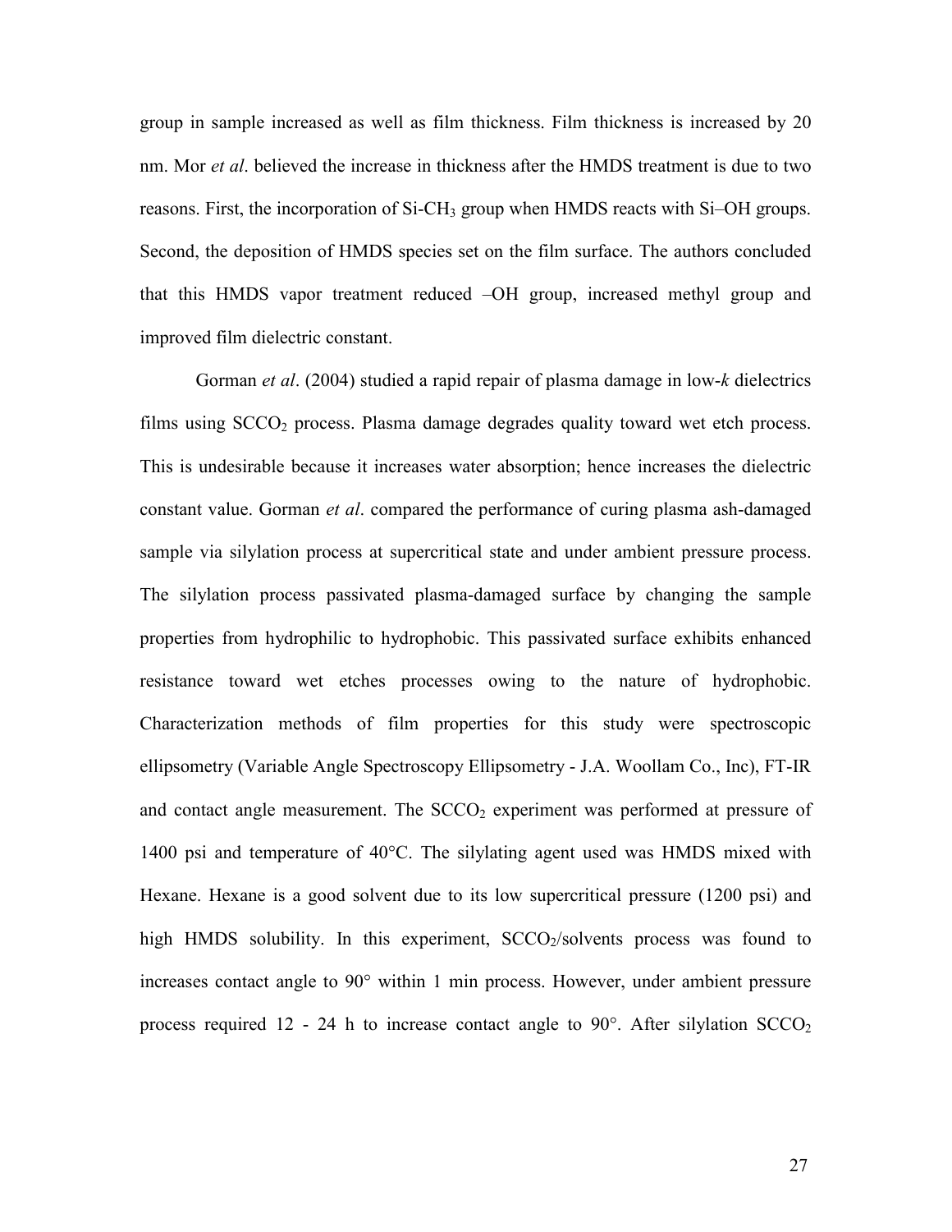group in sample increased as well as film thickness. Film thickness is increased by 20 nm. Mor *et al*. believed the increase in thickness after the HMDS treatment is due to two reasons. First, the incorporation of Si-$CH_3$ group when HMDS reacts with Si–OH groups. Second, the deposition of HMDS species set on the film surface. The authors concluded that this HMDS vapor treatment reduced –OH group, increased methyl group and improved film dielectric constant.

Gorman *et al*. (2004) studied a rapid repair of plasma damage in low-*k* dielectrics films using $SCCO_2$ process. Plasma damage degrades quality toward wet etch process. This is undesirable because it increases water absorption; hence increases the dielectric constant value. Gorman *et al*. compared the performance of curing plasma ash-damaged sample via silylation process at supercritical state and under ambient pressure process. The silylation process passivated plasma-damaged surface by changing the sample properties from hydrophilic to hydrophobic. This passivated surface exhibits enhanced resistance toward wet etches processes owing to the nature of hydrophobic. Characterization methods of film properties for this study were spectroscopic ellipsometry (Variable Angle Spectroscopy Ellipsometry - J.A. Woollam Co., Inc), FT-IR and contact angle measurement. The $SCCO_2$ experiment was performed at pressure of 1400 psi and temperature of 40°C. The silylating agent used was HMDS mixed with Hexane. Hexane is a good solvent due to its low supercritical pressure (1200 psi) and high HMDS solubility. In this experiment, $SCCO_2$/solvents process was found to increases contact angle to 90° within 1 min process. However, under ambient pressure process required 12 - 24 h to increase contact angle to 90°. After silylation $SCCO_2$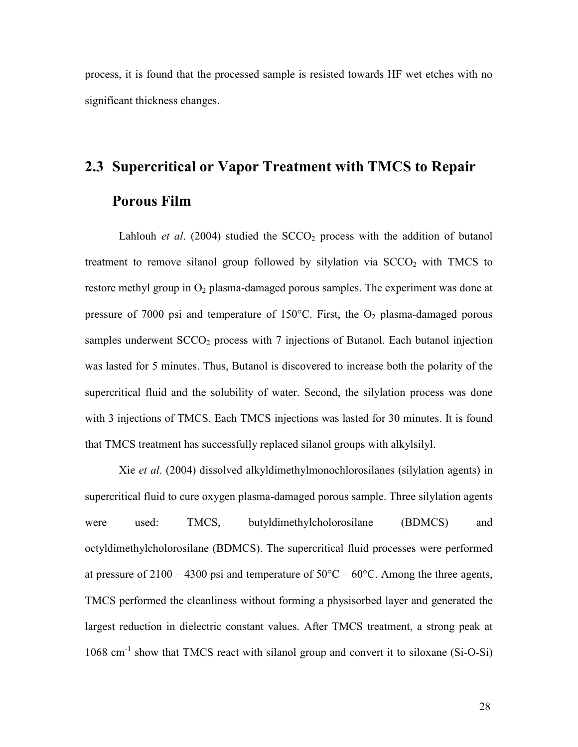process, it is found that the processed sample is resisted towards HF wet etches with no significant thickness changes.

## 2.3 Supercritical or Vapor Treatment with TMCS to Repair Porous Film

Lahlouh *et al*. (2004) studied the $SCCO_2$ process with the addition of butanol treatment to remove silanol group followed by silylation via $SCCO_2$ with TMCS to restore methyl group in $O_2$ plasma-damaged porous samples. The experiment was done at pressure of 7000 psi and temperature of 150°C. First, the $O_2$ plasma-damaged porous samples underwent $SCCO_2$ process with 7 injections of Butanol. Each butanol injection was lasted for 5 minutes. Thus, Butanol is discovered to increase both the polarity of the supercritical fluid and the solubility of water. Second, the silylation process was done with 3 injections of TMCS. Each TMCS injections was lasted for 30 minutes. It is found that TMCS treatment has successfully replaced silanol groups with alkylsilyl.

Xie *et al*. (2004) dissolved alkyldimethylmonochlorosilanes (silylation agents) in supercritical fluid to cure oxygen plasma-damaged porous sample. Three silylation agents were used: TMCS, butyldimethylcholorosilane (BDMCS) and octyldimethylcholorosilane (BDMCS). The supercritical fluid processes were performed at pressure of 2100 – 4300 psi and temperature of 50°C – 60°C. Among the three agents, TMCS performed the cleanliness without forming a physisorbed layer and generated the largest reduction in dielectric constant values. After TMCS treatment, a strong peak at 1068 $cm^{-1}$ show that TMCS react with silanol group and convert it to siloxane (Si-O-Si)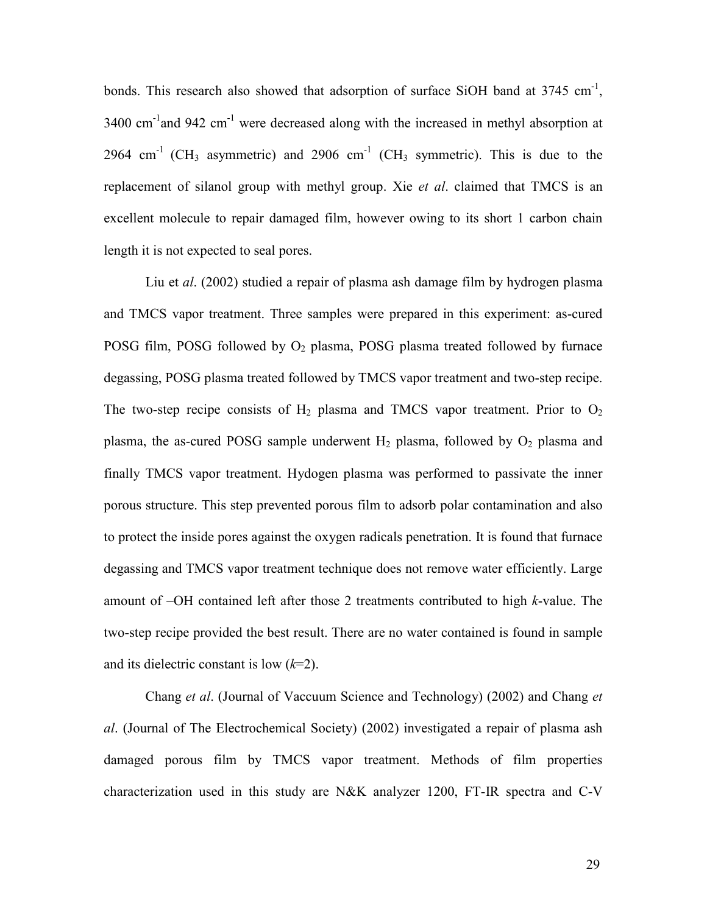bonds. This research also showed that adsorption of surface SiOH band at 3745 $cm^{-1}$, 3400 $cm^{-1}$and 942 $cm^{-1}$ were decreased along with the increased in methyl absorption at 2964 $cm^{-1}$ ($CH_3$ asymmetric) and 2906 $cm^{-1}$ ($CH_3$ symmetric). This is due to the replacement of silanol group with methyl group. Xie *et al*. claimed that TMCS is an excellent molecule to repair damaged film, however owing to its short 1 carbon chain length it is not expected to seal pores.

Liu et *al*. (2002) studied a repair of plasma ash damage film by hydrogen plasma and TMCS vapor treatment. Three samples were prepared in this experiment: as-cured POSG film, POSG followed by $O_2$ plasma, POSG plasma treated followed by furnace degassing, POSG plasma treated followed by TMCS vapor treatment and two-step recipe. The two-step recipe consists of $H_2$ plasma and TMCS vapor treatment. Prior to $O_2$ plasma, the as-cured POSG sample underwent $H_2$ plasma, followed by $O_2$ plasma and finally TMCS vapor treatment. Hydrogen plasma was performed to passivate the inner porous structure. This step prevented porous film to adsorb polar contamination and also to protect the inside pores against the oxygen radicals penetration. It is found that furnace degassing and TMCS vapor treatment technique does not remove water efficiently. Large amount of –OH contained left after those 2 treatments contributed to high *k*-value. The two-step recipe provided the best result. There are no water contained is found in sample and its dielectric constant is low (*k*=2).

Chang *et al*. (Journal of Vaccuum Science and Technology) (2002) and Chang *et al*. (Journal of The Electrochemical Society) (2002) investigated a repair of plasma ash damaged porous film by TMCS vapor treatment. Methods of film properties characterization used in this study are N&K analyzer 1200, FT-IR spectra and C-V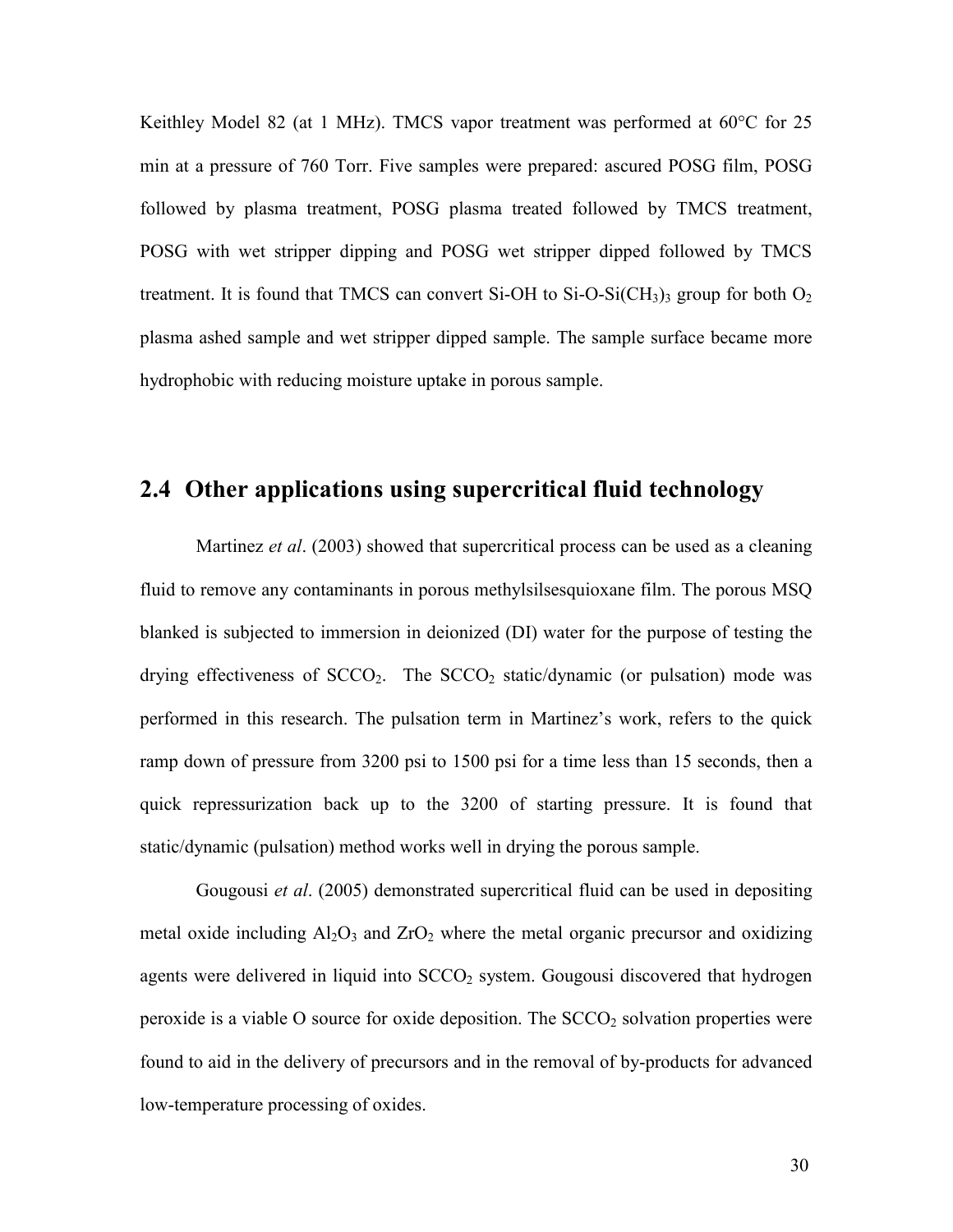Keithley Model 82 (at 1 MHz). TMCS vapor treatment was performed at 60°C for 25 min at a pressure of 760 Torr. Five samples were prepared: ascured POSG film, POSG followed by plasma treatment, POSG plasma treated followed by TMCS treatment, POSG with wet stripper dipping and POSG wet stripper dipped followed by TMCS treatment. It is found that TMCS can convert Si-OH to Si-O-Si$(CH_3)_3$ group for both $O_2$ plasma ashed sample and wet stripper dipped sample. The sample surface became more hydrophobic with reducing moisture uptake in porous sample.

## 2.4 Other applications using supercritical fluid technology

Martinez *et al*. (2003) showed that supercritical process can be used as a cleaning fluid to remove any contaminants in porous methylsilsesquioxane film. The porous MSQ blanked is subjected to immersion in deionized (DI) water for the purpose of testing the drying effectiveness of $SCCO_2$. The $SCCO_2$ static/dynamic (or pulsation) mode was performed in this research. The pulsation term in Martinez's work, refers to the quick ramp down of pressure from 3200 psi to 1500 psi for a time less than 15 seconds, then a quick repressurization back up to the 3200 of starting pressure. It is found that static/dynamic (pulsation) method works well in drying the porous sample.

Gougousi *et al*. (2005) demonstrated supercritical fluid can be used in depositing metal oxide including $Al_2O_3$ and $ZrO_2$ where the metal organic precursor and oxidizing agents were delivered in liquid into $SCCO_2$ system. Gougousi discovered that hydrogen peroxide is a viable O source for oxide deposition. The $SCCO_2$ solvation properties were found to aid in the delivery of precursors and in the removal of by-products for advanced low-temperature processing of oxides.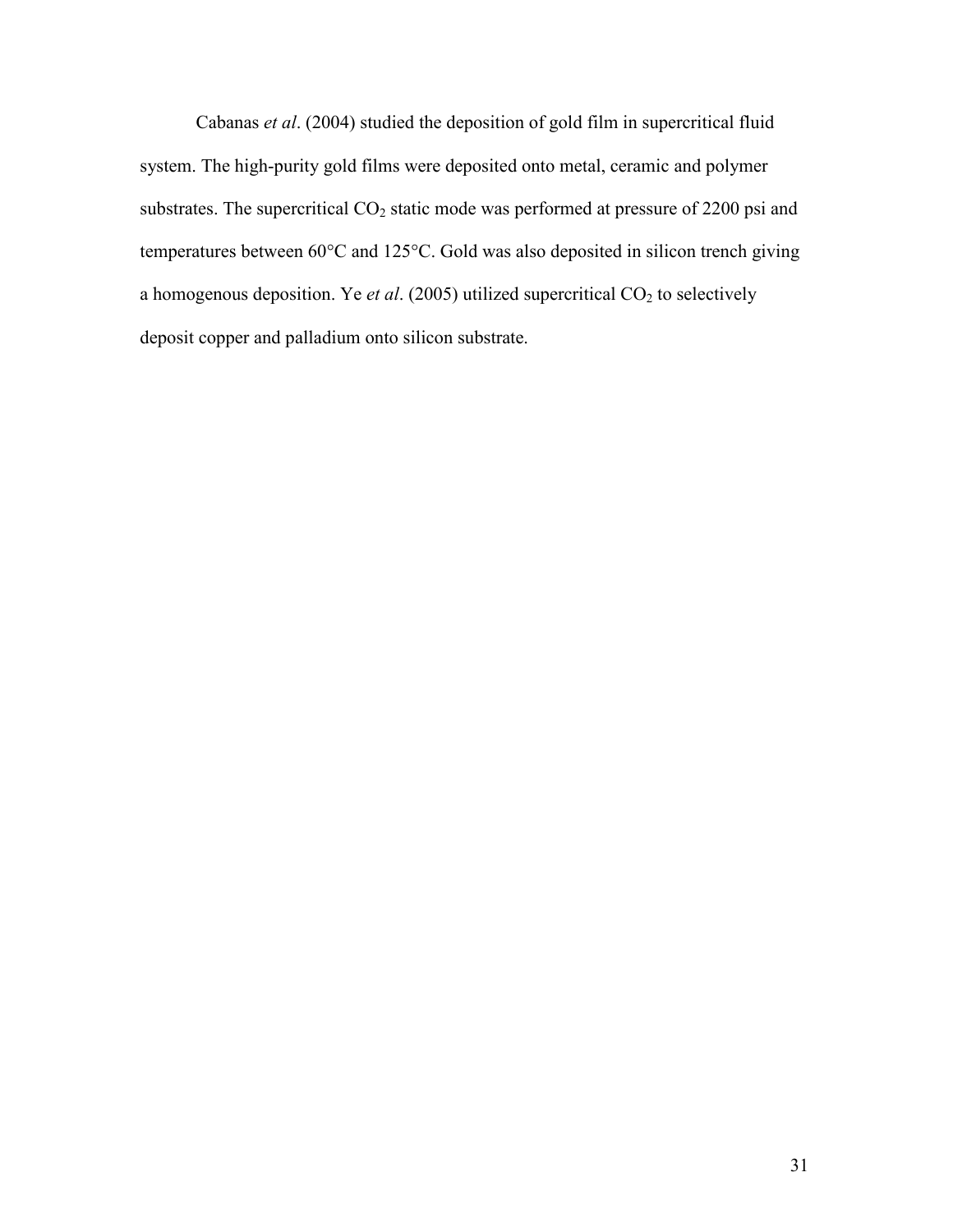Cabanas *et al*. (2004) studied the deposition of gold film in supercritical fluid system. The high-purity gold films were deposited onto metal, ceramic and polymer substrates. The supercritical $CO_2$ static mode was performed at pressure of 2200 psi and temperatures between 60°C and 125°C. Gold was also deposited in silicon trench giving a homogenous deposition. Ye *et al*. (2005) utilized supercritical $CO_2$ to selectively deposit copper and palladium onto silicon substrate.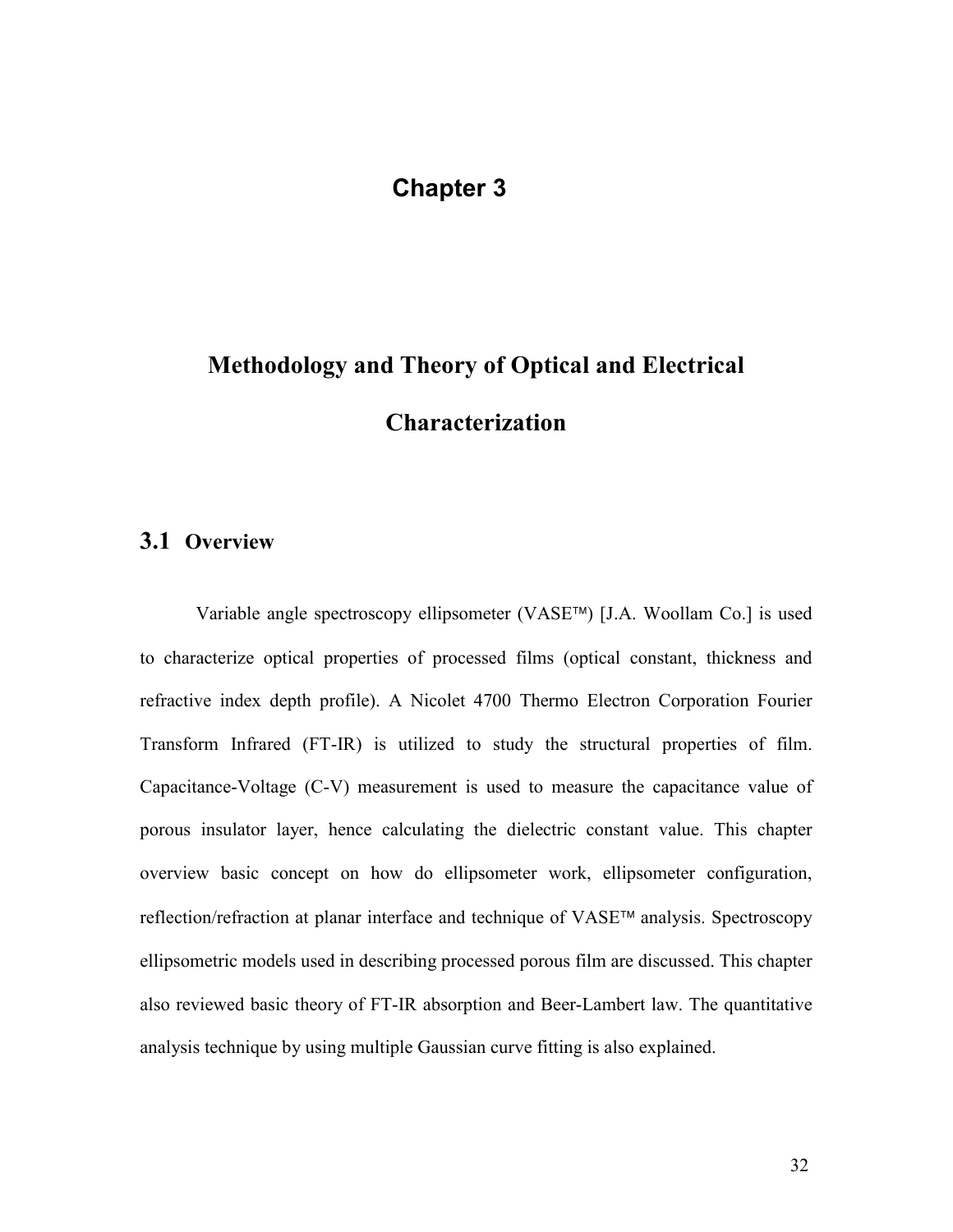# Chapter 3

# Methodology and Theory of Optical and Electrical Characterization

## 3.1 Overview

Variable angle spectroscopy ellipsometer (VASE™) [J.A. Woollam Co.] is used to characterize optical properties of processed films (optical constant, thickness and refractive index depth profile). A Nicolet 4700 Thermo Electron Corporation Fourier Transform Infrared (FT-IR) is utilized to study the structural properties of film. Capacitance-Voltage (C-V) measurement is used to measure the capacitance value of porous insulator layer, hence calculating the dielectric constant value. This chapter overview basic concept on how do ellipsometer work, ellipsometer configuration, reflection/refraction at planar interface and technique of VASE™ analysis. Spectroscopy ellipsometric models used in describing processed porous film are discussed. This chapter also reviewed basic theory of FT-IR absorption and Beer-Lambert law. The quantitative analysis technique by using multiple Gaussian curve fitting is also explained.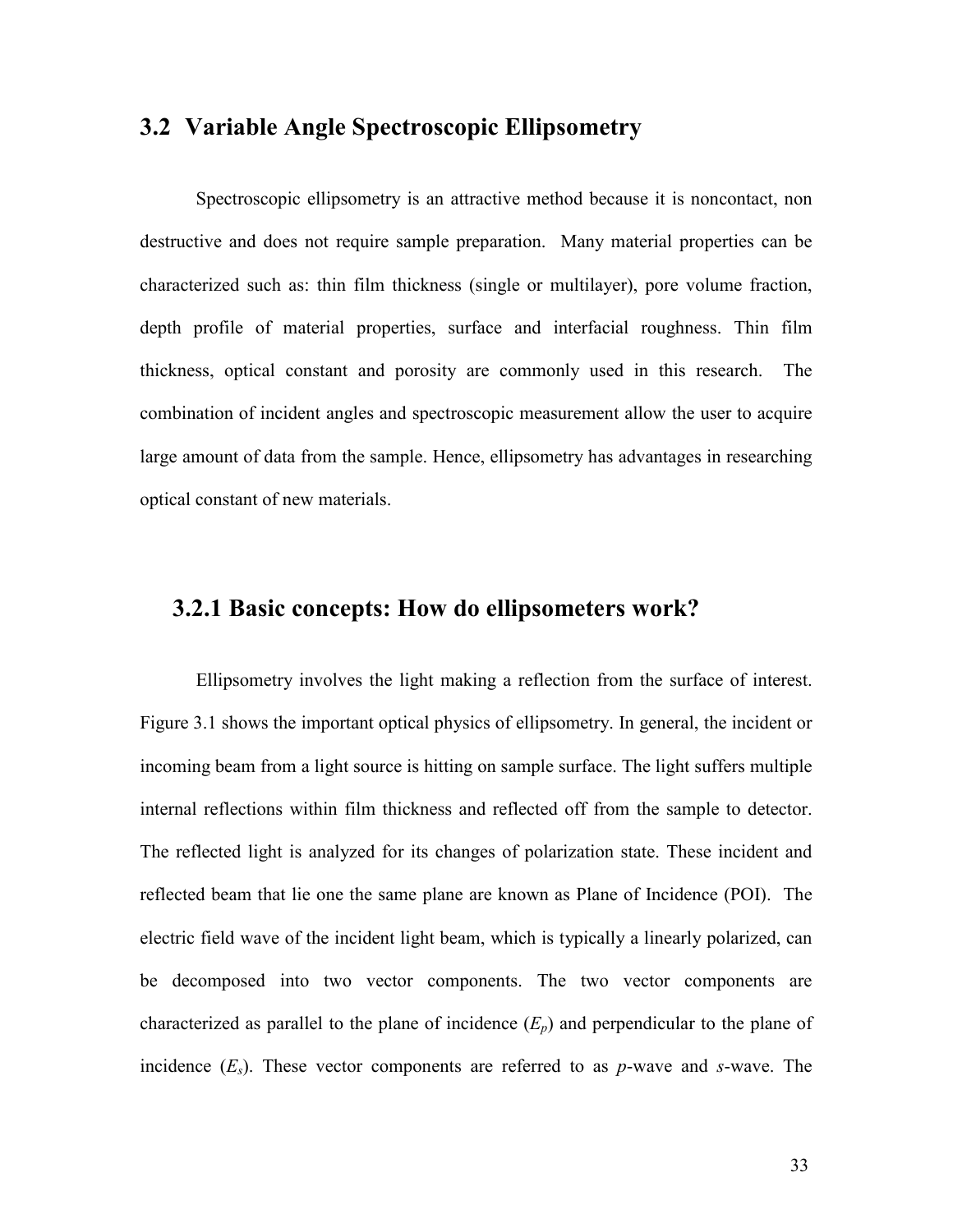## 3.2 Variable Angle Spectroscopic Ellipsometry

Spectroscopic ellipsometry is an attractive method because it is noncontact, non destructive and does not require sample preparation. Many material properties can be characterized such as: thin film thickness (single or multilayer), pore volume fraction, depth profile of material properties, surface and interfacial roughness. Thin film thickness, optical constant and porosity are commonly used in this research. The combination of incident angles and spectroscopic measurement allow the user to acquire large amount of data from the sample. Hence, ellipsometry has advantages in researching optical constant of new materials.

### 3.2.1 Basic concepts: How do ellipsometers work?

Ellipsometry involves the light making a reflection from the surface of interest. Figure 3.1 shows the important optical physics of ellipsometry. In general, the incident or incoming beam from a light source is hitting on sample surface. The light suffers multiple internal reflections within film thickness and reflected off from the sample to detector. The reflected light is analyzed for its changes of polarization state. These incident and reflected beam that lie one the same plane are known as Plane of Incidence (POI). The electric field wave of the incident light beam, which is typically a linearly polarized, can be decomposed into two vector components. The two vector components are characterized as parallel to the plane of incidence ($E_p$) and perpendicular to the plane of incidence ($E_s$). These vector components are referred to as *p*-wave and *s*-wave. The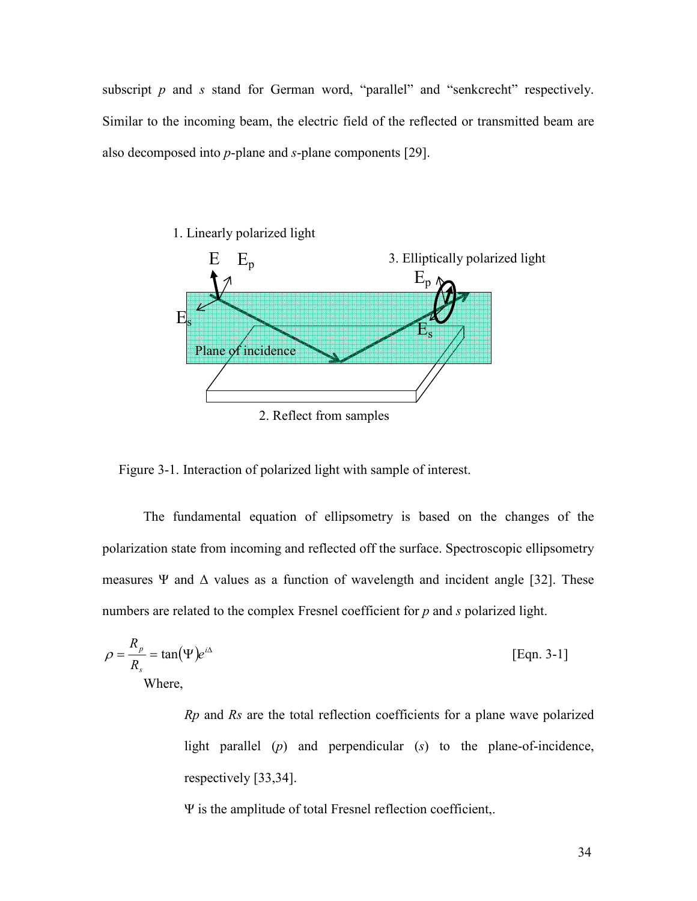subscript *p* and *s* stand for German word, "parallel" and "senkcrecht" respectively. Similar to the incoming beam, the electric field of the reflected or transmitted beam are also decomposed into *p*-plane and *s*-plane components [29].

Figure 3-1. Interaction of polarized light with sample of interest.

The fundamental equation of ellipsometry is based on the changes of the polarization state from incoming and reflected off the surface. Spectroscopic ellipsometry measures Ψ and Δ values as a function of wavelength and incident angle [32]. These numbers are related to the complex Fresnel coefficient for *p* and *s* polarized light.

$$\rho = \frac{R_p}{R_s} = \tan(\Psi)e^{i\Delta} \qquad \text{[Eqn. 3-1]}$$

Where,

*Rp* and *Rs* are the total reflection coefficients for a plane wave polarized light parallel (*p*) and perpendicular (*s*) to the plane-of-incidence, respectively [33,34].

Ψ is the amplitude of total Fresnel reflection coefficient,.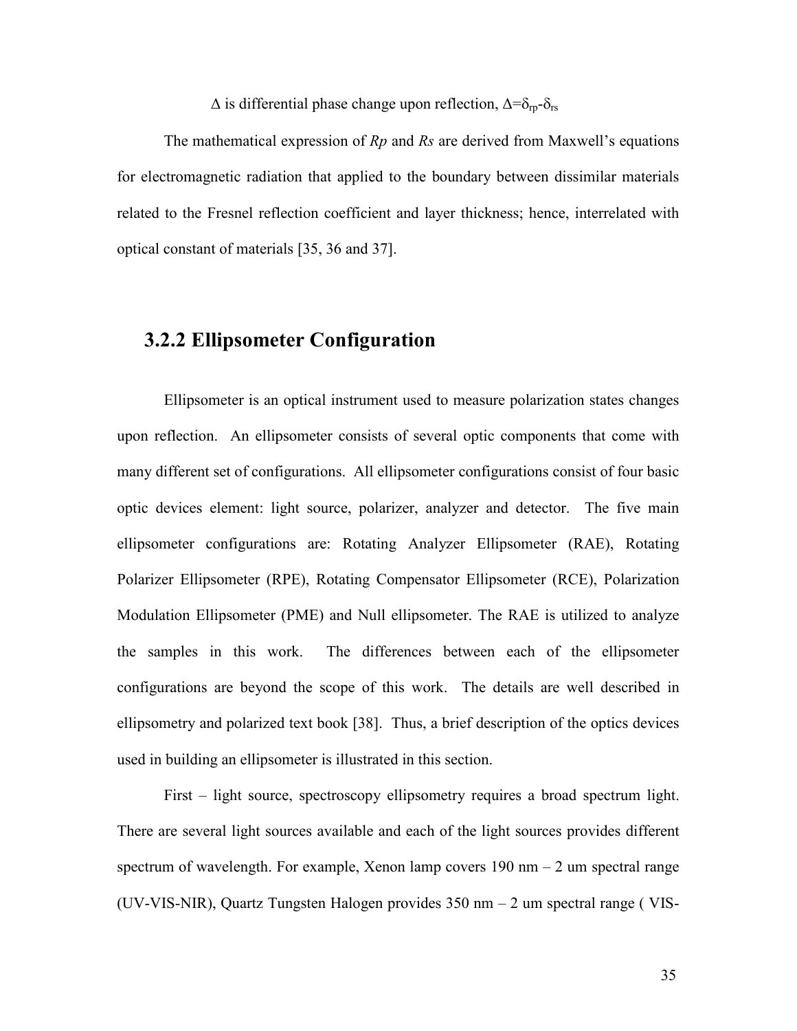$\Delta$ is differential phase change upon reflection, $\Delta=\delta_{rp}-\delta_{rs}$

The mathematical expression of *Rp* and *Rs* are derived from Maxwell's equations for electromagnetic radiation that applied to the boundary between dissimilar materials related to the Fresnel reflection coefficient and layer thickness; hence, interrelated with optical constant of materials [35, 36 and 37].

### 3.2.2 Ellipsometer Configuration

Ellipsometer is an optical instrument used to measure polarization states changes upon reflection. An ellipsometer consists of several optic components that come with many different set of configurations. All ellipsometer configurations consist of four basic optic devices element: light source, polarizer, analyzer and detector. The five main ellipsometer configurations are: Rotating Analyzer Ellipsometer (RAE), Rotating Polarizer Ellipsometer (RPE), Rotating Compensator Ellipsometer (RCE), Polarization Modulation Ellipsometer (PME) and Null ellipsometer. The RAE is utilized to analyze the samples in this work. The differences between each of the ellipsometer configurations are beyond the scope of this work. The details are well described in ellipsometry and polarized text book [38]. Thus, a brief description of the optics devices used in building an ellipsometer is illustrated in this section.

First – light source, spectroscopy ellipsometry requires a broad spectrum light. There are several light sources available and each of the light sources provides different spectrum of wavelength. For example, Xenon lamp covers 190 nm – 2 um spectral range (UV-VIS-NIR), Quartz Tungsten Halogen provides 350 nm – 2 um spectral range ( VIS-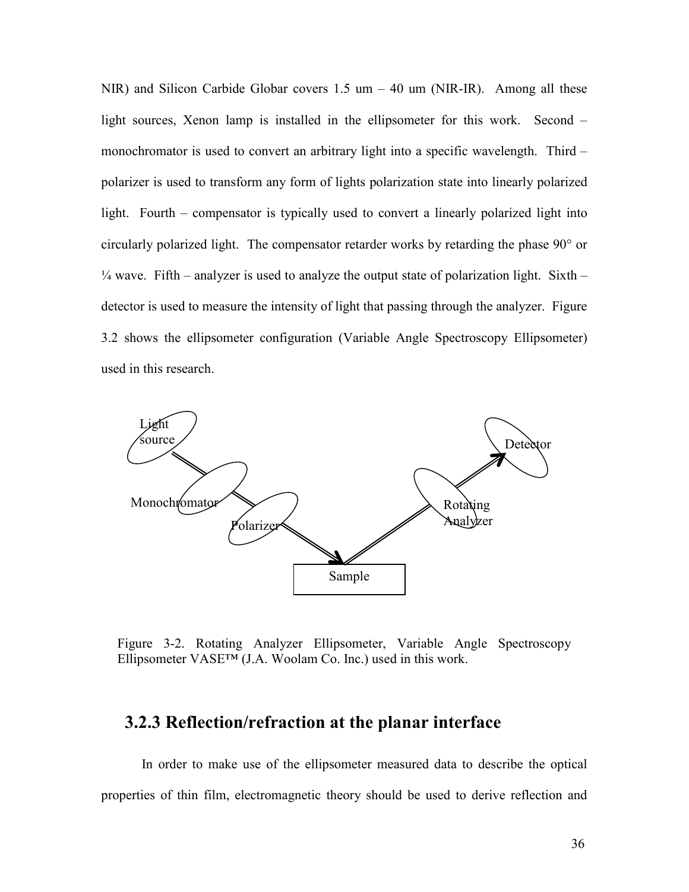NIR) and Silicon Carbide Globar covers 1.5 um – 40 um (NIR-IR). Among all these light sources, Xenon lamp is installed in the ellipsometer for this work. Second – monochromator is used to convert an arbitrary light into a specific wavelength. Third – polarizer is used to transform any form of lights polarization state into linearly polarized light. Fourth – compensator is typically used to convert a linearly polarized light into circularly polarized light. The compensator retarder works by retarding the phase 90° or ¼ wave. Fifth – analyzer is used to analyze the output state of polarization light. Sixth – detector is used to measure the intensity of light that passing through the analyzer. Figure 3.2 shows the ellipsometer configuration (Variable Angle Spectroscopy Ellipsometer) used in this research.

Light source

Monochromator

Polarizer

Sample

Rotating Analyzer

Detector

Figure 3-2. Rotating Analyzer Ellipsometer, Variable Angle Spectroscopy Ellipsometer VASE™ (J.A. Woolam Co. Inc.) used in this work.

### 3.2.3 Reflection/refraction at the planar interface

In order to make use of the ellipsometer measured data to describe the optical properties of thin film, electromagnetic theory should be used to derive reflection and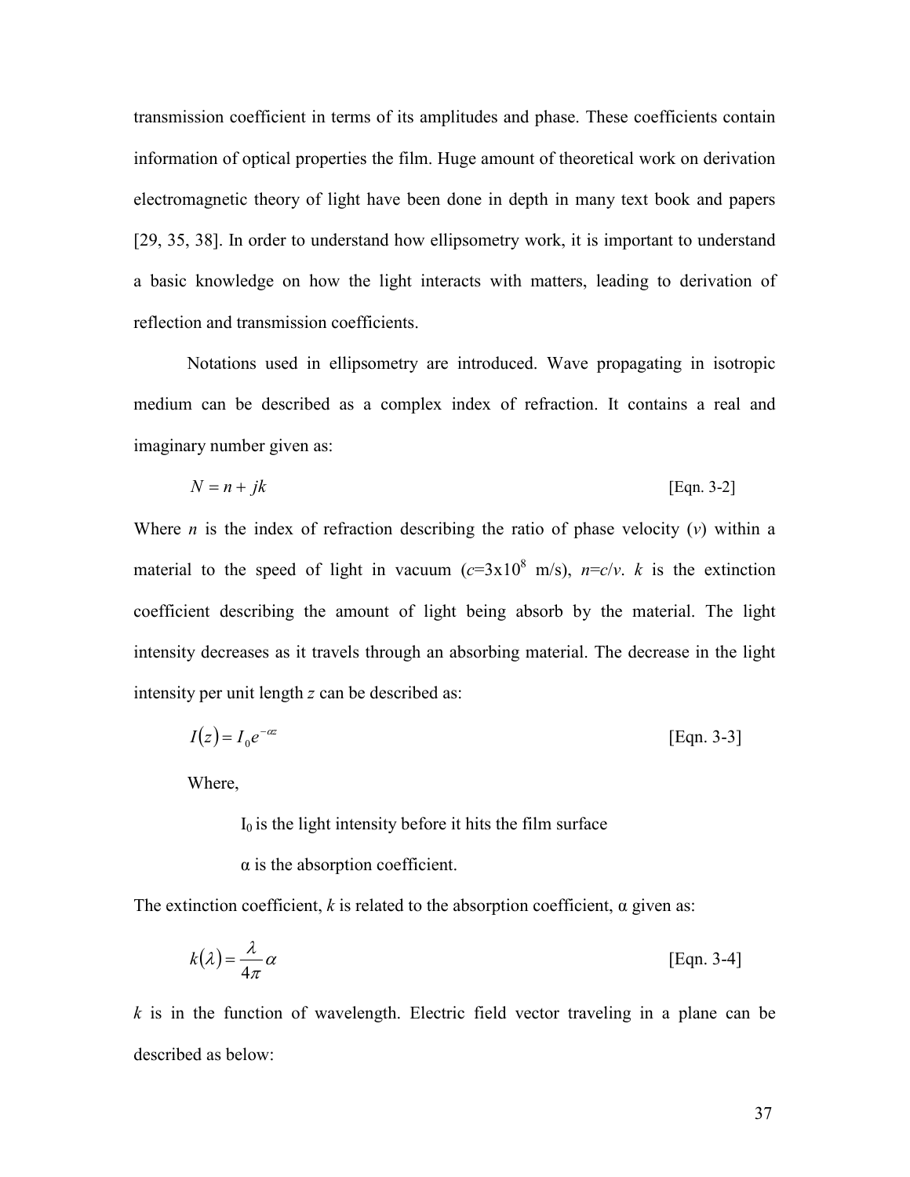transmission coefficient in terms of its amplitudes and phase. These coefficients contain information of optical properties the film. Huge amount of theoretical work on derivation electromagnetic theory of light have been done in depth in many text book and papers [29, 35, 38]. In order to understand how ellipsometry work, it is important to understand a basic knowledge on how the light interacts with matters, leading to derivation of reflection and transmission coefficients.

Notations used in ellipsometry are introduced. Wave propagating in isotropic medium can be described as a complex index of refraction. It contains a real and imaginary number given as:

$$N = n + jk \qquad \text{[Eqn. 3-2]}$$

Where $n$ is the index of refraction describing the ratio of phase velocity ($v$) within a material to the speed of light in vacuum ($c$=3x10$^8$ m/s), $n$=$c/v$. $k$ is the extinction coefficient describing the amount of light being absorb by the material. The light intensity decreases as it travels through an absorbing material. The decrease in the light intensity per unit length $z$ can be described as:

$$I(z) = I_0 e^{-\alpha z} \qquad \text{[Eqn. 3-3]}$$

Where,

$I_0$ is the light intensity before it hits the film surface

α is the absorption coefficient.

The extinction coefficient, $k$ is related to the absorption coefficient, α given as:

$$k(\lambda) = \frac{\lambda}{4\pi}\alpha \qquad \text{[Eqn. 3-4]}$$

$k$ is in the function of wavelength. Electric field vector traveling in a plane can be described as below: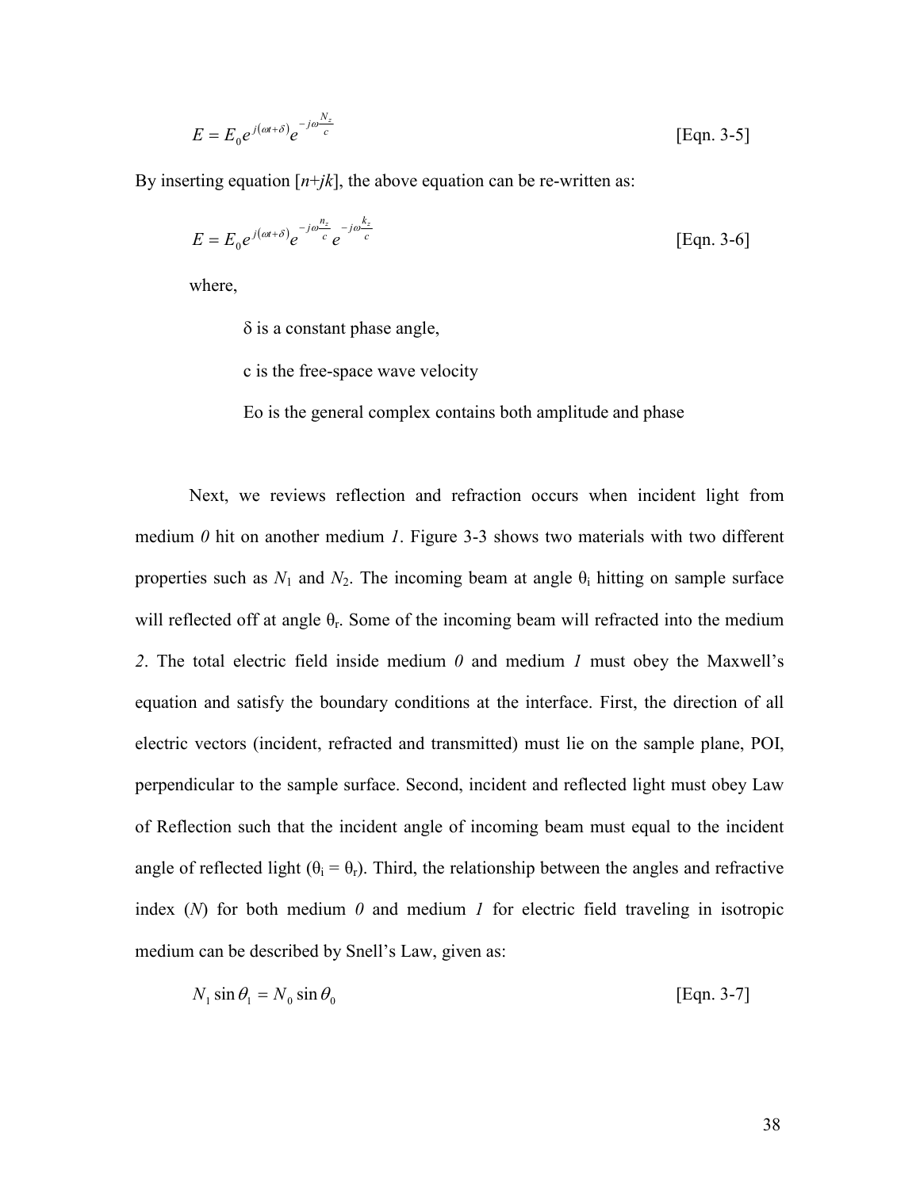$$E = E_0 e^{j(\omega t + \delta)} e^{-j\omega \frac{N_z}{c}} \qquad \text{[Eqn. 3-5]}$$

By inserting equation [*n*+*jk*], the above equation can be re-written as:

$$E = E_0 e^{j(\omega t + \delta)} e^{-j\omega \frac{n_z}{c}} e^{-j\omega \frac{k_z}{c}} \qquad \text{[Eqn. 3-6]}$$

where,

δ is a constant phase angle,

c is the free-space wave velocity

Eo is the general complex contains both amplitude and phase

Next, we reviews reflection and refraction occurs when incident light from medium *0* hit on another medium *1*. Figure 3-3 shows two materials with two different properties such as $N_1$ and $N_2$. The incoming beam at angle $\theta_i$ hitting on sample surface will reflected off at angle $\theta_r$. Some of the incoming beam will refracted into the medium *2*. The total electric field inside medium *0* and medium *1* must obey the Maxwell's equation and satisfy the boundary conditions at the interface. First, the direction of all electric vectors (incident, refracted and transmitted) must lie on the sample plane, POI, perpendicular to the sample surface. Second, incident and reflected light must obey Law of Reflection such that the incident angle of incoming beam must equal to the incident angle of reflected light ($\theta_i = \theta_r$). Third, the relationship between the angles and refractive index (*N*) for both medium *0* and medium *1* for electric field traveling in isotropic medium can be described by Snell's Law, given as:

$$N_1 \sin\theta_1 = N_0 \sin\theta_0 \qquad \text{[Eqn. 3-7]}$$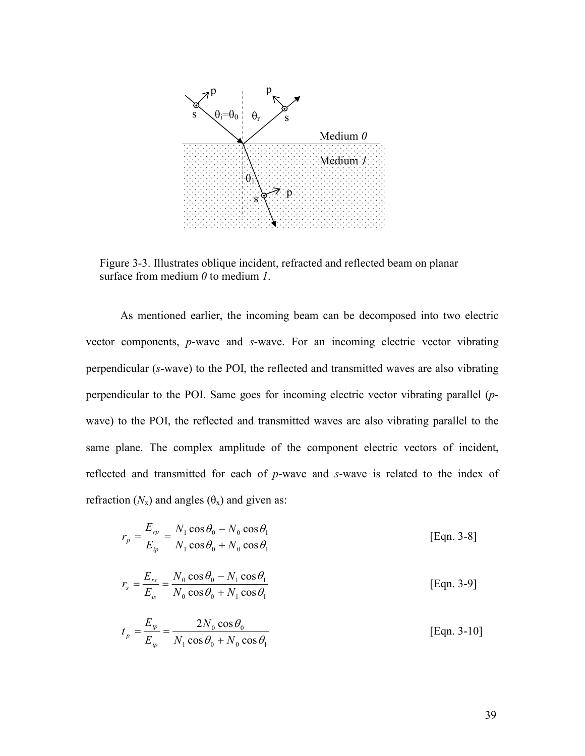Figure 3-3. Illustrates oblique incident, refracted and reflected beam on planar surface from medium *0* to medium *1*.

As mentioned earlier, the incoming beam can be decomposed into two electric vector components, *p*-wave and *s*-wave. For an incoming electric vector vibrating perpendicular (*s*-wave) to the POI, the reflected and transmitted waves are also vibrating perpendicular to the POI. Same goes for incoming electric vector vibrating parallel (*p*-wave) to the POI, the reflected and transmitted waves are also vibrating parallel to the same plane. The complex amplitude of the component electric vectors of incident, reflected and transmitted for each of *p*-wave and *s*-wave is related to the index of refraction ($N_x$) and angles ($\theta_x$) and given as:

$$r_p = \frac{E_{rp}}{E_{ip}} = \frac{N_1 \cos\theta_0 - N_0 \cos\theta_1}{N_1 \cos\theta_0 + N_0 \cos\theta_1} \qquad \text{[Eqn. 3-8]}$$

$$r_s = \frac{E_{rs}}{E_{is}} = \frac{N_0 \cos\theta_0 - N_1 \cos\theta_1}{N_0 \cos\theta_0 + N_1 \cos\theta_1} \qquad \text{[Eqn. 3-9]}$$

$$t_p = \frac{E_{tp}}{E_{ip}} = \frac{2N_0 \cos\theta_0}{N_1 \cos\theta_0 + N_0 \cos\theta_1} \qquad \text{[Eqn. 3-10]}$$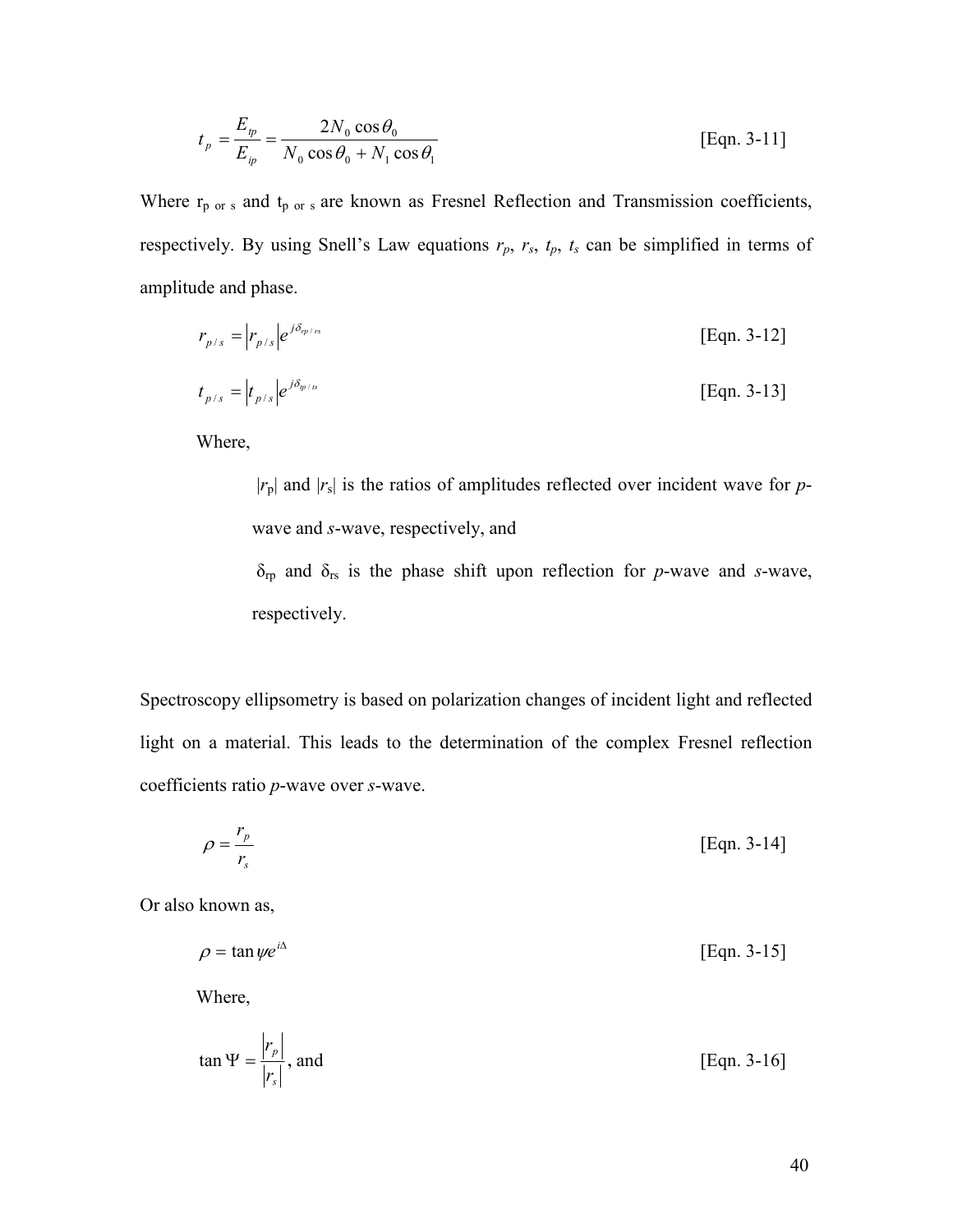$$t_p = \frac{E_{tp}}{E_{ip}} = \frac{2N_0 \cos\theta_0}{N_0 \cos\theta_0 + N_1 \cos\theta_1} \qquad \text{[Eqn. 3-11]}$$

Where $r_{p \text{ or } s}$ and $t_{p \text{ or } s}$ are known as Fresnel Reflection and Transmission coefficients, respectively. By using Snell's Law equations $r_p$, $r_s$, $t_p$, $t_s$ can be simplified in terms of amplitude and phase.

$$r_{p/s} = \left| r_{p/s} \right| e^{j\delta_{rp/rs}} \qquad \text{[Eqn. 3-12]}$$

$$t_{p/s} = \left| t_{p/s} \right| e^{j\delta_{tp/ts}} \qquad \text{[Eqn. 3-13]}$$

Where,

$|r_p|$ and $|r_s|$ is the ratios of amplitudes reflected over incident wave for *p*-wave and *s*-wave, respectively, and

$\delta_{rp}$ and $\delta_{rs}$ is the phase shift upon reflection for *p*-wave and *s*-wave, respectively.

Spectroscopy ellipsometry is based on polarization changes of incident light and reflected light on a material. This leads to the determination of the complex Fresnel reflection coefficients ratio *p*-wave over *s*-wave.

$$\rho = \frac{r_p}{r_s} \qquad \text{[Eqn. 3-14]}$$

Or also known as,

$$\rho = \tan\psi e^{i\Delta} \qquad \text{[Eqn. 3-15]}$$

Where,

$$\tan\Psi = \frac{\left| r_p \right|}{\left| r_s \right|}, \text{ and} \qquad \text{[Eqn. 3-16]}$$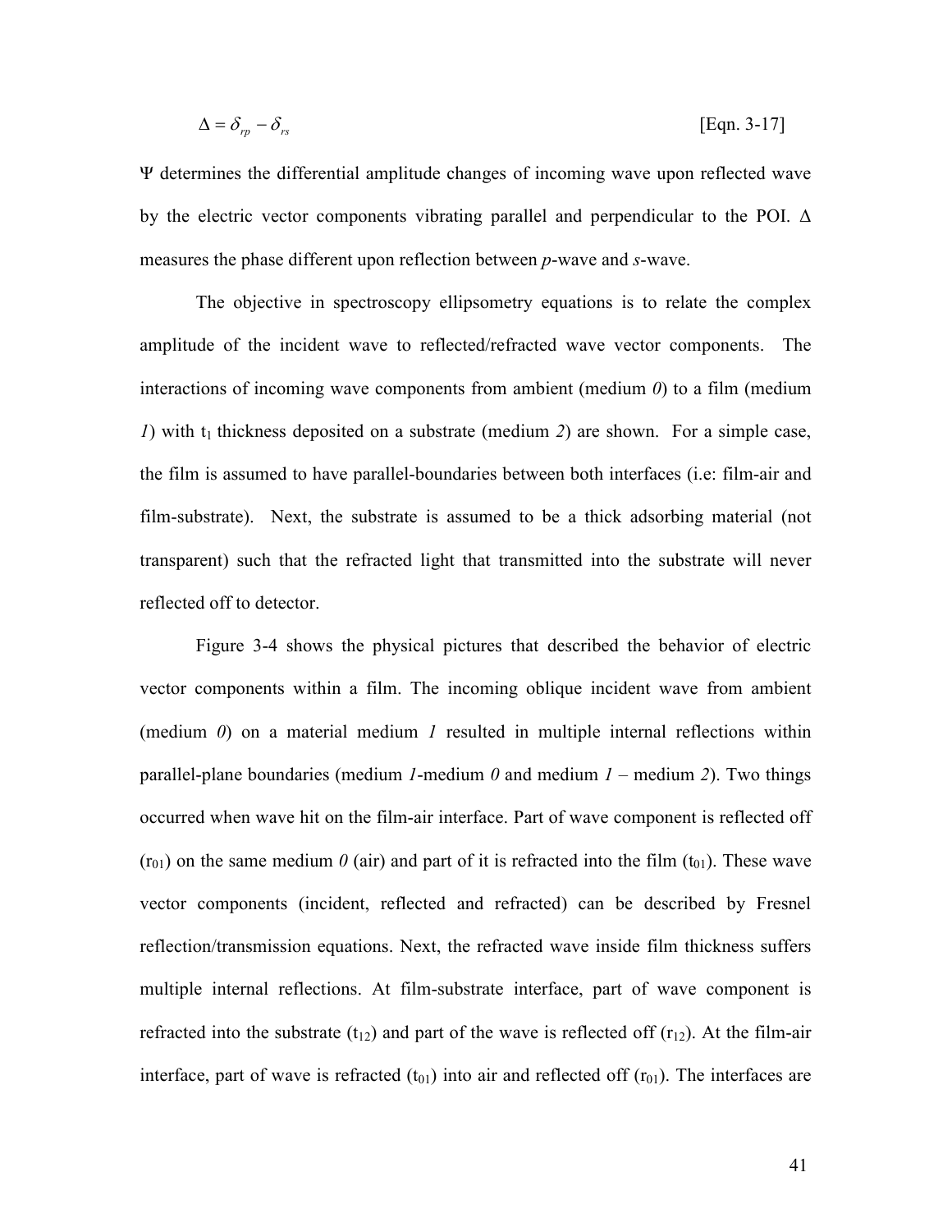$$\Delta = \delta_{rp} - \delta_{rs} \qquad \text{[Eqn. 3-17]}$$

Ψ determines the differential amplitude changes of incoming wave upon reflected wave by the electric vector components vibrating parallel and perpendicular to the POI. Δ measures the phase different upon reflection between *p*-wave and *s*-wave.

The objective in spectroscopy ellipsometry equations is to relate the complex amplitude of the incident wave to reflected/refracted wave vector components. The interactions of incoming wave components from ambient (medium *0*) to a film (medium *1*) with $t_1$ thickness deposited on a substrate (medium *2*) are shown. For a simple case, the film is assumed to have parallel-boundaries between both interfaces (i.e: film-air and film-substrate). Next, the substrate is assumed to be a thick adsorbing material (not transparent) such that the refracted light that transmitted into the substrate will never reflected off to detector.

Figure 3-4 shows the physical pictures that described the behavior of electric vector components within a film. The incoming oblique incident wave from ambient (medium *0*) on a material medium *1* resulted in multiple internal reflections within parallel-plane boundaries (medium *1*-medium *0* and medium *1* – medium *2*). Two things occurred when wave hit on the film-air interface. Part of wave component is reflected off ($r_{01}$) on the same medium *0* (air) and part of it is refracted into the film ($t_{01}$). These wave vector components (incident, reflected and refracted) can be described by Fresnel reflection/transmission equations. Next, the refracted wave inside film thickness suffers multiple internal reflections. At film-substrate interface, part of wave component is refracted into the substrate ($t_{12}$) and part of the wave is reflected off ($r_{12}$). At the film-air interface, part of wave is refracted ($t_{01}$) into air and reflected off ($r_{01}$). The interfaces are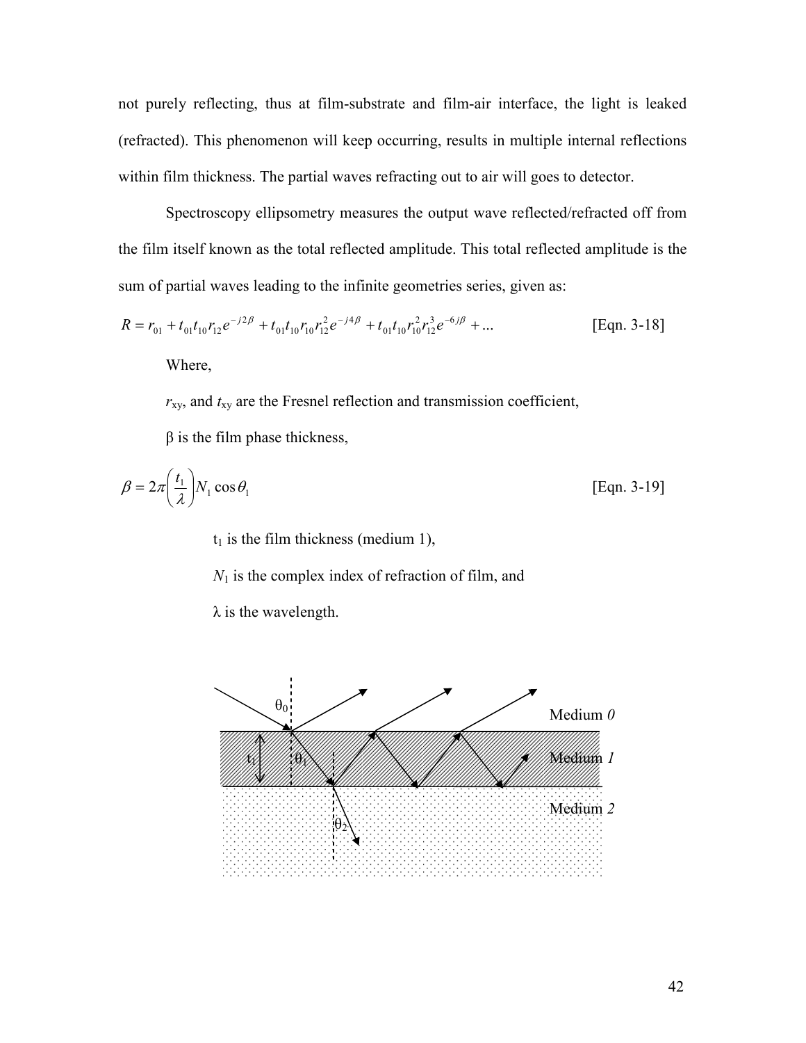not purely reflecting, thus at film-substrate and film-air interface, the light is leaked (refracted). This phenomenon will keep occurring, results in multiple internal reflections within film thickness. The partial waves refracting out to air will goes to detector.

Spectroscopy ellipsometry measures the output wave reflected/refracted off from the film itself known as the total reflected amplitude. This total reflected amplitude is the sum of partial waves leading to the infinite geometries series, given as:

$$R = r_{01} + t_{01}t_{10}r_{12}e^{-j2\beta} + t_{01}t_{10}r_{10}r_{12}^{2}e^{-j4\beta} + t_{01}t_{10}r_{10}^{2}r_{12}^{3}e^{-6j\beta} + ... \quad \text{[Eqn. 3-18]}$$

Where,

$r_{xy}$, and $t_{xy}$ are the Fresnel reflection and transmission coefficient,

$\beta$ is the film phase thickness,

$$\beta = 2\pi\left(\frac{t_1}{\lambda}\right)N_1 \cos\theta_1 \quad \text{[Eqn. 3-19]}$$

$t_1$ is the film thickness (medium 1),

$N_1$ is the complex index of refraction of film, and

$\lambda$ is the wavelength.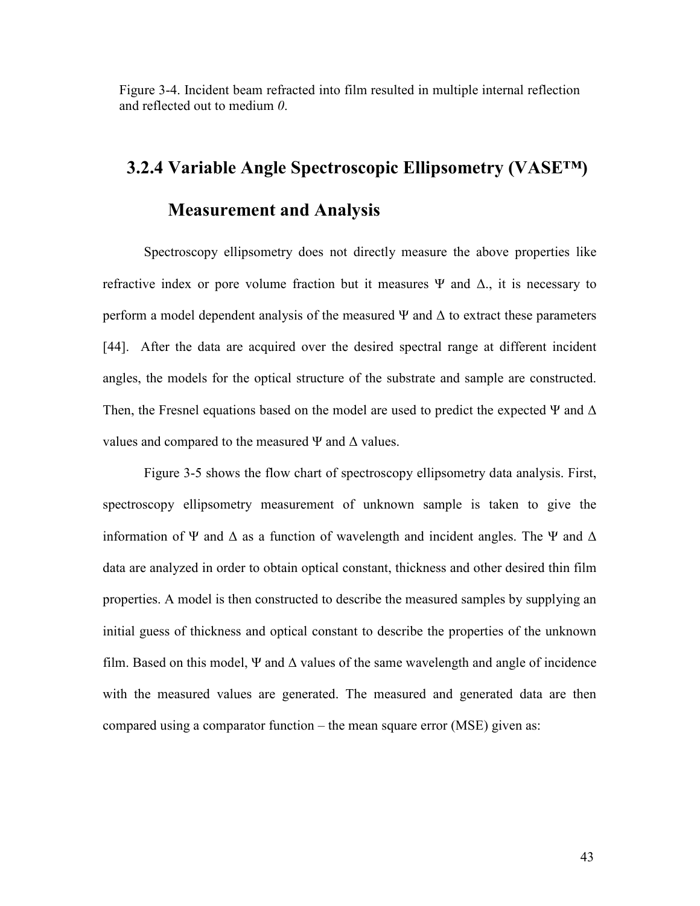Figure 3-4. Incident beam refracted into film resulted in multiple internal reflection and reflected out to medium *0*.

### 3.2.4 Variable Angle Spectroscopic Ellipsometry (VASE™) Measurement and Analysis

Spectroscopy ellipsometry does not directly measure the above properties like refractive index or pore volume fraction but it measures $\Psi$ and $\Delta$., it is necessary to perform a model dependent analysis of the measured $\Psi$ and $\Delta$ to extract these parameters [44]. After the data are acquired over the desired spectral range at different incident angles, the models for the optical structure of the substrate and sample are constructed. Then, the Fresnel equations based on the model are used to predict the expected $\Psi$ and $\Delta$ values and compared to the measured $\Psi$ and $\Delta$ values.

Figure 3-5 shows the flow chart of spectroscopy ellipsometry data analysis. First, spectroscopy ellipsometry measurement of unknown sample is taken to give the information of $\Psi$ and $\Delta$ as a function of wavelength and incident angles. The $\Psi$ and $\Delta$ data are analyzed in order to obtain optical constant, thickness and other desired thin film properties. A model is then constructed to describe the measured samples by supplying an initial guess of thickness and optical constant to describe the properties of the unknown film. Based on this model, $\Psi$ and $\Delta$ values of the same wavelength and angle of incidence with the measured values are generated. The measured and generated data are then compared using a comparator function – the mean square error (MSE) given as: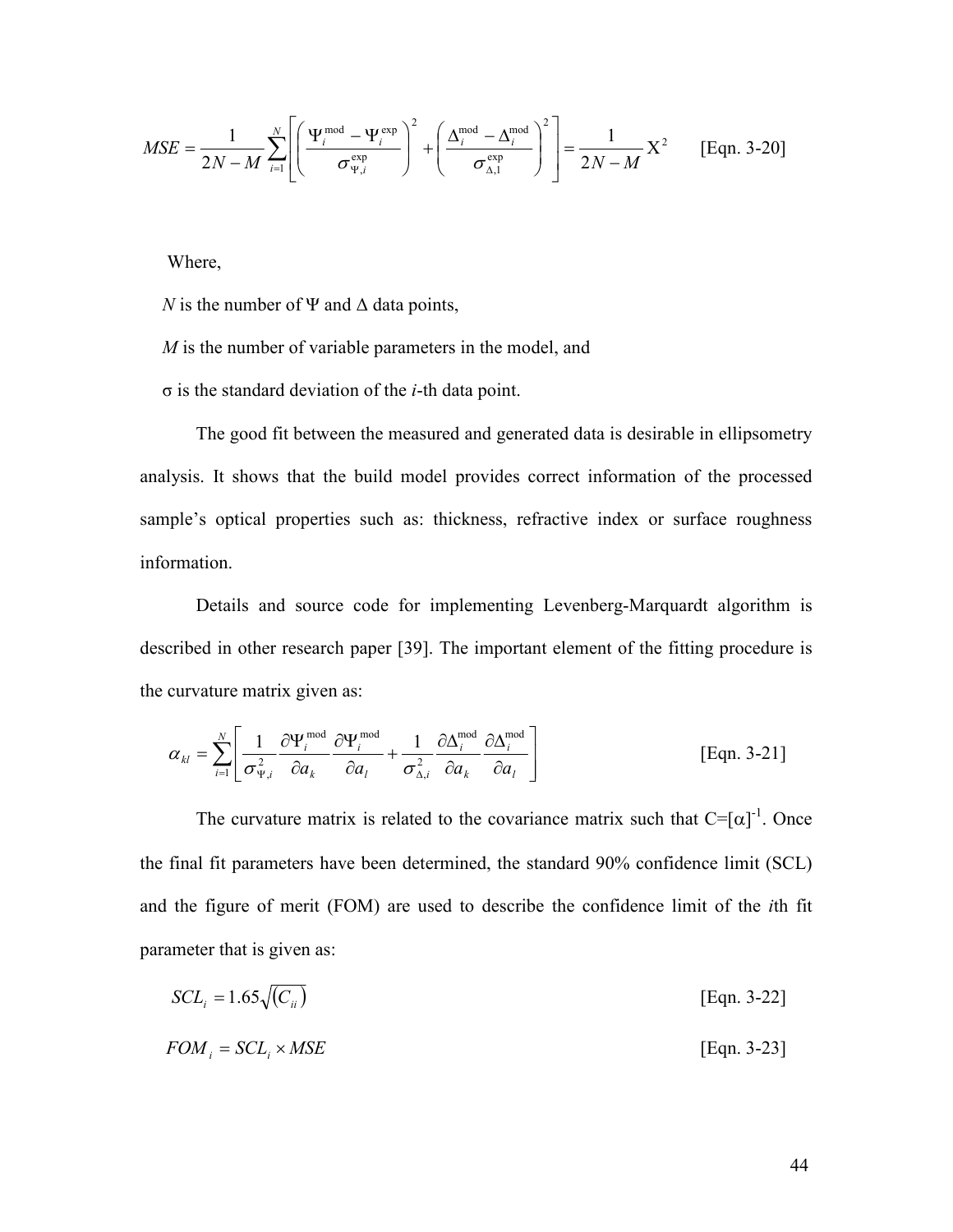$$MSE = \frac{1}{2N - M} \sum_{i=1}^{N} \left[ \left( \frac{\Psi_i^{\text{mod}} - \Psi_i^{\text{exp}}}{\sigma_{\Psi,i}^{\text{exp}}} \right)^2 + \left( \frac{\Delta_i^{\text{mod}} - \Delta_i^{\text{mod}}}{\sigma_{\Delta,1}^{\text{exp}}} \right)^2 \right] = \frac{1}{2N - M} \mathrm{X}^2 \qquad \text{[Eqn. 3-20]}$$

Where,

$N$ is the number of $\Psi$ and $\Delta$ data points,

$M$ is the number of variable parameters in the model, and

$\sigma$ is the standard deviation of the $i$-th data point.

The good fit between the measured and generated data is desirable in ellipsometry analysis. It shows that the build model provides correct information of the processed sample's optical properties such as: thickness, refractive index or surface roughness information.

Details and source code for implementing Levenberg-Marquardt algorithm is described in other research paper [39]. The important element of the fitting procedure is the curvature matrix given as:

$$\alpha_{kl} = \sum_{i=1}^{N} \left[ \frac{1}{\sigma_{\Psi,i}^2} \frac{\partial \Psi_i^{\text{mod}}}{\partial a_k} \frac{\partial \Psi_i^{\text{mod}}}{\partial a_l} + \frac{1}{\sigma_{\Delta,i}^2} \frac{\partial \Delta_i^{\text{mod}}}{\partial a_k} \frac{\partial \Delta_i^{\text{mod}}}{\partial a_l} \right] \qquad \text{[Eqn. 3-21]}$$

The curvature matrix is related to the covariance matrix such that $C=[\alpha]^{-1}$. Once the final fit parameters have been determined, the standard 90% confidence limit (SCL) and the figure of merit (FOM) are used to describe the confidence limit of the $i$th fit parameter that is given as:

$$SCL_i = 1.65\sqrt{(C_{ii})} \qquad \text{[Eqn. 3-22]}$$

$$FOM_i = SCL_i \times MSE \qquad \text{[Eqn. 3-23]}$$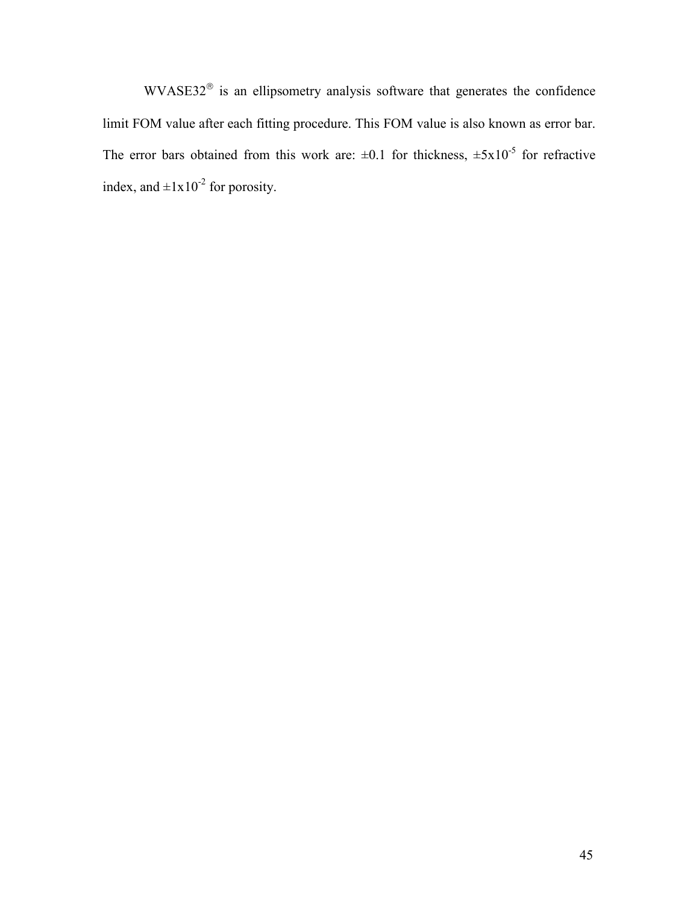WVASE32® is an ellipsometry analysis software that generates the confidence limit FOM value after each fitting procedure. This FOM value is also known as error bar. The error bars obtained from this work are: ±0.1 for thickness, $\pm 5 \times 10^{-5}$ for refractive index, and $\pm 1 \times 10^{-2}$ for porosity.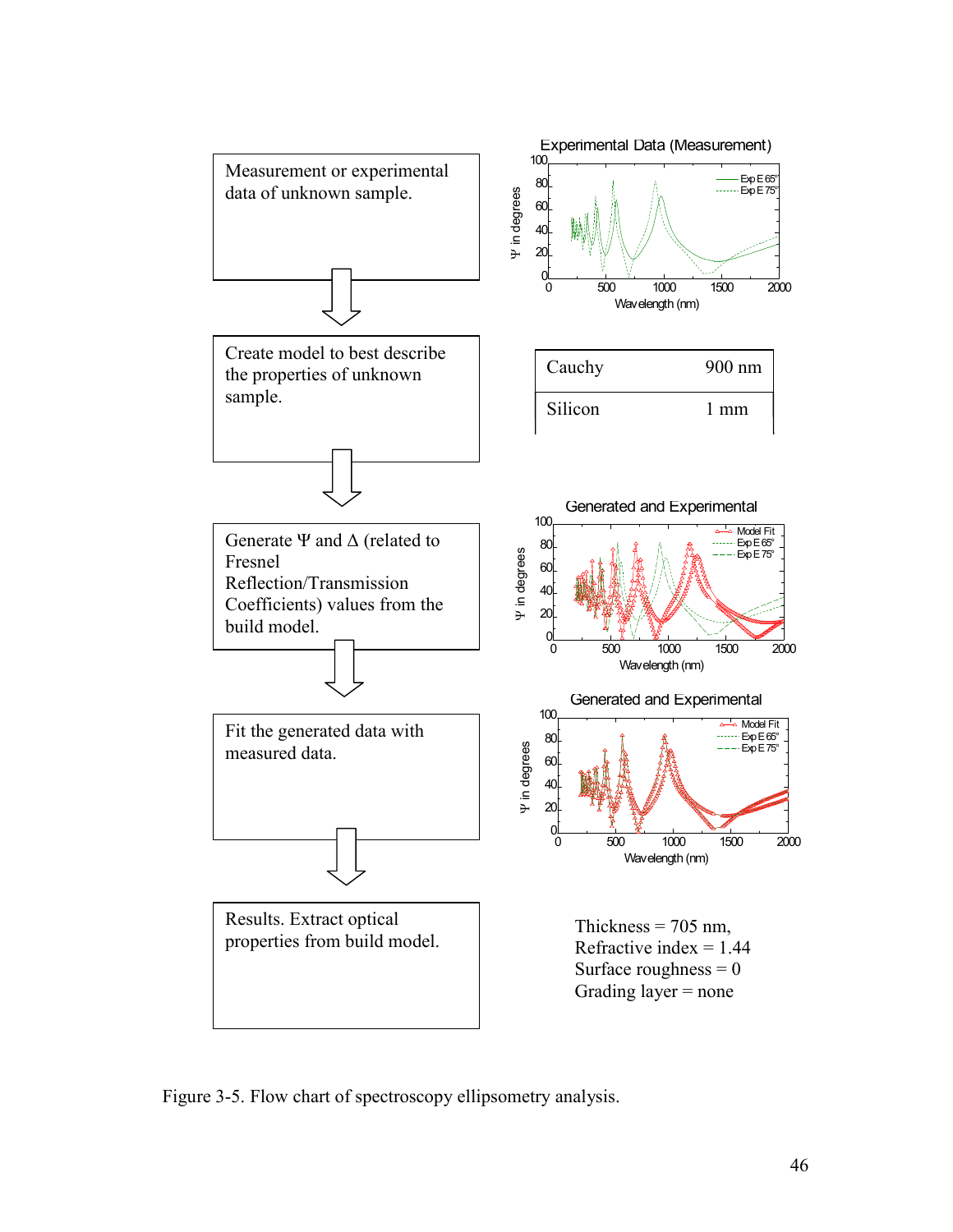Measurement or experimental data of unknown sample.

Create model to best describe the properties of unknown sample.

| Cauchy | 900 nm |
|---|---|
| Silicon | 1 mm |

Generate Ψ and Δ (related to Fresnel Reflection/Transmission Coefficients) values from the build model.

Fit the generated data with measured data.

Results. Extract optical properties from build model.

Thickness = 705 nm,
Refractive index = 1.44
Surface roughness = 0
Grading layer = none

Figure 3-5. Flow chart of spectroscopy ellipsometry analysis.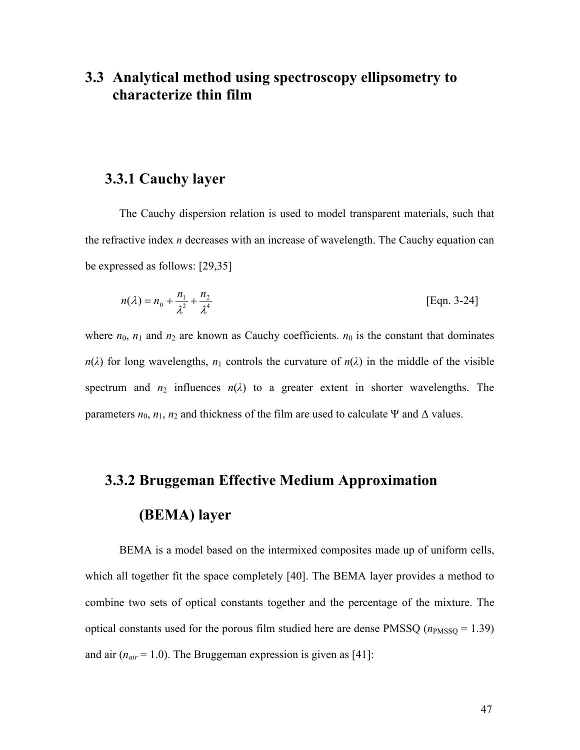## 3.3 Analytical method using spectroscopy ellipsometry to characterize thin film

### 3.3.1 Cauchy layer

The Cauchy dispersion relation is used to model transparent materials, such that the refractive index $n$ decreases with an increase of wavelength. The Cauchy equation can be expressed as follows: [29,35]

$$n(\lambda) = n_0 + \frac{n_1}{\lambda^2} + \frac{n_2}{\lambda^4} \qquad \text{[Eqn. 3-24]}$$

where $n_0$, $n_1$ and $n_2$ are known as Cauchy coefficients. $n_0$ is the constant that dominates $n(\lambda)$ for long wavelengths, $n_1$ controls the curvature of $n(\lambda)$ in the middle of the visible spectrum and $n_2$ influences $n(\lambda)$ to a greater extent in shorter wavelengths. The parameters $n_0$, $n_1$, $n_2$ and thickness of the film are used to calculate $\Psi$ and $\Delta$ values.

### 3.3.2 Bruggeman Effective Medium Approximation (BEMA) layer

BEMA is a model based on the intermixed composites made up of uniform cells, which all together fit the space completely [40]. The BEMA layer provides a method to combine two sets of optical constants together and the percentage of the mixture. The optical constants used for the porous film studied here are dense PMSSQ ($n_{\text{PMSSQ}} = 1.39$) and air ($n_{air} = 1.0$). The Bruggeman expression is given as [41]: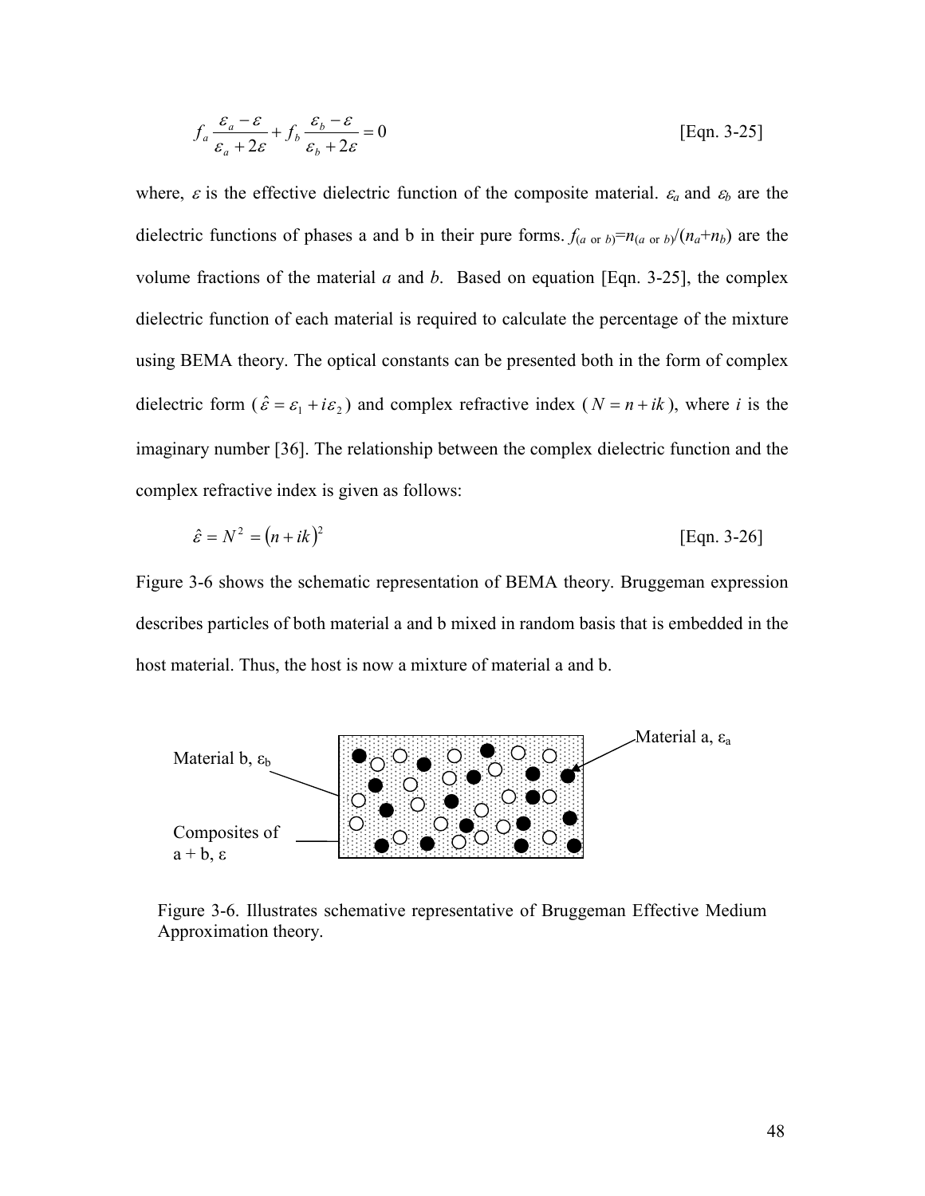$$f_a \frac{\varepsilon_a - \varepsilon}{\varepsilon_a + 2\varepsilon} + f_b \frac{\varepsilon_b - \varepsilon}{\varepsilon_b + 2\varepsilon} = 0 \qquad \text{[Eqn. 3-25]}$$

where, $\varepsilon$ is the effective dielectric function of the composite material. $\varepsilon_a$ and $\varepsilon_b$ are the dielectric functions of phases a and b in their pure forms. $f_{(a \text{ or } b)}=n_{(a \text{ or } b)}/(n_a+n_b)$ are the volume fractions of the material *a* and *b*. Based on equation [Eqn. 3-25], the complex dielectric function of each material is required to calculate the percentage of the mixture using BEMA theory. The optical constants can be presented both in the form of complex dielectric form ($\hat{\varepsilon} = \varepsilon_1 + i\varepsilon_2$) and complex refractive index ($N = n + ik$), where *i* is the imaginary number [36]. The relationship between the complex dielectric function and the complex refractive index is given as follows:

$$\hat{\varepsilon} = N^2 = (n + ik)^2 \qquad \text{[Eqn. 3-26]}$$

Figure 3-6 shows the schematic representation of BEMA theory. Bruggeman expression describes particles of both material a and b mixed in random basis that is embedded in the host material. Thus, the host is now a mixture of material a and b.

Material b, $\varepsilon_b$

Material a, $\varepsilon_a$

Composites of a + b, $\varepsilon$

Figure 3-6. Illustrates schemative representative of Bruggeman Effective Medium Approximation theory.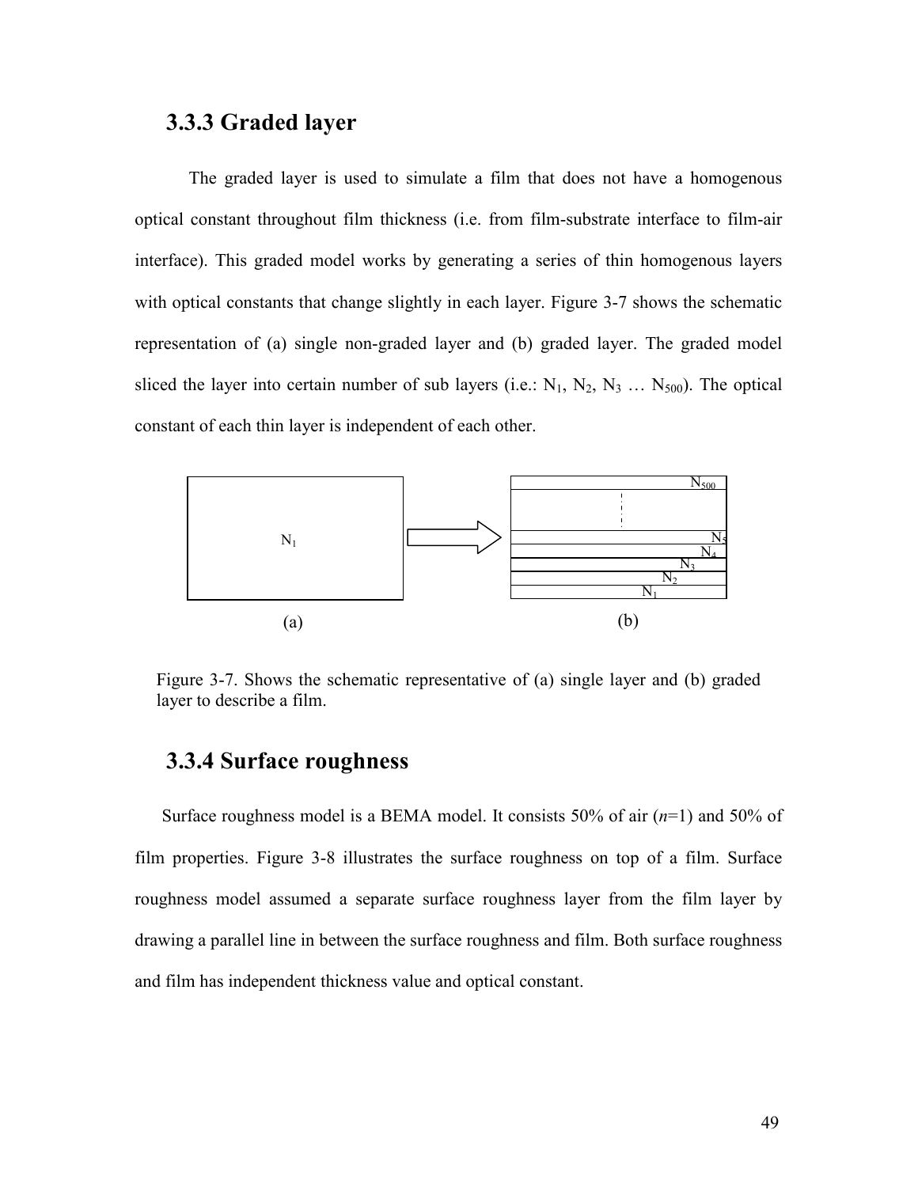### 3.3.3 Graded layer

The graded layer is used to simulate a film that does not have a homogenous optical constant throughout film thickness (i.e. from film-substrate interface to film-air interface). This graded model works by generating a series of thin homogenous layers with optical constants that change slightly in each layer. Figure 3-7 shows the schematic representation of (a) single non-graded layer and (b) graded layer. The graded model sliced the layer into certain number of sub layers (i.e.: $N_1$, $N_2$, $N_3$ … $N_{500}$). The optical constant of each thin layer is independent of each other.

Figure 3-7. Shows the schematic representative of (a) single layer and (b) graded layer to describe a film.

### 3.3.4 Surface roughness

Surface roughness model is a BEMA model. It consists 50% of air (*n*=1) and 50% of film properties. Figure 3-8 illustrates the surface roughness on top of a film. Surface roughness model assumed a separate surface roughness layer from the film layer by drawing a parallel line in between the surface roughness and film. Both surface roughness and film has independent thickness value and optical constant.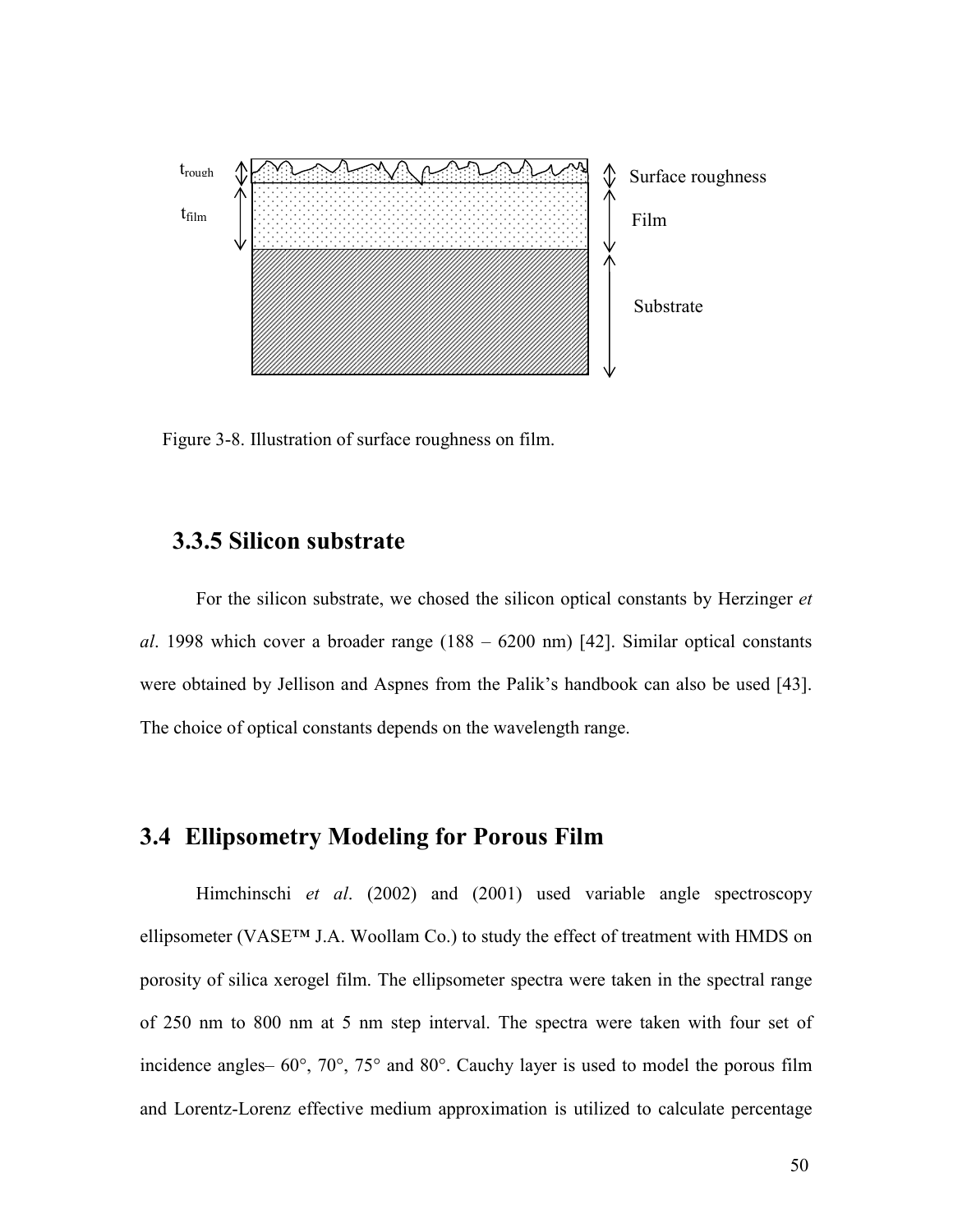Figure 3-8. Illustration of surface roughness on film.

### 3.3.5 Silicon substrate

For the silicon substrate, we chosed the silicon optical constants by Herzinger *et al*. 1998 which cover a broader range (188 – 6200 nm) [42]. Similar optical constants were obtained by Jellison and Aspnes from the Palik's handbook can also be used [43]. The choice of optical constants depends on the wavelength range.

## 3.4 Ellipsometry Modeling for Porous Film

Himchinschi *et al*. (2002) and (2001) used variable angle spectroscopy ellipsometer (VASE™ J.A. Woollam Co.) to study the effect of treatment with HMDS on porosity of silica xerogel film. The ellipsometer spectra were taken in the spectral range of 250 nm to 800 nm at 5 nm step interval. The spectra were taken with four set of incidence angles– 60°, 70°, 75° and 80°. Cauchy layer is used to model the porous film and Lorentz-Lorenz effective medium approximation is utilized to calculate percentage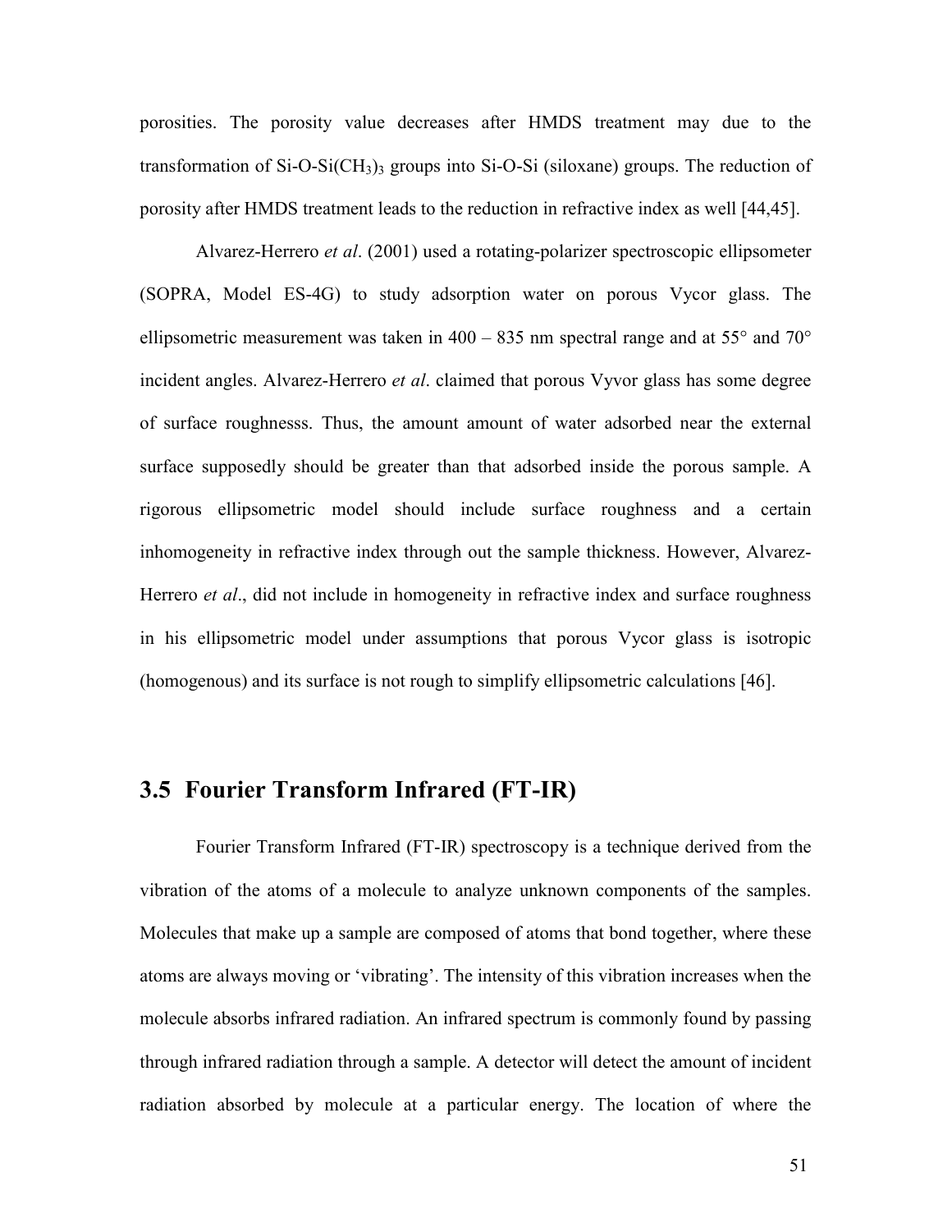porosities. The porosity value decreases after HMDS treatment may due to the transformation of Si-O-Si$(CH_3)_3$ groups into Si-O-Si (siloxane) groups. The reduction of porosity after HMDS treatment leads to the reduction in refractive index as well [44,45].

Alvarez-Herrero *et al*. (2001) used a rotating-polarizer spectroscopic ellipsometer (SOPRA, Model ES-4G) to study adsorption water on porous Vycor glass. The ellipsometric measurement was taken in 400 – 835 nm spectral range and at 55° and 70° incident angles. Alvarez-Herrero *et al*. claimed that porous Vyvor glass has some degree of surface roughnesss. Thus, the amount amount of water adsorbed near the external surface supposedly should be greater than that adsorbed inside the porous sample. A rigorous ellipsometric model should include surface roughness and a certain inhomogeneity in refractive index through out the sample thickness. However, Alvarez-Herrero *et al*., did not include in homogeneity in refractive index and surface roughness in his ellipsometric model under assumptions that porous Vycor glass is isotropic (homogenous) and its surface is not rough to simplify ellipsometric calculations [46].

## 3.5 Fourier Transform Infrared (FT-IR)

Fourier Transform Infrared (FT-IR) spectroscopy is a technique derived from the vibration of the atoms of a molecule to analyze unknown components of the samples. Molecules that make up a sample are composed of atoms that bond together, where these atoms are always moving or 'vibrating'. The intensity of this vibration increases when the molecule absorbs infrared radiation. An infrared spectrum is commonly found by passing through infrared radiation through a sample. A detector will detect the amount of incident radiation absorbed by molecule at a particular energy. The location of where the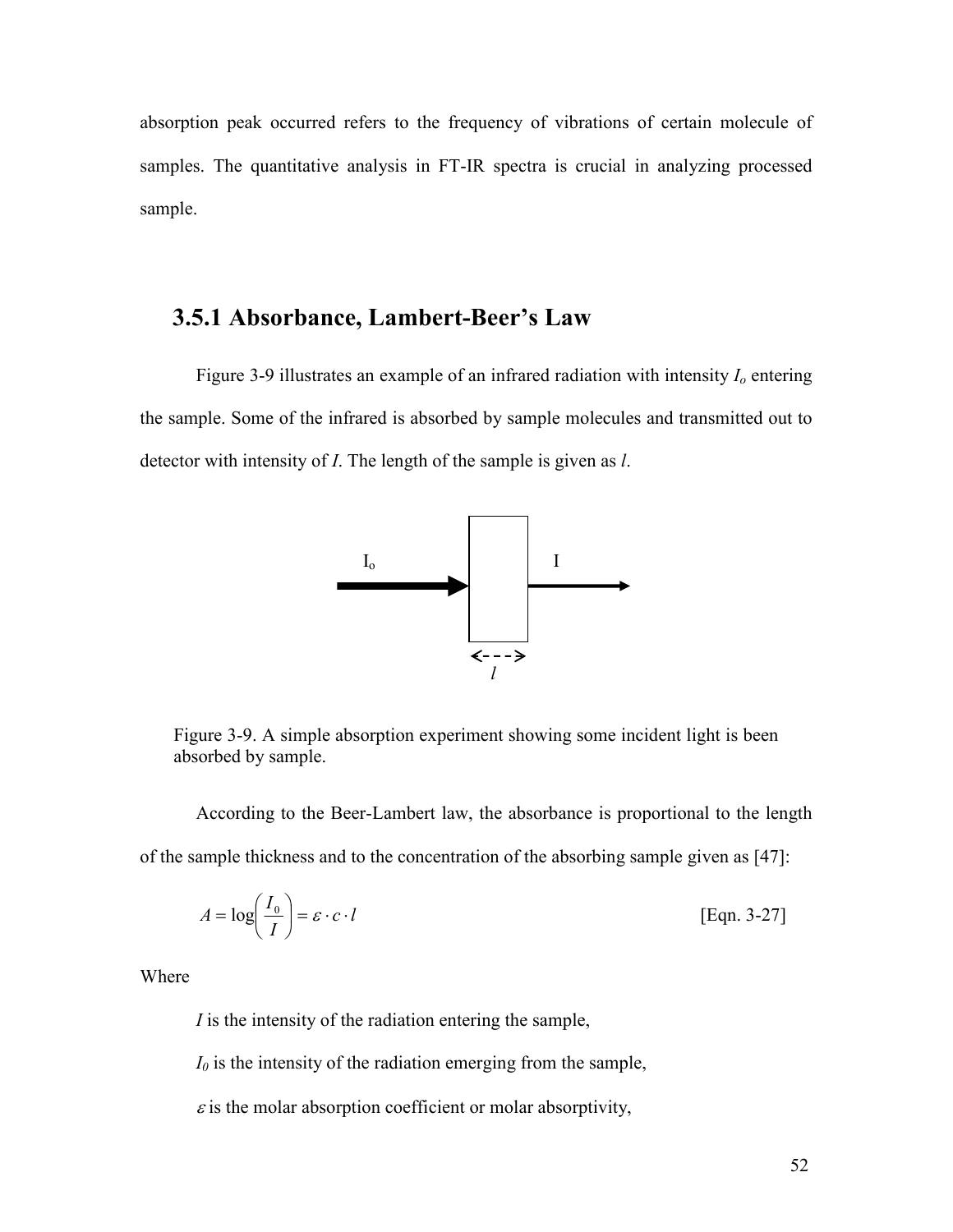absorption peak occurred refers to the frequency of vibrations of certain molecule of samples. The quantitative analysis in FT-IR spectra is crucial in analyzing processed sample.

### 3.5.1 Absorbance, Lambert-Beer's Law

Figure 3-9 illustrates an example of an infrared radiation with intensity $I_o$ entering the sample. Some of the infrared is absorbed by sample molecules and transmitted out to detector with intensity of $I$. The length of the sample is given as $l$.

Figure 3-9. A simple absorption experiment showing some incident light is been absorbed by sample.

According to the Beer-Lambert law, the absorbance is proportional to the length of the sample thickness and to the concentration of the absorbing sample given as [47]:

$$A = \log\left(\frac{I_0}{I}\right) = \varepsilon \cdot c \cdot l \qquad \text{[Eqn. 3-27]}$$

Where

$I$ is the intensity of the radiation entering the sample,

$I_0$ is the intensity of the radiation emerging from the sample,

$\varepsilon$ is the molar absorption coefficient or molar absorptivity,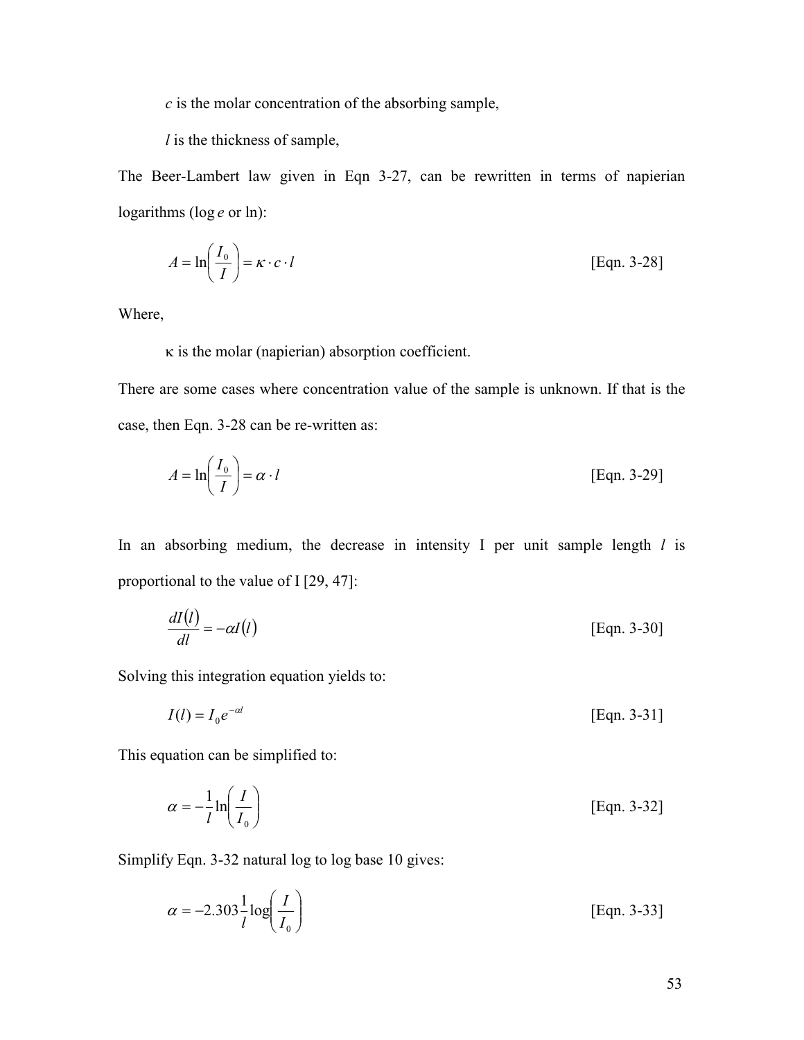$c$ is the molar concentration of the absorbing sample,

$l$ is the thickness of sample,

The Beer-Lambert law given in Eqn 3-27, can be rewritten in terms of napierian logarithms (log $e$ or ln):

$$A = \ln\left(\frac{I_0}{I}\right) = \kappa \cdot c \cdot l \qquad \text{[Eqn. 3-28]}$$

Where,

$\kappa$ is the molar (napierian) absorption coefficient.

There are some cases where concentration value of the sample is unknown. If that is the case, then Eqn. 3-28 can be re-written as:

$$A = \ln\left(\frac{I_0}{I}\right) = \alpha \cdot l \qquad \text{[Eqn. 3-29]}$$

In an absorbing medium, the decrease in intensity I per unit sample length $l$ is proportional to the value of I [29, 47]:

$$\frac{dI(l)}{dl} = -\alpha I(l) \qquad \text{[Eqn. 3-30]}$$

Solving this integration equation yields to:

$$I(l) = I_0 e^{-\alpha l} \qquad \text{[Eqn. 3-31]}$$

This equation can be simplified to:

$$\alpha = -\frac{1}{l}\ln\left(\frac{I}{I_0}\right) \qquad \text{[Eqn. 3-32]}$$

Simplify Eqn. 3-32 natural log to log base 10 gives:

$$\alpha = -2.303\frac{1}{l}\log\left(\frac{I}{I_0}\right) \qquad \text{[Eqn. 3-33]}$$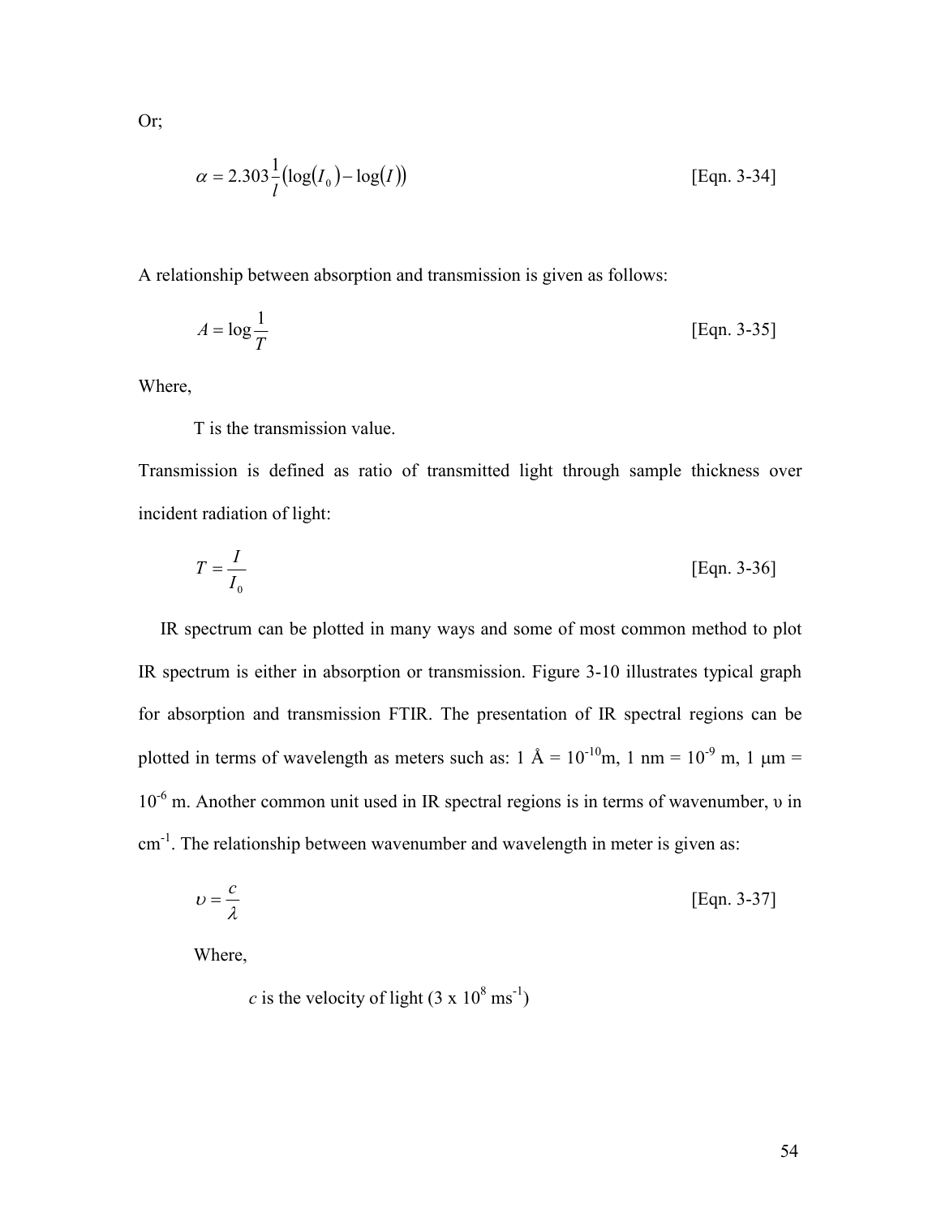Or;

$$\alpha = 2.303\frac{1}{l}\left(\log(I_0) - \log(I)\right) \qquad \text{[Eqn. 3-34]}$$

A relationship between absorption and transmission is given as follows:

$$A = \log\frac{1}{T} \qquad \text{[Eqn. 3-35]}$$

Where,

T is the transmission value.

Transmission is defined as ratio of transmitted light through sample thickness over incident radiation of light:

$$T = \frac{I}{I_0} \qquad \text{[Eqn. 3-36]}$$

IR spectrum can be plotted in many ways and some of most common method to plot IR spectrum is either in absorption or transmission. Figure 3-10 illustrates typical graph for absorption and transmission FTIR. The presentation of IR spectral regions can be plotted in terms of wavelength as meters such as: 1 Å = $10^{-10}$m, 1 nm = $10^{-9}$ m, 1 μm = $10^{-6}$ m. Another common unit used in IR spectral regions is in terms of wavenumber, $\upsilon$ in $cm^{-1}$. The relationship between wavenumber and wavelength in meter is given as:

$$\upsilon = \frac{c}{\lambda} \qquad \text{[Eqn. 3-37]}$$

Where,

*c* is the velocity of light ($3 \times 10^8$ $ms^{-1}$)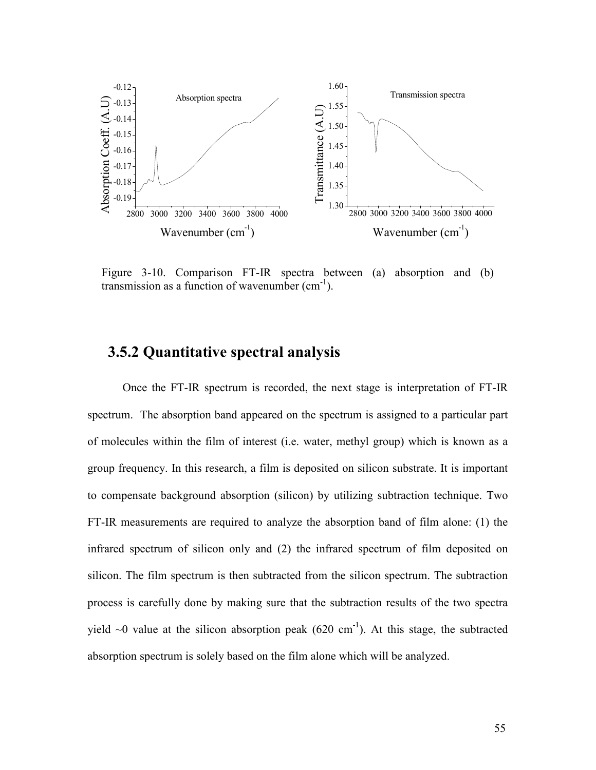Figure 3-10. Comparison FT-IR spectra between (a) absorption and (b) transmission as a function of wavenumber ($cm^{-1}$).

### 3.5.2 Quantitative spectral analysis

Once the FT-IR spectrum is recorded, the next stage is interpretation of FT-IR spectrum. The absorption band appeared on the spectrum is assigned to a particular part of molecules within the film of interest (i.e. water, methyl group) which is known as a group frequency. In this research, a film is deposited on silicon substrate. It is important to compensate background absorption (silicon) by utilizing subtraction technique. Two FT-IR measurements are required to analyze the absorption band of film alone: (1) the infrared spectrum of silicon only and (2) the infrared spectrum of film deposited on silicon. The film spectrum is then subtracted from the silicon spectrum. The subtraction process is carefully done by making sure that the subtraction results of the two spectra yield ~0 value at the silicon absorption peak (620 $cm^{-1}$). At this stage, the subtracted absorption spectrum is solely based on the film alone which will be analyzed.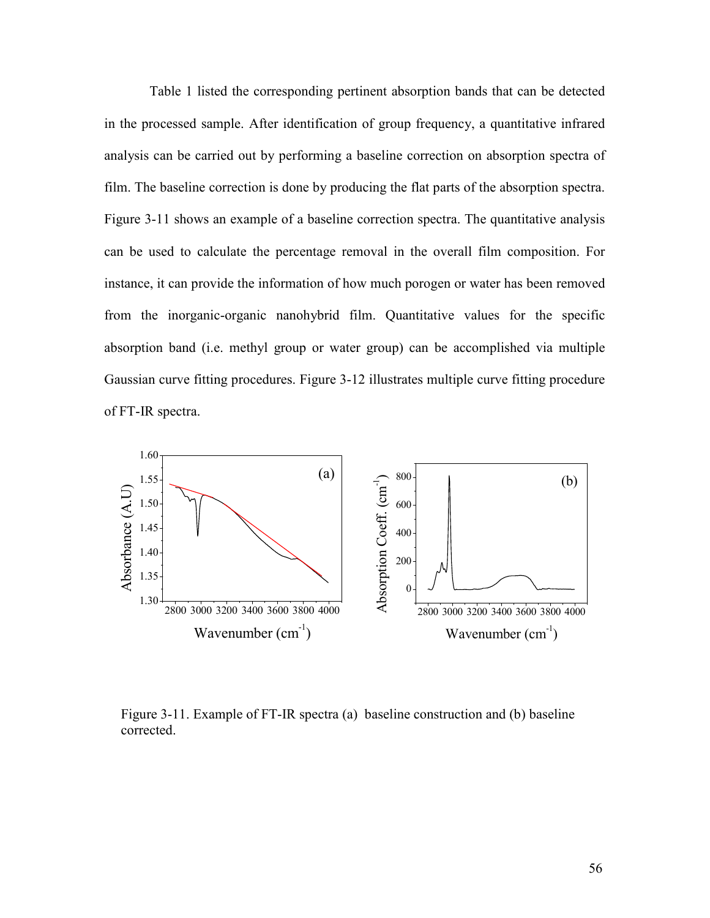Table 1 listed the corresponding pertinent absorption bands that can be detected in the processed sample. After identification of group frequency, a quantitative infrared analysis can be carried out by performing a baseline correction on absorption spectra of film. The baseline correction is done by producing the flat parts of the absorption spectra. Figure 3-11 shows an example of a baseline correction spectra. The quantitative analysis can be used to calculate the percentage removal in the overall film composition. For instance, it can provide the information of how much porogen or water has been removed from the inorganic-organic nanohybrid film. Quantitative values for the specific absorption band (i.e. methyl group or water group) can be accomplished via multiple Gaussian curve fitting procedures. Figure 3-12 illustrates multiple curve fitting procedure of FT-IR spectra.

Figure 3-11. Example of FT-IR spectra (a) baseline construction and (b) baseline corrected.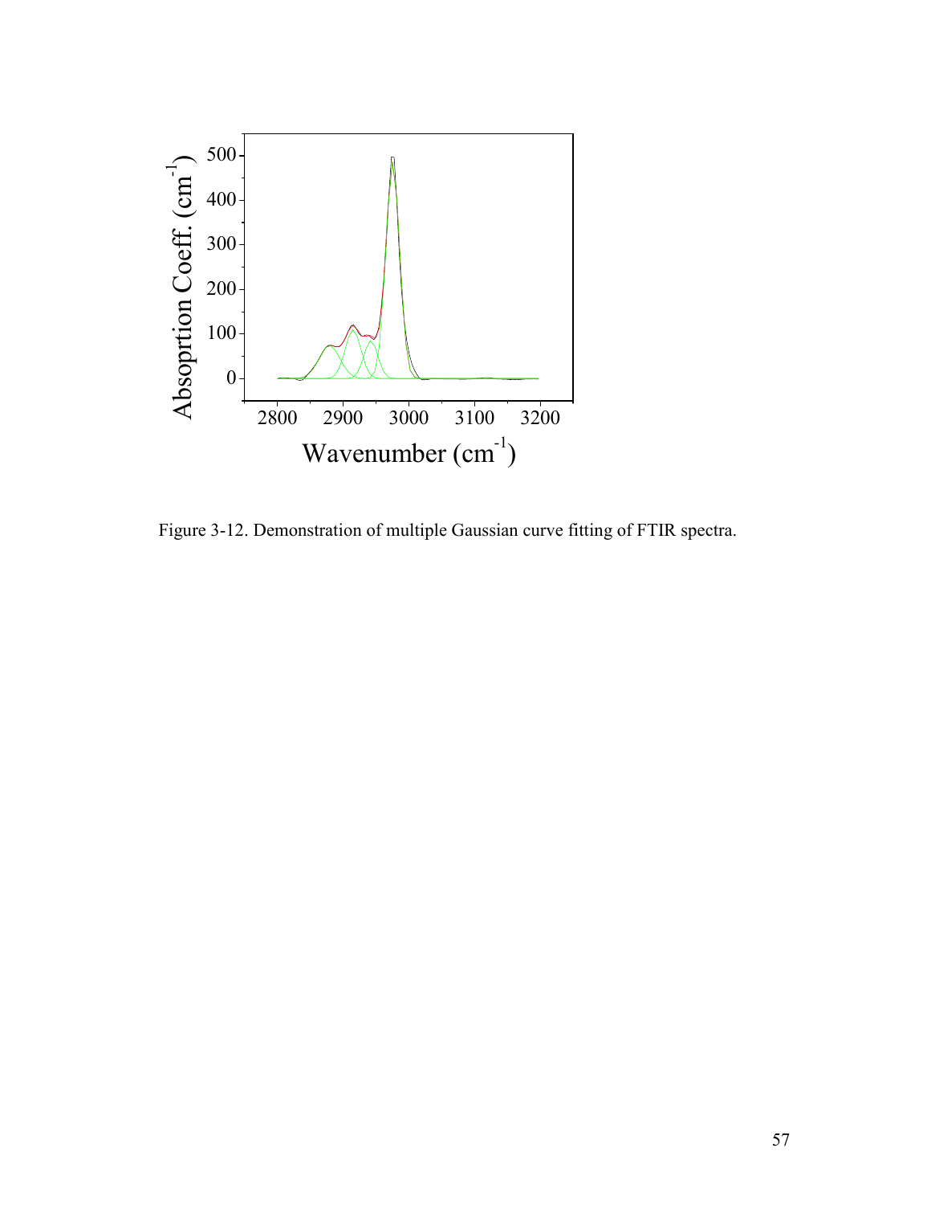Figure 3-12. Demonstration of multiple Gaussian curve fitting of FTIR spectra.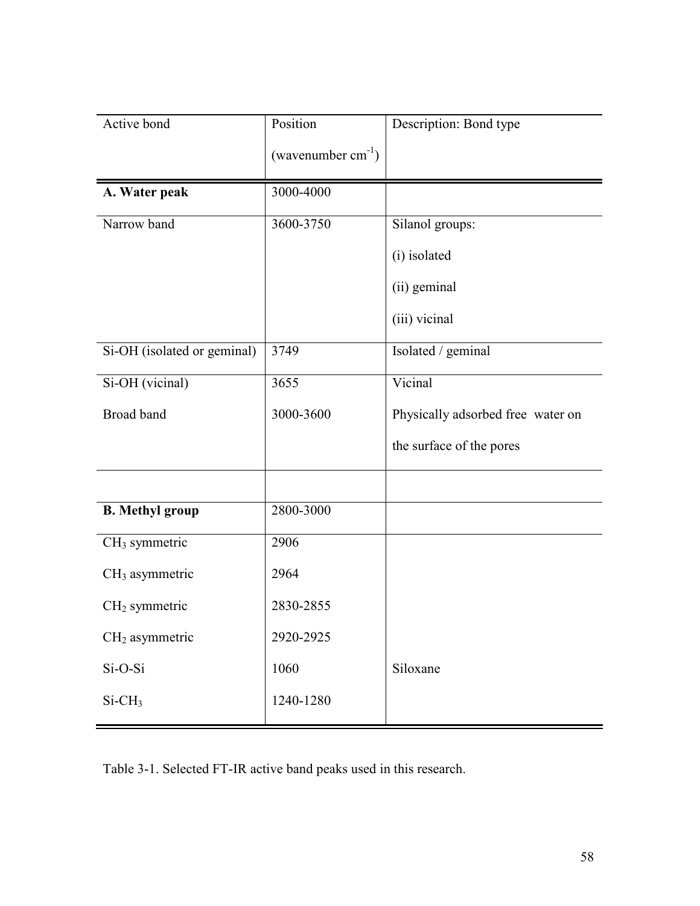| Active bond | Position (wavenumber $cm^{-1}$) | Description: Bond type |
|---|---|---|
| **A. Water peak** | 3000-4000 | |
| Narrow band | 3600-3750 | Silanol groups:<br>(i) isolated<br>(ii) geminal<br>(iii) vicinal |
| Si-OH (isolated or geminal) | 3749 | Isolated / geminal |
| Si-OH (vicinal)<br>Broad band | 3655<br>3000-3600 | Vicinal<br>Physically adsorbed free water on the surface of the pores |
| | | |
| **B. Methyl group** | 2800-3000 | |
| $CH_3$ symmetric<br>$CH_3$ asymmetric<br>$CH_2$ symmetric<br>$CH_2$ asymmetric<br>Si-O-Si<br>Si-$CH_3$ | 2906<br>2964<br>2830-2855<br>2920-2925<br>1060<br>1240-1280 | <br><br><br><br>Siloxane<br> |

Table 3-1. Selected FT-IR active band peaks used in this research.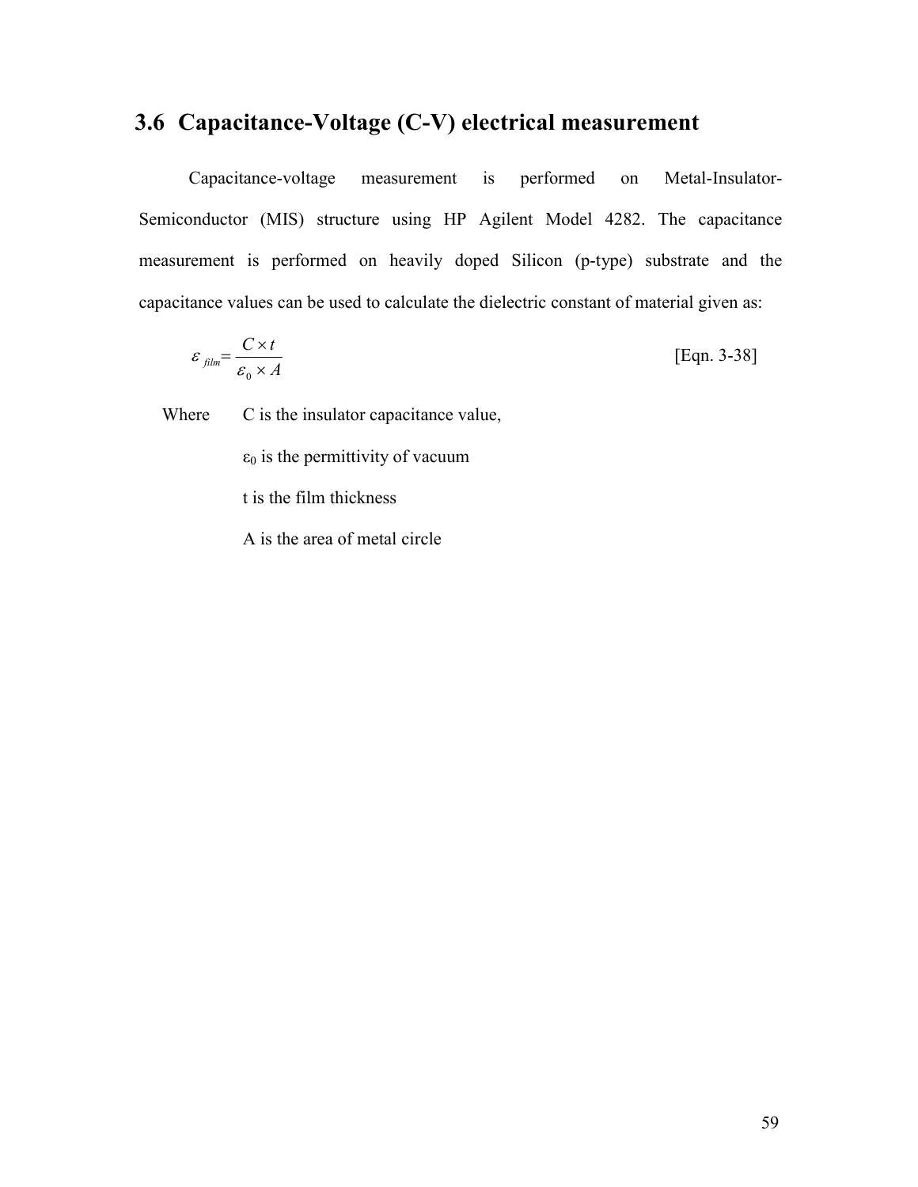## 3.6 Capacitance-Voltage (C-V) electrical measurement

Capacitance-voltage measurement is performed on Metal-Insulator-Semiconductor (MIS) structure using HP Agilent Model 4282. The capacitance measurement is performed on heavily doped Silicon (p-type) substrate and the capacitance values can be used to calculate the dielectric constant of material given as:

$$\varepsilon_{film} = \frac{C \times t}{\varepsilon_0 \times A} \qquad \text{[Eqn. 3-38]}$$

Where C is the insulator capacitance value,

$\varepsilon_0$ is the permittivity of vacuum

t is the film thickness

A is the area of metal circle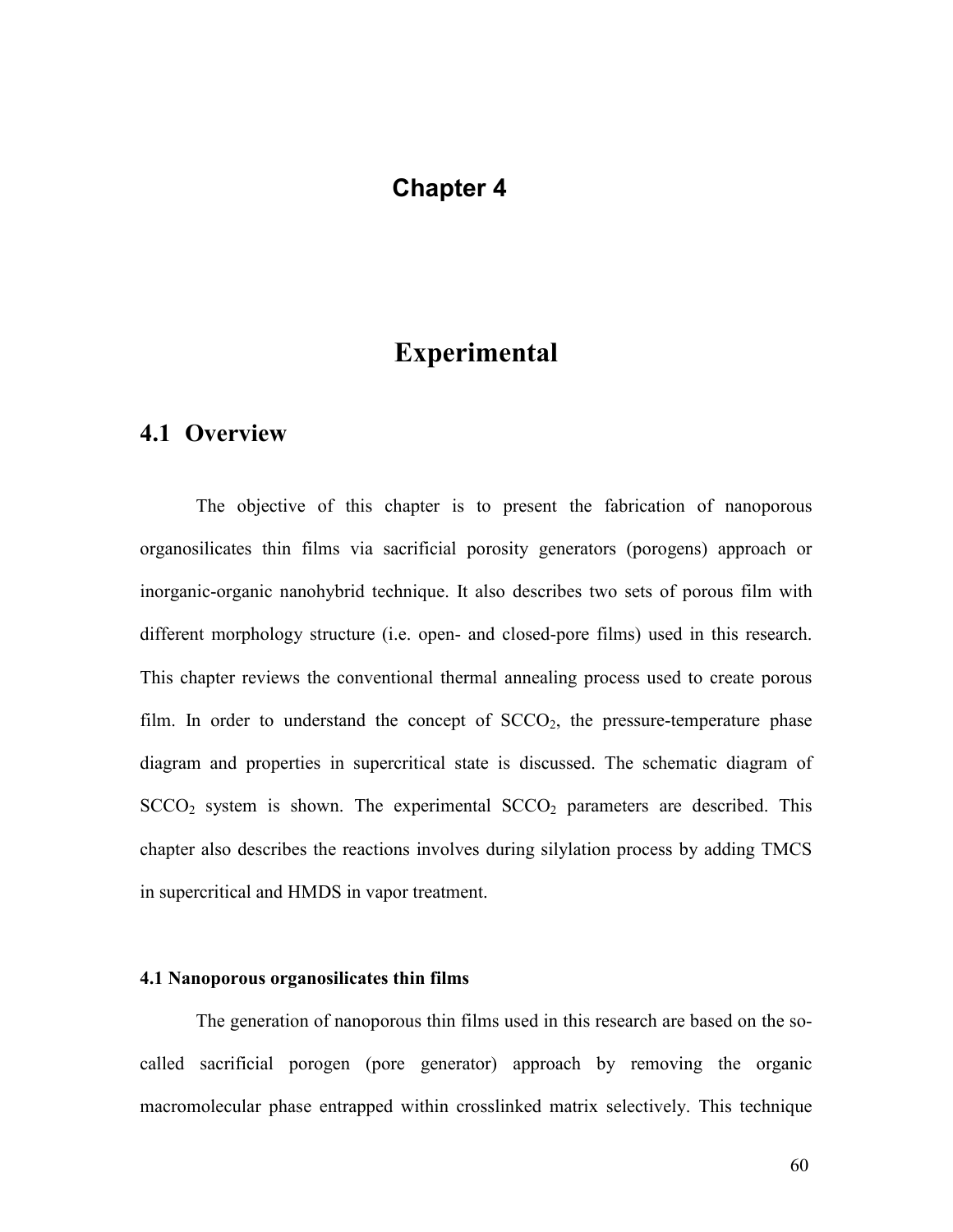# Chapter 4

# Experimental

## 4.1 Overview

The objective of this chapter is to present the fabrication of nanoporous organosilicates thin films via sacrificial porosity generators (porogens) approach or inorganic-organic nanohybrid technique. It also describes two sets of porous film with different morphology structure (i.e. open- and closed-pore films) used in this research. This chapter reviews the conventional thermal annealing process used to create porous film. In order to understand the concept of $SCCO_2$, the pressure-temperature phase diagram and properties in supercritical state is discussed. The schematic diagram of $SCCO_2$ system is shown. The experimental $SCCO_2$ parameters are described. This chapter also describes the reactions involves during silylation process by adding TMCS in supercritical and HMDS in vapor treatment.

#### 4.1 Nanoporous organosilicates thin films

The generation of nanoporous thin films used in this research are based on the so-called sacrificial porogen (pore generator) approach by removing the organic macromolecular phase entrapped within crosslinked matrix selectively. This technique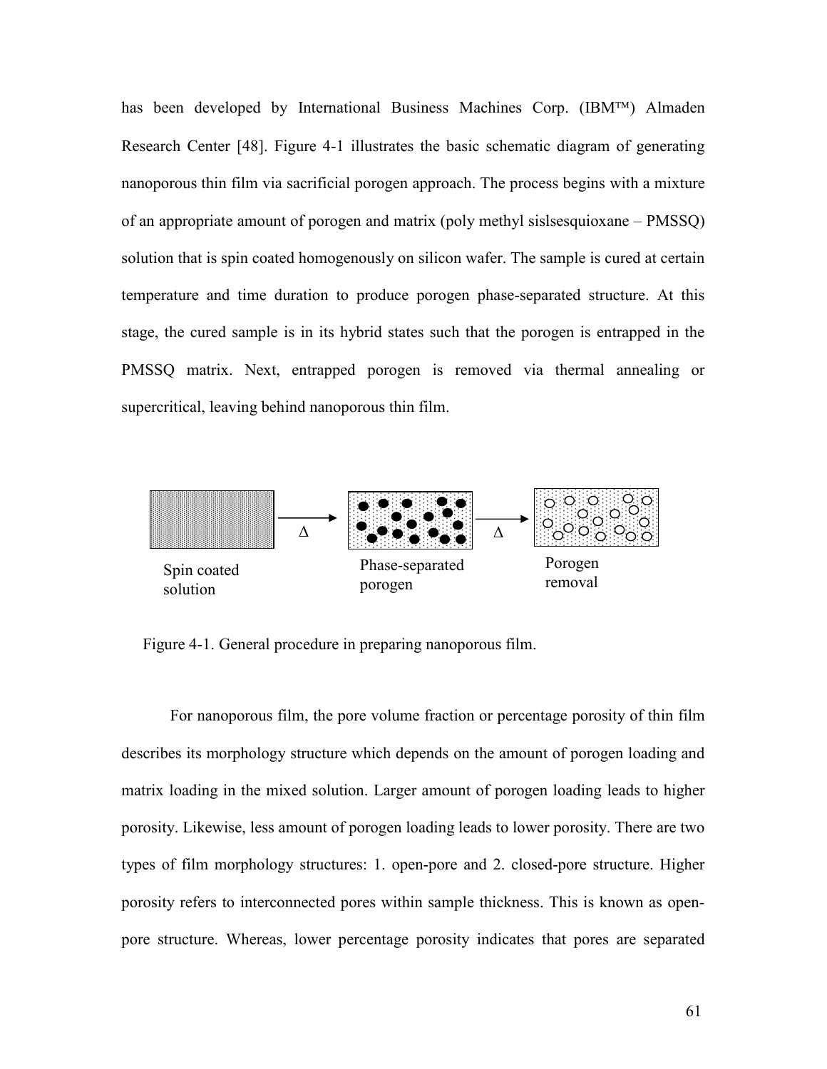has been developed by International Business Machines Corp. (IBM™) Almaden Research Center [48]. Figure 4-1 illustrates the basic schematic diagram of generating nanoporous thin film via sacrificial porogen approach. The process begins with a mixture of an appropriate amount of porogen and matrix (poly methyl sislsesquioxane – PMSSQ) solution that is spin coated homogenously on silicon wafer. The sample is cured at certain temperature and time duration to produce porogen phase-separated structure. At this stage, the cured sample is in its hybrid states such that the porogen is entrapped in the PMSSQ matrix. Next, entrapped porogen is removed via thermal annealing or supercritical, leaving behind nanoporous thin film.

Spin coated solution → Δ → Phase-separated porogen → Δ → Porogen removal

Figure 4-1. General procedure in preparing nanoporous film.

For nanoporous film, the pore volume fraction or percentage porosity of thin film describes its morphology structure which depends on the amount of porogen loading and matrix loading in the mixed solution. Larger amount of porogen loading leads to higher porosity. Likewise, less amount of porogen loading leads to lower porosity. There are two types of film morphology structures: 1. open-pore and 2. closed-pore structure. Higher porosity refers to interconnected pores within sample thickness. This is known as open-pore structure. Whereas, lower percentage porosity indicates that pores are separated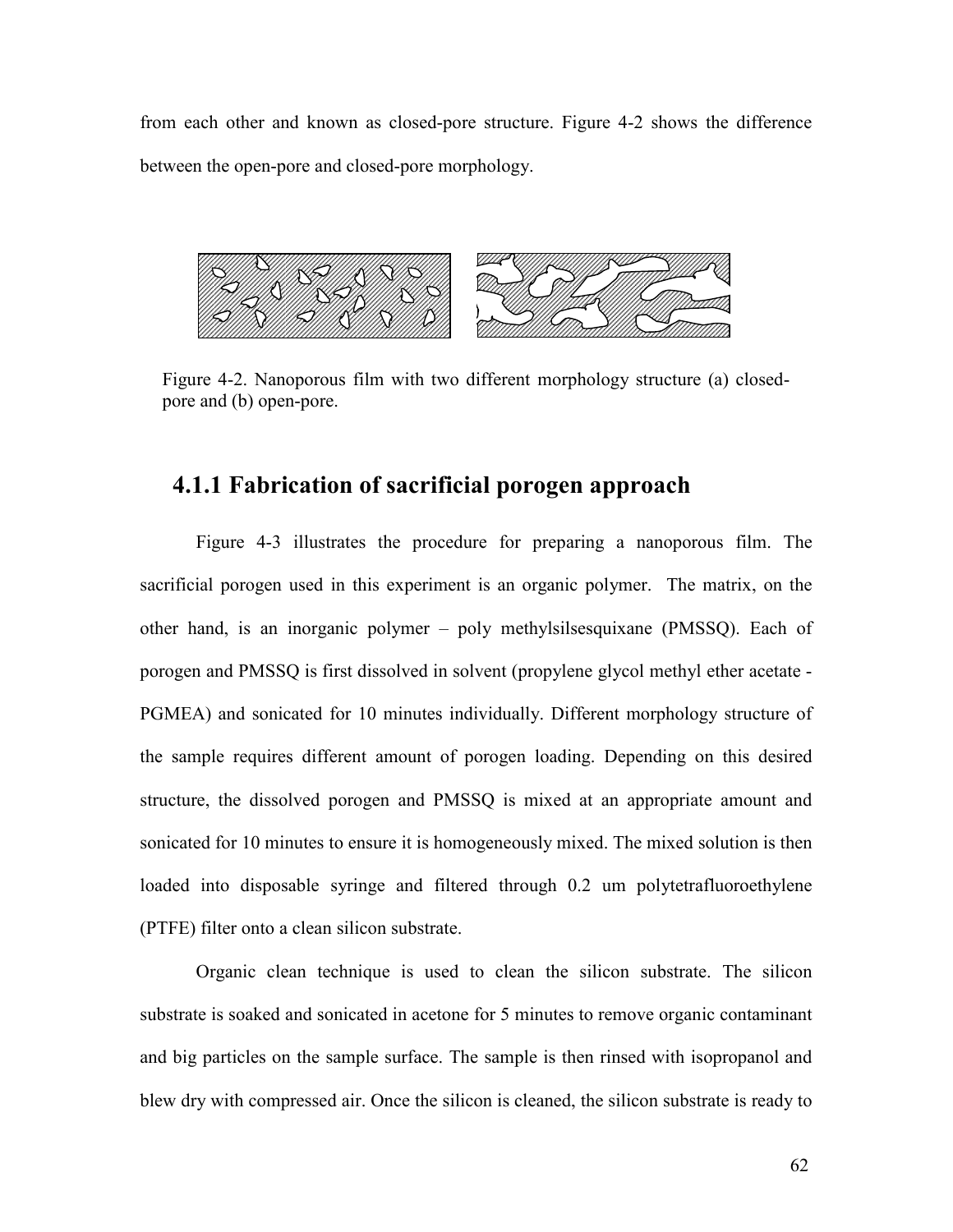from each other and known as closed-pore structure. Figure 4-2 shows the difference between the open-pore and closed-pore morphology.

Figure 4-2. Nanoporous film with two different morphology structure (a) closed-pore and (b) open-pore.

### 4.1.1 Fabrication of sacrificial porogen approach

Figure 4-3 illustrates the procedure for preparing a nanoporous film. The sacrificial porogen used in this experiment is an organic polymer. The matrix, on the other hand, is an inorganic polymer – poly methylsilsesquixane (PMSSQ). Each of porogen and PMSSQ is first dissolved in solvent (propylene glycol methyl ether acetate - PGMEA) and sonicated for 10 minutes individually. Different morphology structure of the sample requires different amount of porogen loading. Depending on this desired structure, the dissolved porogen and PMSSQ is mixed at an appropriate amount and sonicated for 10 minutes to ensure it is homogeneously mixed. The mixed solution is then loaded into disposable syringe and filtered through 0.2 um polytetrafluoroethylene (PTFE) filter onto a clean silicon substrate.

Organic clean technique is used to clean the silicon substrate. The silicon substrate is soaked and sonicated in acetone for 5 minutes to remove organic contaminant and big particles on the sample surface. The sample is then rinsed with isopropanol and blew dry with compressed air. Once the silicon is cleaned, the silicon substrate is ready to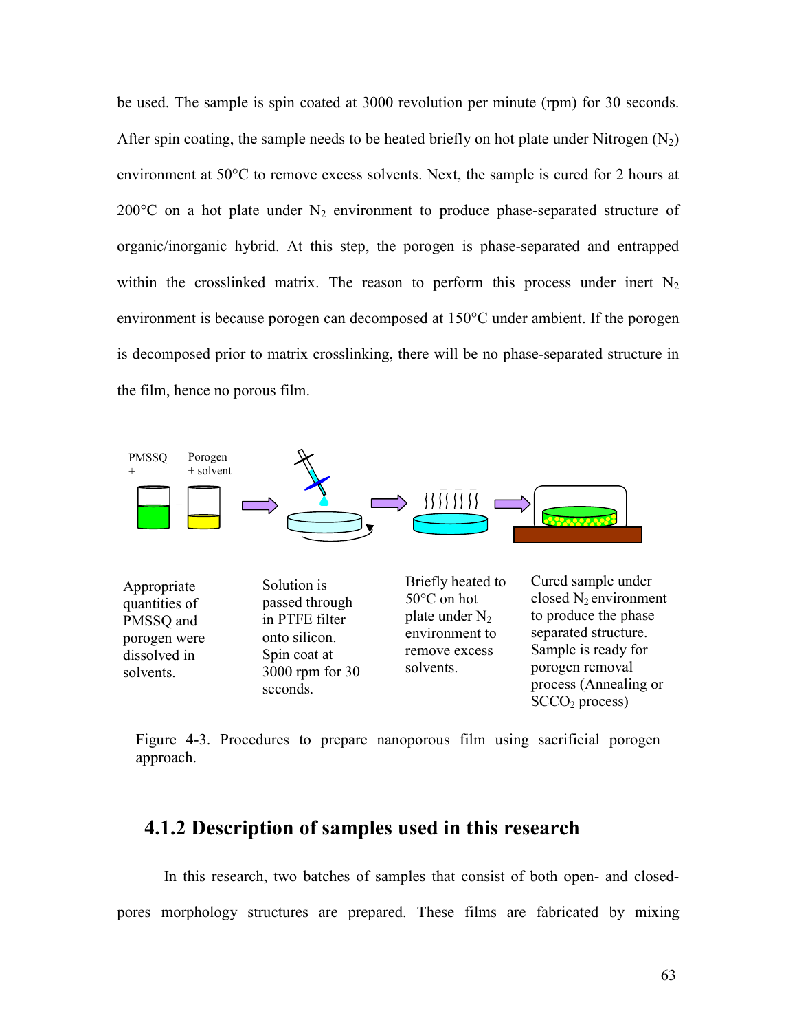be used. The sample is spin coated at 3000 revolution per minute (rpm) for 30 seconds. After spin coating, the sample needs to be heated briefly on hot plate under Nitrogen ($N_2$) environment at 50°C to remove excess solvents. Next, the sample is cured for 2 hours at 200°C on a hot plate under $N_2$ environment to produce phase-separated structure of organic/inorganic hybrid. At this step, the porogen is phase-separated and entrapped within the crosslinked matrix. The reason to perform this process under inert $N_2$ environment is because porogen can decomposed at 150°C under ambient. If the porogen is decomposed prior to matrix crosslinking, there will be no phase-separated structure in the film, hence no porous film.

PMSSQ + | Porogen + solvent

Appropriate quantities of PMSSQ and porogen were dissolved in solvents.

Solution is passed through in PTFE filter onto silicon. Spin coat at 3000 rpm for 30 seconds.

Briefly heated to 50°C on hot plate under $N_2$ environment to remove excess solvents.

Cured sample under closed $N_2$ environment to produce the phase separated structure. Sample is ready for porogen removal process (Annealing or $SCCO_2$ process)

Figure 4-3. Procedures to prepare nanoporous film using sacrificial porogen approach.

### 4.1.2 Description of samples used in this research

In this research, two batches of samples that consist of both open- and closed-pores morphology structures are prepared. These films are fabricated by mixing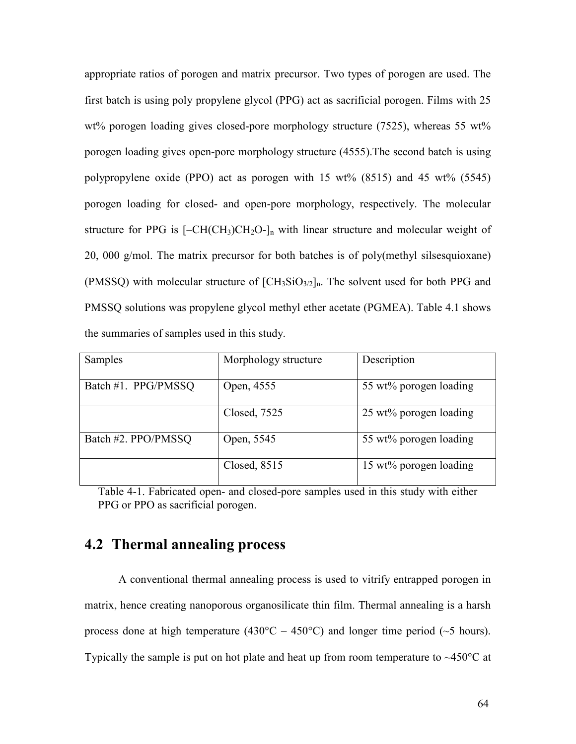appropriate ratios of porogen and matrix precursor. Two types of porogen are used. The first batch is using poly propylene glycol (PPG) act as sacrificial porogen. Films with 25 wt% porogen loading gives closed-pore morphology structure (7525), whereas 55 wt% porogen loading gives open-pore morphology structure (4555).The second batch is using polypropylene oxide (PPO) act as porogen with 15 wt% (8515) and 45 wt% (5545) porogen loading for closed- and open-pore morphology, respectively. The molecular structure for PPG is $[–CH(CH_3)CH_2O-]_n$ with linear structure and molecular weight of 20, 000 g/mol. The matrix precursor for both batches is of poly(methyl silsesquioxane) (PMSSQ) with molecular structure of $[CH_3SiO_{3/2}]_n$. The solvent used for both PPG and PMSSQ solutions was propylene glycol methyl ether acetate (PGMEA). Table 4.1 shows the summaries of samples used in this study.

| Samples | Morphology structure | Description |
|---|---|---|
| Batch #1. PPG/PMSSQ | Open, 4555 | 55 wt% porogen loading |
| | Closed, 7525 | 25 wt% porogen loading |
| Batch #2. PPO/PMSSQ | Open, 5545 | 55 wt% porogen loading |
| | Closed, 8515 | 15 wt% porogen loading |

Table 4-1. Fabricated open- and closed-pore samples used in this study with either PPG or PPO as sacrificial porogen.

## 4.2 Thermal annealing process

A conventional thermal annealing process is used to vitrify entrapped porogen in matrix, hence creating nanoporous organosilicate thin film. Thermal annealing is a harsh process done at high temperature (430°C – 450°C) and longer time period (~5 hours). Typically the sample is put on hot plate and heat up from room temperature to ~450°C at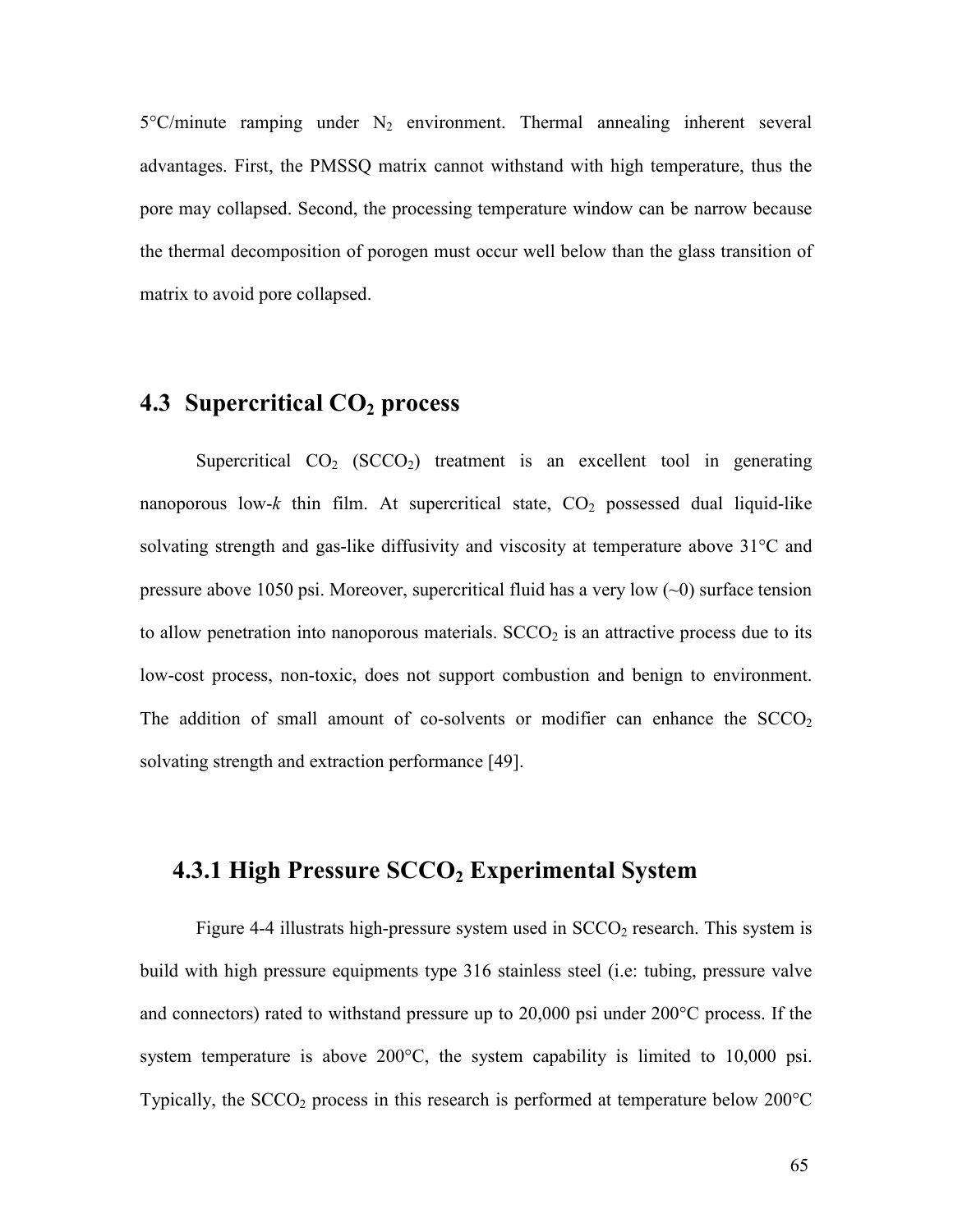5°C/minute ramping under $N_2$ environment. Thermal annealing inherent several advantages. First, the PMSSQ matrix cannot withstand with high temperature, thus the pore may collapsed. Second, the processing temperature window can be narrow because the thermal decomposition of porogen must occur well below than the glass transition of matrix to avoid pore collapsed.

## 4.3 Supercritical $CO_2$ process

Supercritical $CO_2$ ($SCCO_2$) treatment is an excellent tool in generating nanoporous low-*k* thin film. At supercritical state, $CO_2$ possessed dual liquid-like solvating strength and gas-like diffusivity and viscosity at temperature above 31°C and pressure above 1050 psi. Moreover, supercritical fluid has a very low (~0) surface tension to allow penetration into nanoporous materials. $SCCO_2$ is an attractive process due to its low-cost process, non-toxic, does not support combustion and benign to environment. The addition of small amount of co-solvents or modifier can enhance the $SCCO_2$ solvating strength and extraction performance [49].

### 4.3.1 High Pressure $SCCO_2$ Experimental System

Figure 4-4 illustrats high-pressure system used in $SCCO_2$ research. This system is build with high pressure equipments type 316 stainless steel (i.e: tubing, pressure valve and connectors) rated to withstand pressure up to 20,000 psi under 200°C process. If the system temperature is above 200°C, the system capability is limited to 10,000 psi. Typically, the $SCCO_2$ process in this research is performed at temperature below 200°C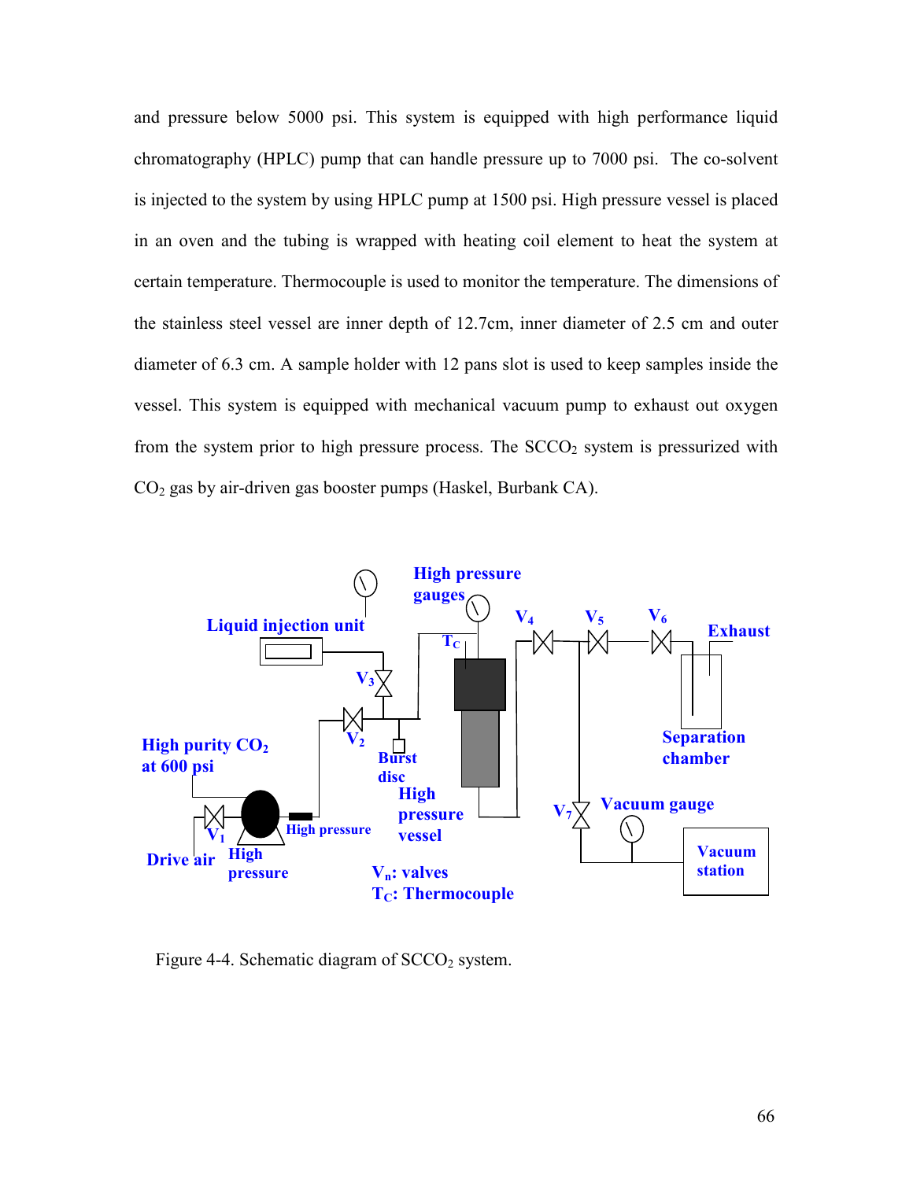and pressure below 5000 psi. This system is equipped with high performance liquid chromatography (HPLC) pump that can handle pressure up to 7000 psi. The co-solvent is injected to the system by using HPLC pump at 1500 psi. High pressure vessel is placed in an oven and the tubing is wrapped with heating coil element to heat the system at certain temperature. Thermocouple is used to monitor the temperature. The dimensions of the stainless steel vessel are inner depth of 12.7cm, inner diameter of 2.5 cm and outer diameter of 6.3 cm. A sample holder with 12 pans slot is used to keep samples inside the vessel. This system is equipped with mechanical vacuum pump to exhaust out oxygen from the system prior to high pressure process. The $SCCO_2$ system is pressurized with $CO_2$ gas by air-driven gas booster pumps (Haskel, Burbank CA).

Figure 4-4. Schematic diagram of $SCCO_2$ system.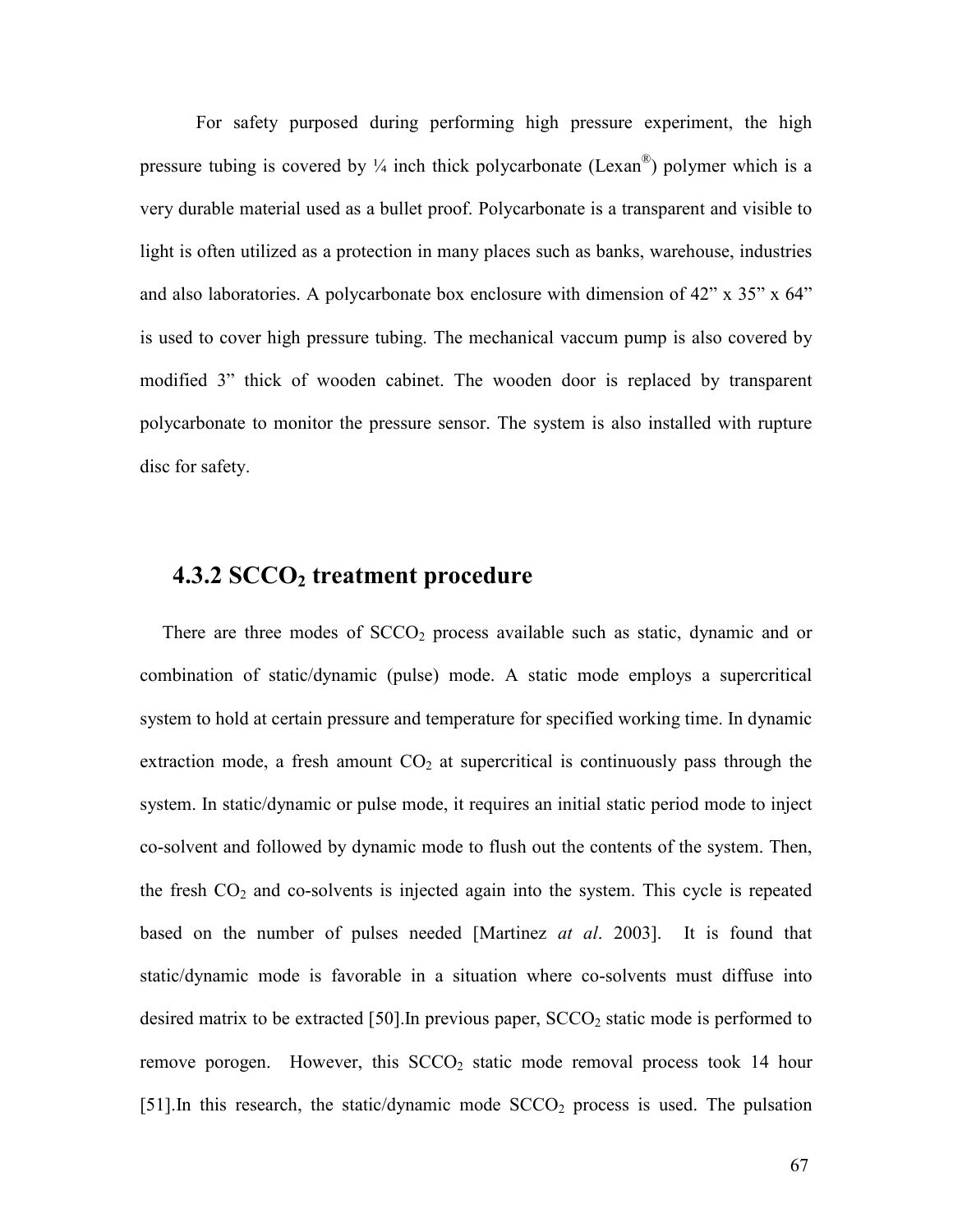For safety purposed during performing high pressure experiment, the high pressure tubing is covered by ¼ inch thick polycarbonate (Lexan®) polymer which is a very durable material used as a bullet proof. Polycarbonate is a transparent and visible to light is often utilized as a protection in many places such as banks, warehouse, industries and also laboratories. A polycarbonate box enclosure with dimension of 42" x 35" x 64" is used to cover high pressure tubing. The mechanical vaccum pump is also covered by modified 3" thick of wooden cabinet. The wooden door is replaced by transparent polycarbonate to monitor the pressure sensor. The system is also installed with rupture disc for safety.

### 4.3.2 $SCCO_2$ treatment procedure

There are three modes of $SCCO_2$ process available such as static, dynamic and or combination of static/dynamic (pulse) mode. A static mode employs a supercritical system to hold at certain pressure and temperature for specified working time. In dynamic extraction mode, a fresh amount $CO_2$ at supercritical is continuously pass through the system. In static/dynamic or pulse mode, it requires an initial static period mode to inject co-solvent and followed by dynamic mode to flush out the contents of the system. Then, the fresh $CO_2$ and co-solvents is injected again into the system. This cycle is repeated based on the number of pulses needed [Martinez *at al*. 2003]. It is found that static/dynamic mode is favorable in a situation where co-solvents must diffuse into desired matrix to be extracted [50].In previous paper, $SCCO_2$ static mode is performed to remove porogen. However, this $SCCO_2$ static mode removal process took 14 hour [51].In this research, the static/dynamic mode $SCCO_2$ process is used. The pulsation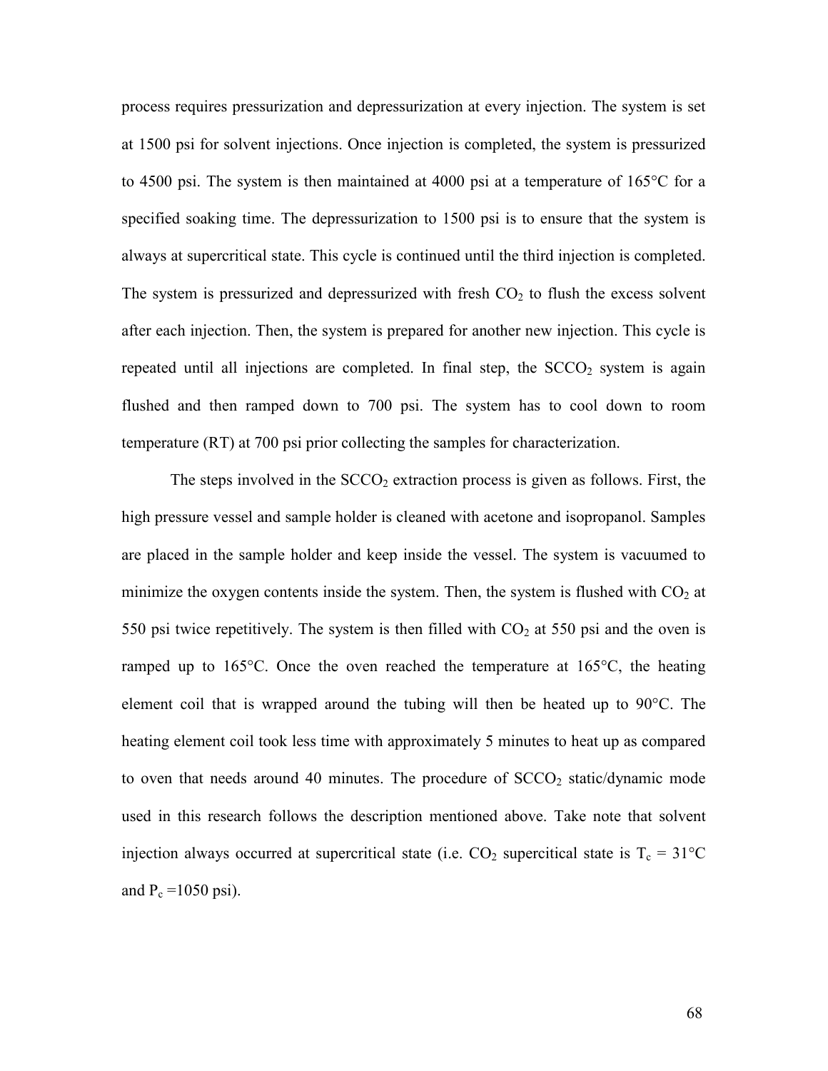process requires pressurization and depressurization at every injection. The system is set at 1500 psi for solvent injections. Once injection is completed, the system is pressurized to 4500 psi. The system is then maintained at 4000 psi at a temperature of 165°C for a specified soaking time. The depressurization to 1500 psi is to ensure that the system is always at supercritical state. This cycle is continued until the third injection is completed. The system is pressurized and depressurized with fresh $CO_2$ to flush the excess solvent after each injection. Then, the system is prepared for another new injection. This cycle is repeated until all injections are completed. In final step, the $SCCO_2$ system is again flushed and then ramped down to 700 psi. The system has to cool down to room temperature (RT) at 700 psi prior collecting the samples for characterization.

The steps involved in the $SCCO_2$ extraction process is given as follows. First, the high pressure vessel and sample holder is cleaned with acetone and isopropanol. Samples are placed in the sample holder and keep inside the vessel. The system is vacuumed to minimize the oxygen contents inside the system. Then, the system is flushed with $CO_2$ at 550 psi twice repetitively. The system is then filled with $CO_2$ at 550 psi and the oven is ramped up to 165°C. Once the oven reached the temperature at 165°C, the heating element coil that is wrapped around the tubing will then be heated up to 90°C. The heating element coil took less time with approximately 5 minutes to heat up as compared to oven that needs around 40 minutes. The procedure of $SCCO_2$ static/dynamic mode used in this research follows the description mentioned above. Take note that solvent injection always occurred at supercritical state (i.e. $CO_2$ supercitical state is $T_c$ = 31°C and $P_c$ =1050 psi).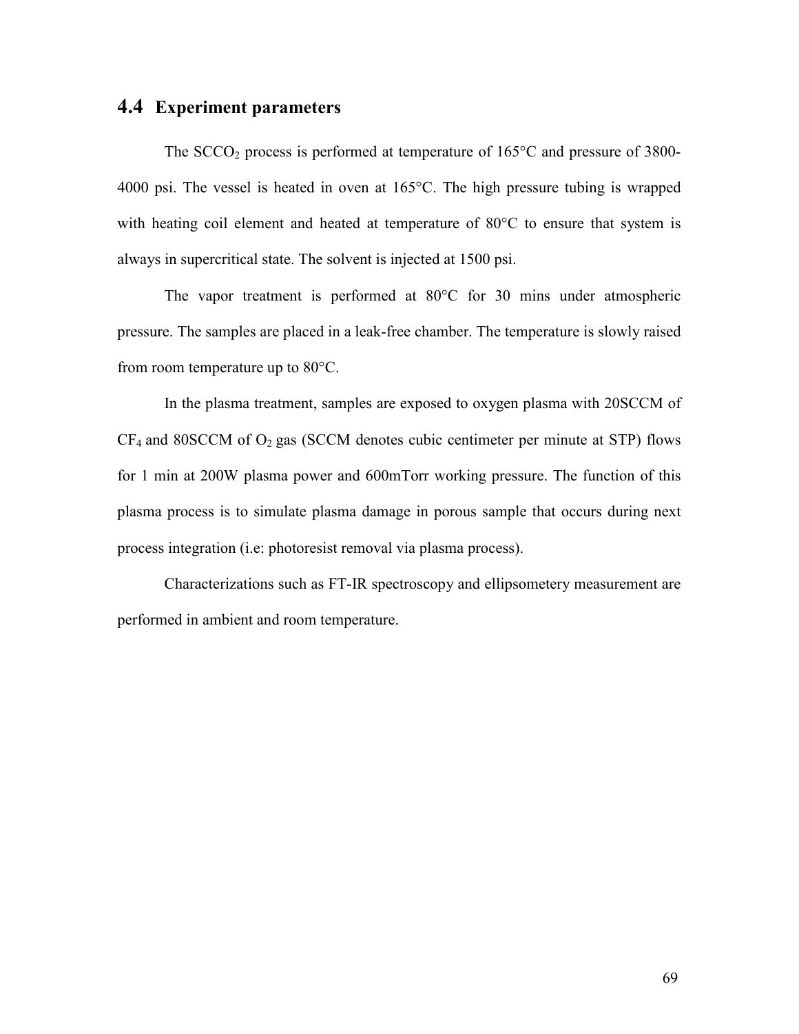## 4.4 Experiment parameters

The $SCCO_2$ process is performed at temperature of 165°C and pressure of 3800-4000 psi. The vessel is heated in oven at 165°C. The high pressure tubing is wrapped with heating coil element and heated at temperature of 80°C to ensure that system is always in supercritical state. The solvent is injected at 1500 psi.

The vapor treatment is performed at 80°C for 30 mins under atmospheric pressure. The samples are placed in a leak-free chamber. The temperature is slowly raised from room temperature up to 80°C.

In the plasma treatment, samples are exposed to oxygen plasma with 20SCCM of $CF_4$ and 80SCCM of $O_2$ gas (SCCM denotes cubic centimeter per minute at STP) flows for 1 min at 200W plasma power and 600mTorr working pressure. The function of this plasma process is to simulate plasma damage in porous sample that occurs during next process integration (i.e: photoresist removal via plasma process).

Characterizations such as FT-IR spectroscopy and ellipsometery measurement are performed in ambient and room temperature.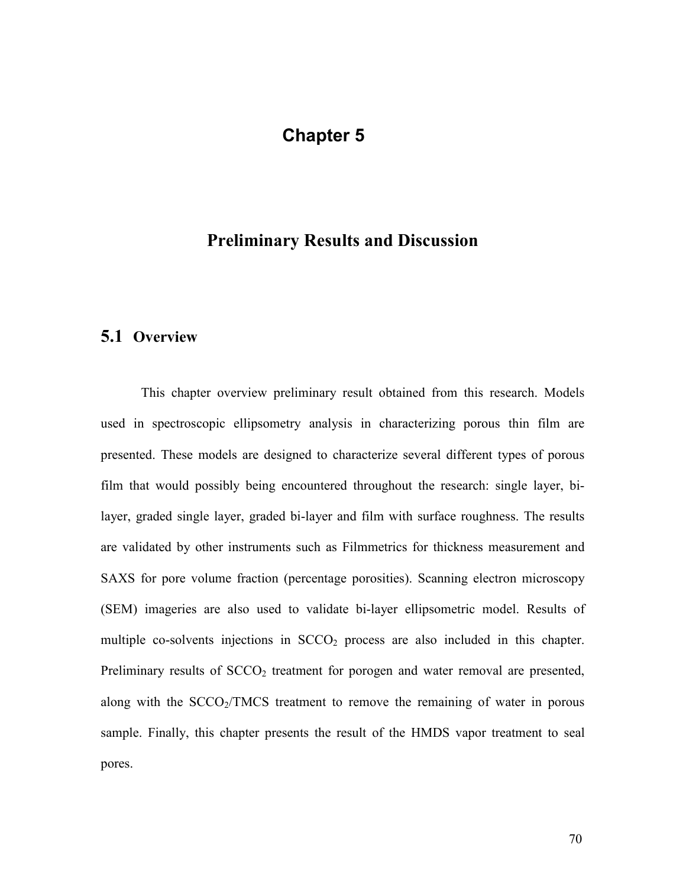# Chapter 5

# Preliminary Results and Discussion

## 5.1 Overview

This chapter overview preliminary result obtained from this research. Models used in spectroscopic ellipsometry analysis in characterizing porous thin film are presented. These models are designed to characterize several different types of porous film that would possibly being encountered throughout the research: single layer, bi-layer, graded single layer, graded bi-layer and film with surface roughness. The results are validated by other instruments such as Filmmetrics for thickness measurement and SAXS for pore volume fraction (percentage porosities). Scanning electron microscopy (SEM) imageries are also used to validate bi-layer ellipsometric model. Results of multiple co-solvents injections in $SCCO_2$ process are also included in this chapter. Preliminary results of $SCCO_2$ treatment for porogen and water removal are presented, along with the $SCCO_2$/TMCS treatment to remove the remaining of water in porous sample. Finally, this chapter presents the result of the HMDS vapor treatment to seal pores.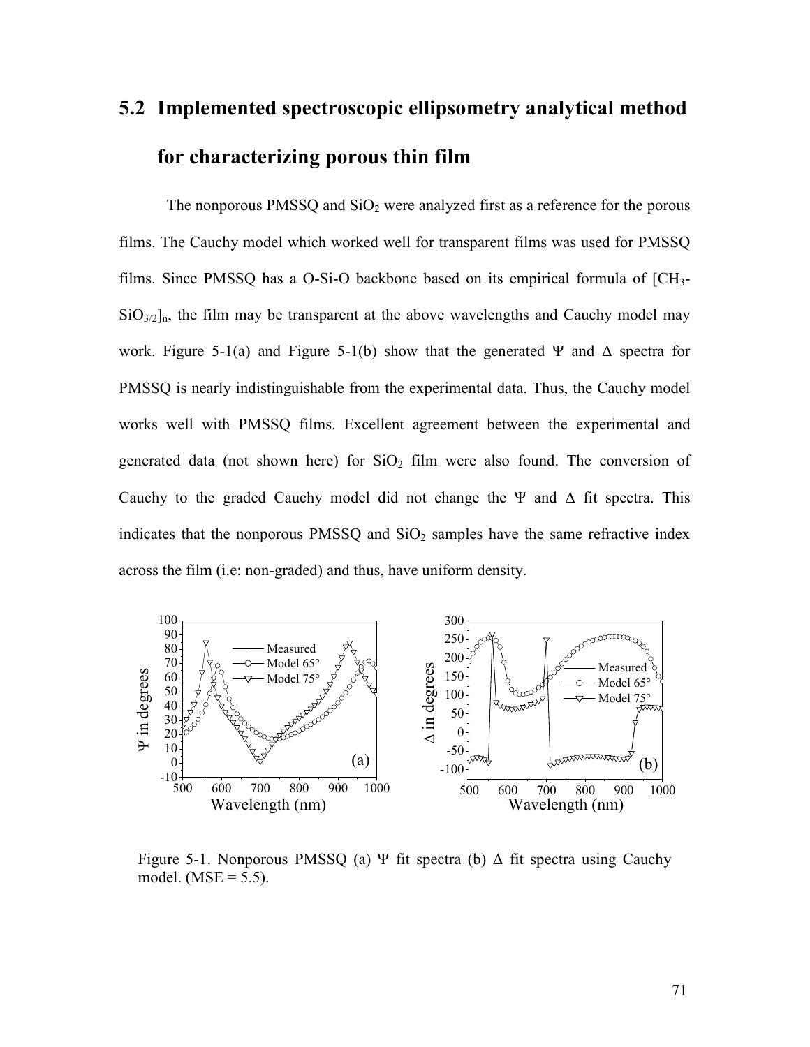## 5.2 Implemented spectroscopic ellipsometry analytical method for characterizing porous thin film

The nonporous PMSSQ and $SiO_2$ were analyzed first as a reference for the porous films. The Cauchy model which worked well for transparent films was used for PMSSQ films. Since PMSSQ has a O-Si-O backbone based on its empirical formula of $[CH_3\text{-}SiO_{3/2}]_n$, the film may be transparent at the above wavelengths and Cauchy model may work. Figure 5-1(a) and Figure 5-1(b) show that the generated $\Psi$ and $\Delta$ spectra for PMSSQ is nearly indistinguishable from the experimental data. Thus, the Cauchy model works well with PMSSQ films. Excellent agreement between the experimental and generated data (not shown here) for $SiO_2$ film were also found. The conversion of Cauchy to the graded Cauchy model did not change the $\Psi$ and $\Delta$ fit spectra. This indicates that the nonporous PMSSQ and $SiO_2$ samples have the same refractive index across the film (i.e: non-graded) and thus, have uniform density.

Figure 5-1. Nonporous PMSSQ (a) $\Psi$ fit spectra (b) $\Delta$ fit spectra using Cauchy model. (MSE = 5.5).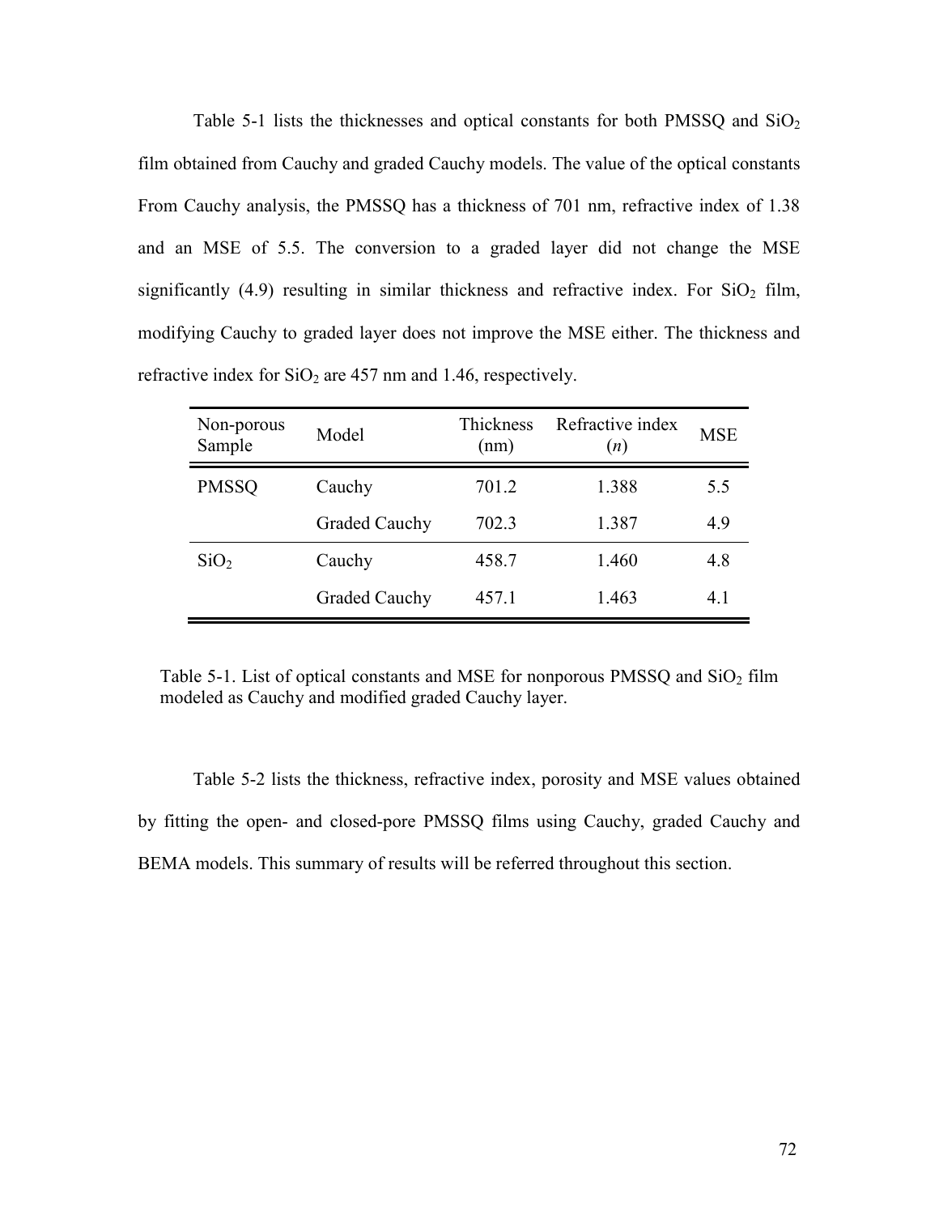Table 5-1 lists the thicknesses and optical constants for both PMSSQ and $SiO_2$ film obtained from Cauchy and graded Cauchy models. The value of the optical constants From Cauchy analysis, the PMSSQ has a thickness of 701 nm, refractive index of 1.38 and an MSE of 5.5. The conversion to a graded layer did not change the MSE significantly (4.9) resulting in similar thickness and refractive index. For $SiO_2$ film, modifying Cauchy to graded layer does not improve the MSE either. The thickness and refractive index for $SiO_2$ are 457 nm and 1.46, respectively.

| Non-porous Sample | Model | Thickness (nm) | Refractive index ($n$) | MSE |
|---|---|---|---|---|
| PMSSQ | Cauchy | 701.2 | 1.388 | 5.5 |
| | Graded Cauchy | 702.3 | 1.387 | 4.9 |
| $SiO_2$ | Cauchy | 458.7 | 1.460 | 4.8 |
| | Graded Cauchy | 457.1 | 1.463 | 4.1 |

Table 5-1. List of optical constants and MSE for nonporous PMSSQ and $SiO_2$ film modeled as Cauchy and modified graded Cauchy layer.

Table 5-2 lists the thickness, refractive index, porosity and MSE values obtained by fitting the open- and closed-pore PMSSQ films using Cauchy, graded Cauchy and BEMA models. This summary of results will be referred throughout this section.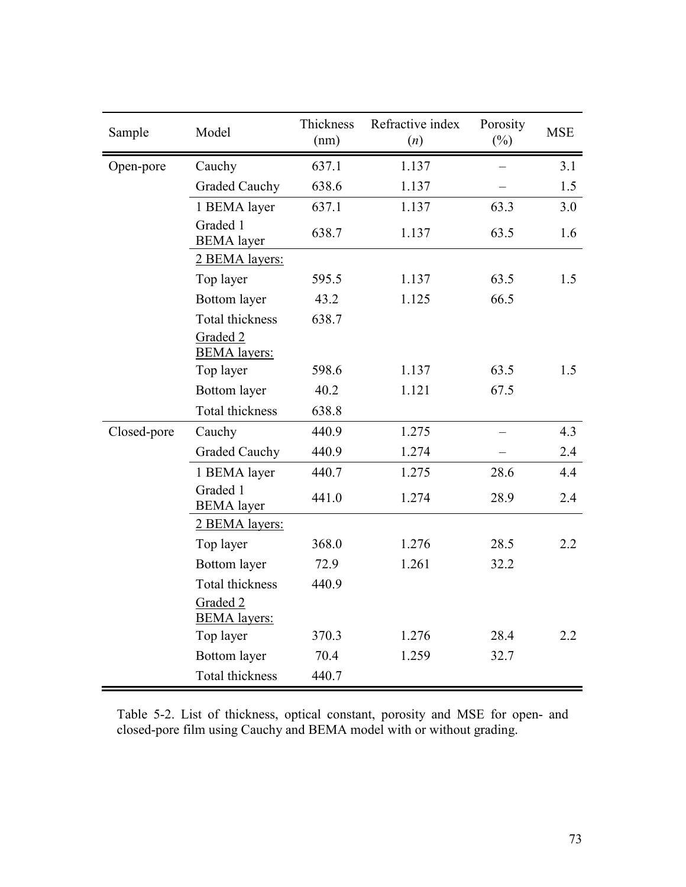| Sample | Model | Thickness (nm) | Refractive index ($n$) | Porosity (%) | MSE |
|---|---|---|---|---|---|
| Open-pore | Cauchy | 637.1 | 1.137 | – | 3.1 |
| | Graded Cauchy | 638.6 | 1.137 | – | 1.5 |
| | 1 BEMA layer | 637.1 | 1.137 | 63.3 | 3.0 |
| | Graded 1 BEMA layer | 638.7 | 1.137 | 63.5 | 1.6 |
| | 2 BEMA layers: | | | | |
| | Top layer | 595.5 | 1.137 | 63.5 | 1.5 |
| | Bottom layer | 43.2 | 1.125 | 66.5 | |
| | Total thickness | 638.7 | | | |
| | Graded 2 BEMA layers: | | | | |
| | Top layer | 598.6 | 1.137 | 63.5 | 1.5 |
| | Bottom layer | 40.2 | 1.121 | 67.5 | |
| | Total thickness | 638.8 | | | |
| Closed-pore | Cauchy | 440.9 | 1.275 | – | 4.3 |
| | Graded Cauchy | 440.9 | 1.274 | – | 2.4 |
| | 1 BEMA layer | 440.7 | 1.275 | 28.6 | 4.4 |
| | Graded 1 BEMA layer | 441.0 | 1.274 | 28.9 | 2.4 |
| | 2 BEMA layers: | | | | |
| | Top layer | 368.0 | 1.276 | 28.5 | 2.2 |
| | Bottom layer | 72.9 | 1.261 | 32.2 | |
| | Total thickness | 440.9 | | | |
| | Graded 2 BEMA layers: | | | | |
| | Top layer | 370.3 | 1.276 | 28.4 | 2.2 |
| | Bottom layer | 70.4 | 1.259 | 32.7 | |
| | Total thickness | 440.7 | | | |

Table 5-2. List of thickness, optical constant, porosity and MSE for open- and closed-pore film using Cauchy and BEMA model with or without grading.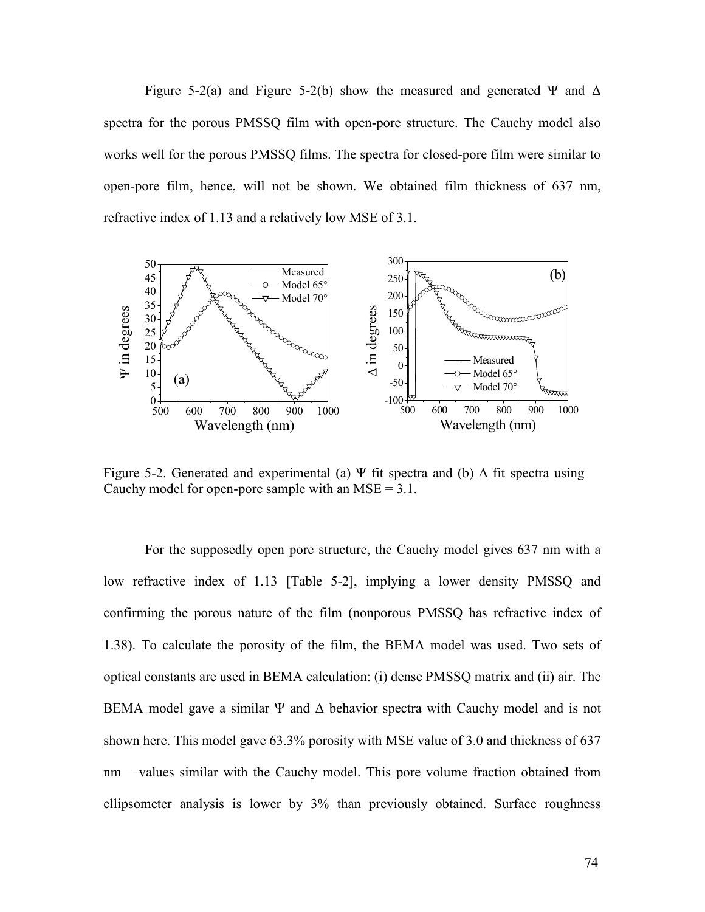Figure 5-2(a) and Figure 5-2(b) show the measured and generated Ψ and Δ spectra for the porous PMSSQ film with open-pore structure. The Cauchy model also works well for the porous PMSSQ films. The spectra for closed-pore film were similar to open-pore film, hence, will not be shown. We obtained film thickness of 637 nm, refractive index of 1.13 and a relatively low MSE of 3.1.

Figure 5-2. Generated and experimental (a) Ψ fit spectra and (b) Δ fit spectra using Cauchy model for open-pore sample with an MSE = 3.1.

For the supposedly open pore structure, the Cauchy model gives 637 nm with a low refractive index of 1.13 [Table 5-2], implying a lower density PMSSQ and confirming the porous nature of the film (nonporous PMSSQ has refractive index of 1.38). To calculate the porosity of the film, the BEMA model was used. Two sets of optical constants are used in BEMA calculation: (i) dense PMSSQ matrix and (ii) air. The BEMA model gave a similar Ψ and Δ behavior spectra with Cauchy model and is not shown here. This model gave 63.3% porosity with MSE value of 3.0 and thickness of 637 nm – values similar with the Cauchy model. This pore volume fraction obtained from ellipsometer analysis is lower by 3% than previously obtained. Surface roughness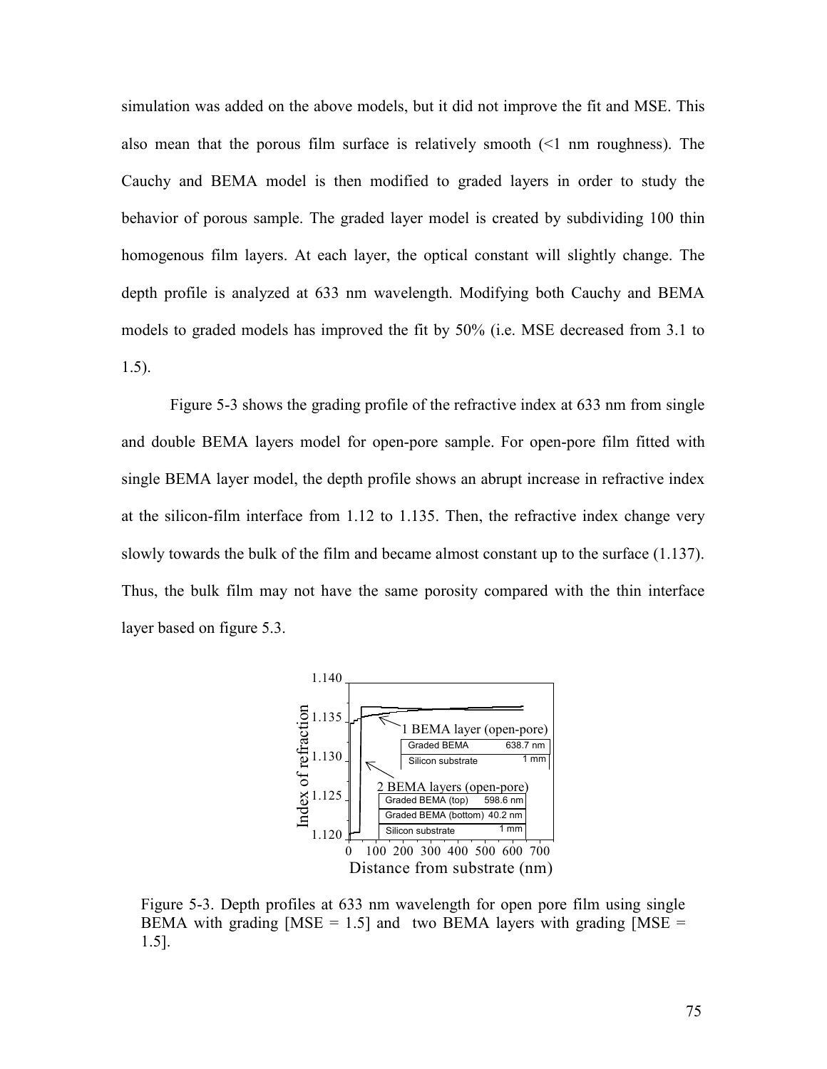simulation was added on the above models, but it did not improve the fit and MSE. This also mean that the porous film surface is relatively smooth (<1 nm roughness). The Cauchy and BEMA model is then modified to graded layers in order to study the behavior of porous sample. The graded layer model is created by subdividing 100 thin homogenous film layers. At each layer, the optical constant will slightly change. The depth profile is analyzed at 633 nm wavelength. Modifying both Cauchy and BEMA models to graded models has improved the fit by 50% (i.e. MSE decreased from 3.1 to 1.5).

Figure 5-3 shows the grading profile of the refractive index at 633 nm from single and double BEMA layers model for open-pore sample. For open-pore film fitted with single BEMA layer model, the depth profile shows an abrupt increase in refractive index at the silicon-film interface from 1.12 to 1.135. Then, the refractive index change very slowly towards the bulk of the film and became almost constant up to the surface (1.137). Thus, the bulk film may not have the same porosity compared with the thin interface layer based on figure 5.3.

Figure 5-3. Depth profiles at 633 nm wavelength for open pore film using single BEMA with grading [MSE = 1.5] and two BEMA layers with grading [MSE = 1.5].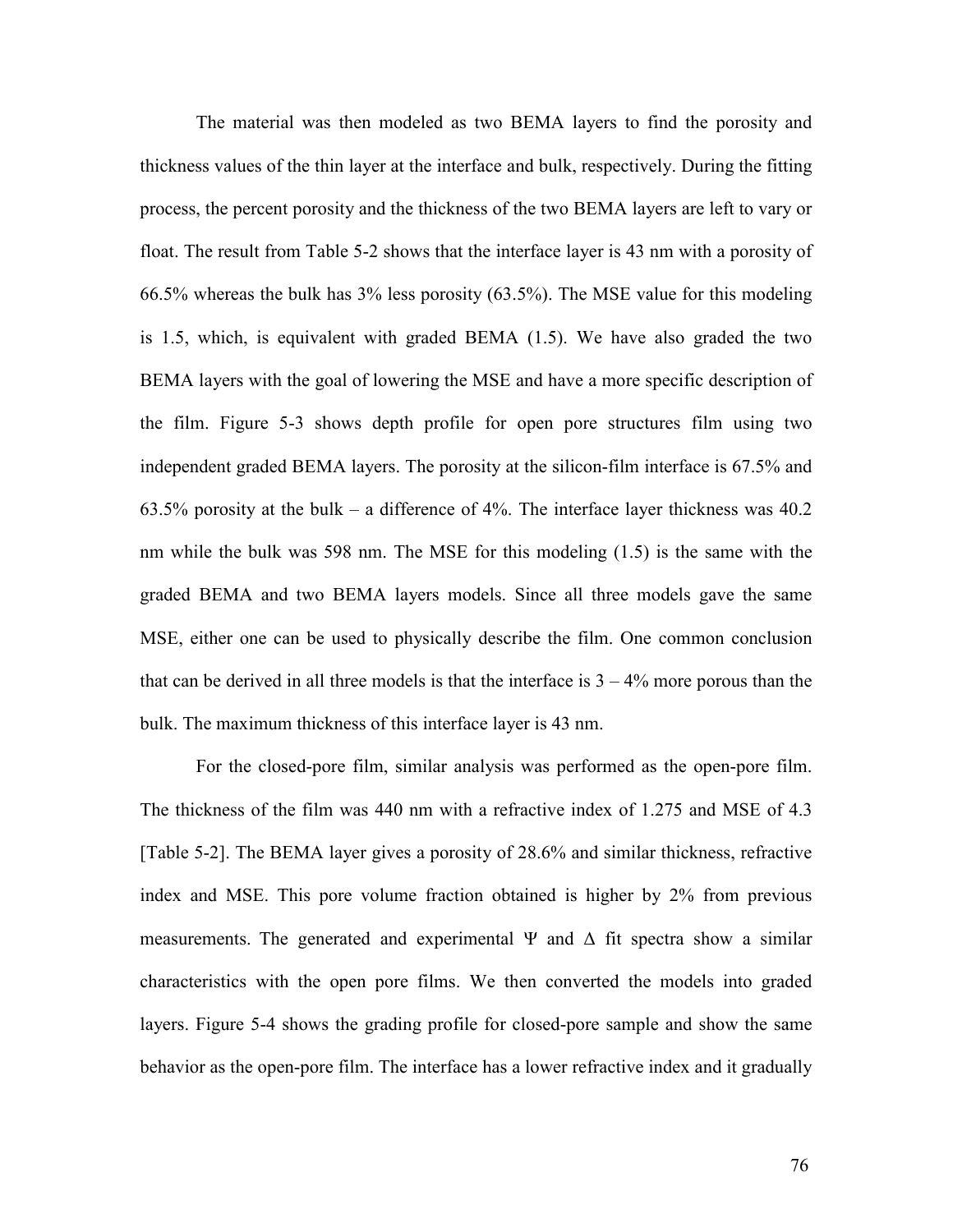The material was then modeled as two BEMA layers to find the porosity and thickness values of the thin layer at the interface and bulk, respectively. During the fitting process, the percent porosity and the thickness of the two BEMA layers are left to vary or float. The result from Table 5-2 shows that the interface layer is 43 nm with a porosity of 66.5% whereas the bulk has 3% less porosity (63.5%). The MSE value for this modeling is 1.5, which, is equivalent with graded BEMA (1.5). We have also graded the two BEMA layers with the goal of lowering the MSE and have a more specific description of the film. Figure 5-3 shows depth profile for open pore structures film using two independent graded BEMA layers. The porosity at the silicon-film interface is 67.5% and 63.5% porosity at the bulk – a difference of 4%. The interface layer thickness was 40.2 nm while the bulk was 598 nm. The MSE for this modeling (1.5) is the same with the graded BEMA and two BEMA layers models. Since all three models gave the same MSE, either one can be used to physically describe the film. One common conclusion that can be derived in all three models is that the interface is 3 – 4% more porous than the bulk. The maximum thickness of this interface layer is 43 nm.

For the closed-pore film, similar analysis was performed as the open-pore film. The thickness of the film was 440 nm with a refractive index of 1.275 and MSE of 4.3 [Table 5-2]. The BEMA layer gives a porosity of 28.6% and similar thickness, refractive index and MSE. This pore volume fraction obtained is higher by 2% from previous measurements. The generated and experimental $\Psi$ and $\Delta$ fit spectra show a similar characteristics with the open pore films. We then converted the models into graded layers. Figure 5-4 shows the grading profile for closed-pore sample and show the same behavior as the open-pore film. The interface has a lower refractive index and it gradually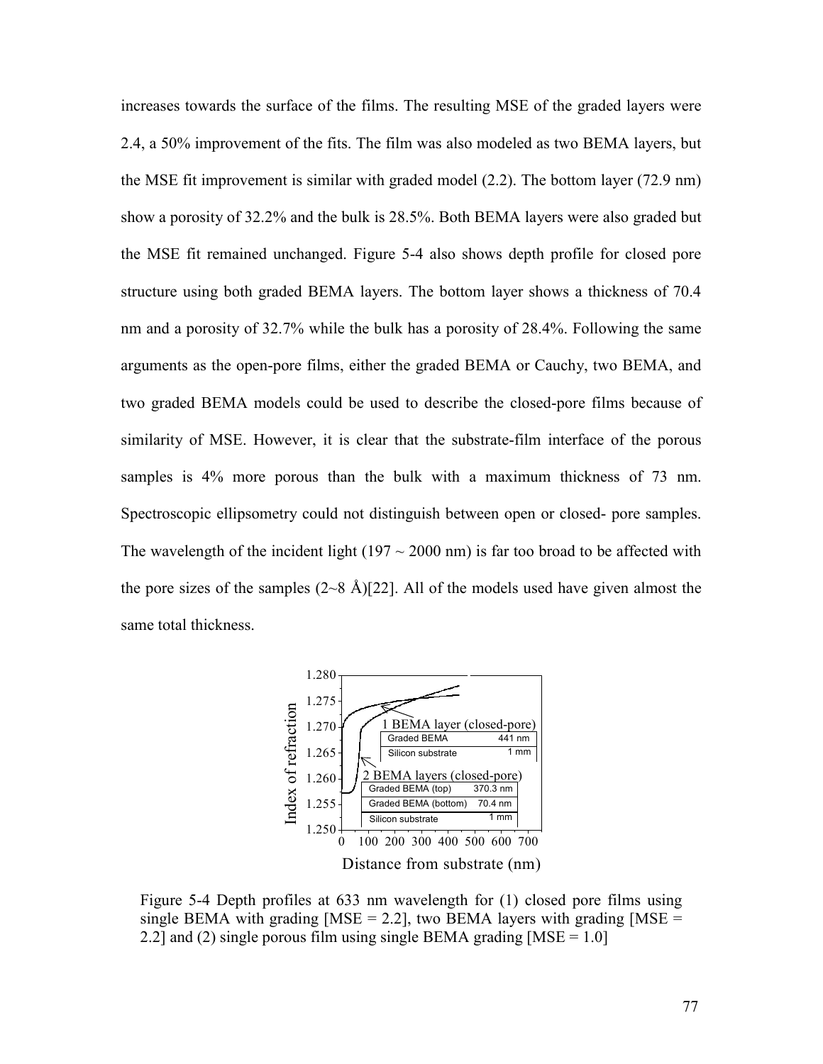increases towards the surface of the films. The resulting MSE of the graded layers were 2.4, a 50% improvement of the fits. The film was also modeled as two BEMA layers, but the MSE fit improvement is similar with graded model (2.2). The bottom layer (72.9 nm) show a porosity of 32.2% and the bulk is 28.5%. Both BEMA layers were also graded but the MSE fit remained unchanged. Figure 5-4 also shows depth profile for closed pore structure using both graded BEMA layers. The bottom layer shows a thickness of 70.4 nm and a porosity of 32.7% while the bulk has a porosity of 28.4%. Following the same arguments as the open-pore films, either the graded BEMA or Cauchy, two BEMA, and two graded BEMA models could be used to describe the closed-pore films because of similarity of MSE. However, it is clear that the substrate-film interface of the porous samples is 4% more porous than the bulk with a maximum thickness of 73 nm. Spectroscopic ellipsometry could not distinguish between open or closed- pore samples. The wavelength of the incident light (197 ~ 2000 nm) is far too broad to be affected with the pore sizes of the samples (2~8 Å)[22]. All of the models used have given almost the same total thickness.

Figure 5-4 Depth profiles at 633 nm wavelength for (1) closed pore films using single BEMA with grading [MSE = 2.2], two BEMA layers with grading [MSE = 2.2] and (2) single porous film using single BEMA grading [MSE = 1.0]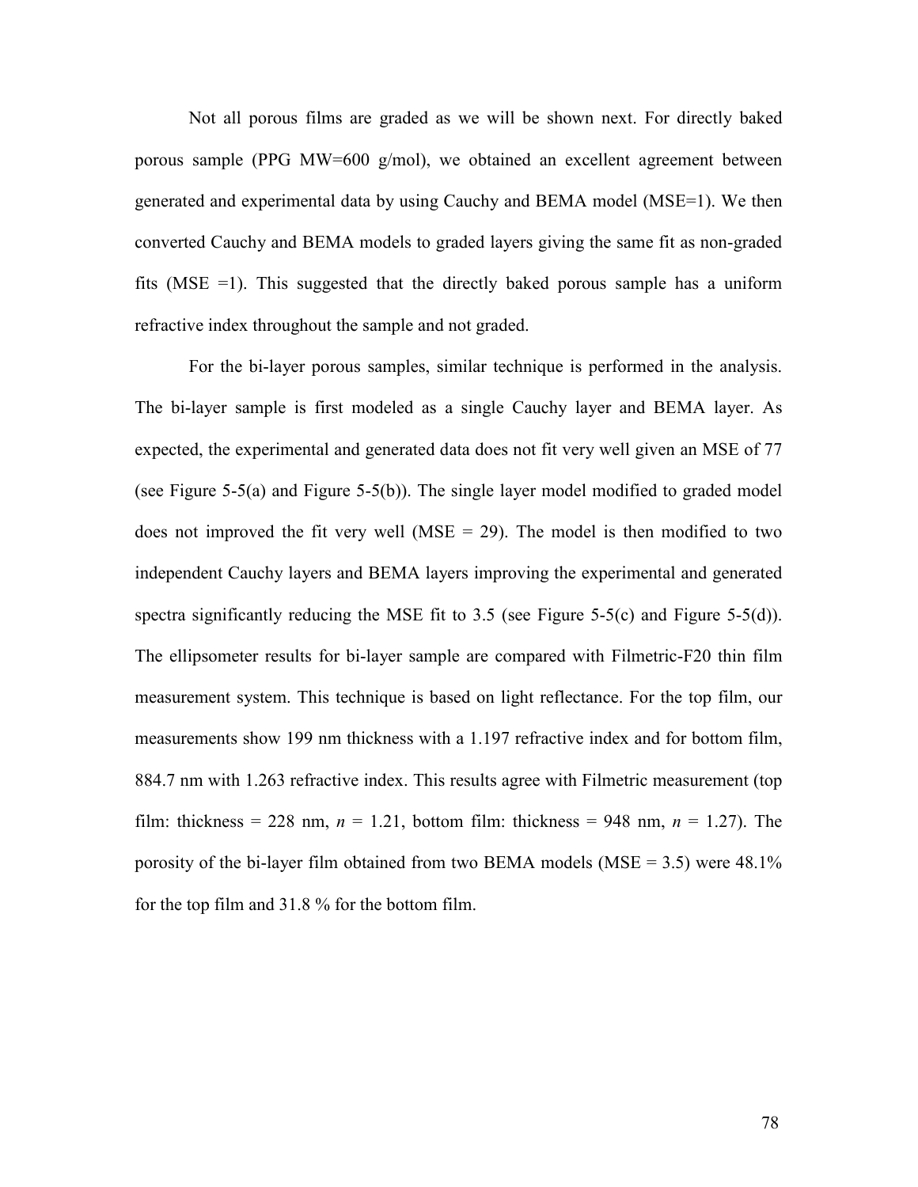Not all porous films are graded as we will be shown next. For directly baked porous sample (PPG MW=600 g/mol), we obtained an excellent agreement between generated and experimental data by using Cauchy and BEMA model (MSE=1). We then converted Cauchy and BEMA models to graded layers giving the same fit as non-graded fits (MSE =1). This suggested that the directly baked porous sample has a uniform refractive index throughout the sample and not graded.

For the bi-layer porous samples, similar technique is performed in the analysis. The bi-layer sample is first modeled as a single Cauchy layer and BEMA layer. As expected, the experimental and generated data does not fit very well given an MSE of 77 (see Figure 5-5(a) and Figure 5-5(b)). The single layer model modified to graded model does not improved the fit very well (MSE = 29). The model is then modified to two independent Cauchy layers and BEMA layers improving the experimental and generated spectra significantly reducing the MSE fit to 3.5 (see Figure 5-5(c) and Figure 5-5(d)). The ellipsometer results for bi-layer sample are compared with Filmetric-F20 thin film measurement system. This technique is based on light reflectance. For the top film, our measurements show 199 nm thickness with a 1.197 refractive index and for bottom film, 884.7 nm with 1.263 refractive index. This results agree with Filmetric measurement (top film: thickness = 228 nm, $n$ = 1.21, bottom film: thickness = 948 nm, $n$ = 1.27). The porosity of the bi-layer film obtained from two BEMA models (MSE = 3.5) were 48.1% for the top film and 31.8 % for the bottom film.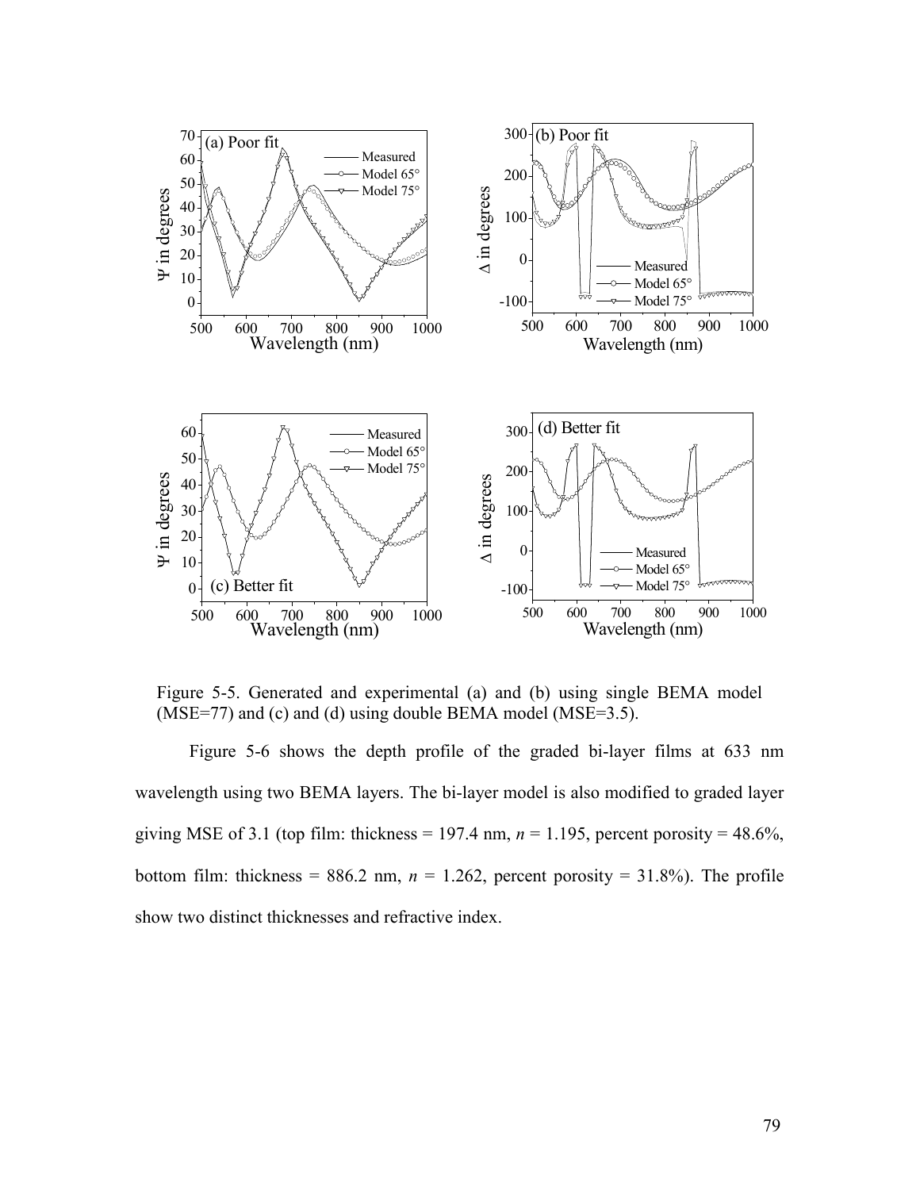Figure 5-5. Generated and experimental (a) and (b) using single BEMA model (MSE=77) and (c) and (d) using double BEMA model (MSE=3.5).

Figure 5-6 shows the depth profile of the graded bi-layer films at 633 nm wavelength using two BEMA layers. The bi-layer model is also modified to graded layer giving MSE of 3.1 (top film: thickness = 197.4 nm, $n$ = 1.195, percent porosity = 48.6%, bottom film: thickness = 886.2 nm, $n$ = 1.262, percent porosity = 31.8%). The profile show two distinct thicknesses and refractive index.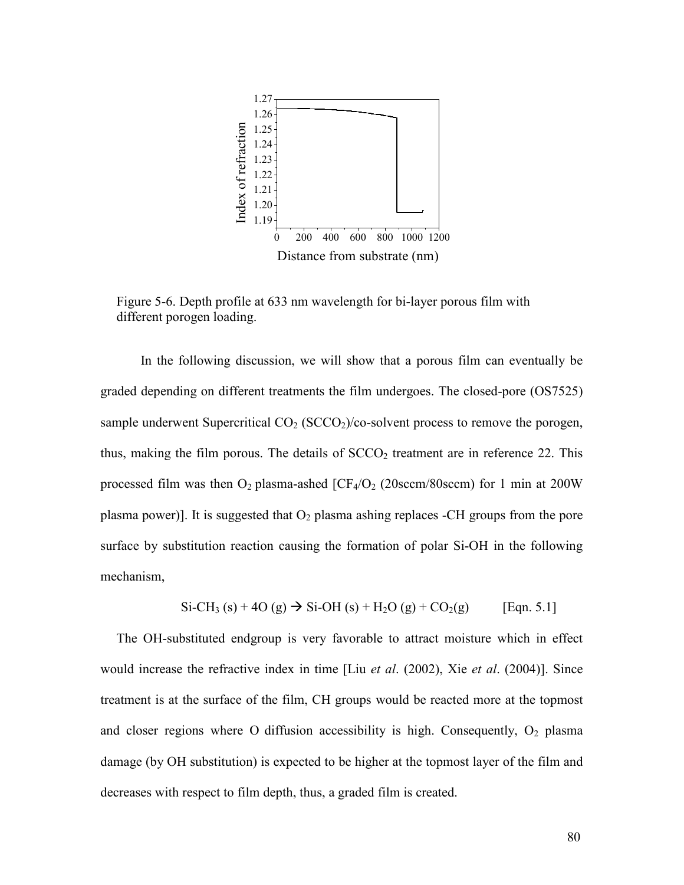Figure 5-6. Depth profile at 633 nm wavelength for bi-layer porous film with different porogen loading.

In the following discussion, we will show that a porous film can eventually be graded depending on different treatments the film undergoes. The closed-pore (OS7525) sample underwent Supercritical $CO_2$ ($SCCO_2$)/co-solvent process to remove the porogen, thus, making the film porous. The details of $SCCO_2$ treatment are in reference 22. This processed film was then $O_2$ plasma-ashed [$CF_4/O_2$ (20sccm/80sccm) for 1 min at 200W plasma power)]. It is suggested that $O_2$ plasma ashing replaces -CH groups from the pore surface by substitution reaction causing the formation of polar Si-OH in the following mechanism,

$$Si\text{-}CH_3\,(s) + 4O\,(g) \rightarrow Si\text{-}OH\,(s) + H_2O\,(g) + CO_2(g) \qquad \text{[Eqn. 5.1]}$$

The OH-substituted endgroup is very favorable to attract moisture which in effect would increase the refractive index in time [Liu *et al*. (2002), Xie *et al*. (2004)]. Since treatment is at the surface of the film, CH groups would be reacted more at the topmost and closer regions where O diffusion accessibility is high. Consequently, $O_2$ plasma damage (by OH substitution) is expected to be higher at the topmost layer of the film and decreases with respect to film depth, thus, a graded film is created.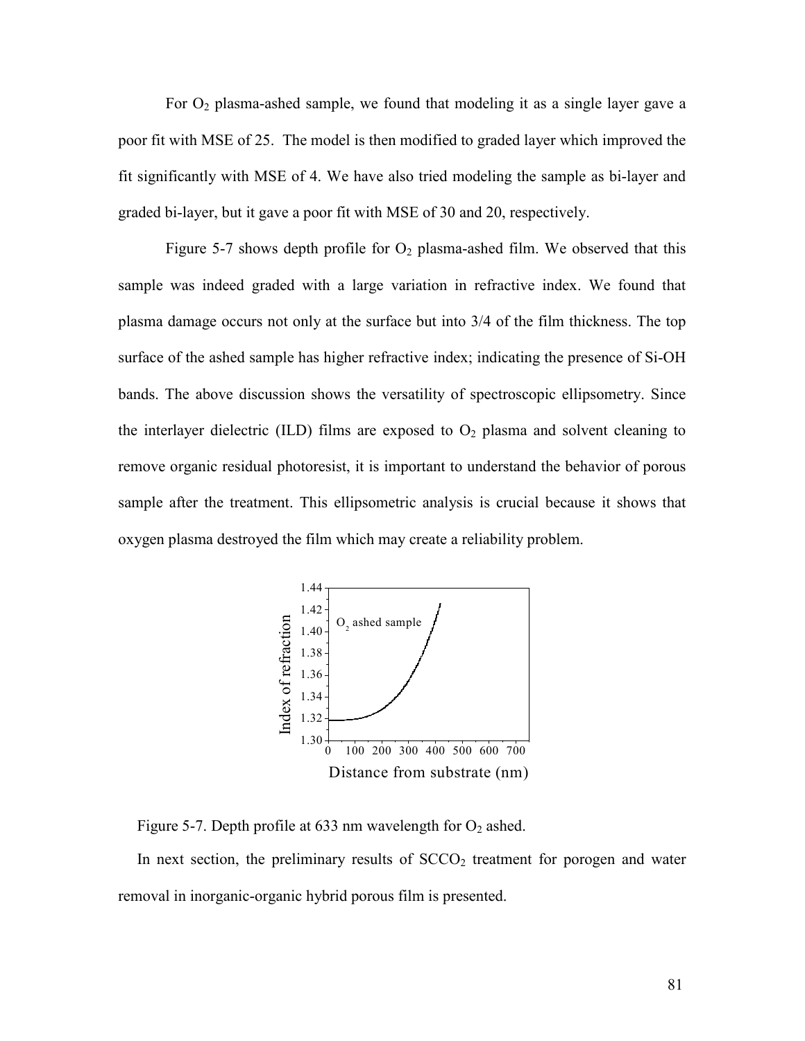For $O_2$ plasma-ashed sample, we found that modeling it as a single layer gave a poor fit with MSE of 25. The model is then modified to graded layer which improved the fit significantly with MSE of 4. We have also tried modeling the sample as bi-layer and graded bi-layer, but it gave a poor fit with MSE of 30 and 20, respectively.

Figure 5-7 shows depth profile for $O_2$ plasma-ashed film. We observed that this sample was indeed graded with a large variation in refractive index. We found that plasma damage occurs not only at the surface but into 3/4 of the film thickness. The top surface of the ashed sample has higher refractive index; indicating the presence of Si-OH bands. The above discussion shows the versatility of spectroscopic ellipsometry. Since the interlayer dielectric (ILD) films are exposed to $O_2$ plasma and solvent cleaning to remove organic residual photoresist, it is important to understand the behavior of porous sample after the treatment. This ellipsometric analysis is crucial because it shows that oxygen plasma destroyed the film which may create a reliability problem.

Figure 5-7. Depth profile at 633 nm wavelength for $O_2$ ashed.

In next section, the preliminary results of $SCCO_2$ treatment for porogen and water removal in inorganic-organic hybrid porous film is presented.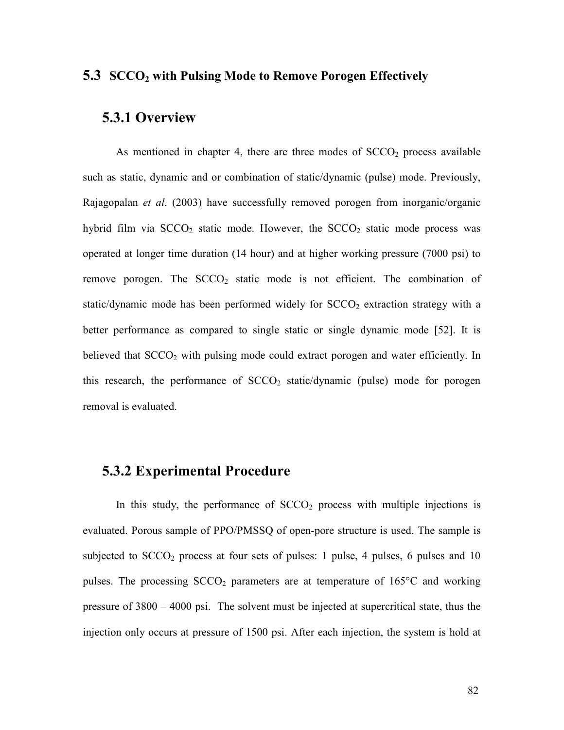## 5.3 $SCCO_2$ with Pulsing Mode to Remove Porogen Effectively

### 5.3.1 Overview

As mentioned in chapter 4, there are three modes of $SCCO_2$ process available such as static, dynamic and or combination of static/dynamic (pulse) mode. Previously, Rajagopalan *et al*. (2003) have successfully removed porogen from inorganic/organic hybrid film via $SCCO_2$ static mode. However, the $SCCO_2$ static mode process was operated at longer time duration (14 hour) and at higher working pressure (7000 psi) to remove porogen. The $SCCO_2$ static mode is not efficient. The combination of static/dynamic mode has been performed widely for $SCCO_2$ extraction strategy with a better performance as compared to single static or single dynamic mode [52]. It is believed that $SCCO_2$ with pulsing mode could extract porogen and water efficiently. In this research, the performance of $SCCO_2$ static/dynamic (pulse) mode for porogen removal is evaluated.

### 5.3.2 Experimental Procedure

In this study, the performance of $SCCO_2$ process with multiple injections is evaluated. Porous sample of PPO/PMSSQ of open-pore structure is used. The sample is subjected to $SCCO_2$ process at four sets of pulses: 1 pulse, 4 pulses, 6 pulses and 10 pulses. The processing $SCCO_2$ parameters are at temperature of 165°C and working pressure of 3800 – 4000 psi. The solvent must be injected at supercritical state, thus the injection only occurs at pressure of 1500 psi. After each injection, the system is hold at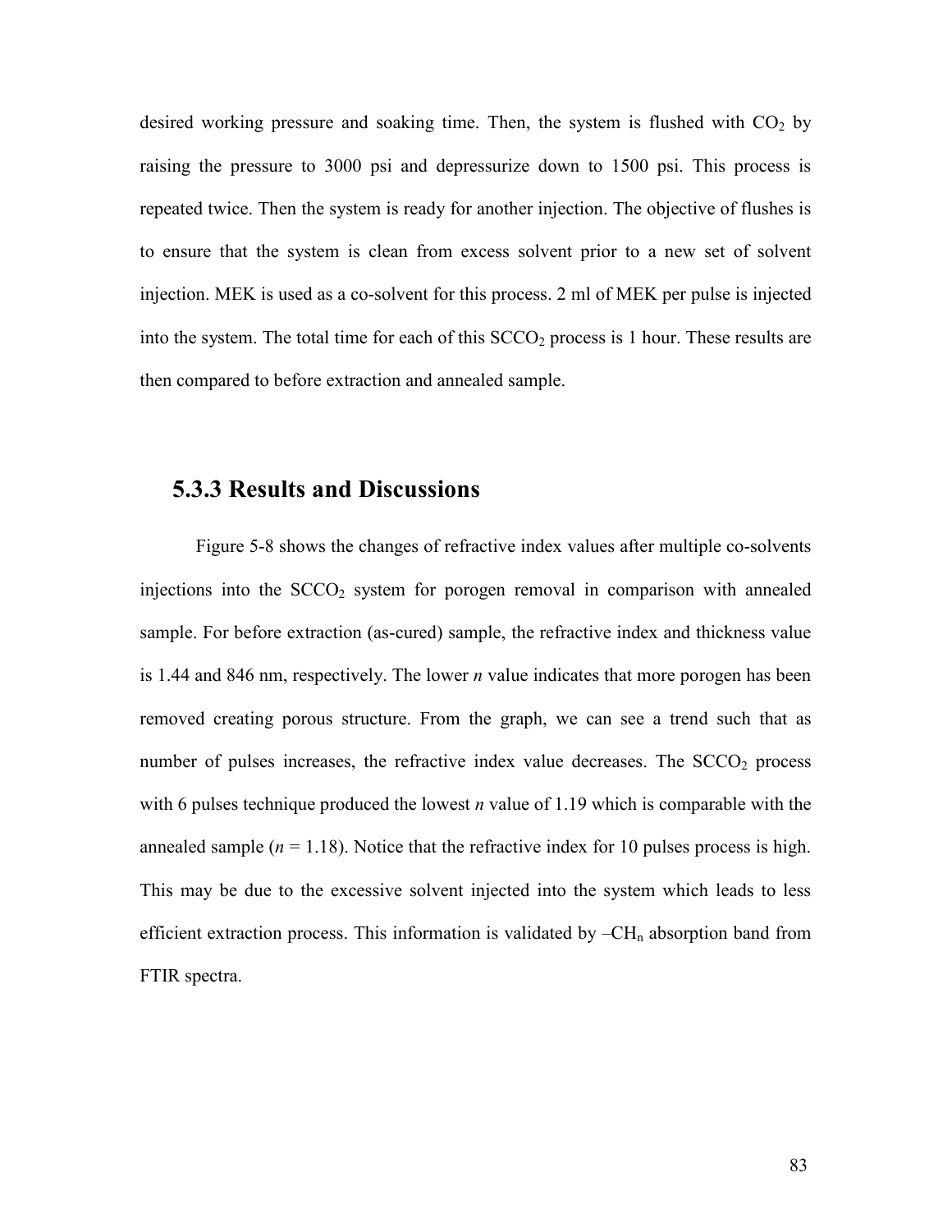desired working pressure and soaking time. Then, the system is flushed with $CO_2$ by raising the pressure to 3000 psi and depressurize down to 1500 psi. This process is repeated twice. Then the system is ready for another injection. The objective of flushes is to ensure that the system is clean from excess solvent prior to a new set of solvent injection. MEK is used as a co-solvent for this process. 2 ml of MEK per pulse is injected into the system. The total time for each of this $SCCO_2$ process is 1 hour. These results are then compared to before extraction and annealed sample.

### 5.3.3 Results and Discussions

Figure 5-8 shows the changes of refractive index values after multiple co-solvents injections into the $SCCO_2$ system for porogen removal in comparison with annealed sample. For before extraction (as-cured) sample, the refractive index and thickness value is 1.44 and 846 nm, respectively. The lower $n$ value indicates that more porogen has been removed creating porous structure. From the graph, we can see a trend such that as number of pulses increases, the refractive index value decreases. The $SCCO_2$ process with 6 pulses technique produced the lowest $n$ value of 1.19 which is comparable with the annealed sample ($n$ = 1.18). Notice that the refractive index for 10 pulses process is high. This may be due to the excessive solvent injected into the system which leads to less efficient extraction process. This information is validated by $–CH_n$ absorption band from FTIR spectra.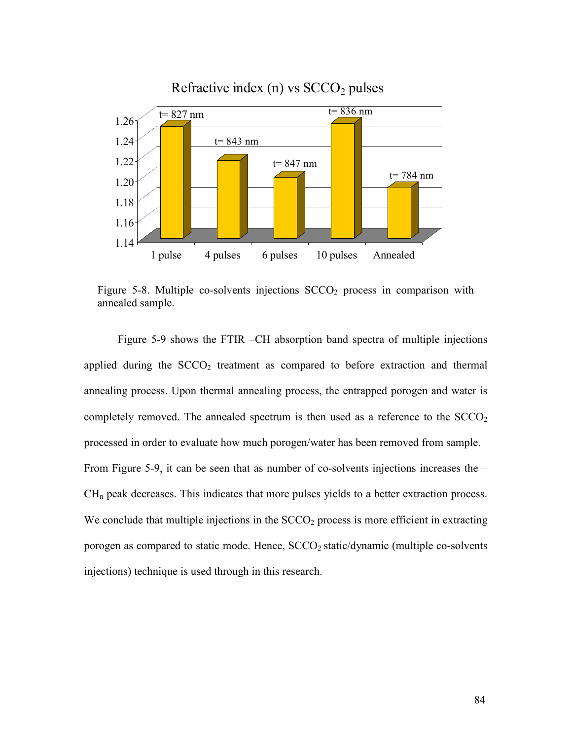Refractive index (n) vs $SCCO_2$ pulses

| | 1 pulse | 4 pulses | 6 pulses | 10 pulses | Annealed |
|---|---|---|---|---|---|
| Thickness | t= 827 nm | t= 843 nm | t= 847 nm | t= 836 nm | t= 784 nm |

Figure 5-8. Multiple co-solvents injections $SCCO_2$ process in comparison with annealed sample.

Figure 5-9 shows the FTIR –CH absorption band spectra of multiple injections applied during the $SCCO_2$ treatment as compared to before extraction and thermal annealing process. Upon thermal annealing process, the entrapped porogen and water is completely removed. The annealed spectrum is then used as a reference to the $SCCO_2$ processed in order to evaluate how much porogen/water has been removed from sample. From Figure 5-9, it can be seen that as number of co-solvents injections increases the –$CH_n$ peak decreases. This indicates that more pulses yields to a better extraction process. We conclude that multiple injections in the $SCCO_2$ process is more efficient in extracting porogen as compared to static mode. Hence, $SCCO_2$ static/dynamic (multiple co-solvents injections) technique is used through in this research.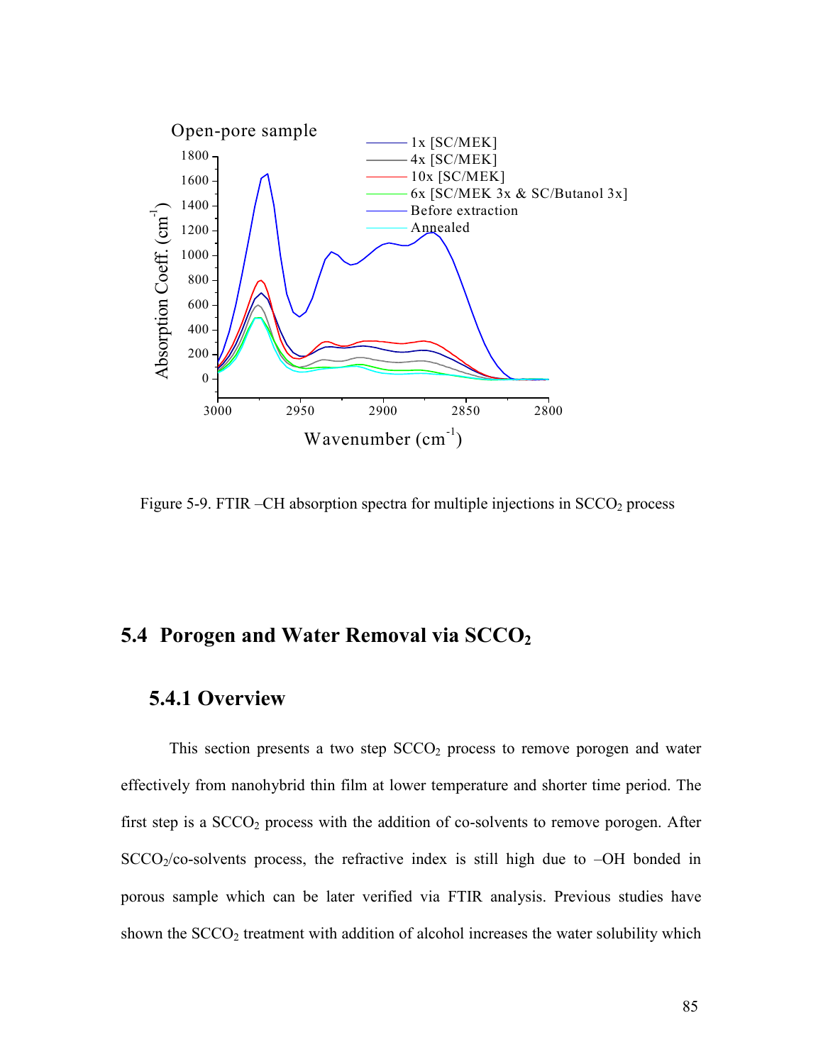Figure 5-9. FTIR –CH absorption spectra for multiple injections in $SCCO_2$ process

## 5.4 Porogen and Water Removal via $SCCO_2$

### 5.4.1 Overview

This section presents a two step $SCCO_2$ process to remove porogen and water effectively from nanohybrid thin film at lower temperature and shorter time period. The first step is a $SCCO_2$ process with the addition of co-solvents to remove porogen. After $SCCO_2$/co-solvents process, the refractive index is still high due to –OH bonded in porous sample which can be later verified via FTIR analysis. Previous studies have shown the $SCCO_2$ treatment with addition of alcohol increases the water solubility which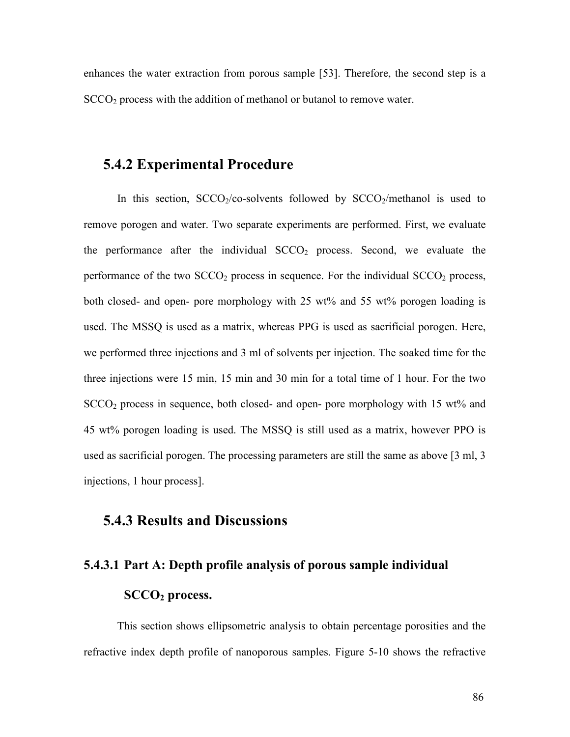enhances the water extraction from porous sample [53]. Therefore, the second step is a $SCCO_2$ process with the addition of methanol or butanol to remove water.

## 5.4.2 Experimental Procedure

In this section, $SCCO_2$/co-solvents followed by $SCCO_2$/methanol is used to remove porogen and water. Two separate experiments are performed. First, we evaluate the performance after the individual $SCCO_2$ process. Second, we evaluate the performance of the two $SCCO_2$ process in sequence. For the individual $SCCO_2$ process, both closed- and open- pore morphology with 25 wt% and 55 wt% porogen loading is used. The MSSQ is used as a matrix, whereas PPG is used as sacrificial porogen. Here, we performed three injections and 3 ml of solvents per injection. The soaked time for the three injections were 15 min, 15 min and 30 min for a total time of 1 hour. For the two $SCCO_2$ process in sequence, both closed- and open- pore morphology with 15 wt% and 45 wt% porogen loading is used. The MSSQ is still used as a matrix, however PPO is used as sacrificial porogen. The processing parameters are still the same as above [3 ml, 3 injections, 1 hour process].

## 5.4.3 Results and Discussions

### 5.4.3.1 Part A: Depth profile analysis of porous sample individual $SCCO_2$ process.

This section shows ellipsometric analysis to obtain percentage porosities and the refractive index depth profile of nanoporous samples. Figure 5-10 shows the refractive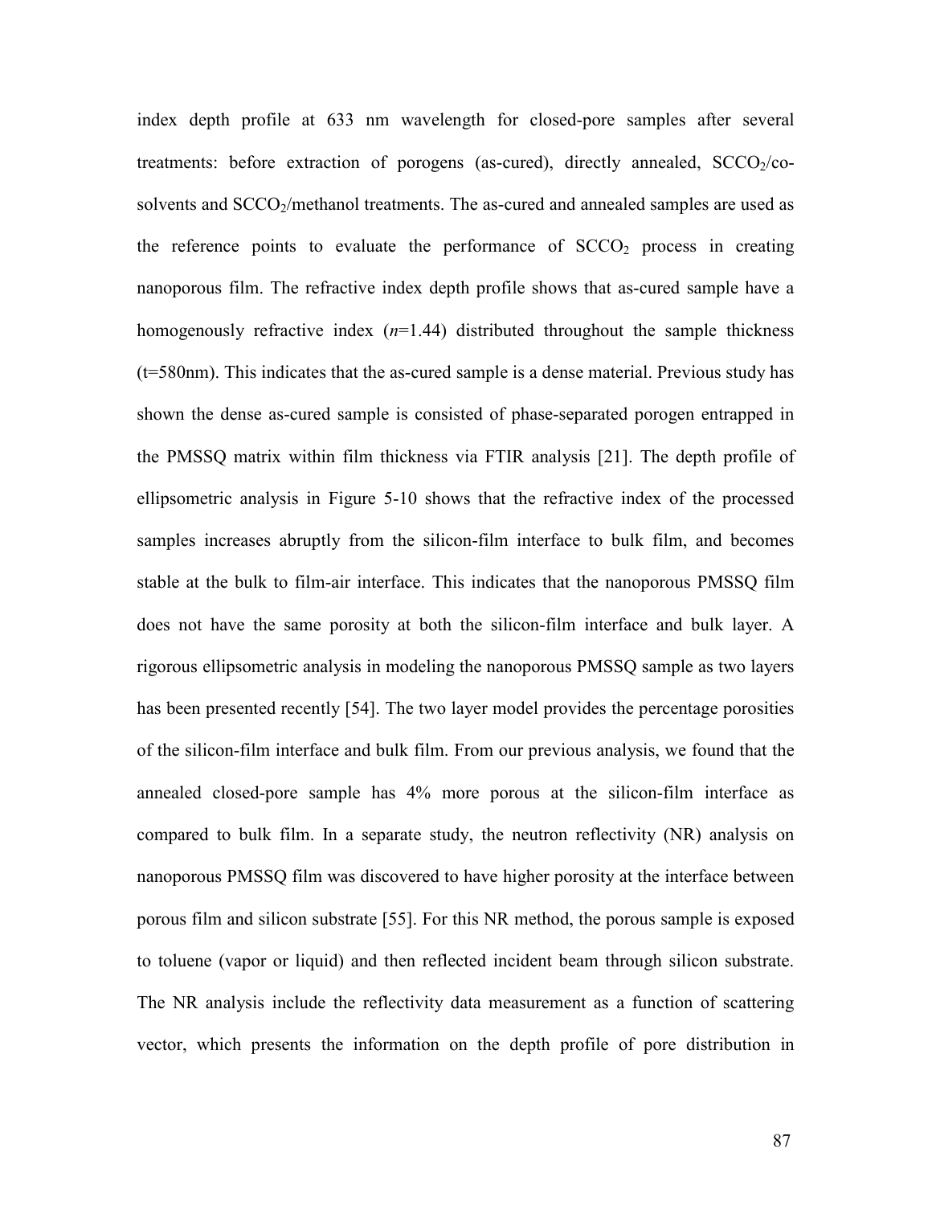index depth profile at 633 nm wavelength for closed-pore samples after several treatments: before extraction of porogens (as-cured), directly annealed, $SCCO_2$/co-solvents and $SCCO_2$/methanol treatments. The as-cured and annealed samples are used as the reference points to evaluate the performance of $SCCO_2$ process in creating nanoporous film. The refractive index depth profile shows that as-cured sample have a homogenously refractive index ($n$=1.44) distributed throughout the sample thickness (t=580nm). This indicates that the as-cured sample is a dense material. Previous study has shown the dense as-cured sample is consisted of phase-separated porogen entrapped in the PMSSQ matrix within film thickness via FTIR analysis [21]. The depth profile of ellipsometric analysis in Figure 5-10 shows that the refractive index of the processed samples increases abruptly from the silicon-film interface to bulk film, and becomes stable at the bulk to film-air interface. This indicates that the nanoporous PMSSQ film does not have the same porosity at both the silicon-film interface and bulk layer. A rigorous ellipsometric analysis in modeling the nanoporous PMSSQ sample as two layers has been presented recently [54]. The two layer model provides the percentage porosities of the silicon-film interface and bulk film. From our previous analysis, we found that the annealed closed-pore sample has 4% more porous at the silicon-film interface as compared to bulk film. In a separate study, the neutron reflectivity (NR) analysis on nanoporous PMSSQ film was discovered to have higher porosity at the interface between porous film and silicon substrate [55]. For this NR method, the porous sample is exposed to toluene (vapor or liquid) and then reflected incident beam through silicon substrate. The NR analysis include the reflectivity data measurement as a function of scattering vector, which presents the information on the depth profile of pore distribution in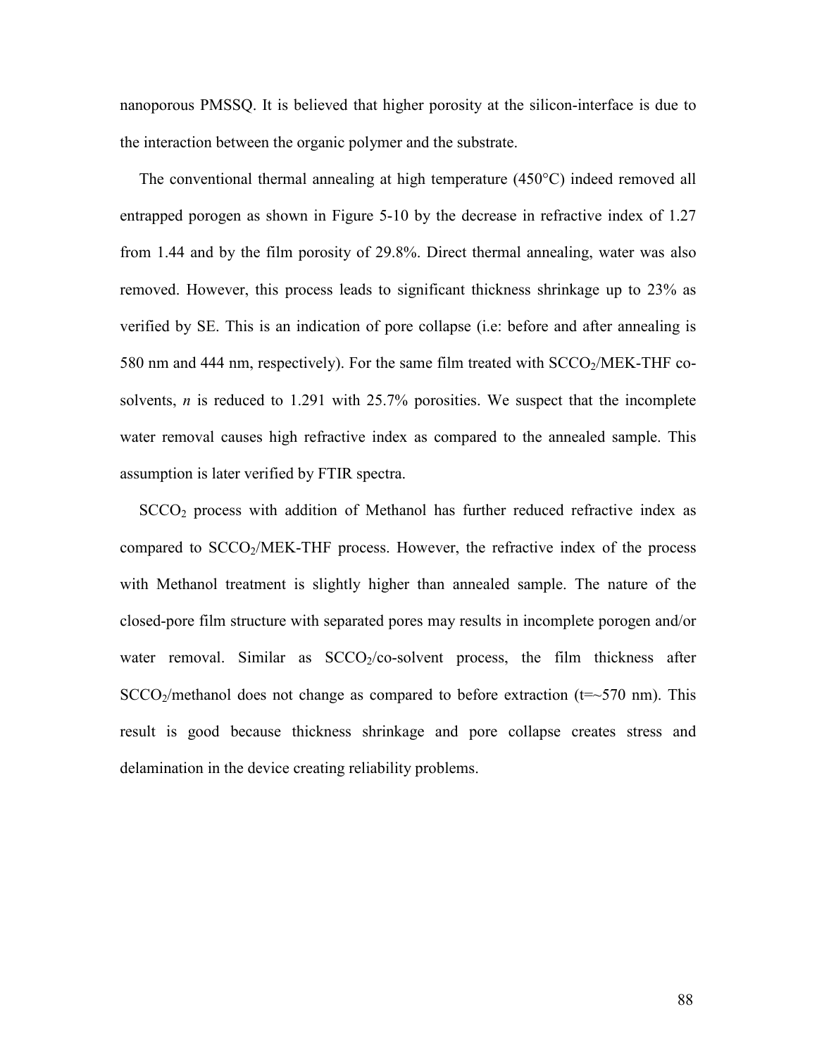nanoporous PMSSQ. It is believed that higher porosity at the silicon-interface is due to the interaction between the organic polymer and the substrate.

The conventional thermal annealing at high temperature (450°C) indeed removed all entrapped porogen as shown in Figure 5-10 by the decrease in refractive index of 1.27 from 1.44 and by the film porosity of 29.8%. Direct thermal annealing, water was also removed. However, this process leads to significant thickness shrinkage up to 23% as verified by SE. This is an indication of pore collapse (i.e: before and after annealing is 580 nm and 444 nm, respectively). For the same film treated with $SCCO_2$/MEK-THF co-solvents, *n* is reduced to 1.291 with 25.7% porosities. We suspect that the incomplete water removal causes high refractive index as compared to the annealed sample. This assumption is later verified by FTIR spectra.

$SCCO_2$ process with addition of Methanol has further reduced refractive index as compared to $SCCO_2$/MEK-THF process. However, the refractive index of the process with Methanol treatment is slightly higher than annealed sample. The nature of the closed-pore film structure with separated pores may results in incomplete porogen and/or water removal. Similar as $SCCO_2$/co-solvent process, the film thickness after $SCCO_2$/methanol does not change as compared to before extraction (t=~570 nm). This result is good because thickness shrinkage and pore collapse creates stress and delamination in the device creating reliability problems.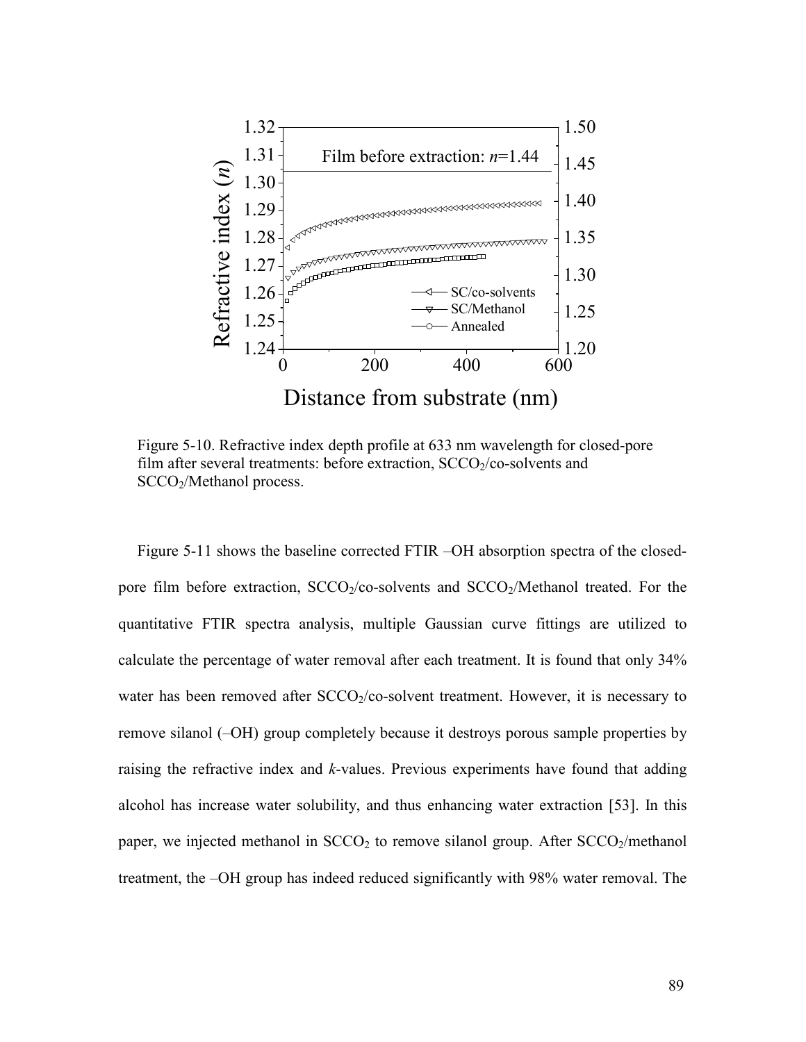Figure 5-10. Refractive index depth profile at 633 nm wavelength for closed-pore film after several treatments: before extraction, $SCCO_2$/co-solvents and $SCCO_2$/Methanol process.

Figure 5-11 shows the baseline corrected FTIR –OH absorption spectra of the closed-pore film before extraction, $SCCO_2$/co-solvents and $SCCO_2$/Methanol treated. For the quantitative FTIR spectra analysis, multiple Gaussian curve fittings are utilized to calculate the percentage of water removal after each treatment. It is found that only 34% water has been removed after $SCCO_2$/co-solvent treatment. However, it is necessary to remove silanol (–OH) group completely because it destroys porous sample properties by raising the refractive index and *k*-values. Previous experiments have found that adding alcohol has increase water solubility, and thus enhancing water extraction [53]. In this paper, we injected methanol in $SCCO_2$ to remove silanol group. After $SCCO_2$/methanol treatment, the –OH group has indeed reduced significantly with 98% water removal. The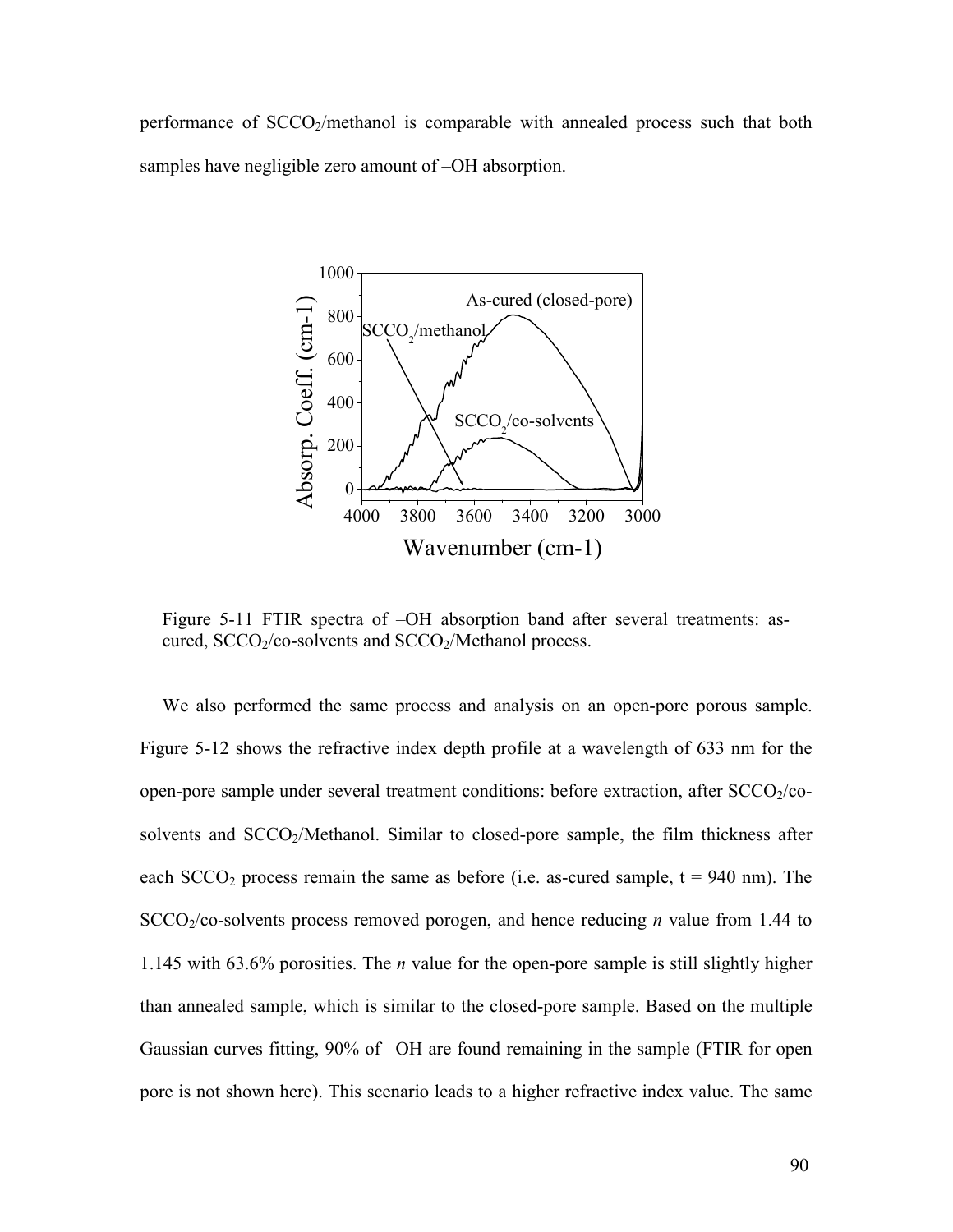performance of $SCCO_2$/methanol is comparable with annealed process such that both samples have negligible zero amount of –OH absorption.

Figure 5-11 FTIR spectra of –OH absorption band after several treatments: as-cured, $SCCO_2$/co-solvents and $SCCO_2$/Methanol process.

We also performed the same process and analysis on an open-pore porous sample. Figure 5-12 shows the refractive index depth profile at a wavelength of 633 nm for the open-pore sample under several treatment conditions: before extraction, after $SCCO_2$/co-solvents and $SCCO_2$/Methanol. Similar to closed-pore sample, the film thickness after each $SCCO_2$ process remain the same as before (i.e. as-cured sample, t = 940 nm). The $SCCO_2$/co-solvents process removed porogen, and hence reducing *n* value from 1.44 to 1.145 with 63.6% porosities. The *n* value for the open-pore sample is still slightly higher than annealed sample, which is similar to the closed-pore sample. Based on the multiple Gaussian curves fitting, 90% of –OH are found remaining in the sample (FTIR for open pore is not shown here). This scenario leads to a higher refractive index value. The same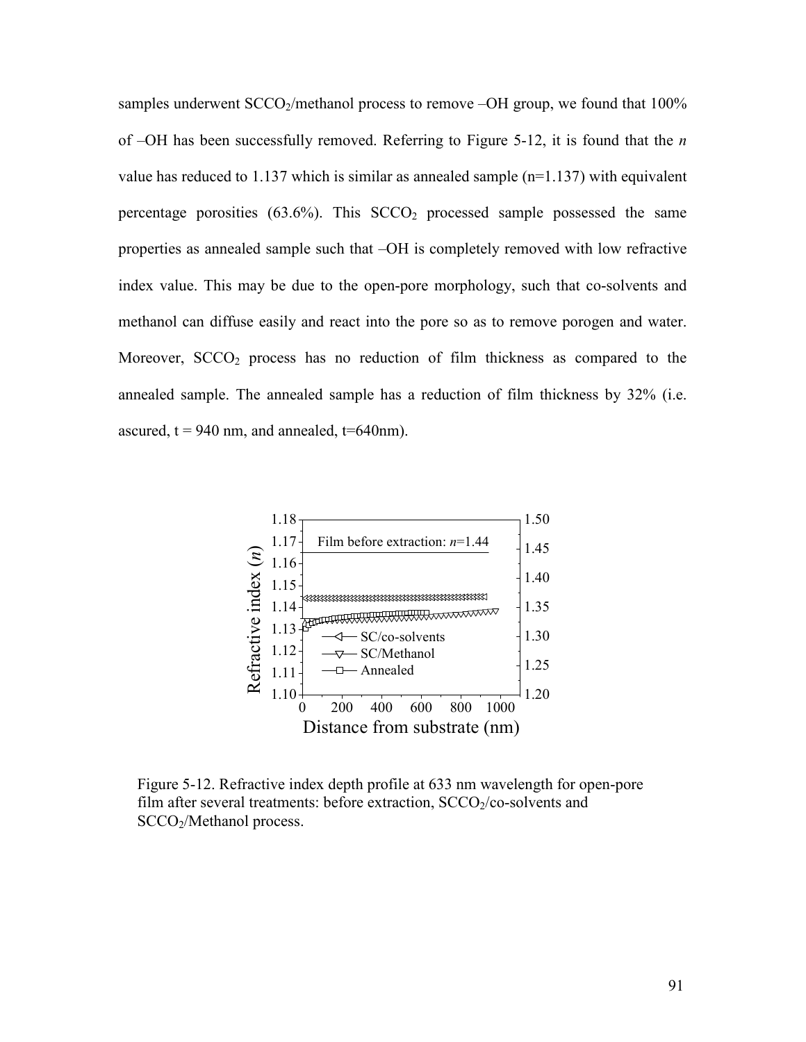samples underwent $SCCO_2$/methanol process to remove –OH group, we found that 100% of –OH has been successfully removed. Referring to Figure 5-12, it is found that the *n* value has reduced to 1.137 which is similar as annealed sample (n=1.137) with equivalent percentage porosities (63.6%). This $SCCO_2$ processed sample possessed the same properties as annealed sample such that –OH is completely removed with low refractive index value. This may be due to the open-pore morphology, such that co-solvents and methanol can diffuse easily and react into the pore so as to remove porogen and water. Moreover, $SCCO_2$ process has no reduction of film thickness as compared to the annealed sample. The annealed sample has a reduction of film thickness by 32% (i.e. ascured, t = 940 nm, and annealed, t=640nm).

Figure 5-12. Refractive index depth profile at 633 nm wavelength for open-pore film after several treatments: before extraction, $SCCO_2$/co-solvents and $SCCO_2$/Methanol process.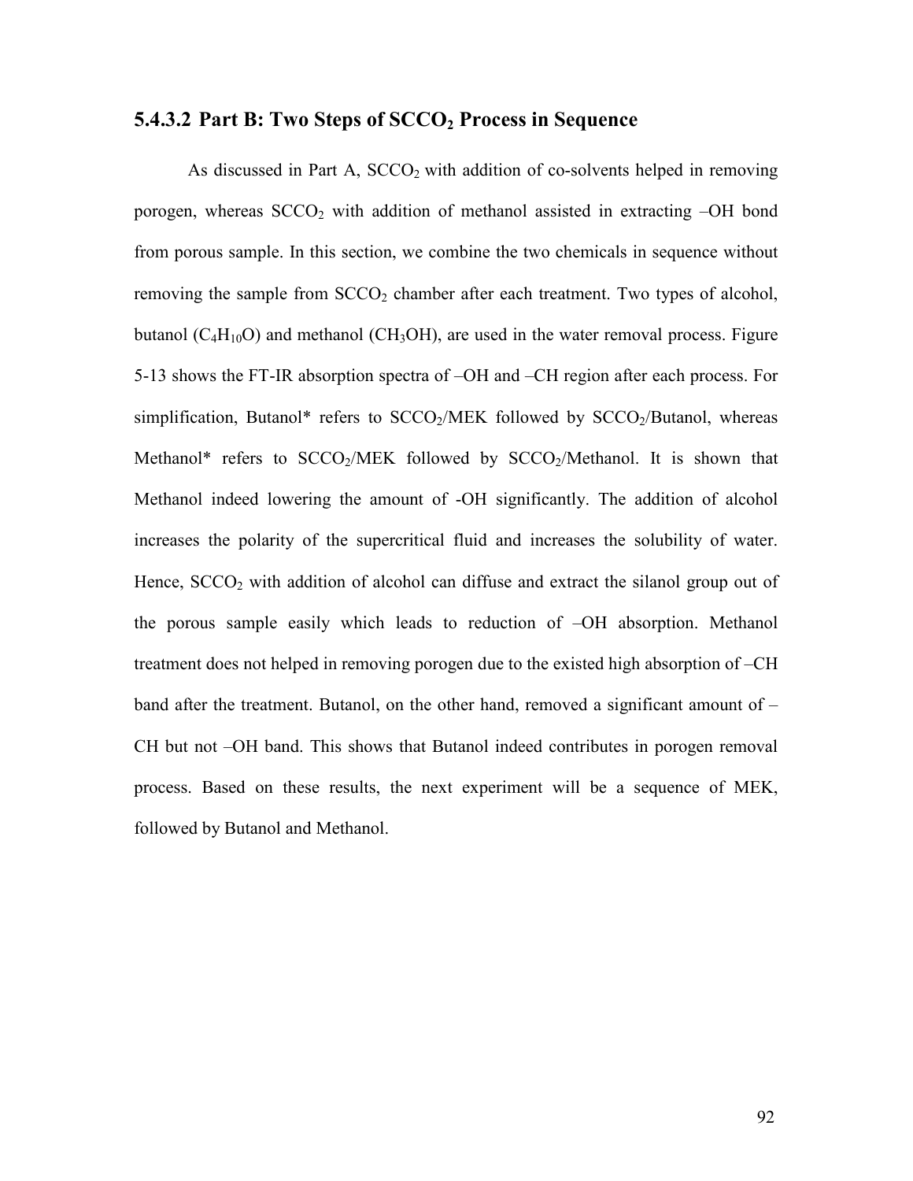### 5.4.3.2 Part B: Two Steps of $SCCO_2$ Process in Sequence

As discussed in Part A, $SCCO_2$ with addition of co-solvents helped in removing porogen, whereas $SCCO_2$ with addition of methanol assisted in extracting –OH bond from porous sample. In this section, we combine the two chemicals in sequence without removing the sample from $SCCO_2$ chamber after each treatment. Two types of alcohol, butanol ($C_4H_{10}O$) and methanol ($CH_3OH$), are used in the water removal process. Figure 5-13 shows the FT-IR absorption spectra of –OH and –CH region after each process. For simplification, Butanol* refers to $SCCO_2$/MEK followed by $SCCO_2$/Butanol, whereas Methanol* refers to $SCCO_2$/MEK followed by $SCCO_2$/Methanol. It is shown that Methanol indeed lowering the amount of -OH significantly. The addition of alcohol increases the polarity of the supercritical fluid and increases the solubility of water. Hence, $SCCO_2$ with addition of alcohol can diffuse and extract the silanol group out of the porous sample easily which leads to reduction of –OH absorption. Methanol treatment does not helped in removing porogen due to the existed high absorption of –CH band after the treatment. Butanol, on the other hand, removed a significant amount of –CH but not –OH band. This shows that Butanol indeed contributes in porogen removal process. Based on these results, the next experiment will be a sequence of MEK, followed by Butanol and Methanol.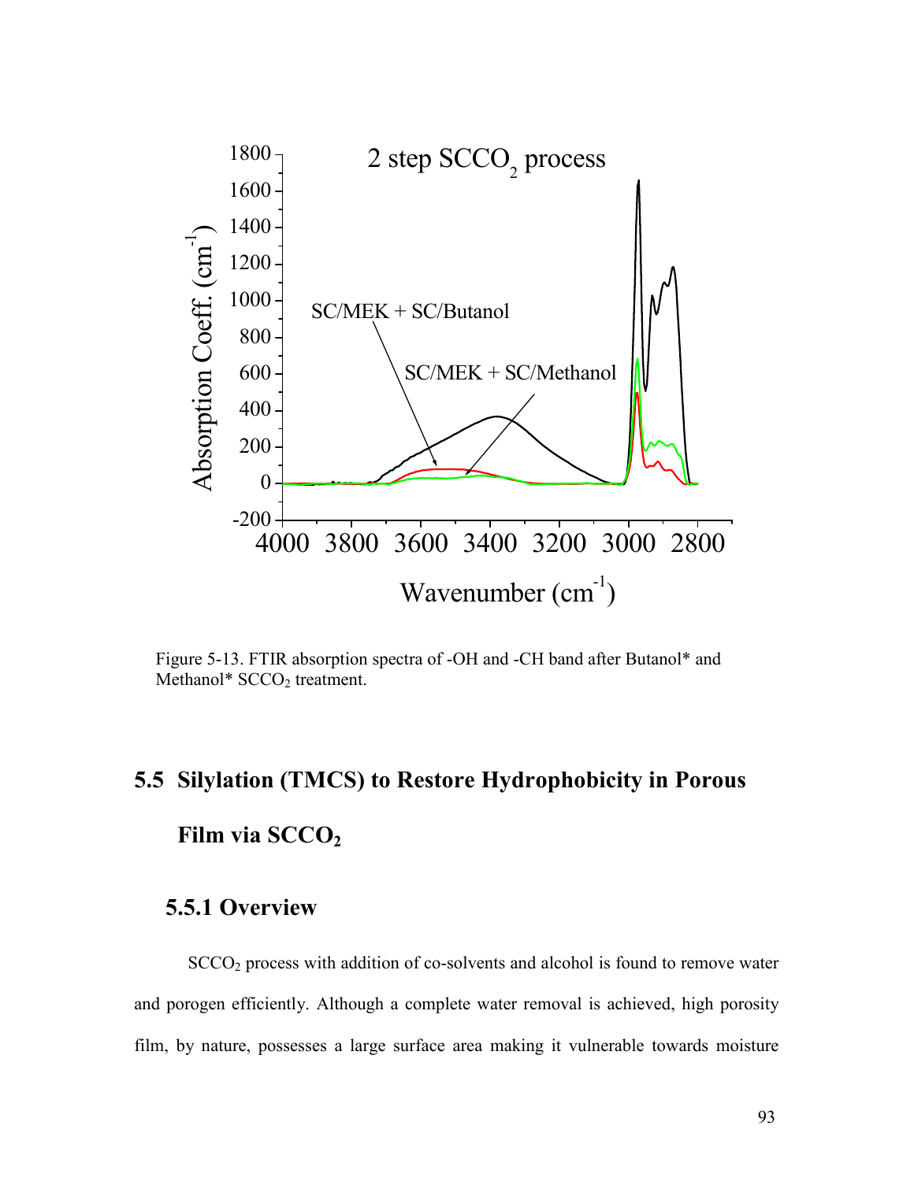Figure 5-13. FTIR absorption spectra of -OH and -CH band after Butanol* and Methanol* $SCCO_2$ treatment.

## 5.5 Silylation (TMCS) to Restore Hydrophobicity in Porous Film via $SCCO_2$

### 5.5.1 Overview

$SCCO_2$ process with addition of co-solvents and alcohol is found to remove water and porogen efficiently. Although a complete water removal is achieved, high porosity film, by nature, possesses a large surface area making it vulnerable towards moisture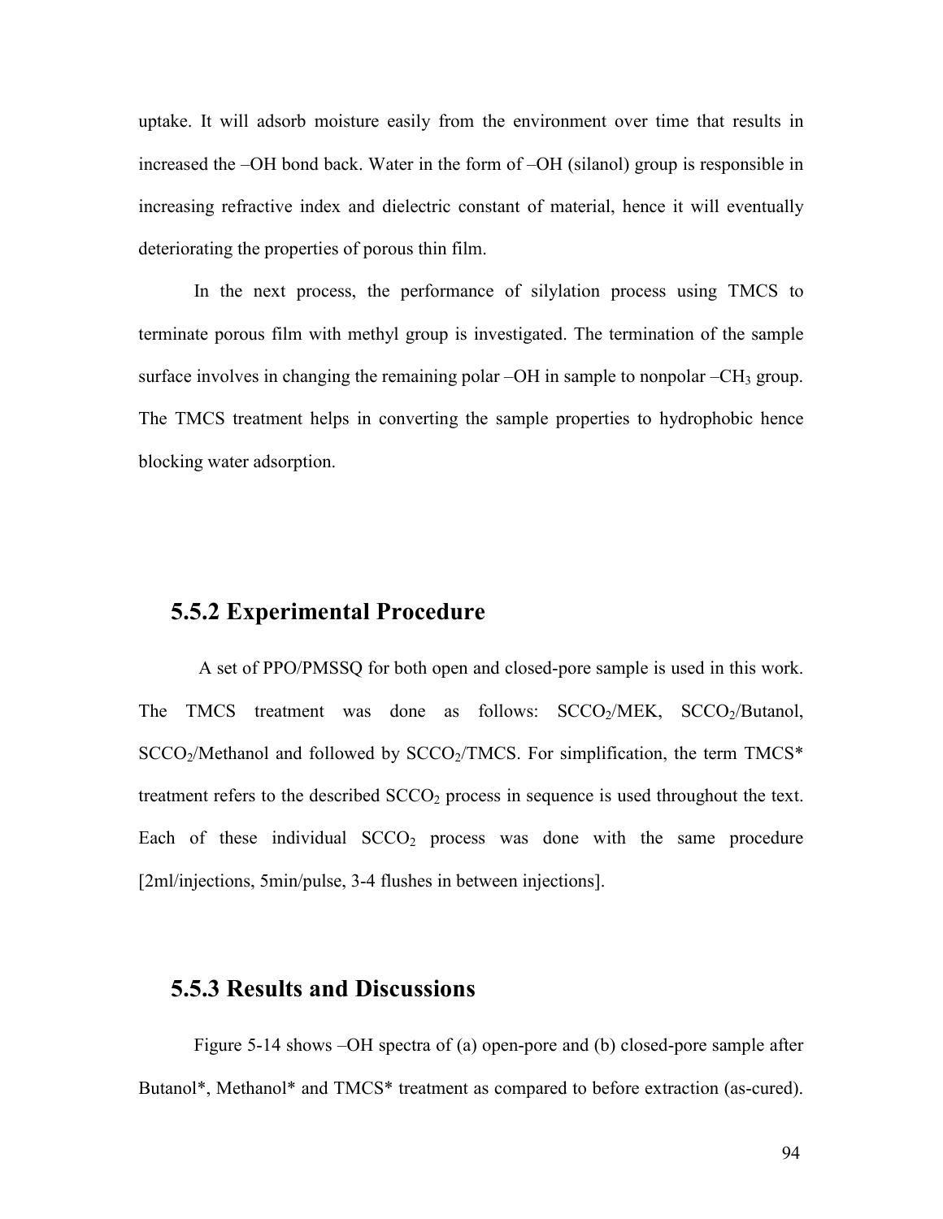uptake. It will adsorb moisture easily from the environment over time that results in increased the –OH bond back. Water in the form of –OH (silanol) group is responsible in increasing refractive index and dielectric constant of material, hence it will eventually deteriorating the properties of porous thin film.

In the next process, the performance of silylation process using TMCS to terminate porous film with methyl group is investigated. The termination of the sample surface involves in changing the remaining polar –OH in sample to nonpolar $–CH_3$ group. The TMCS treatment helps in converting the sample properties to hydrophobic hence blocking water adsorption.

### 5.5.2 Experimental Procedure

A set of PPO/PMSSQ for both open and closed-pore sample is used in this work. The TMCS treatment was done as follows: $SCCO_2$/MEK, $SCCO_2$/Butanol, $SCCO_2$/Methanol and followed by $SCCO_2$/TMCS. For simplification, the term TMCS* treatment refers to the described $SCCO_2$ process in sequence is used throughout the text. Each of these individual $SCCO_2$ process was done with the same procedure [2ml/injections, 5min/pulse, 3-4 flushes in between injections].

### 5.5.3 Results and Discussions

Figure 5-14 shows –OH spectra of (a) open-pore and (b) closed-pore sample after Butanol*, Methanol* and TMCS* treatment as compared to before extraction (as-cured).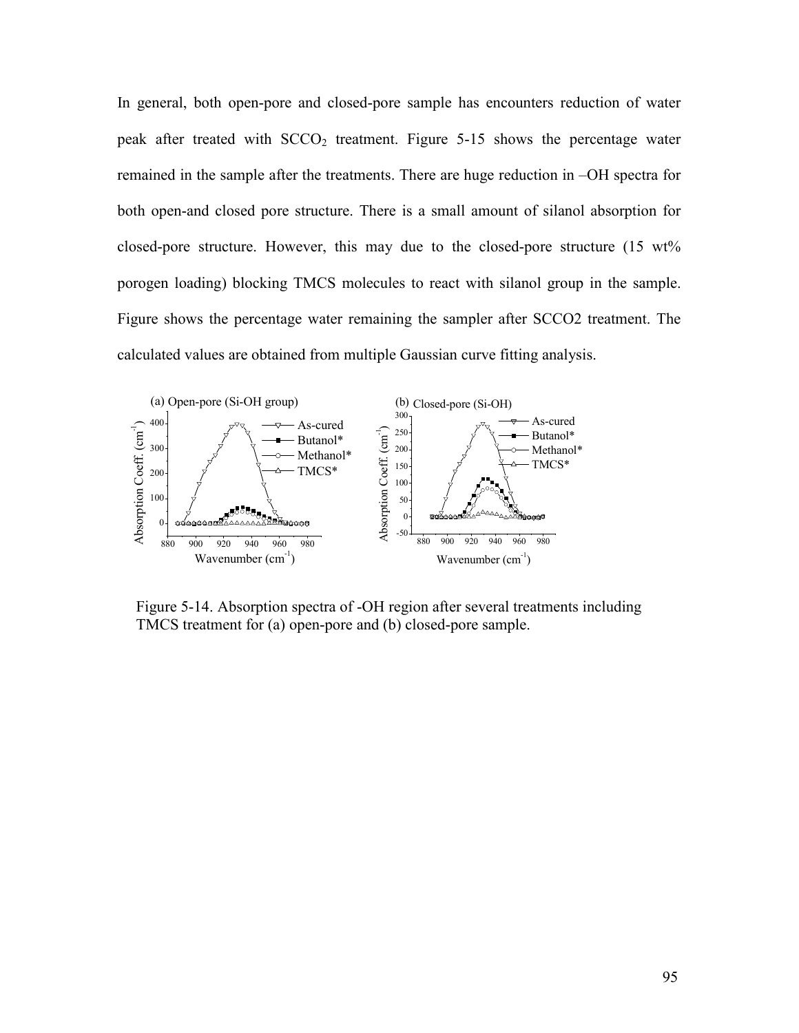In general, both open-pore and closed-pore sample has encounters reduction of water peak after treated with $SCCO_2$ treatment. Figure 5-15 shows the percentage water remained in the sample after the treatments. There are huge reduction in –OH spectra for both open-and closed pore structure. There is a small amount of silanol absorption for closed-pore structure. However, this may due to the closed-pore structure (15 wt% porogen loading) blocking TMCS molecules to react with silanol group in the sample. Figure shows the percentage water remaining the sampler after SCCO2 treatment. The calculated values are obtained from multiple Gaussian curve fitting analysis.

Figure 5-14. Absorption spectra of -OH region after several treatments including TMCS treatment for (a) open-pore and (b) closed-pore sample.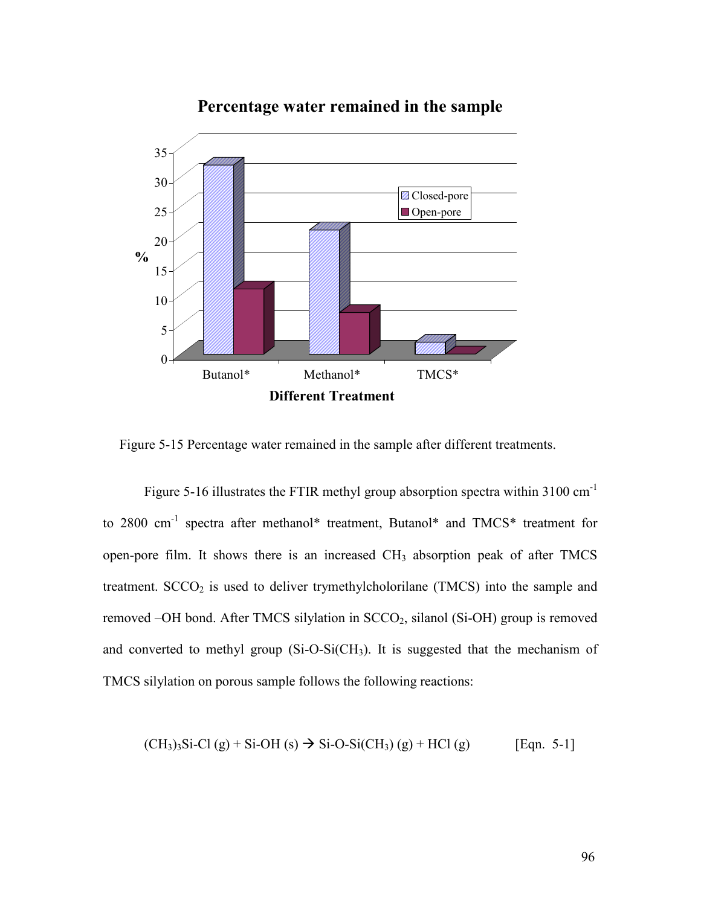Figure 5-15 Percentage water remained in the sample after different treatments.

Figure 5-16 illustrates the FTIR methyl group absorption spectra within 3100 $cm^{-1}$ to 2800 $cm^{-1}$ spectra after methanol* treatment, Butanol* and TMCS* treatment for open-pore film. It shows there is an increased $CH_3$ absorption peak of after TMCS treatment. $SCCO_2$ is used to deliver trymethylcholorilane (TMCS) into the sample and removed –OH bond. After TMCS silylation in $SCCO_2$, silanol (Si-OH) group is removed and converted to methyl group ($Si\text{-}O\text{-}Si(CH_3)$). It is suggested that the mechanism of TMCS silylation on porous sample follows the following reactions:

$$(CH_3)_3Si\text{-}Cl\ (g) + Si\text{-}OH\ (s) \rightarrow Si\text{-}O\text{-}Si(CH_3)\ (g) + HCl\ (g) \qquad \text{[Eqn. 5-1]}$$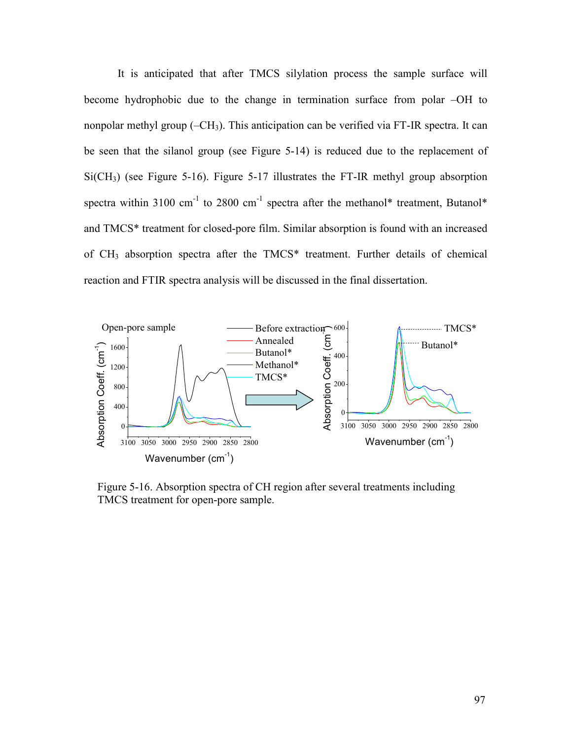It is anticipated that after TMCS silylation process the sample surface will become hydrophobic due to the change in termination surface from polar –OH to nonpolar methyl group (–$CH_3$). This anticipation can be verified via FT-IR spectra. It can be seen that the silanol group (see Figure 5-14) is reduced due to the replacement of $Si(CH_3)$ (see Figure 5-16). Figure 5-17 illustrates the FT-IR methyl group absorption spectra within 3100 $cm^{-1}$ to 2800 $cm^{-1}$ spectra after the methanol* treatment, Butanol* and TMCS* treatment for closed-pore film. Similar absorption is found with an increased of $CH_3$ absorption spectra after the TMCS* treatment. Further details of chemical reaction and FTIR spectra analysis will be discussed in the final dissertation.

Figure 5-16. Absorption spectra of CH region after several treatments including TMCS treatment for open-pore sample.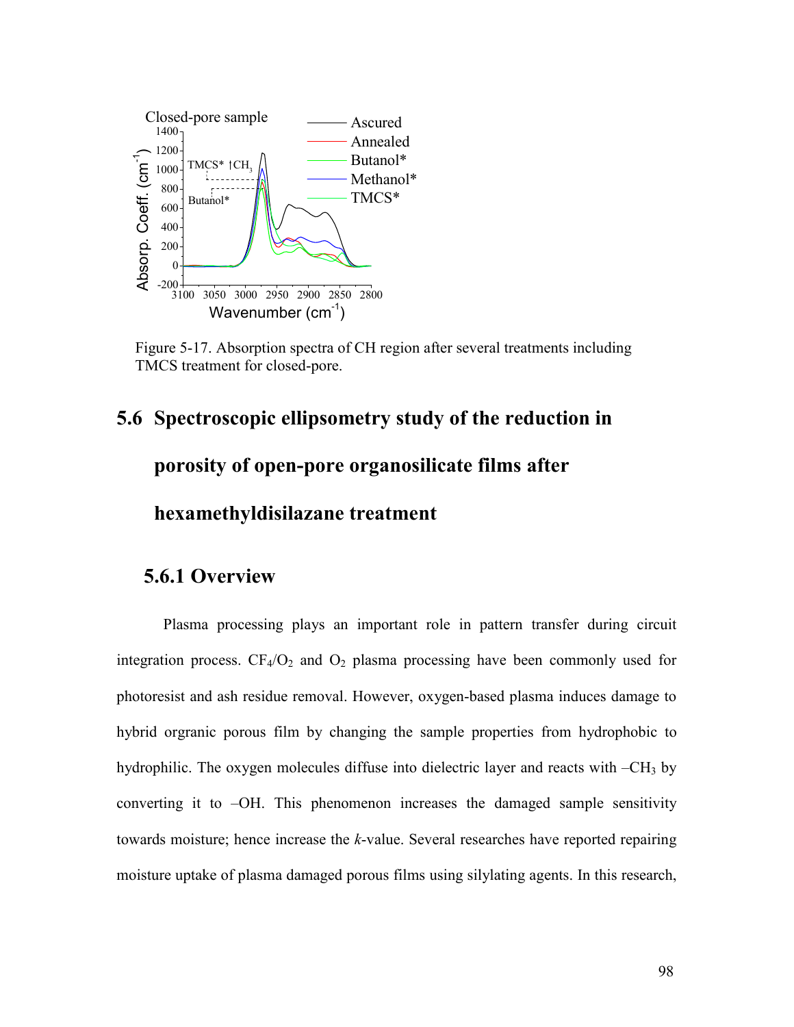Figure 5-17. Absorption spectra of CH region after several treatments including TMCS treatment for closed-pore.

## 5.6 Spectroscopic ellipsometry study of the reduction in porosity of open-pore organosilicate films after hexamethyldisilazane treatment

### 5.6.1 Overview

Plasma processing plays an important role in pattern transfer during circuit integration process. $CF_4/O_2$ and $O_2$ plasma processing have been commonly used for photoresist and ash residue removal. However, oxygen-based plasma induces damage to hybrid orgranic porous film by changing the sample properties from hydrophobic to hydrophilic. The oxygen molecules diffuse into dielectric layer and reacts with $-CH_3$ by converting it to –OH. This phenomenon increases the damaged sample sensitivity towards moisture; hence increase the *k*-value. Several researches have reported repairing moisture uptake of plasma damaged porous films using silylating agents. In this research,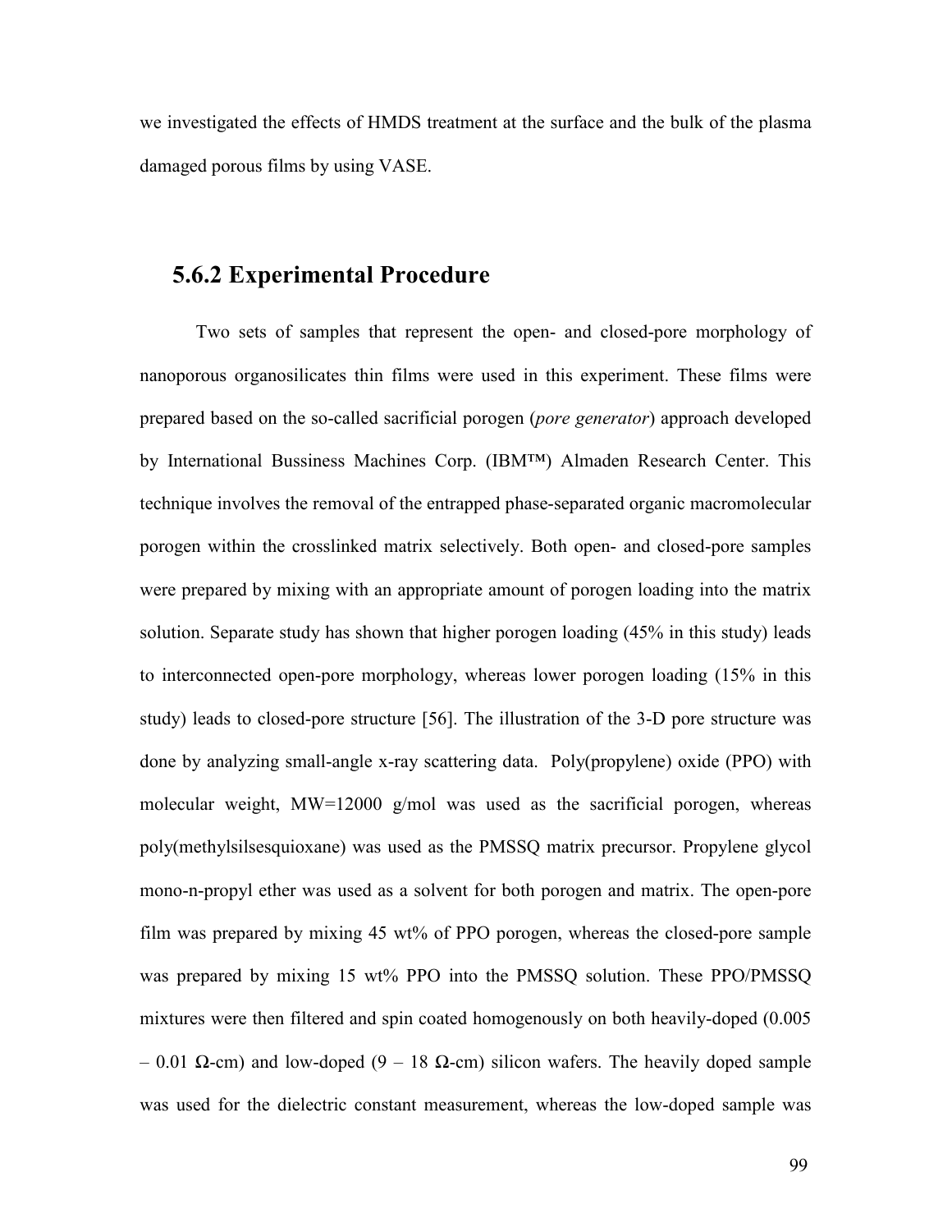we investigated the effects of HMDS treatment at the surface and the bulk of the plasma damaged porous films by using VASE.

### 5.6.2 Experimental Procedure

Two sets of samples that represent the open- and closed-pore morphology of nanoporous organosilicates thin films were used in this experiment. These films were prepared based on the so-called sacrificial porogen (*pore generator*) approach developed by International Bussiness Machines Corp. (IBM™) Almaden Research Center. This technique involves the removal of the entrapped phase-separated organic macromolecular porogen within the crosslinked matrix selectively. Both open- and closed-pore samples were prepared by mixing with an appropriate amount of porogen loading into the matrix solution. Separate study has shown that higher porogen loading (45% in this study) leads to interconnected open-pore morphology, whereas lower porogen loading (15% in this study) leads to closed-pore structure [56]. The illustration of the 3-D pore structure was done by analyzing small-angle x-ray scattering data. Poly(propylene) oxide (PPO) with molecular weight, MW=12000 g/mol was used as the sacrificial porogen, whereas poly(methylsilsesquioxane) was used as the PMSSQ matrix precursor. Propylene glycol mono-n-propyl ether was used as a solvent for both porogen and matrix. The open-pore film was prepared by mixing 45 wt% of PPO porogen, whereas the closed-pore sample was prepared by mixing 15 wt% PPO into the PMSSQ solution. These PPO/PMSSQ mixtures were then filtered and spin coated homogenously on both heavily-doped (0.005 – 0.01 Ω-cm) and low-doped (9 – 18 Ω-cm) silicon wafers. The heavily doped sample was used for the dielectric constant measurement, whereas the low-doped sample was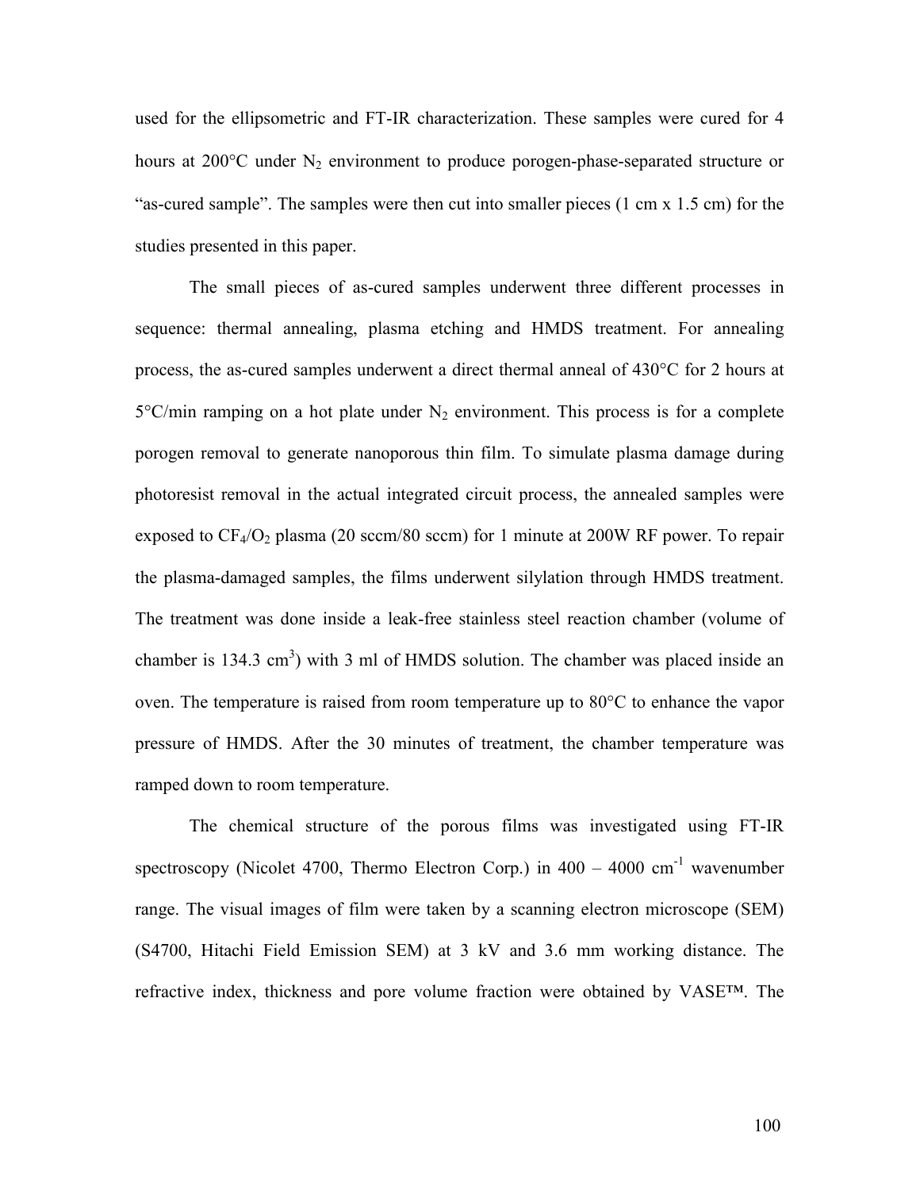used for the ellipsometric and FT-IR characterization. These samples were cured for 4 hours at 200°C under $N_2$ environment to produce porogen-phase-separated structure or "as-cured sample". The samples were then cut into smaller pieces (1 cm x 1.5 cm) for the studies presented in this paper.

The small pieces of as-cured samples underwent three different processes in sequence: thermal annealing, plasma etching and HMDS treatment. For annealing process, the as-cured samples underwent a direct thermal anneal of 430°C for 2 hours at 5°C/min ramping on a hot plate under $N_2$ environment. This process is for a complete porogen removal to generate nanoporous thin film. To simulate plasma damage during photoresist removal in the actual integrated circuit process, the annealed samples were exposed to $CF_4/O_2$ plasma (20 sccm/80 sccm) for 1 minute at 200W RF power. To repair the plasma-damaged samples, the films underwent silylation through HMDS treatment. The treatment was done inside a leak-free stainless steel reaction chamber (volume of chamber is 134.3 $cm^3$) with 3 ml of HMDS solution. The chamber was placed inside an oven. The temperature is raised from room temperature up to 80°C to enhance the vapor pressure of HMDS. After the 30 minutes of treatment, the chamber temperature was ramped down to room temperature.

The chemical structure of the porous films was investigated using FT-IR spectroscopy (Nicolet 4700, Thermo Electron Corp.) in 400 – 4000 $cm^{-1}$ wavenumber range. The visual images of film were taken by a scanning electron microscope (SEM) (S4700, Hitachi Field Emission SEM) at 3 kV and 3.6 mm working distance. The refractive index, thickness and pore volume fraction were obtained by VASE™. The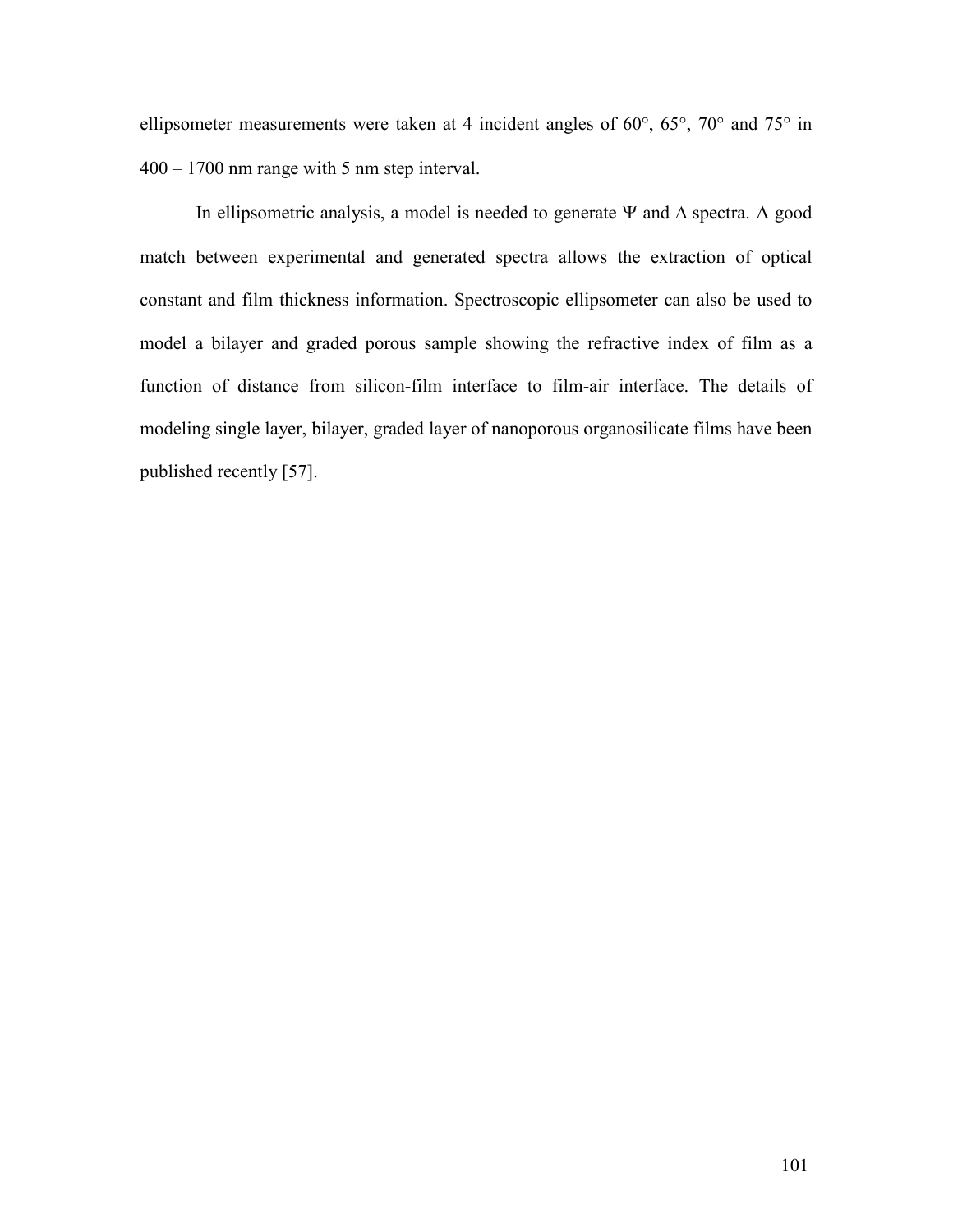ellipsometer measurements were taken at 4 incident angles of 60°, 65°, 70° and 75° in 400 – 1700 nm range with 5 nm step interval.

In ellipsometric analysis, a model is needed to generate $\Psi$ and $\Delta$ spectra. A good match between experimental and generated spectra allows the extraction of optical constant and film thickness information. Spectroscopic ellipsometer can also be used to model a bilayer and graded porous sample showing the refractive index of film as a function of distance from silicon-film interface to film-air interface. The details of modeling single layer, bilayer, graded layer of nanoporous organosilicate films have been published recently [57].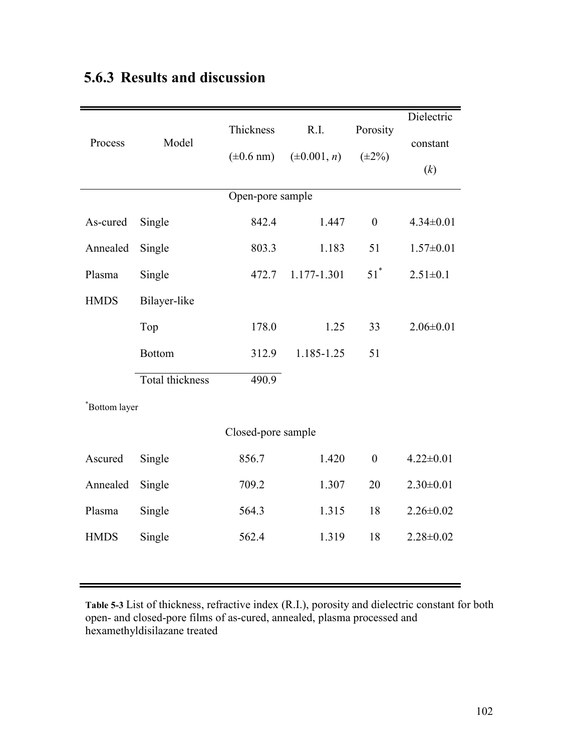### 5.6.3 Results and discussion

| Process | Model | Thickness (±0.6 nm) | R.I. (±0.001, *n*) | Porosity (±2%) | Dielectric constant (*k*) |
|---|---|---|---|---|---|
| | | Open-pore sample | | | |
| As-cured | Single | 842.4 | 1.447 | 0 | 4.34±0.01 |
| Annealed | Single | 803.3 | 1.183 | 51 | 1.57±0.01 |
| Plasma | Single | 472.7 | 1.177-1.301 | 51* | 2.51±0.1 |
| HMDS | Bilayer-like | | | | |
| | Top | 178.0 | 1.25 | 33 | 2.06±0.01 |
| | Bottom | 312.9 | 1.185-1.25 | 51 | |
| | Total thickness | 490.9 | | | |
| *Bottom layer | | | | | |
| | | Closed-pore sample | | | |
| Ascured | Single | 856.7 | 1.420 | 0 | 4.22±0.01 |
| Annealed | Single | 709.2 | 1.307 | 20 | 2.30±0.01 |
| Plasma | Single | 564.3 | 1.315 | 18 | 2.26±0.02 |
| HMDS | Single | 562.4 | 1.319 | 18 | 2.28±0.02 |

**Table 5-3** List of thickness, refractive index (R.I.), porosity and dielectric constant for both open- and closed-pore films of as-cured, annealed, plasma processed and hexamethyldisilazane treated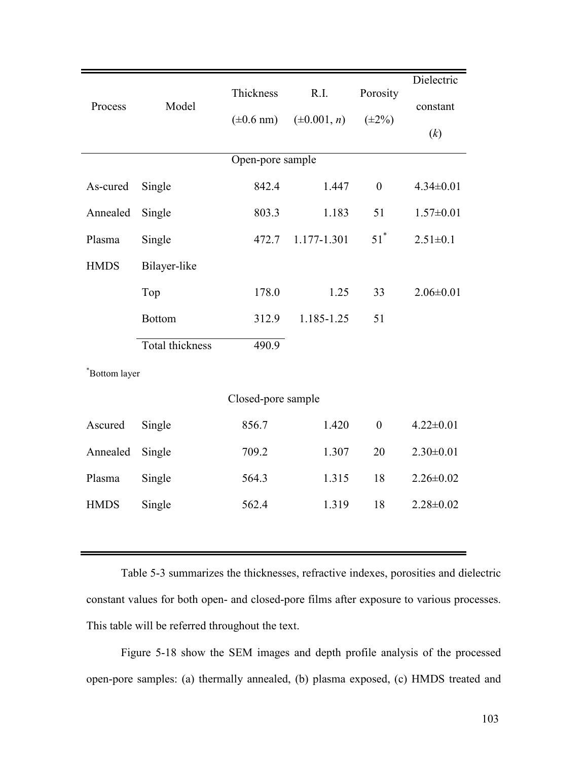| Process | Model | Thickness (±0.6 nm) | R.I. (±0.001, *n*) | Porosity (±2%) | Dielectric constant (*k*) |
|---|---|---|---|---|---|
| | | Open-pore sample | | | |
| As-cured | Single | 842.4 | 1.447 | 0 | 4.34±0.01 |
| Annealed | Single | 803.3 | 1.183 | 51 | 1.57±0.01 |
| Plasma | Single | 472.7 | 1.177-1.301 | 51* | 2.51±0.1 |
| HMDS | Bilayer-like | | | | |
| | Top | 178.0 | 1.25 | 33 | 2.06±0.01 |
| | Bottom | 312.9 | 1.185-1.25 | 51 | |
| | Total thickness | 490.9 | | | |
| *Bottom layer | | | | | |
| | | Closed-pore sample | | | |
| Ascured | Single | 856.7 | 1.420 | 0 | 4.22±0.01 |
| Annealed | Single | 709.2 | 1.307 | 20 | 2.30±0.01 |
| Plasma | Single | 564.3 | 1.315 | 18 | 2.26±0.02 |
| HMDS | Single | 562.4 | 1.319 | 18 | 2.28±0.02 |

Table 5-3 summarizes the thicknesses, refractive indexes, porosities and dielectric constant values for both open- and closed-pore films after exposure to various processes. This table will be referred throughout the text.

Figure 5-18 show the SEM images and depth profile analysis of the processed open-pore samples: (a) thermally annealed, (b) plasma exposed, (c) HMDS treated and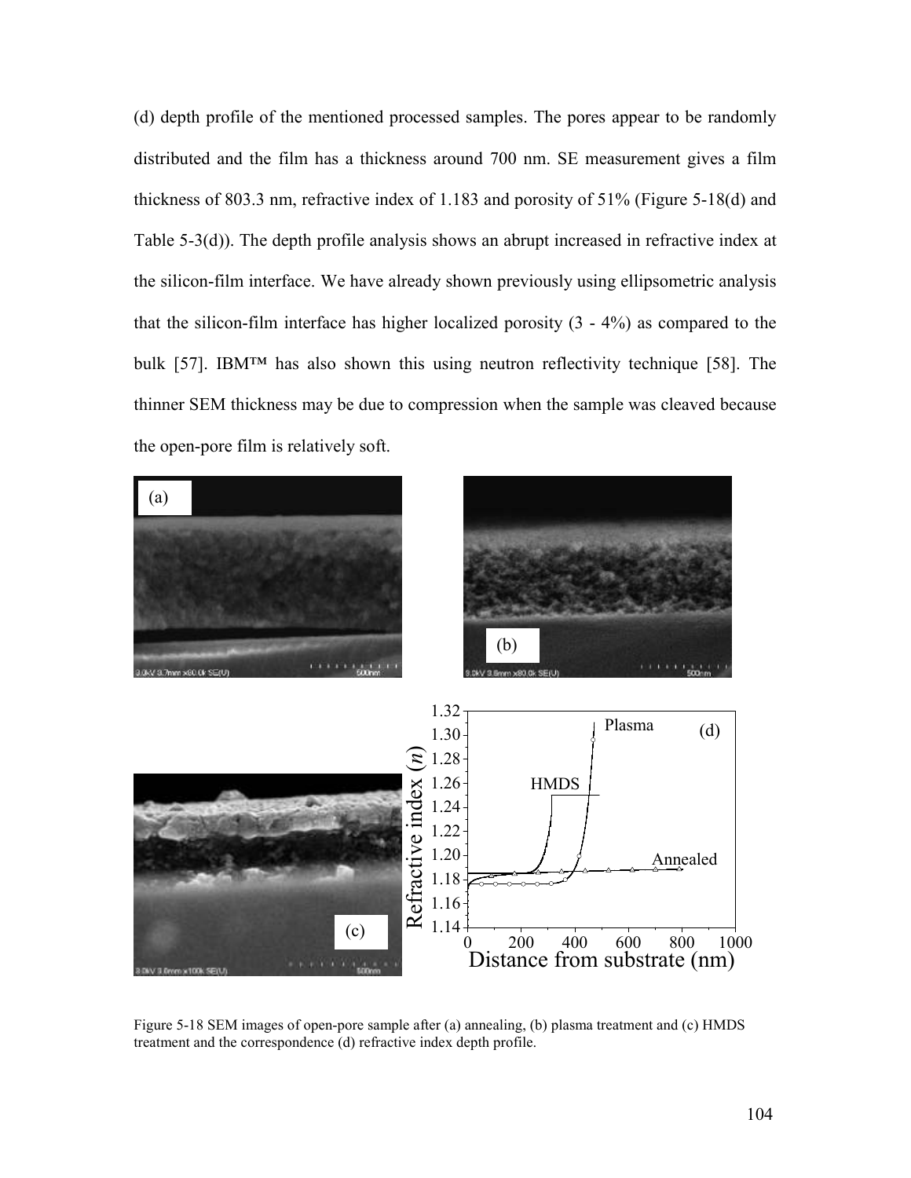(d) depth profile of the mentioned processed samples. The pores appear to be randomly distributed and the film has a thickness around 700 nm. SE measurement gives a film thickness of 803.3 nm, refractive index of 1.183 and porosity of 51% (Figure 5-18(d) and Table 5-3(d)). The depth profile analysis shows an abrupt increased in refractive index at the silicon-film interface. We have already shown previously using ellipsometric analysis that the silicon-film interface has higher localized porosity (3 - 4%) as compared to the bulk [57]. IBM™ has also shown this using neutron reflectivity technique [58]. The thinner SEM thickness may be due to compression when the sample was cleaved because the open-pore film is relatively soft.

Figure 5-18 SEM images of open-pore sample after (a) annealing, (b) plasma treatment and (c) HMDS treatment and the correspondence (d) refractive index depth profile.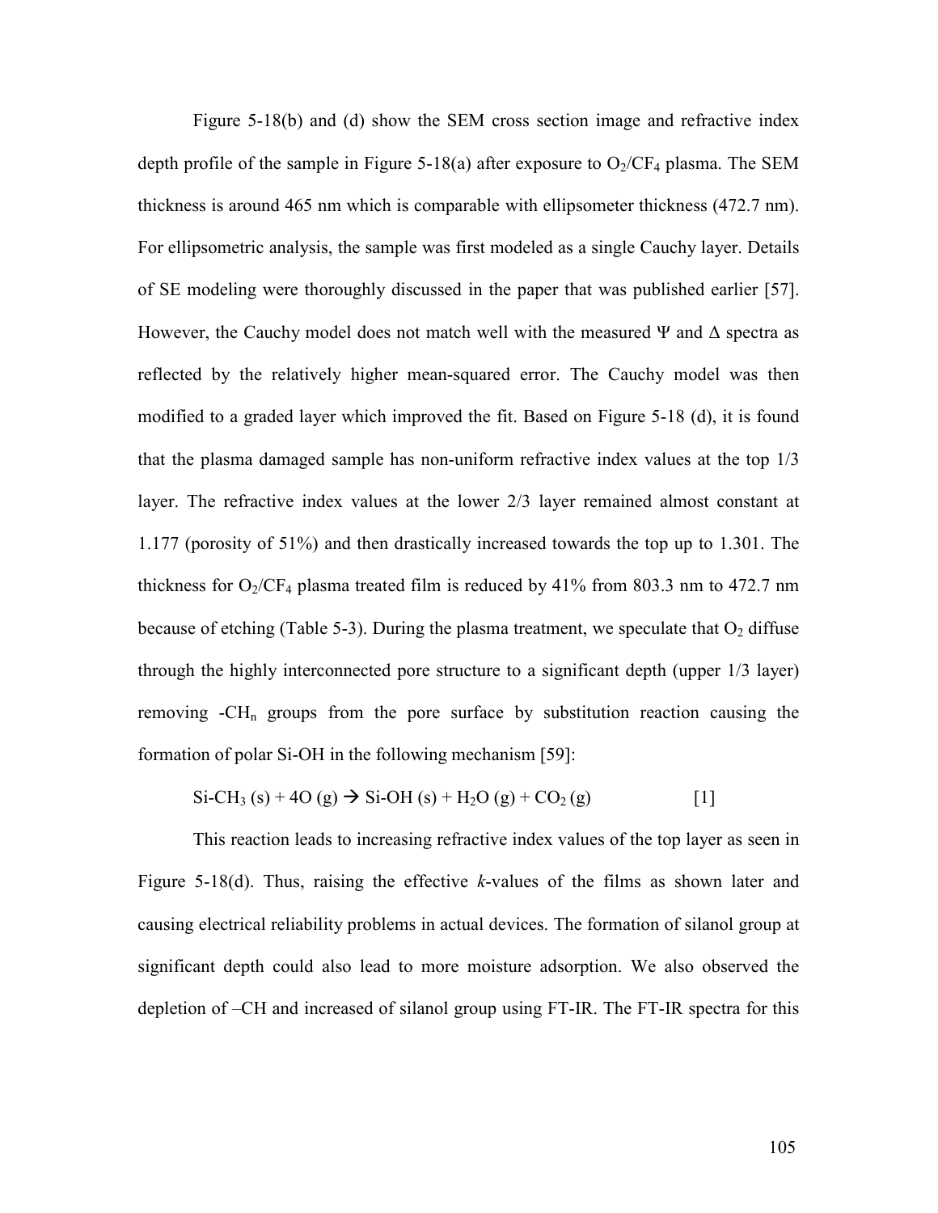Figure 5-18(b) and (d) show the SEM cross section image and refractive index depth profile of the sample in Figure 5-18(a) after exposure to $O_2/CF_4$ plasma. The SEM thickness is around 465 nm which is comparable with ellipsometer thickness (472.7 nm). For ellipsometric analysis, the sample was first modeled as a single Cauchy layer. Details of SE modeling were thoroughly discussed in the paper that was published earlier [57]. However, the Cauchy model does not match well with the measured $\Psi$ and $\Delta$ spectra as reflected by the relatively higher mean-squared error. The Cauchy model was then modified to a graded layer which improved the fit. Based on Figure 5-18 (d), it is found that the plasma damaged sample has non-uniform refractive index values at the top 1/3 layer. The refractive index values at the lower 2/3 layer remained almost constant at 1.177 (porosity of 51%) and then drastically increased towards the top up to 1.301. The thickness for $O_2/CF_4$ plasma treated film is reduced by 41% from 803.3 nm to 472.7 nm because of etching (Table 5-3). During the plasma treatment, we speculate that $O_2$ diffuse through the highly interconnected pore structure to a significant depth (upper 1/3 layer) removing -$CH_n$ groups from the pore surface by substitution reaction causing the formation of polar Si-OH in the following mechanism [59]:

$$Si\text{-}CH_3\ (s) + 4O\ (g) \rightarrow Si\text{-}OH\ (s) + H_2O\ (g) + CO_2\ (g) \qquad [1]$$

This reaction leads to increasing refractive index values of the top layer as seen in Figure 5-18(d). Thus, raising the effective *k*-values of the films as shown later and causing electrical reliability problems in actual devices. The formation of silanol group at significant depth could also lead to more moisture adsorption. We also observed the depletion of –CH and increased of silanol group using FT-IR. The FT-IR spectra for this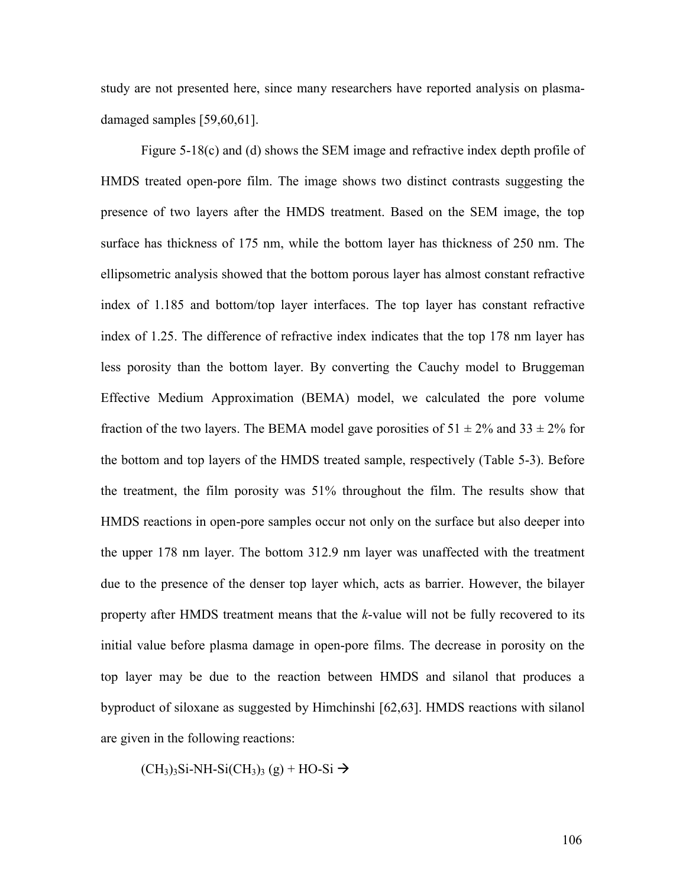study are not presented here, since many researchers have reported analysis on plasma-damaged samples [59,60,61].

Figure 5-18(c) and (d) shows the SEM image and refractive index depth profile of HMDS treated open-pore film. The image shows two distinct contrasts suggesting the presence of two layers after the HMDS treatment. Based on the SEM image, the top surface has thickness of 175 nm, while the bottom layer has thickness of 250 nm. The ellipsometric analysis showed that the bottom porous layer has almost constant refractive index of 1.185 and bottom/top layer interfaces. The top layer has constant refractive index of 1.25. The difference of refractive index indicates that the top 178 nm layer has less porosity than the bottom layer. By converting the Cauchy model to Bruggeman Effective Medium Approximation (BEMA) model, we calculated the pore volume fraction of the two layers. The BEMA model gave porosities of $51 \pm 2\%$ and $33 \pm 2\%$ for the bottom and top layers of the HMDS treated sample, respectively (Table 5-3). Before the treatment, the film porosity was 51% throughout the film. The results show that HMDS reactions in open-pore samples occur not only on the surface but also deeper into the upper 178 nm layer. The bottom 312.9 nm layer was unaffected with the treatment due to the presence of the denser top layer which, acts as barrier. However, the bilayer property after HMDS treatment means that the *k*-value will not be fully recovered to its initial value before plasma damage in open-pore films. The decrease in porosity on the top layer may be due to the reaction between HMDS and silanol that produces a byproduct of siloxane as suggested by Himchinshi [62,63]. HMDS reactions with silanol are given in the following reactions:

$(CH_3)_3Si\text{-}NH\text{-}Si(CH_3)_3\ (g) + HO\text{-}Si \rightarrow$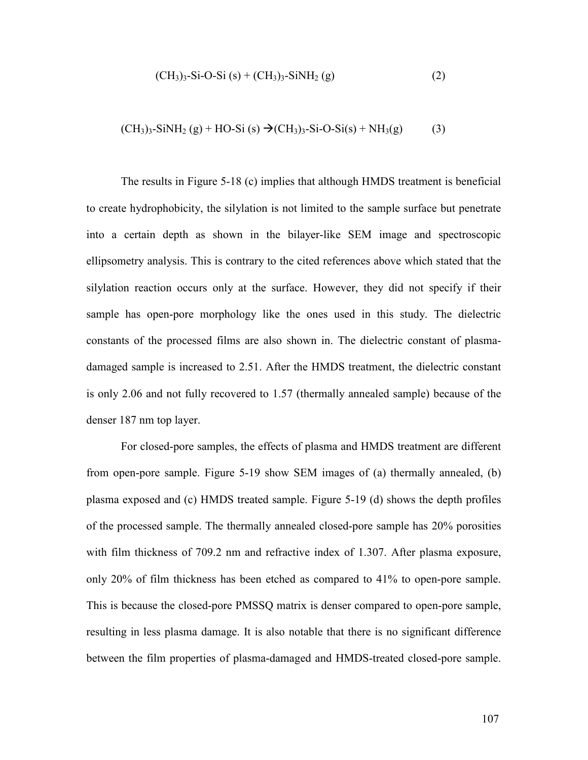$$(CH_3)_3\text{-Si-O-Si (s)} + (CH_3)_3\text{-SiNH}_2\text{ (g)} \qquad (2)$$

$$(CH_3)_3\text{-SiNH}_2\text{ (g)} + \text{HO-Si (s)} \rightarrow (CH_3)_3\text{-Si-O-Si(s)} + NH_3\text{(g)} \qquad (3)$$

The results in Figure 5-18 (c) implies that although HMDS treatment is beneficial to create hydrophobicity, the silylation is not limited to the sample surface but penetrate into a certain depth as shown in the bilayer-like SEM image and spectroscopic ellipsometry analysis. This is contrary to the cited references above which stated that the silylation reaction occurs only at the surface. However, they did not specify if their sample has open-pore morphology like the ones used in this study. The dielectric constants of the processed films are also shown in. The dielectric constant of plasma-damaged sample is increased to 2.51. After the HMDS treatment, the dielectric constant is only 2.06 and not fully recovered to 1.57 (thermally annealed sample) because of the denser 187 nm top layer.

For closed-pore samples, the effects of plasma and HMDS treatment are different from open-pore sample. Figure 5-19 show SEM images of (a) thermally annealed, (b) plasma exposed and (c) HMDS treated sample. Figure 5-19 (d) shows the depth profiles of the processed sample. The thermally annealed closed-pore sample has 20% porosities with film thickness of 709.2 nm and refractive index of 1.307. After plasma exposure, only 20% of film thickness has been etched as compared to 41% to open-pore sample. This is because the closed-pore PMSSQ matrix is denser compared to open-pore sample, resulting in less plasma damage. It is also notable that there is no significant difference between the film properties of plasma-damaged and HMDS-treated closed-pore sample.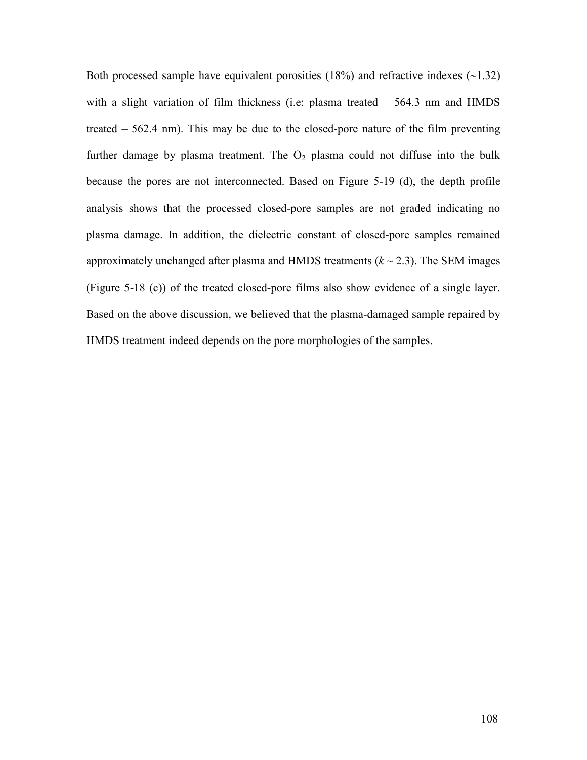Both processed sample have equivalent porosities (18%) and refractive indexes (~1.32) with a slight variation of film thickness (i.e: plasma treated – 564.3 nm and HMDS treated – 562.4 nm). This may be due to the closed-pore nature of the film preventing further damage by plasma treatment. The $O_2$ plasma could not diffuse into the bulk because the pores are not interconnected. Based on Figure 5-19 (d), the depth profile analysis shows that the processed closed-pore samples are not graded indicating no plasma damage. In addition, the dielectric constant of closed-pore samples remained approximately unchanged after plasma and HMDS treatments ($k \sim 2.3$). The SEM images (Figure 5-18 (c)) of the treated closed-pore films also show evidence of a single layer. Based on the above discussion, we believed that the plasma-damaged sample repaired by HMDS treatment indeed depends on the pore morphologies of the samples.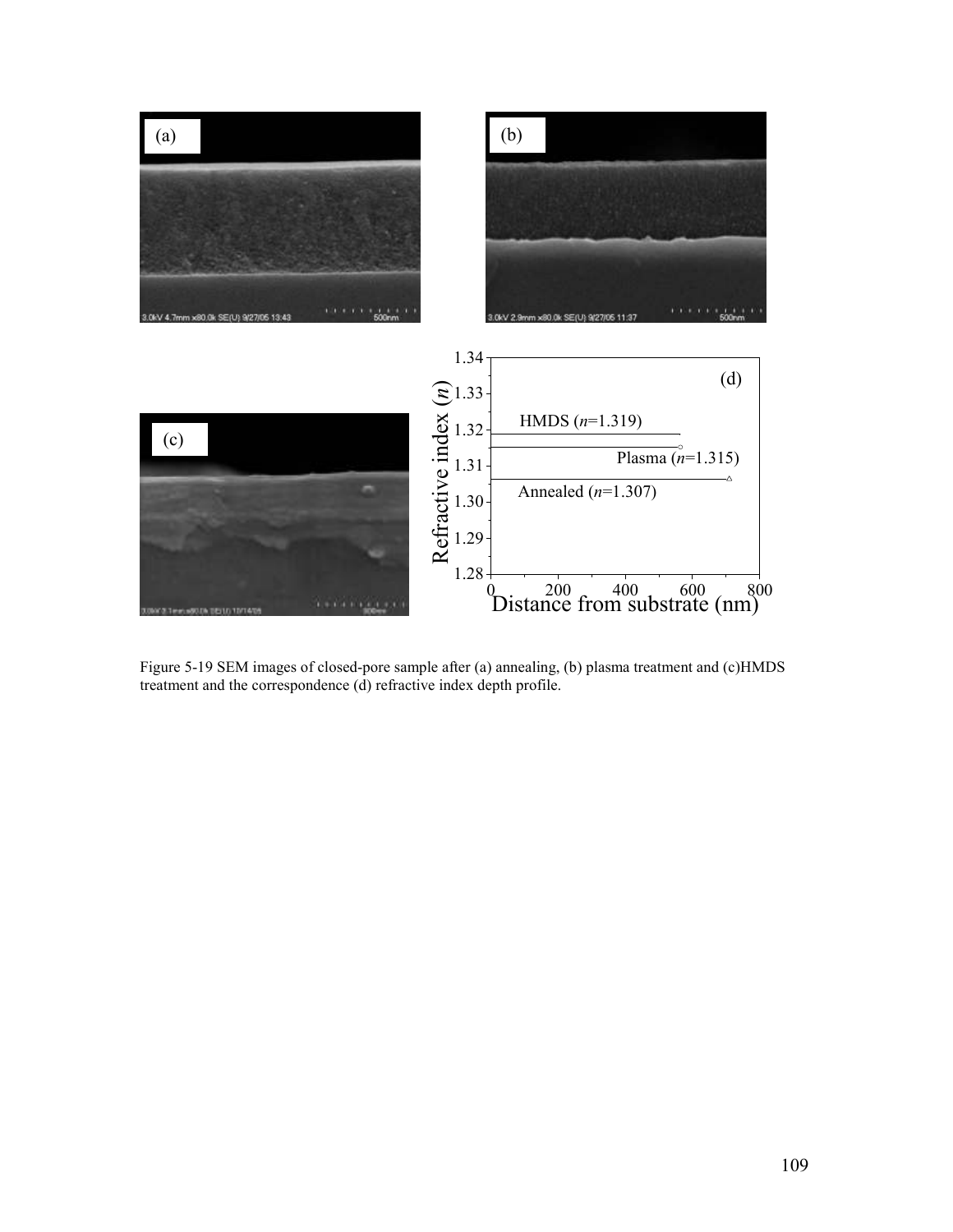Figure 5-19 SEM images of closed-pore sample after (a) annealing, (b) plasma treatment and (c)HMDS treatment and the correspondence (d) refractive index depth profile.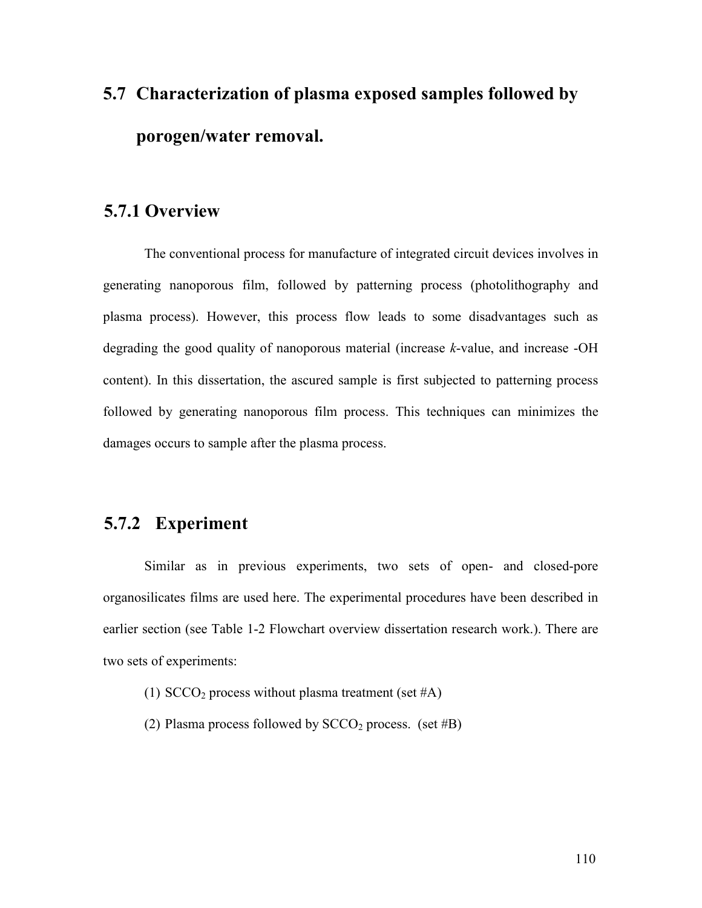## 5.7 Characterization of plasma exposed samples followed by porogen/water removal.

### 5.7.1 Overview

The conventional process for manufacture of integrated circuit devices involves in generating nanoporous film, followed by patterning process (photolithography and plasma process). However, this process flow leads to some disadvantages such as degrading the good quality of nanoporous material (increase *k*-value, and increase -OH content). In this dissertation, the ascured sample is first subjected to patterning process followed by generating nanoporous film process. This techniques can minimizes the damages occurs to sample after the plasma process.

### 5.7.2 Experiment

Similar as in previous experiments, two sets of open- and closed-pore organosilicates films are used here. The experimental procedures have been described in earlier section (see Table 1-2 Flowchart overview dissertation research work.). There are two sets of experiments:

(1) $SCCO_2$ process without plasma treatment (set #A)

(2) Plasma process followed by $SCCO_2$ process. (set #B)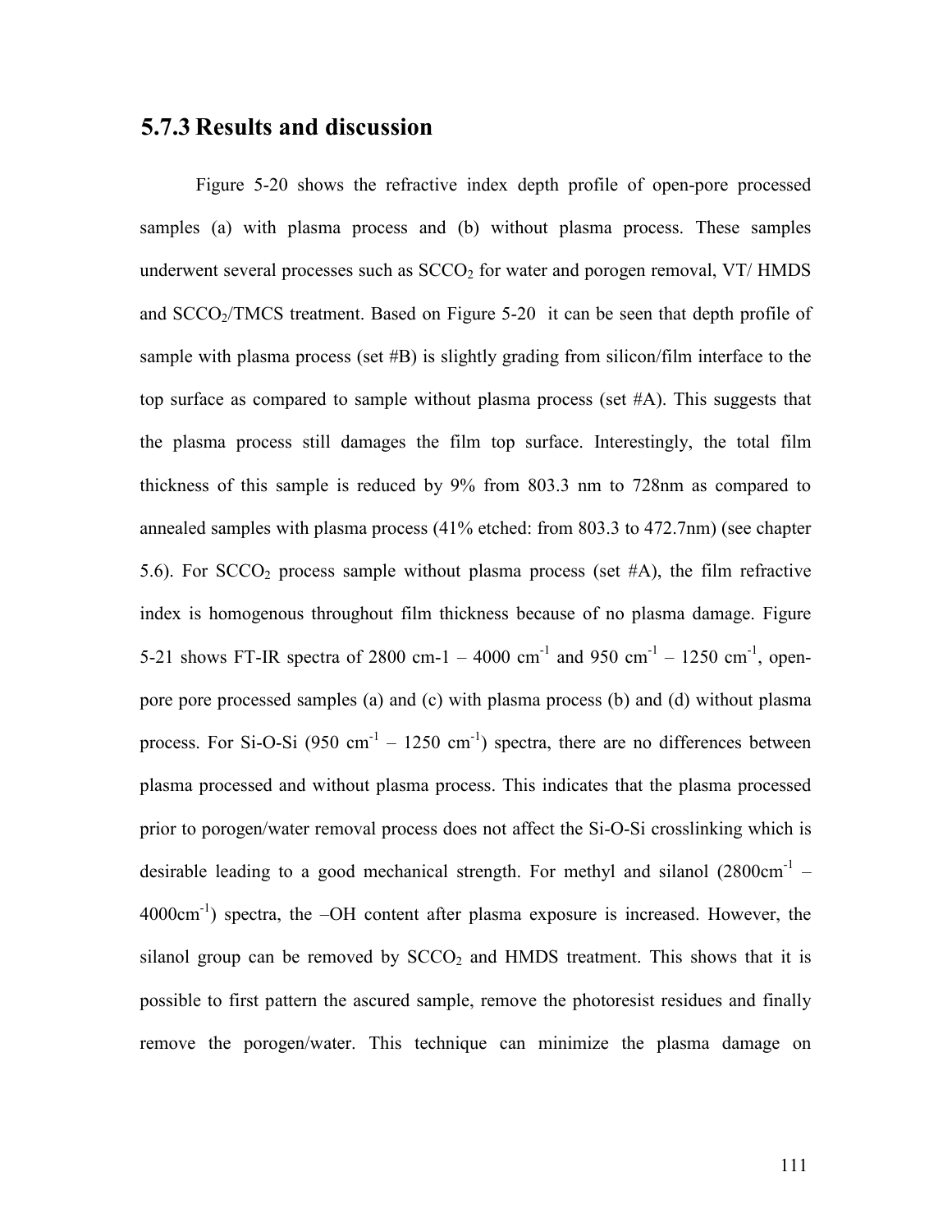### 5.7.3 Results and discussion

Figure 5-20 shows the refractive index depth profile of open-pore processed samples (a) with plasma process and (b) without plasma process. These samples underwent several processes such as $SCCO_2$ for water and porogen removal, VT/ HMDS and $SCCO_2$/TMCS treatment. Based on Figure 5-20 it can be seen that depth profile of sample with plasma process (set #B) is slightly grading from silicon/film interface to the top surface as compared to sample without plasma process (set #A). This suggests that the plasma process still damages the film top surface. Interestingly, the total film thickness of this sample is reduced by 9% from 803.3 nm to 728nm as compared to annealed samples with plasma process (41% etched: from 803.3 to 472.7nm) (see chapter 5.6). For $SCCO_2$ process sample without plasma process (set #A), the film refractive index is homogenous throughout film thickness because of no plasma damage. Figure 5-21 shows FT-IR spectra of 2800 cm-1 – 4000 $cm^{-1}$ and 950 $cm^{-1}$ – 1250 $cm^{-1}$, open-pore pore processed samples (a) and (c) with plasma process (b) and (d) without plasma process. For Si-O-Si (950 $cm^{-1}$ – 1250 $cm^{-1}$) spectra, there are no differences between plasma processed and without plasma process. This indicates that the plasma processed prior to porogen/water removal process does not affect the Si-O-Si crosslinking which is desirable leading to a good mechanical strength. For methyl and silanol (2800$cm^{-1}$ – 4000$cm^{-1}$) spectra, the –OH content after plasma exposure is increased. However, the silanol group can be removed by $SCCO_2$ and HMDS treatment. This shows that it is possible to first pattern the ascured sample, remove the photoresist residues and finally remove the porogen/water. This technique can minimize the plasma damage on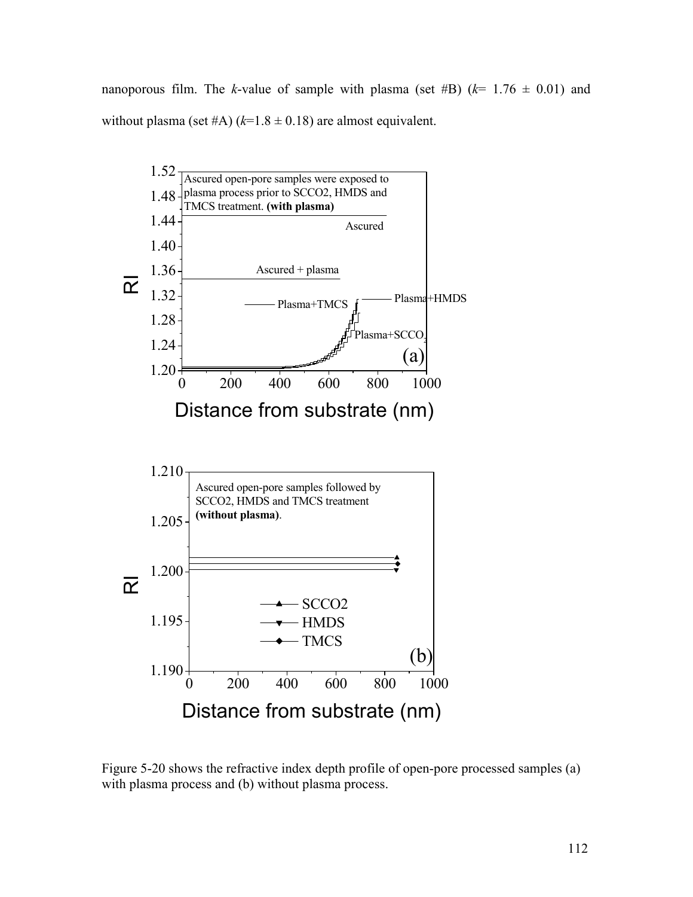nanoporous film. The *k*-value of sample with plasma (set #B) ($k$= 1.76 ± 0.01) and without plasma (set #A) ($k$=1.8 ± 0.18) are almost equivalent.

Figure 5-20 shows the refractive index depth profile of open-pore processed samples (a) with plasma process and (b) without plasma process.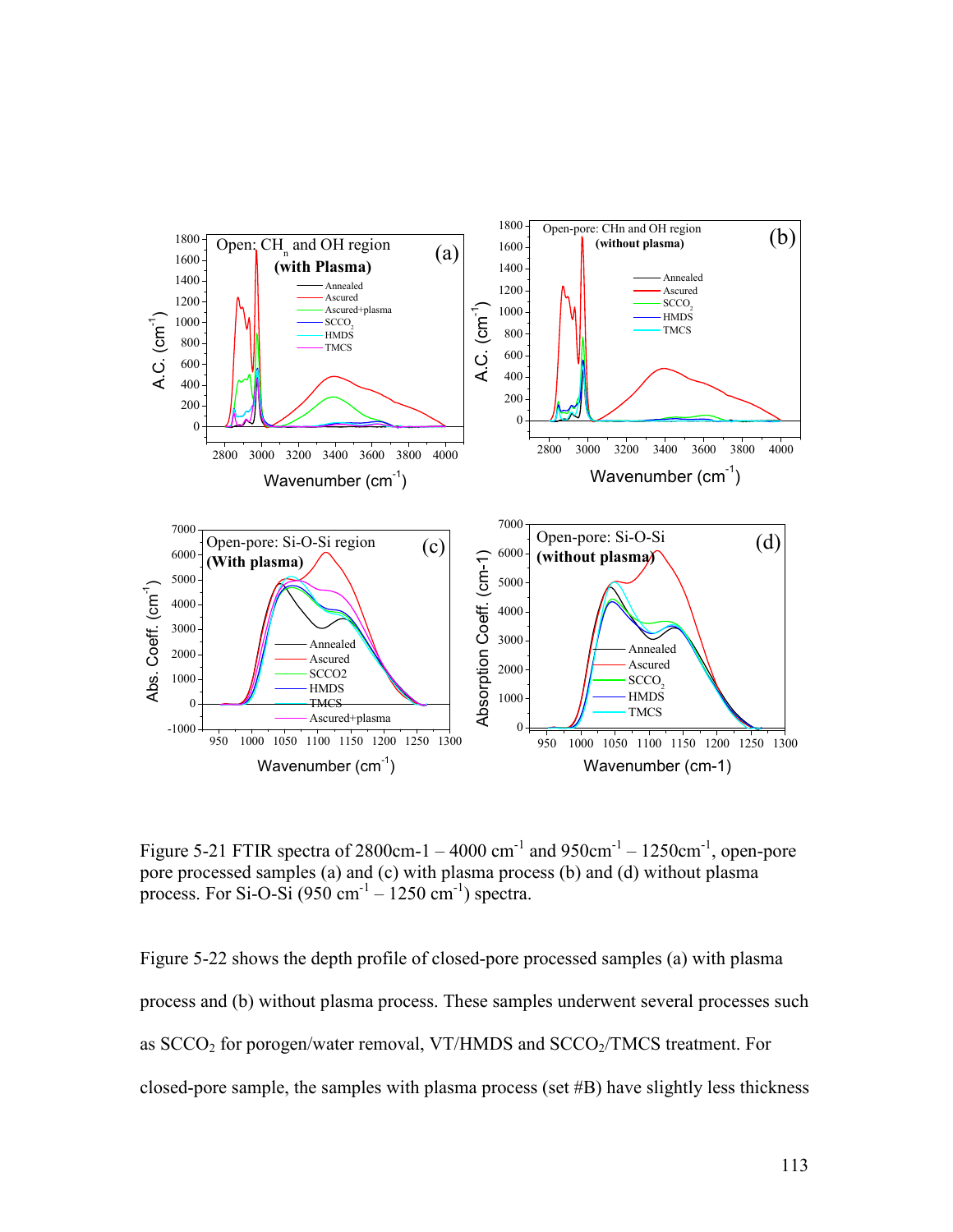Figure 5-21 FTIR spectra of 2800cm-1 – 4000 $cm^{-1}$ and 950$cm^{-1}$ – 1250$cm^{-1}$, open-pore pore processed samples (a) and (c) with plasma process (b) and (d) without plasma process. For Si-O-Si (950 $cm^{-1}$ – 1250 $cm^{-1}$) spectra.

Figure 5-22 shows the depth profile of closed-pore processed samples (a) with plasma process and (b) without plasma process. These samples underwent several processes such as $SCCO_2$ for porogen/water removal, VT/HMDS and $SCCO_2$/TMCS treatment. For closed-pore sample, the samples with plasma process (set #B) have slightly less thickness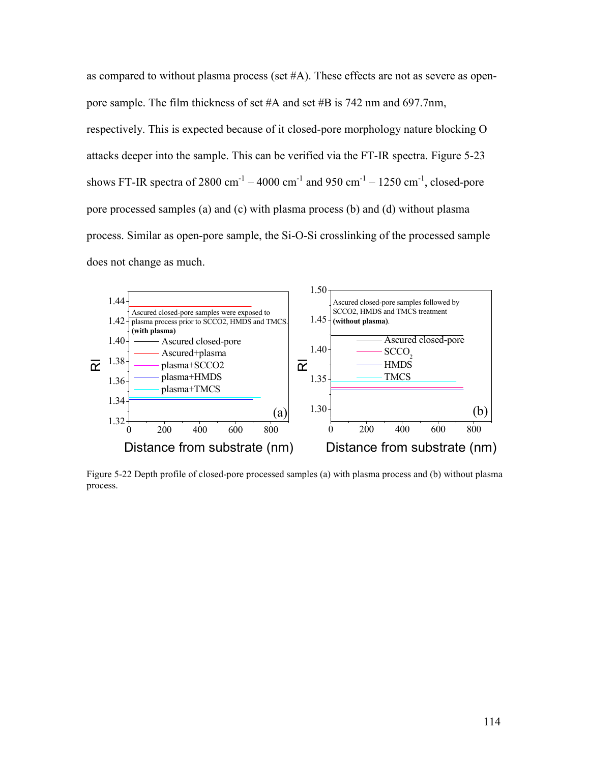as compared to without plasma process (set #A). These effects are not as severe as open-pore sample. The film thickness of set #A and set #B is 742 nm and 697.7nm, respectively. This is expected because of it closed-pore morphology nature blocking O attacks deeper into the sample. This can be verified via the FT-IR spectra. Figure 5-23 shows FT-IR spectra of 2800 $cm^{-1}$ – 4000 $cm^{-1}$ and 950 $cm^{-1}$ – 1250 $cm^{-1}$, closed-pore pore processed samples (a) and (c) with plasma process (b) and (d) without plasma process. Similar as open-pore sample, the Si-O-Si crosslinking of the processed sample does not change as much.

Figure 5-22 Depth profile of closed-pore processed samples (a) with plasma process and (b) without plasma process.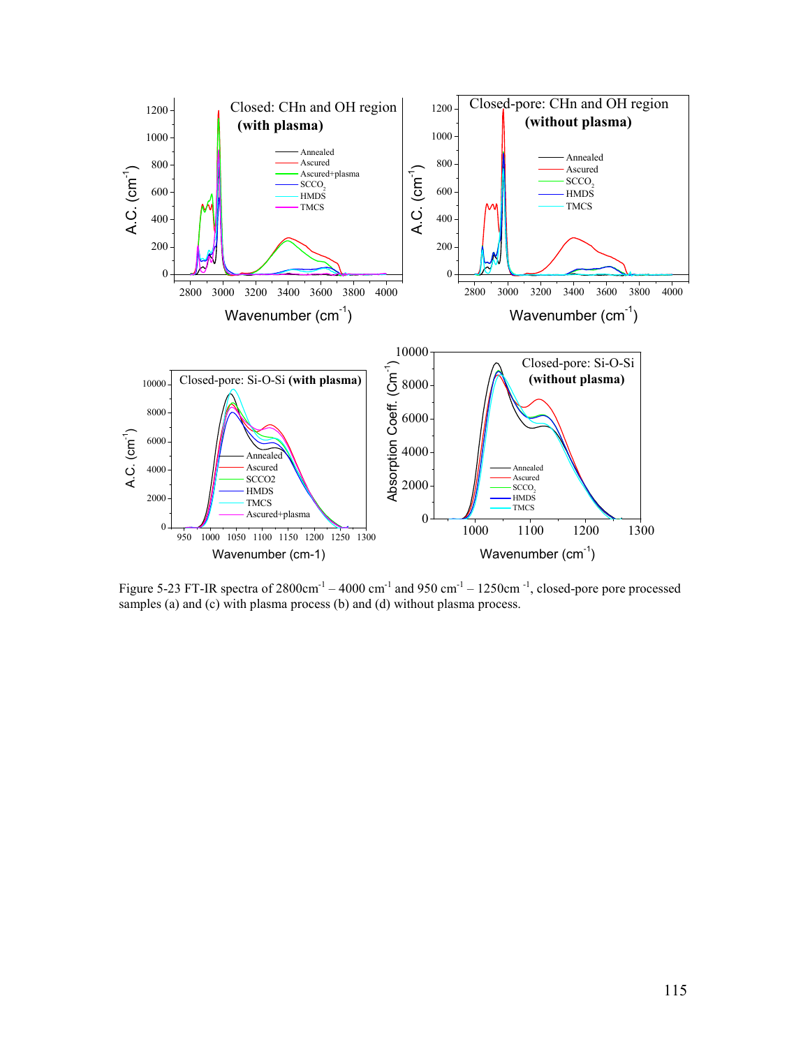Figure 5-23 FT-IR spectra of $2800cm^{-1}$ – $4000 cm^{-1}$ and $950 cm^{-1}$ – $1250cm^{-1}$, closed-pore pore processed samples (a) and (c) with plasma process (b) and (d) without plasma process.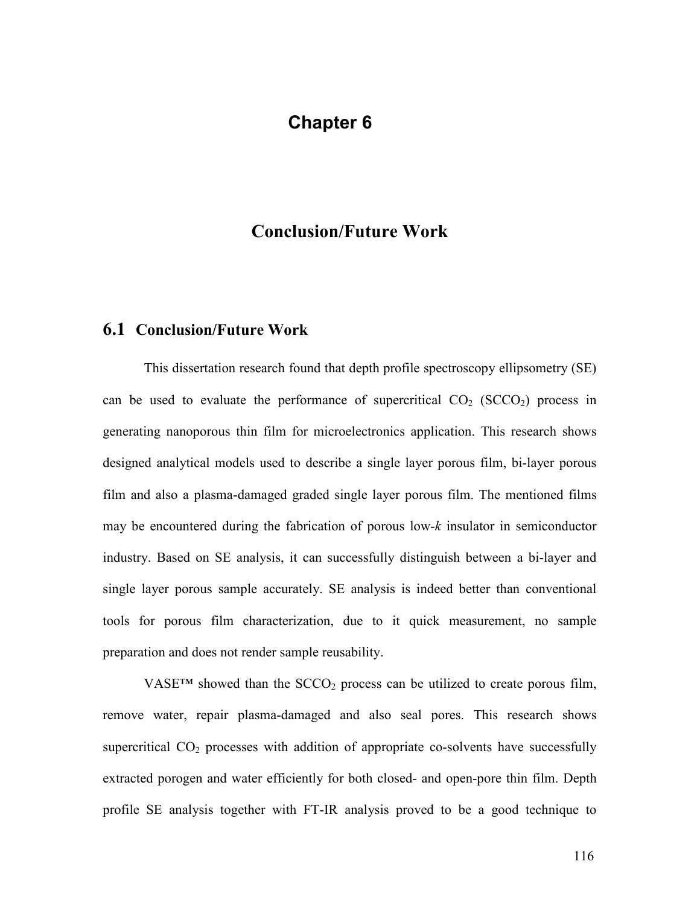# Chapter 6

# Conclusion/Future Work

## 6.1 Conclusion/Future Work

This dissertation research found that depth profile spectroscopy ellipsometry (SE) can be used to evaluate the performance of supercritical $CO_2$ ($SCCO_2$) process in generating nanoporous thin film for microelectronics application. This research shows designed analytical models used to describe a single layer porous film, bi-layer porous film and also a plasma-damaged graded single layer porous film. The mentioned films may be encountered during the fabrication of porous low-*k* insulator in semiconductor industry. Based on SE analysis, it can successfully distinguish between a bi-layer and single layer porous sample accurately. SE analysis is indeed better than conventional tools for porous film characterization, due to it quick measurement, no sample preparation and does not render sample reusability.

VASE™ showed than the $SCCO_2$ process can be utilized to create porous film, remove water, repair plasma-damaged and also seal pores. This research shows supercritical $CO_2$ processes with addition of appropriate co-solvents have successfully extracted porogen and water efficiently for both closed- and open-pore thin film. Depth profile SE analysis together with FT-IR analysis proved to be a good technique to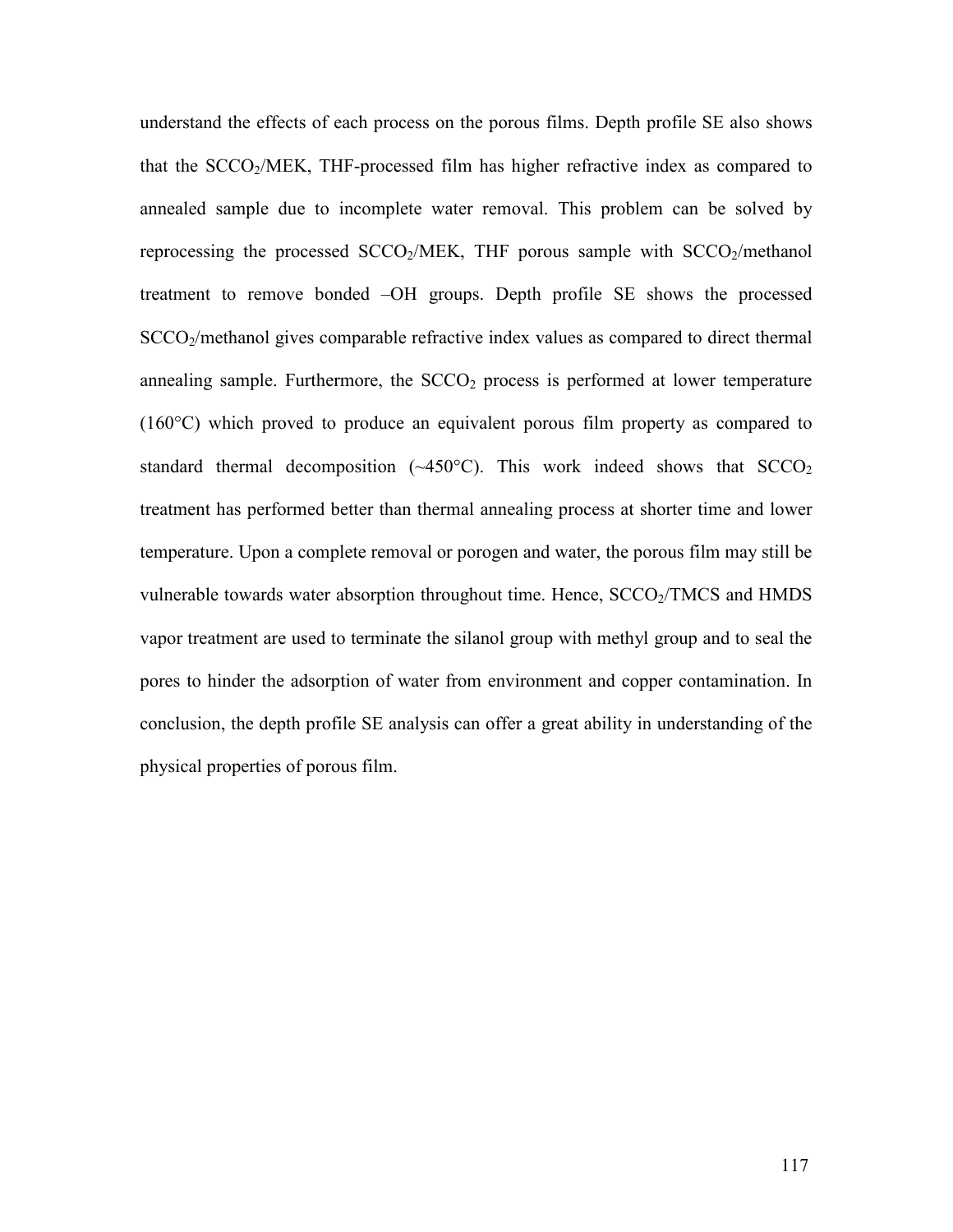understand the effects of each process on the porous films. Depth profile SE also shows that the $SCCO_2$/MEK, THF-processed film has higher refractive index as compared to annealed sample due to incomplete water removal. This problem can be solved by reprocessing the processed $SCCO_2$/MEK, THF porous sample with $SCCO_2$/methanol treatment to remove bonded –OH groups. Depth profile SE shows the processed $SCCO_2$/methanol gives comparable refractive index values as compared to direct thermal annealing sample. Furthermore, the $SCCO_2$ process is performed at lower temperature (160°C) which proved to produce an equivalent porous film property as compared to standard thermal decomposition (~450°C). This work indeed shows that $SCCO_2$ treatment has performed better than thermal annealing process at shorter time and lower temperature. Upon a complete removal or porogen and water, the porous film may still be vulnerable towards water absorption throughout time. Hence, $SCCO_2$/TMCS and HMDS vapor treatment are used to terminate the silanol group with methyl group and to seal the pores to hinder the adsorption of water from environment and copper contamination. In conclusion, the depth profile SE analysis can offer a great ability in understanding of the physical properties of porous film.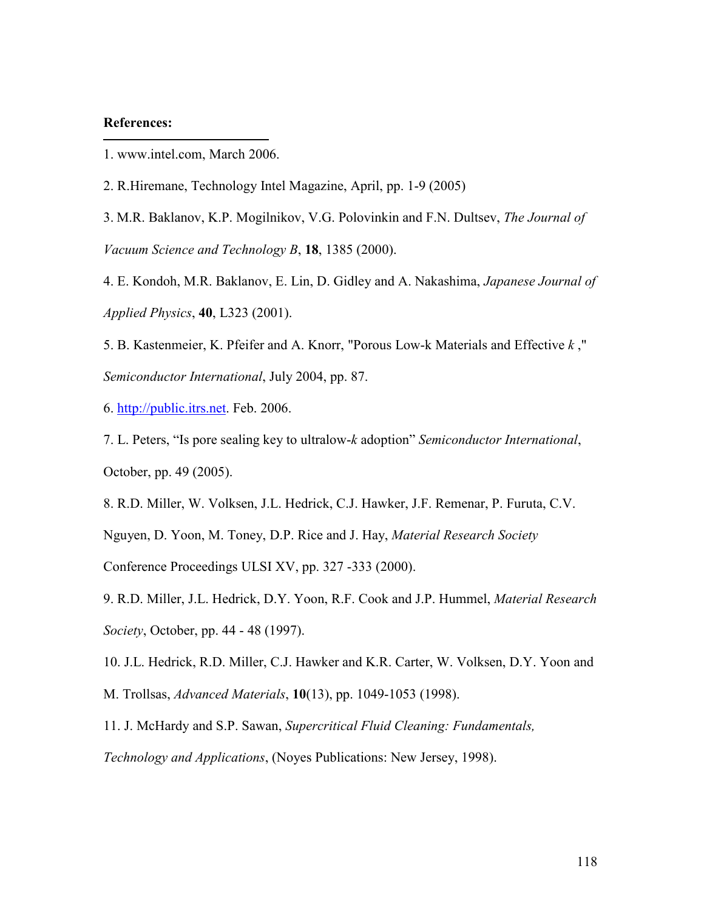**References:**

1. www.intel.com, March 2006.

2. R.Hiremane, Technology Intel Magazine, April, pp. 1-9 (2005)

3. M.R. Baklanov, K.P. Mogilnikov, V.G. Polovinkin and F.N. Dultsev, *The Journal of Vacuum Science and Technology B*, **18**, 1385 (2000).

4. E. Kondoh, M.R. Baklanov, E. Lin, D. Gidley and A. Nakashima, *Japanese Journal of Applied Physics*, **40**, L323 (2001).

5. B. Kastenmeier, K. Pfeifer and A. Knorr, "Porous Low-k Materials and Effective *k* ," *Semiconductor International*, July 2004, pp. 87.

6. http://public.itrs.net. Feb. 2006.

7. L. Peters, "Is pore sealing key to ultralow-*k* adoption" *Semiconductor International*, October, pp. 49 (2005).

8. R.D. Miller, W. Volksen, J.L. Hedrick, C.J. Hawker, J.F. Remenar, P. Furuta, C.V. Nguyen, D. Yoon, M. Toney, D.P. Rice and J. Hay, *Material Research Society* Conference Proceedings ULSI XV, pp. 327 -333 (2000).

9. R.D. Miller, J.L. Hedrick, D.Y. Yoon, R.F. Cook and J.P. Hummel, *Material Research Society*, October, pp. 44 - 48 (1997).

10. J.L. Hedrick, R.D. Miller, C.J. Hawker and K.R. Carter, W. Volksen, D.Y. Yoon and M. Trollsas, *Advanced Materials*, **10**(13), pp. 1049-1053 (1998).

11. J. McHardy and S.P. Sawan, *Supercritical Fluid Cleaning: Fundamentals, Technology and Applications*, (Noyes Publications: New Jersey, 1998).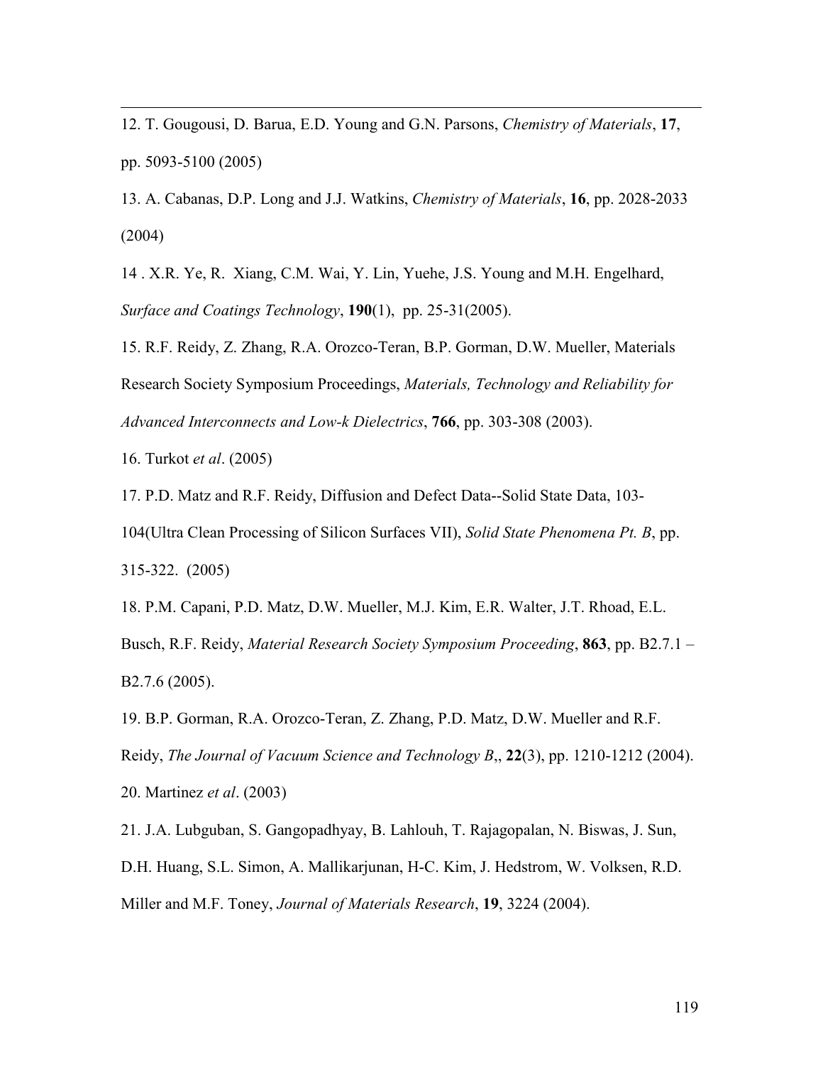12. T. Gougousi, D. Barua, E.D. Young and G.N. Parsons, *Chemistry of Materials*, **17**, pp. 5093-5100 (2005)

13. A. Cabanas, D.P. Long and J.J. Watkins, *Chemistry of Materials*, **16**, pp. 2028-2033 (2004)

14 . X.R. Ye, R. Xiang, C.M. Wai, Y. Lin, Yuehe, J.S. Young and M.H. Engelhard, *Surface and Coatings Technology*, **190**(1), pp. 25-31(2005).

15. R.F. Reidy, Z. Zhang, R.A. Orozco-Teran, B.P. Gorman, D.W. Mueller, Materials Research Society Symposium Proceedings, *Materials, Technology and Reliability for Advanced Interconnects and Low-k Dielectrics*, **766**, pp. 303-308 (2003).

16. Turkot *et al*. (2005)

17. P.D. Matz and R.F. Reidy, Diffusion and Defect Data--Solid State Data, 103-104(Ultra Clean Processing of Silicon Surfaces VII), *Solid State Phenomena Pt. B*, pp. 315-322. (2005)

18. P.M. Capani, P.D. Matz, D.W. Mueller, M.J. Kim, E.R. Walter, J.T. Rhoad, E.L. Busch, R.F. Reidy, *Material Research Society Symposium Proceeding*, **863**, pp. B2.7.1 – B2.7.6 (2005).

19. B.P. Gorman, R.A. Orozco-Teran, Z. Zhang, P.D. Matz, D.W. Mueller and R.F. Reidy, *The Journal of Vacuum Science and Technology B*,, **22**(3), pp. 1210-1212 (2004).

20. Martinez *et al*. (2003)

21. J.A. Lubguban, S. Gangopadhyay, B. Lahlouh, T. Rajagopalan, N. Biswas, J. Sun, D.H. Huang, S.L. Simon, A. Mallikarjunan, H-C. Kim, J. Hedstrom, W. Volksen, R.D. Miller and M.F. Toney, *Journal of Materials Research*, **19**, 3224 (2004).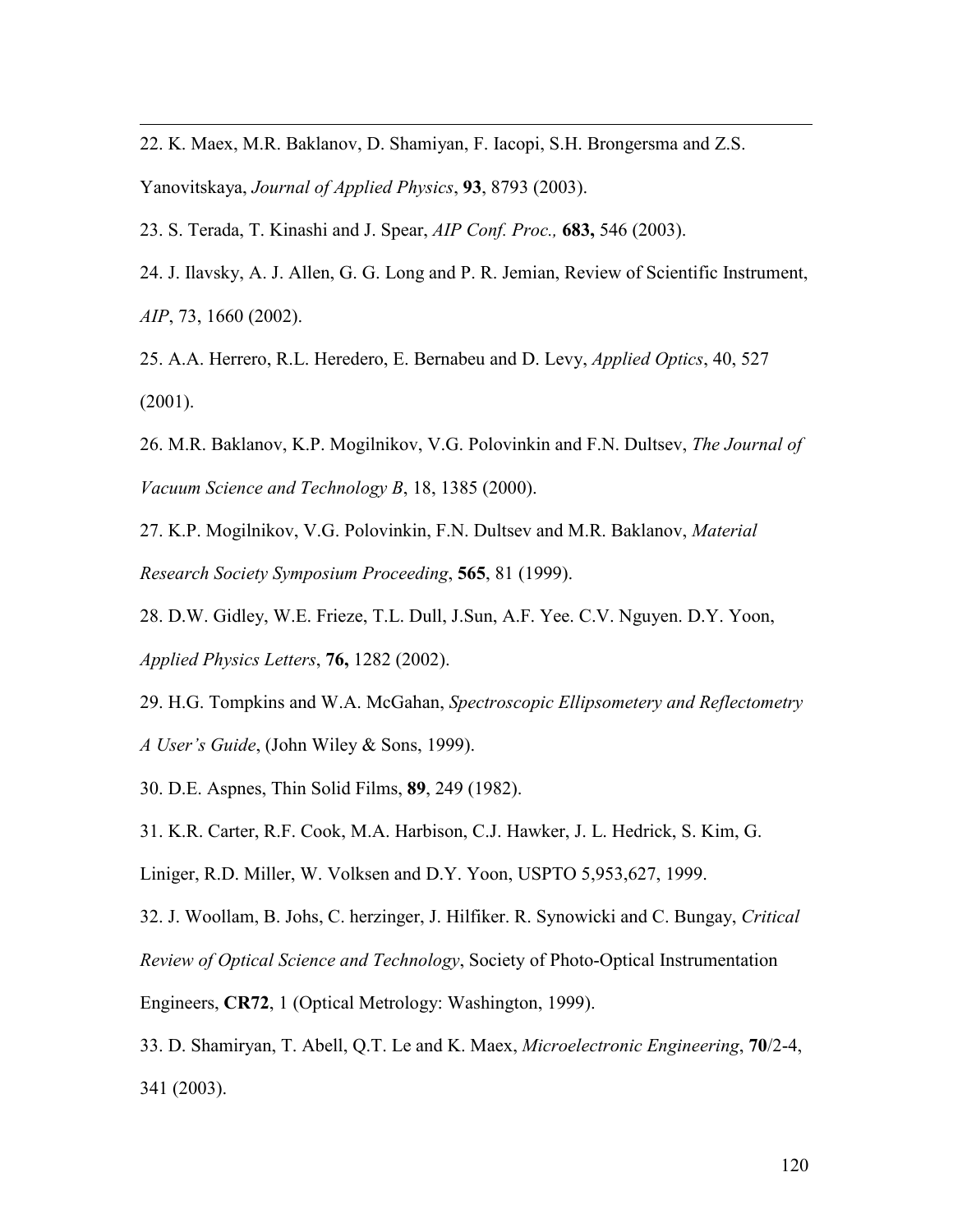22. K. Maex, M.R. Baklanov, D. Shamiyan, F. Iacopi, S.H. Brongersma and Z.S. Yanovitskaya, *Journal of Applied Physics*, **93**, 8793 (2003).

23. S. Terada, T. Kinashi and J. Spear, *AIP Conf. Proc.,* **683,** 546 (2003).

24. J. Ilavsky, A. J. Allen, G. G. Long and P. R. Jemian, Review of Scientific Instrument, *AIP*, 73, 1660 (2002).

25. A.A. Herrero, R.L. Heredero, E. Bernabeu and D. Levy, *Applied Optics*, 40, 527 (2001).

26. M.R. Baklanov, K.P. Mogilnikov, V.G. Polovinkin and F.N. Dultsev, *The Journal of Vacuum Science and Technology B*, 18, 1385 (2000).

27. K.P. Mogilnikov, V.G. Polovinkin, F.N. Dultsev and M.R. Baklanov, *Material Research Society Symposium Proceeding*, **565**, 81 (1999).

28. D.W. Gidley, W.E. Frieze, T.L. Dull, J.Sun, A.F. Yee. C.V. Nguyen. D.Y. Yoon, *Applied Physics Letters*, **76,** 1282 (2002).

29. H.G. Tompkins and W.A. McGahan, *Spectroscopic Ellipsometery and Reflectometry A User's Guide*, (John Wiley & Sons, 1999).

30. D.E. Aspnes, Thin Solid Films, **89**, 249 (1982).

31. K.R. Carter, R.F. Cook, M.A. Harbison, C.J. Hawker, J. L. Hedrick, S. Kim, G. Liniger, R.D. Miller, W. Volksen and D.Y. Yoon, USPTO 5,953,627, 1999.

32. J. Woollam, B. Johs, C. herzinger, J. Hilfiker. R. Synowicki and C. Bungay, *Critical Review of Optical Science and Technology*, Society of Photo-Optical Instrumentation Engineers, **CR72**, 1 (Optical Metrology: Washington, 1999).

33. D. Shamiryan, T. Abell, Q.T. Le and K. Maex, *Microelectronic Engineering*, **70**/2-4, 341 (2003).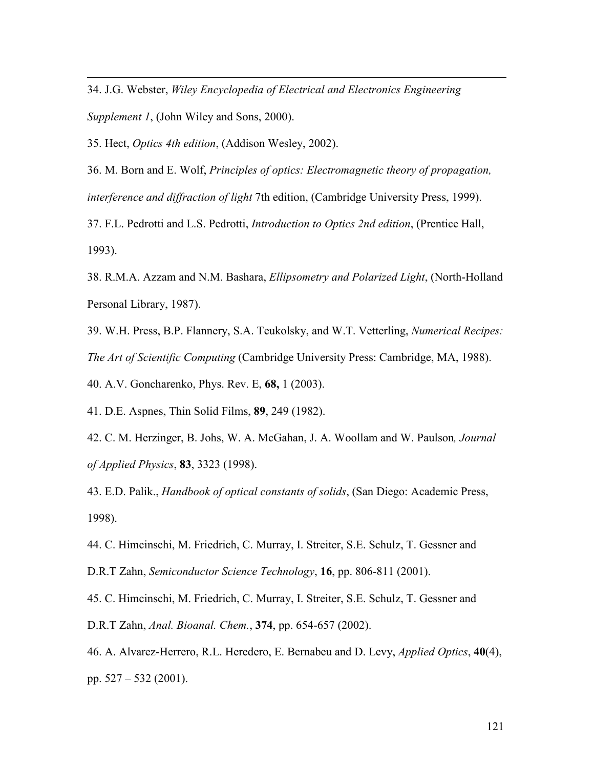34. J.G. Webster, *Wiley Encyclopedia of Electrical and Electronics Engineering Supplement 1*, (John Wiley and Sons, 2000).

35. Hect, *Optics 4th edition*, (Addison Wesley, 2002).

36. M. Born and E. Wolf, *Principles of optics: Electromagnetic theory of propagation, interference and diffraction of light* 7th edition, (Cambridge University Press, 1999).

37. F.L. Pedrotti and L.S. Pedrotti, *Introduction to Optics 2nd edition*, (Prentice Hall, 1993).

38. R.M.A. Azzam and N.M. Bashara, *Ellipsometry and Polarized Light*, (North-Holland Personal Library, 1987).

39. W.H. Press, B.P. Flannery, S.A. Teukolsky, and W.T. Vetterling, *Numerical Recipes: The Art of Scientific Computing* (Cambridge University Press: Cambridge, MA, 1988).

40. A.V. Goncharenko, Phys. Rev. E, **68,** 1 (2003).

41. D.E. Aspnes, Thin Solid Films, **89**, 249 (1982).

42. C. M. Herzinger, B. Johs, W. A. McGahan, J. A. Woollam and W. Paulson*, Journal of Applied Physics*, **83**, 3323 (1998).

43. E.D. Palik., *Handbook of optical constants of solids*, (San Diego: Academic Press, 1998).

44. C. Himcinschi, M. Friedrich, C. Murray, I. Streiter, S.E. Schulz, T. Gessner and D.R.T Zahn, *Semiconductor Science Technology*, **16**, pp. 806-811 (2001).

45. C. Himcinschi, M. Friedrich, C. Murray, I. Streiter, S.E. Schulz, T. Gessner and D.R.T Zahn, *Anal. Bioanal. Chem.*, **374**, pp. 654-657 (2002).

46. A. Alvarez-Herrero, R.L. Heredero, E. Bernabeu and D. Levy, *Applied Optics*, **40**(4), pp. 527 – 532 (2001).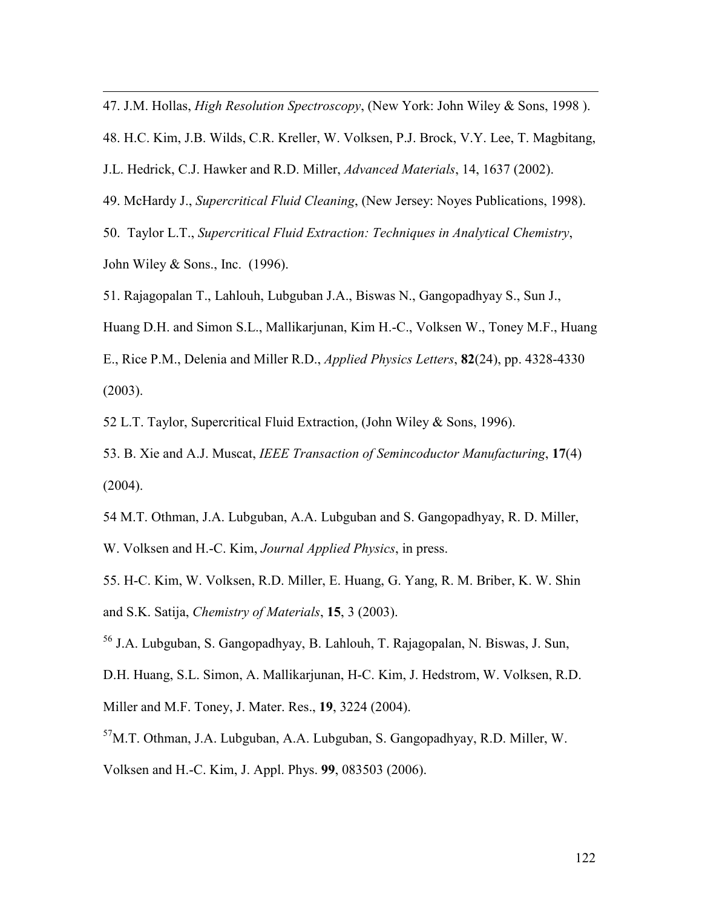47. J.M. Hollas, *High Resolution Spectroscopy*, (New York: John Wiley & Sons, 1998 ).

48. H.C. Kim, J.B. Wilds, C.R. Kreller, W. Volksen, P.J. Brock, V.Y. Lee, T. Magbitang, J.L. Hedrick, C.J. Hawker and R.D. Miller, *Advanced Materials*, 14, 1637 (2002).

49. McHardy J., *Supercritical Fluid Cleaning*, (New Jersey: Noyes Publications, 1998).

50. Taylor L.T., *Supercritical Fluid Extraction: Techniques in Analytical Chemistry*, John Wiley & Sons., Inc. (1996).

51. Rajagopalan T., Lahlouh, Lubguban J.A., Biswas N., Gangopadhyay S., Sun J., Huang D.H. and Simon S.L., Mallikarjunan, Kim H.-C., Volksen W., Toney M.F., Huang E., Rice P.M., Delenia and Miller R.D., *Applied Physics Letters*, **82**(24), pp. 4328-4330 (2003).

52 L.T. Taylor, Supercritical Fluid Extraction, (John Wiley & Sons, 1996).

53. B. Xie and A.J. Muscat, *IEEE Transaction of Semincoductor Manufacturing*, **17**(4) (2004).

54 M.T. Othman, J.A. Lubguban, A.A. Lubguban and S. Gangopadhyay, R. D. Miller, W. Volksen and H.-C. Kim, *Journal Applied Physics*, in press.

55. H-C. Kim, W. Volksen, R.D. Miller, E. Huang, G. Yang, R. M. Briber, K. W. Shin and S.K. Satija, *Chemistry of Materials*, **15**, 3 (2003).

[56] J.A. Lubguban, S. Gangopadhyay, B. Lahlouh, T. Rajagopalan, N. Biswas, J. Sun, D.H. Huang, S.L. Simon, A. Mallikarjunan, H-C. Kim, J. Hedstrom, W. Volksen, R.D. Miller and M.F. Toney, J. Mater. Res., **19**, 3224 (2004).

[57] M.T. Othman, J.A. Lubguban, A.A. Lubguban, S. Gangopadhyay, R.D. Miller, W. Volksen and H.-C. Kim, J. Appl. Phys. **99**, 083503 (2006).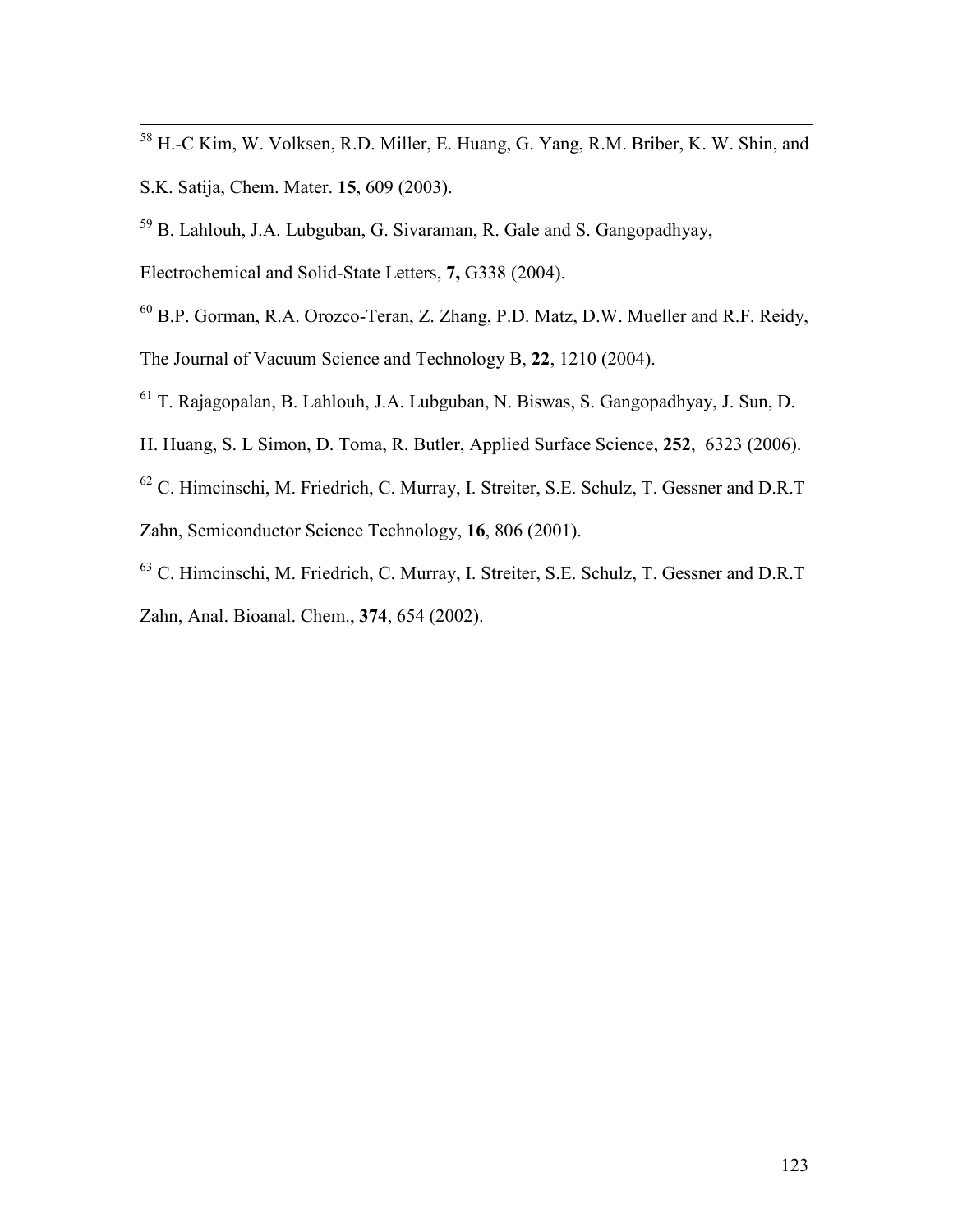[58] H.-C Kim, W. Volksen, R.D. Miller, E. Huang, G. Yang, R.M. Briber, K. W. Shin, and S.K. Satija, Chem. Mater. **15**, 609 (2003).

[59] B. Lahlouh, J.A. Lubguban, G. Sivaraman, R. Gale and S. Gangopadhyay, Electrochemical and Solid-State Letters, **7,** G338 (2004).

[60] B.P. Gorman, R.A. Orozco-Teran, Z. Zhang, P.D. Matz, D.W. Mueller and R.F. Reidy, The Journal of Vacuum Science and Technology B, **22**, 1210 (2004).

[61] T. Rajagopalan, B. Lahlouh, J.A. Lubguban, N. Biswas, S. Gangopadhyay, J. Sun, D. H. Huang, S. L Simon, D. Toma, R. Butler, Applied Surface Science, **252**, 6323 (2006).

[62] C. Himcinschi, M. Friedrich, C. Murray, I. Streiter, S.E. Schulz, T. Gessner and D.R.T Zahn, Semiconductor Science Technology, **16**, 806 (2001).

[63] C. Himcinschi, M. Friedrich, C. Murray, I. Streiter, S.E. Schulz, T. Gessner and D.R.T Zahn, Anal. Bioanal. Chem., **374**, 654 (2002).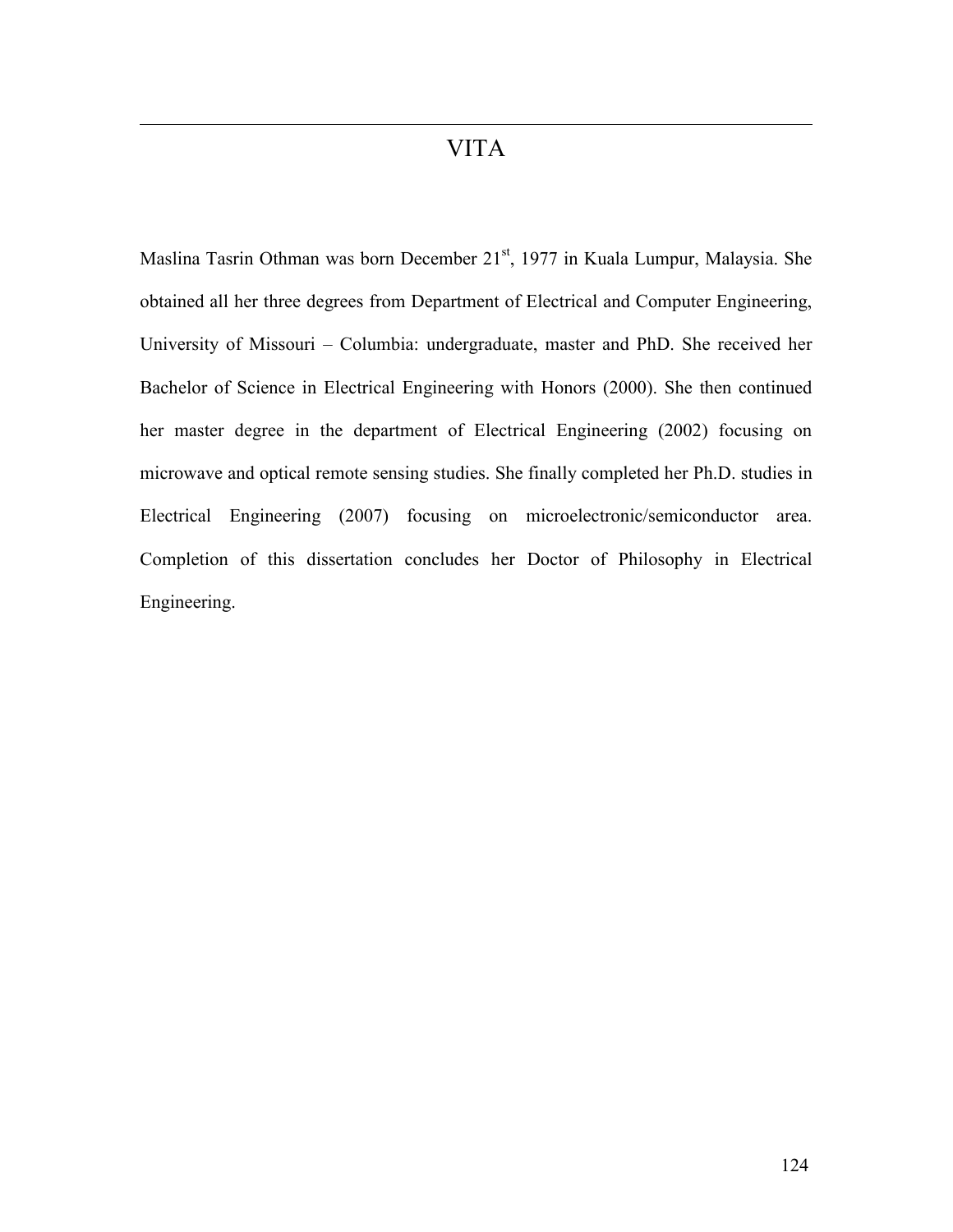# VITA

Maslina Tasrin Othman was born December 21st, 1977 in Kuala Lumpur, Malaysia. She obtained all her three degrees from Department of Electrical and Computer Engineering, University of Missouri – Columbia: undergraduate, master and PhD. She received her Bachelor of Science in Electrical Engineering with Honors (2000). She then continued her master degree in the department of Electrical Engineering (2002) focusing on microwave and optical remote sensing studies. She finally completed her Ph.D. studies in Electrical Engineering (2007) focusing on microelectronic/semiconductor area. Completion of this dissertation concludes her Doctor of Philosophy in Electrical Engineering.